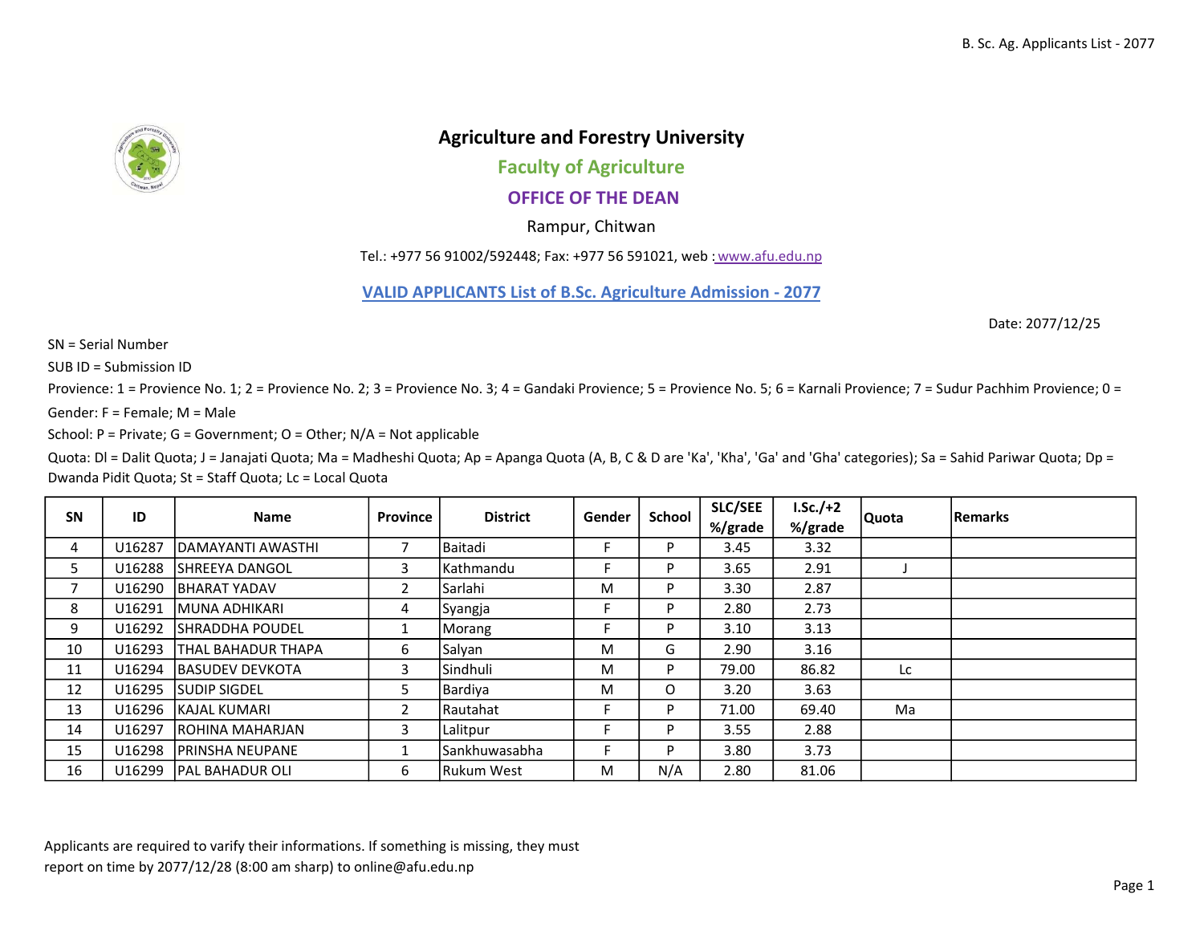# Agriculture and Forestry University

## Faculty of Agriculture

## OFFICE OF THE DEAN

Rampur, Chitwan

Tel.: +977 56 91002/592448; Fax: +977 56 591021, web : www.afu.edu.np

## VALID APPLICANTS List of B.Sc. Agriculture Admission - 2077

Date: 2077/12/25

SN = Serial Number

SUB ID = Submission ID

Provience: 1 = Provience No. 1; 2 = Provience No. 2; 3 = Provience No. 3; 4 = Gandaki Provience; 5 = Provience No. 5; 6 = Karnali Provience; 7 = Sudur Pachhim Provience; 0 =

Gender: F = Female; M = Male

School: P = Private; G = Government; O = Other; N/A = Not applicable

Quota: Dl = Dalit Quota; J = Janajati Quota; Ma = Madheshi Quota; Ap = Apanga Quota (A, B, C & D are 'Ka', 'Kha', 'Ga' and 'Gha' categories); Sa = Sahid Pariwar Quota; Dp = Dwanda Pidit Quota; St = Staff Quota; Lc = Local Quota

| SN | ID | Name | Province | District | Gender | School | SLC/SEE %/grade | I.Sc./+2 %/grade | Quota | Remarks |
|---|---|---|---|---|---|---|---|---|---|---|
| 4 | U16287 | DAMAYANTI AWASTHI | 7 | Baitadi | F | P | 3.45 | 3.32 | | |
| 5 | U16288 | SHREEYA DANGOL | 3 | Kathmandu | F | P | 3.65 | 2.91 | J | |
| 7 | U16290 | BHARAT YADAV | 2 | Sarlahi | M | P | 3.30 | 2.87 | | |
| 8 | U16291 | MUNA ADHIKARI | 4 | Syangja | F | P | 2.80 | 2.73 | | |
| 9 | U16292 | SHRADDHA POUDEL | 1 | Morang | F | P | 3.10 | 3.13 | | |
| 10 | U16293 | THAL BAHADUR THAPA | 6 | Salyan | M | G | 2.90 | 3.16 | | |
| 11 | U16294 | BASUDEV DEVKOTA | 3 | Sindhuli | M | P | 79.00 | 86.82 | Lc | |
| 12 | U16295 | SUDIP SIGDEL | 5 | Bardiya | M | O | 3.20 | 3.63 | | |
| 13 | U16296 | KAJAL KUMARI | 2 | Rautahat | F | P | 71.00 | 69.40 | Ma | |
| 14 | U16297 | ROHINA MAHARJAN | 3 | Lalitpur | F | P | 3.55 | 2.88 | | |
| 15 | U16298 | PRINSHA NEUPANE | 1 | Sankhuwasabha | F | P | 3.80 | 3.73 | | |
| 16 | U16299 | PAL BAHADUR OLI | 6 | Rukum West | M | N/A | 2.80 | 81.06 | | |

Applicants are required to varify their informations. If something is missing, they must report on time by 2077/12/28 (8:00 am sharp) to online@afu.edu.np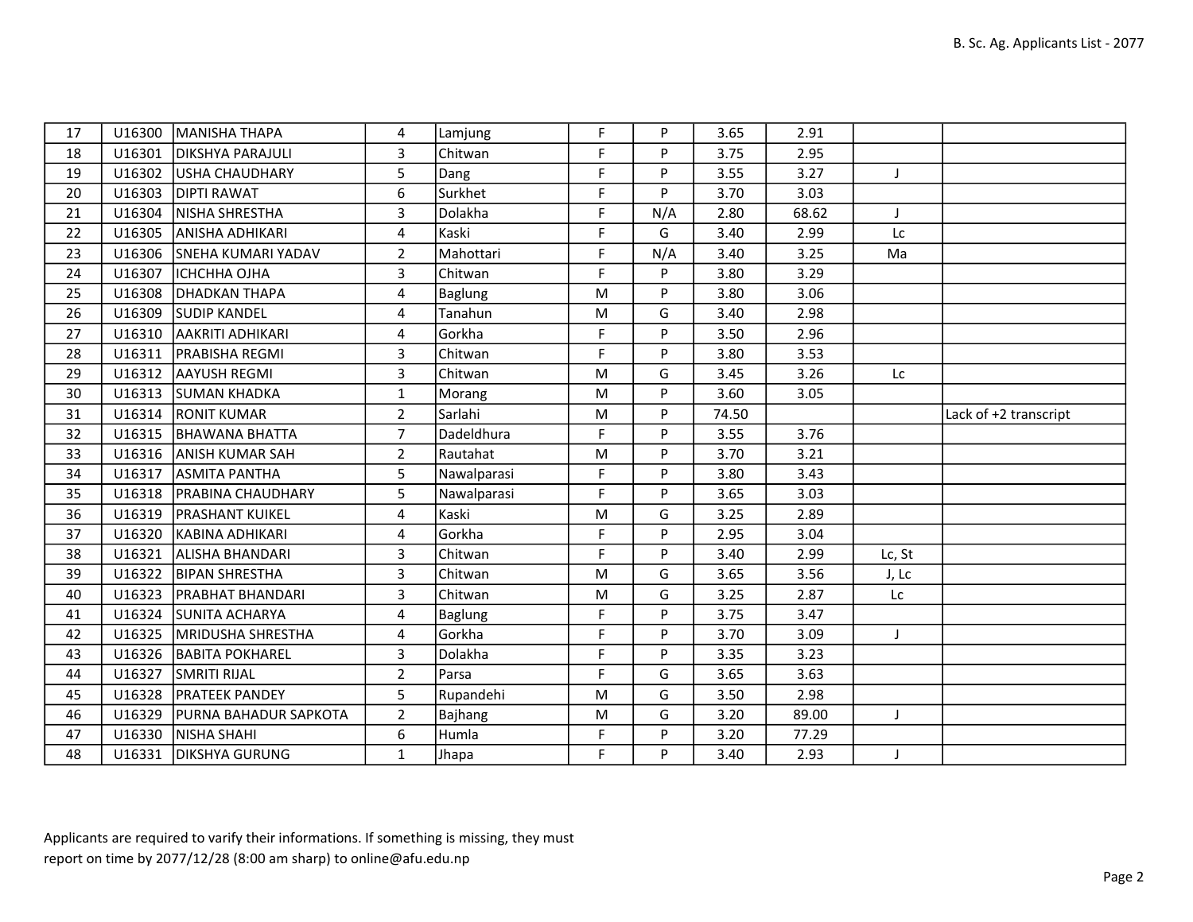| | | | | | | | | | | |
|---|---|---|---|---|---|---|---|---|---|---|
| 17 | U16300 | MANISHA THAPA | 4 | Lamjung | F | P | 3.65 | 2.91 | | |
| 18 | U16301 | DIKSHYA PARAJULI | 3 | Chitwan | F | P | 3.75 | 2.95 | | |
| 19 | U16302 | USHA CHAUDHARY | 5 | Dang | F | P | 3.55 | 3.27 | J | |
| 20 | U16303 | DIPTI RAWAT | 6 | Surkhet | F | P | 3.70 | 3.03 | | |
| 21 | U16304 | NISHA SHRESTHA | 3 | Dolakha | F | N/A | 2.80 | 68.62 | J | |
| 22 | U16305 | ANISHA ADHIKARI | 4 | Kaski | F | G | 3.40 | 2.99 | Lc | |
| 23 | U16306 | SNEHA KUMARI YADAV | 2 | Mahottari | F | N/A | 3.40 | 3.25 | Ma | |
| 24 | U16307 | ICHCHHA OJHA | 3 | Chitwan | F | P | 3.80 | 3.29 | | |
| 25 | U16308 | DHADKAN THAPA | 4 | Baglung | M | P | 3.80 | 3.06 | | |
| 26 | U16309 | SUDIP KANDEL | 4 | Tanahun | M | G | 3.40 | 2.98 | | |
| 27 | U16310 | AAKRITI ADHIKARI | 4 | Gorkha | F | P | 3.50 | 2.96 | | |
| 28 | U16311 | PRABISHA REGMI | 3 | Chitwan | F | P | 3.80 | 3.53 | | |
| 29 | U16312 | AAYUSH REGMI | 3 | Chitwan | M | G | 3.45 | 3.26 | Lc | |
| 30 | U16313 | SUMAN KHADKA | 1 | Morang | M | P | 3.60 | 3.05 | | |
| 31 | U16314 | RONIT KUMAR | 2 | Sarlahi | M | P | 74.50 | | | Lack of +2 transcript |
| 32 | U16315 | BHAWANA BHATTA | 7 | Dadeldhura | F | P | 3.55 | 3.76 | | |
| 33 | U16316 | ANISH KUMAR SAH | 2 | Rautahat | M | P | 3.70 | 3.21 | | |
| 34 | U16317 | ASMITA PANTHA | 5 | Nawalparasi | F | P | 3.80 | 3.43 | | |
| 35 | U16318 | PRABINA CHAUDHARY | 5 | Nawalparasi | F | P | 3.65 | 3.03 | | |
| 36 | U16319 | PRASHANT KUIKEL | 4 | Kaski | M | G | 3.25 | 2.89 | | |
| 37 | U16320 | KABINA ADHIKARI | 4 | Gorkha | F | P | 2.95 | 3.04 | | |
| 38 | U16321 | ALISHA BHANDARI | 3 | Chitwan | F | P | 3.40 | 2.99 | Lc, St | |
| 39 | U16322 | BIPAN SHRESTHA | 3 | Chitwan | M | G | 3.65 | 3.56 | J, Lc | |
| 40 | U16323 | PRABHAT BHANDARI | 3 | Chitwan | M | G | 3.25 | 2.87 | Lc | |
| 41 | U16324 | SUNITA ACHARYA | 4 | Baglung | F | P | 3.75 | 3.47 | | |
| 42 | U16325 | MRIDUSHA SHRESTHA | 4 | Gorkha | F | P | 3.70 | 3.09 | J | |
| 43 | U16326 | BABITA POKHAREL | 3 | Dolakha | F | P | 3.35 | 3.23 | | |
| 44 | U16327 | SMRITI RIJAL | 2 | Parsa | F | G | 3.65 | 3.63 | | |
| 45 | U16328 | PRATEEK PANDEY | 5 | Rupandehi | M | G | 3.50 | 2.98 | | |
| 46 | U16329 | PURNA BAHADUR SAPKOTA | 2 | Bajhang | M | G | 3.20 | 89.00 | J | |
| 47 | U16330 | NISHA SHAHI | 6 | Humla | F | P | 3.20 | 77.29 | | |
| 48 | U16331 | DIKSHYA GURUNG | 1 | Jhapa | F | P | 3.40 | 2.93 | J | |

Applicants are required to varify their informations. If something is missing, they must report on time by 2077/12/28 (8:00 am sharp) to online@afu.edu.np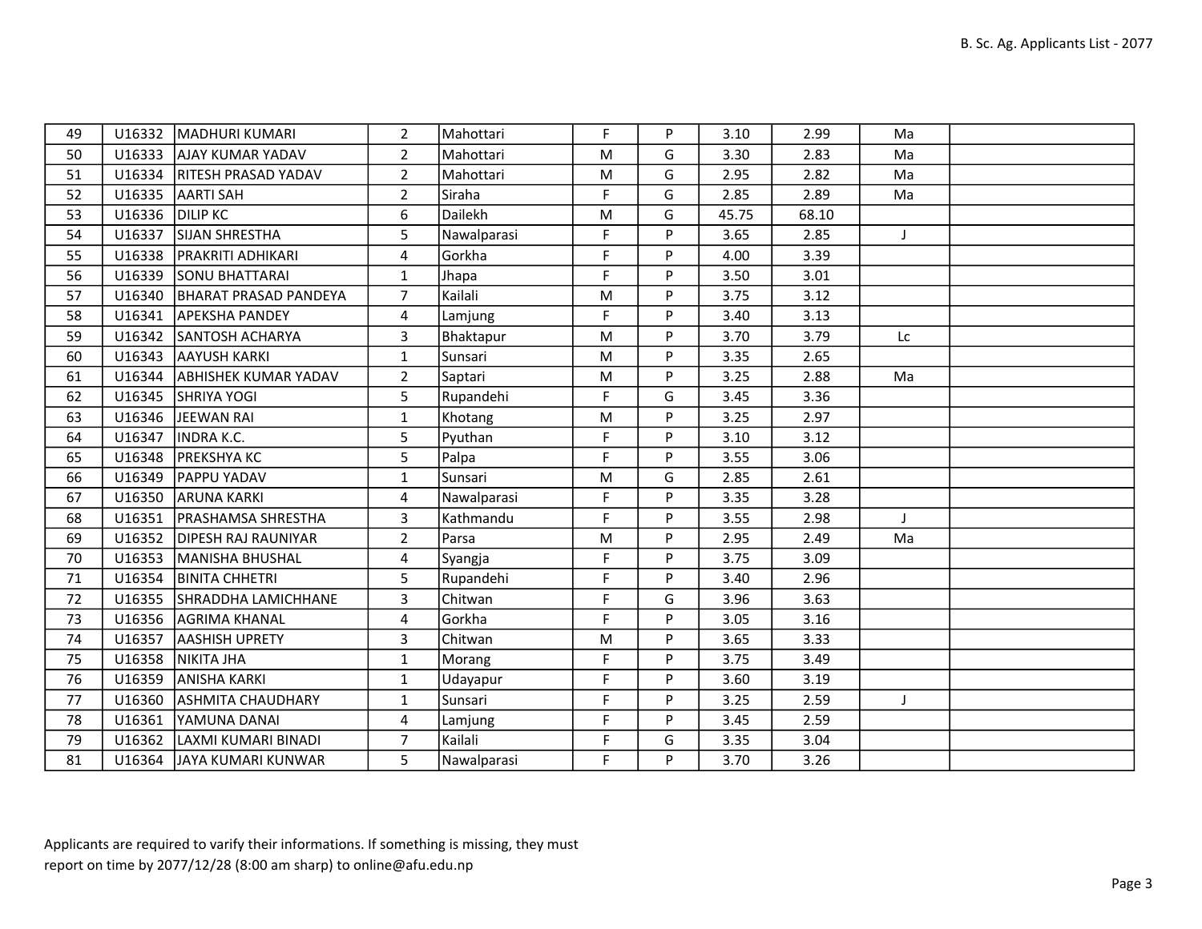| | | | | | | | | | | |
|---|---|---|---|---|---|---|---|---|---|---|
| 49 | U16332 | MADHURI KUMARI | 2 | Mahottari | F | P | 3.10 | 2.99 | Ma | |
| 50 | U16333 | AJAY KUMAR YADAV | 2 | Mahottari | M | G | 3.30 | 2.83 | Ma | |
| 51 | U16334 | RITESH PRASAD YADAV | 2 | Mahottari | M | G | 2.95 | 2.82 | Ma | |
| 52 | U16335 | AARTI SAH | 2 | Siraha | F | G | 2.85 | 2.89 | Ma | |
| 53 | U16336 | DILIP KC | 6 | Dailekh | M | G | 45.75 | 68.10 | | |
| 54 | U16337 | SIJAN SHRESTHA | 5 | Nawalparasi | F | P | 3.65 | 2.85 | J | |
| 55 | U16338 | PRAKRITI ADHIKARI | 4 | Gorkha | F | P | 4.00 | 3.39 | | |
| 56 | U16339 | SONU BHATTARAI | 1 | Jhapa | F | P | 3.50 | 3.01 | | |
| 57 | U16340 | BHARAT PRASAD PANDEYA | 7 | Kailali | M | P | 3.75 | 3.12 | | |
| 58 | U16341 | APEKSHA PANDEY | 4 | Lamjung | F | P | 3.40 | 3.13 | | |
| 59 | U16342 | SANTOSH ACHARYA | 3 | Bhaktapur | M | P | 3.70 | 3.79 | Lc | |
| 60 | U16343 | AAYUSH KARKI | 1 | Sunsari | M | P | 3.35 | 2.65 | | |
| 61 | U16344 | ABHISHEK KUMAR YADAV | 2 | Saptari | M | P | 3.25 | 2.88 | Ma | |
| 62 | U16345 | SHRIYA YOGI | 5 | Rupandehi | F | G | 3.45 | 3.36 | | |
| 63 | U16346 | JEEWAN RAI | 1 | Khotang | M | P | 3.25 | 2.97 | | |
| 64 | U16347 | INDRA K.C. | 5 | Pyuthan | F | P | 3.10 | 3.12 | | |
| 65 | U16348 | PREKSHYA KC | 5 | Palpa | F | P | 3.55 | 3.06 | | |
| 66 | U16349 | PAPPU YADAV | 1 | Sunsari | M | G | 2.85 | 2.61 | | |
| 67 | U16350 | ARUNA KARKI | 4 | Nawalparasi | F | P | 3.35 | 3.28 | | |
| 68 | U16351 | PRASHAMSA SHRESTHA | 3 | Kathmandu | F | P | 3.55 | 2.98 | J | |
| 69 | U16352 | DIPESH RAJ RAUNIYAR | 2 | Parsa | M | P | 2.95 | 2.49 | Ma | |
| 70 | U16353 | MANISHA BHUSHAL | 4 | Syangja | F | P | 3.75 | 3.09 | | |
| 71 | U16354 | BINITA CHHETRI | 5 | Rupandehi | F | P | 3.40 | 2.96 | | |
| 72 | U16355 | SHRADDHA LAMICHHANE | 3 | Chitwan | F | G | 3.96 | 3.63 | | |
| 73 | U16356 | AGRIMA KHANAL | 4 | Gorkha | F | P | 3.05 | 3.16 | | |
| 74 | U16357 | AASHISH UPRETY | 3 | Chitwan | M | P | 3.65 | 3.33 | | |
| 75 | U16358 | NIKITA JHA | 1 | Morang | F | P | 3.75 | 3.49 | | |
| 76 | U16359 | ANISHA KARKI | 1 | Udayapur | F | P | 3.60 | 3.19 | | |
| 77 | U16360 | ASHMITA CHAUDHARY | 1 | Sunsari | F | P | 3.25 | 2.59 | J | |
| 78 | U16361 | YAMUNA DANAI | 4 | Lamjung | F | P | 3.45 | 2.59 | | |
| 79 | U16362 | LAXMI KUMARI BINADI | 7 | Kailali | F | G | 3.35 | 3.04 | | |
| 81 | U16364 | JAYA KUMARI KUNWAR | 5 | Nawalparasi | F | P | 3.70 | 3.26 | | |

Applicants are required to varify their informations. If something is missing, they must report on time by 2077/12/28 (8:00 am sharp) to online@afu.edu.np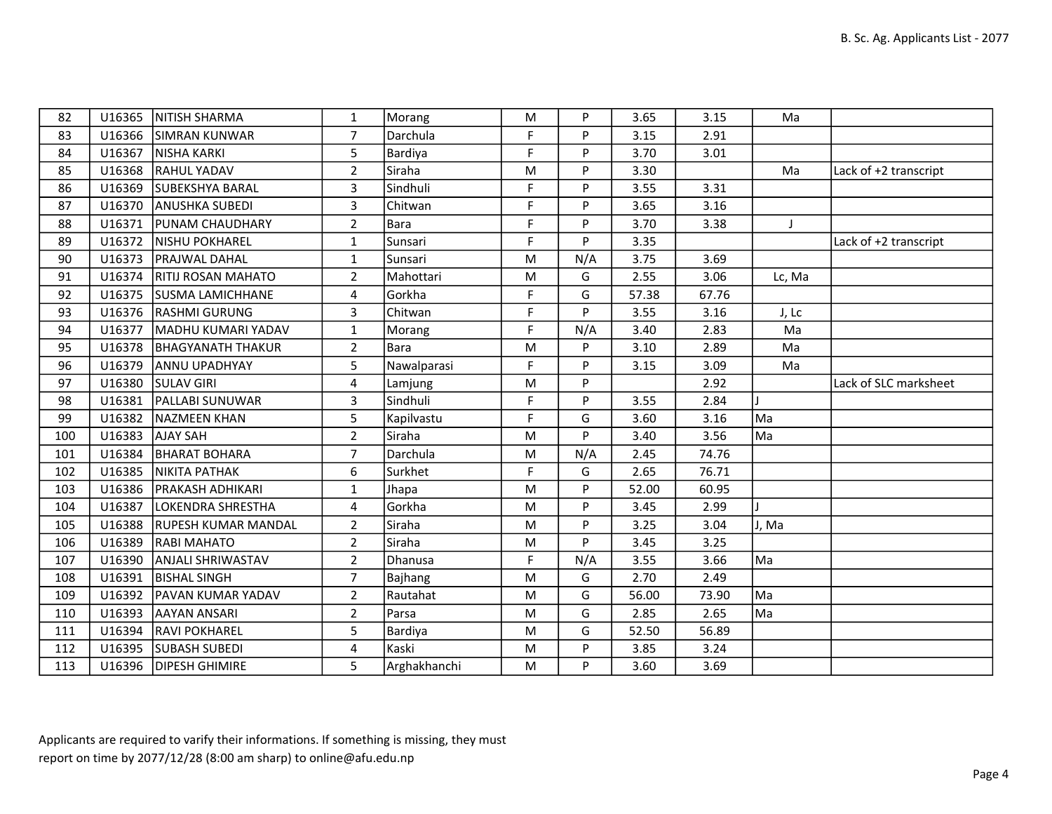| | | | | | | | | | | |
|---|---|---|---|---|---|---|---|---|---|---|
| 82 | U16365 | NITISH SHARMA | 1 | Morang | M | P | 3.65 | 3.15 | Ma | |
| 83 | U16366 | SIMRAN KUNWAR | 7 | Darchula | F | P | 3.15 | 2.91 | | |
| 84 | U16367 | NISHA KARKI | 5 | Bardiya | F | P | 3.70 | 3.01 | | |
| 85 | U16368 | RAHUL YADAV | 2 | Siraha | M | P | 3.30 | | Ma | Lack of +2 transcript |
| 86 | U16369 | SUBEKSHYA BARAL | 3 | Sindhuli | F | P | 3.55 | 3.31 | | |
| 87 | U16370 | ANUSHKA SUBEDI | 3 | Chitwan | F | P | 3.65 | 3.16 | | |
| 88 | U16371 | PUNAM CHAUDHARY | 2 | Bara | F | P | 3.70 | 3.38 | J | |
| 89 | U16372 | NISHU POKHAREL | 1 | Sunsari | F | P | 3.35 | | | Lack of +2 transcript |
| 90 | U16373 | PRAJWAL DAHAL | 1 | Sunsari | M | N/A | 3.75 | 3.69 | | |
| 91 | U16374 | RITIJ ROSAN MAHATO | 2 | Mahottari | M | G | 2.55 | 3.06 | Lc, Ma | |
| 92 | U16375 | SUSMA LAMICHHANE | 4 | Gorkha | F | G | 57.38 | 67.76 | | |
| 93 | U16376 | RASHMI GURUNG | 3 | Chitwan | F | P | 3.55 | 3.16 | J, Lc | |
| 94 | U16377 | MADHU KUMARI YADAV | 1 | Morang | F | N/A | 3.40 | 2.83 | Ma | |
| 95 | U16378 | BHAGYANATH THAKUR | 2 | Bara | M | P | 3.10 | 2.89 | Ma | |
| 96 | U16379 | ANNU UPADHYAY | 5 | Nawalparasi | F | P | 3.15 | 3.09 | Ma | |
| 97 | U16380 | SULAV GIRI | 4 | Lamjung | M | P | | 2.92 | | Lack of SLC marksheet |
| 98 | U16381 | PALLABI SUNUWAR | 3 | Sindhuli | F | P | 3.55 | 2.84 | J | |
| 99 | U16382 | NAZMEEN KHAN | 5 | Kapilvastu | F | G | 3.60 | 3.16 | Ma | |
| 100 | U16383 | AJAY SAH | 2 | Siraha | M | P | 3.40 | 3.56 | Ma | |
| 101 | U16384 | BHARAT BOHARA | 7 | Darchula | M | N/A | 2.45 | 74.76 | | |
| 102 | U16385 | NIKITA PATHAK | 6 | Surkhet | F | G | 2.65 | 76.71 | | |
| 103 | U16386 | PRAKASH ADHIKARI | 1 | Jhapa | M | P | 52.00 | 60.95 | | |
| 104 | U16387 | LOKENDRA SHRESTHA | 4 | Gorkha | M | P | 3.45 | 2.99 | J | |
| 105 | U16388 | RUPESH KUMAR MANDAL | 2 | Siraha | M | P | 3.25 | 3.04 | J, Ma | |
| 106 | U16389 | RABI MAHATO | 2 | Siraha | M | P | 3.45 | 3.25 | | |
| 107 | U16390 | ANJALI SHRIWASTAV | 2 | Dhanusa | F | N/A | 3.55 | 3.66 | Ma | |
| 108 | U16391 | BISHAL SINGH | 7 | Bajhang | M | G | 2.70 | 2.49 | | |
| 109 | U16392 | PAVAN KUMAR YADAV | 2 | Rautahat | M | G | 56.00 | 73.90 | Ma | |
| 110 | U16393 | AAYAN ANSARI | 2 | Parsa | M | G | 2.85 | 2.65 | Ma | |
| 111 | U16394 | RAVI POKHAREL | 5 | Bardiya | M | G | 52.50 | 56.89 | | |
| 112 | U16395 | SUBASH SUBEDI | 4 | Kaski | M | P | 3.85 | 3.24 | | |
| 113 | U16396 | DIPESH GHIMIRE | 5 | Arghakhanchi | M | P | 3.60 | 3.69 | | |

Applicants are required to varify their informations. If something is missing, they must report on time by 2077/12/28 (8:00 am sharp) to online@afu.edu.np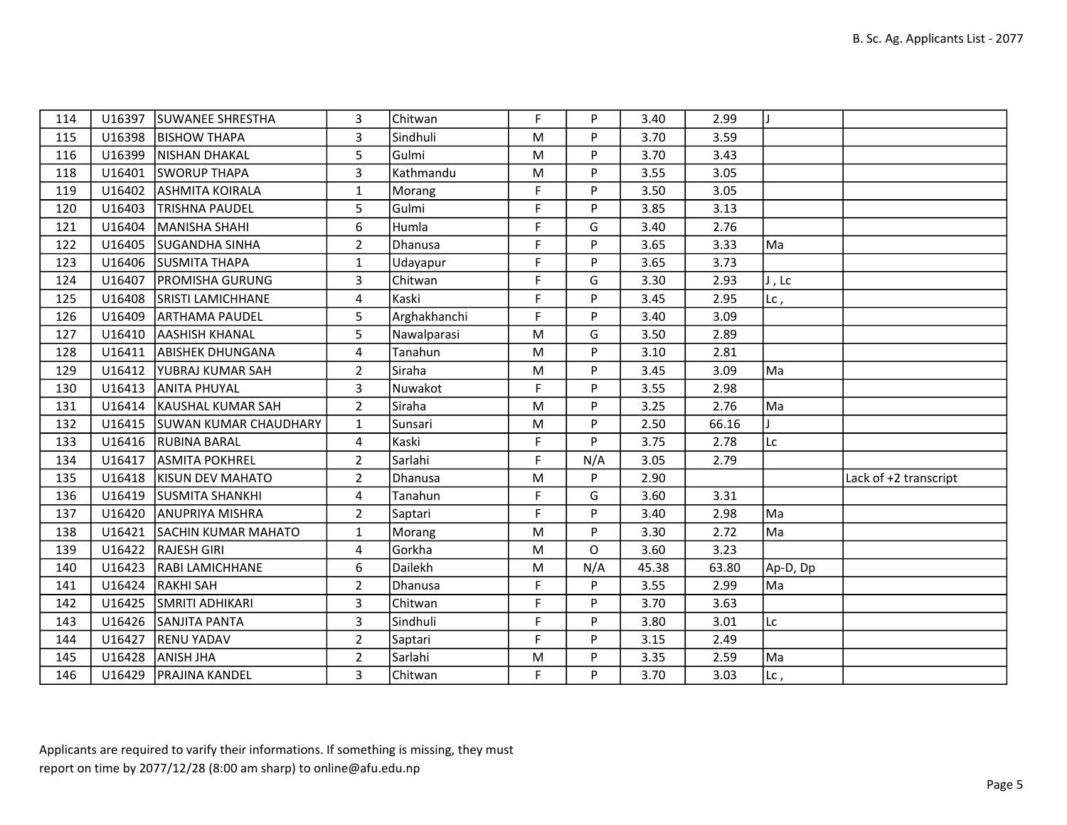| 114 | U16397 | SUWANEE SHRESTHA | 3 | Chitwan | F | P | 3.40 | 2.99 | J | |
|---|---|---|---|---|---|---|---|---|---|---|
| 115 | U16398 | BISHOW THAPA | 3 | Sindhuli | M | P | 3.70 | 3.59 | | |
| 116 | U16399 | NISHAN DHAKAL | 5 | Gulmi | M | P | 3.70 | 3.43 | | |
| 118 | U16401 | SWORUP THAPA | 3 | Kathmandu | M | P | 3.55 | 3.05 | | |
| 119 | U16402 | ASHMITA KOIRALA | 1 | Morang | F | P | 3.50 | 3.05 | | |
| 120 | U16403 | TRISHNA PAUDEL | 5 | Gulmi | F | P | 3.85 | 3.13 | | |
| 121 | U16404 | MANISHA SHAHI | 6 | Humla | F | G | 3.40 | 2.76 | | |
| 122 | U16405 | SUGANDHA SINHA | 2 | Dhanusa | F | P | 3.65 | 3.33 | Ma | |
| 123 | U16406 | SUSMITA THAPA | 1 | Udayapur | F | P | 3.65 | 3.73 | | |
| 124 | U16407 | PROMISHA GURUNG | 3 | Chitwan | F | G | 3.30 | 2.93 | J , Lc | |
| 125 | U16408 | SRISTI LAMICHHANE | 4 | Kaski | F | P | 3.45 | 2.95 | Lc , | |
| 126 | U16409 | ARTHAMA PAUDEL | 5 | Arghakhanchi | F | P | 3.40 | 3.09 | | |
| 127 | U16410 | AASHISH KHANAL | 5 | Nawalparasi | M | G | 3.50 | 2.89 | | |
| 128 | U16411 | ABISHEK DHUNGANA | 4 | Tanahun | M | P | 3.10 | 2.81 | | |
| 129 | U16412 | YUBRAJ KUMAR SAH | 2 | Siraha | M | P | 3.45 | 3.09 | Ma | |
| 130 | U16413 | ANITA PHUYAL | 3 | Nuwakot | F | P | 3.55 | 2.98 | | |
| 131 | U16414 | KAUSHAL KUMAR SAH | 2 | Siraha | M | P | 3.25 | 2.76 | Ma | |
| 132 | U16415 | SUWAN KUMAR CHAUDHARY | 1 | Sunsari | M | P | 2.50 | 66.16 | J | |
| 133 | U16416 | RUBINA BARAL | 4 | Kaski | F | P | 3.75 | 2.78 | Lc | |
| 134 | U16417 | ASMITA POKHREL | 2 | Sarlahi | F | N/A | 3.05 | 2.79 | | |
| 135 | U16418 | KISUN DEV MAHATO | 2 | Dhanusa | M | P | 2.90 | | | Lack of +2 transcript |
| 136 | U16419 | SUSMITA SHANKHI | 4 | Tanahun | F | G | 3.60 | 3.31 | | |
| 137 | U16420 | ANUPRIYA MISHRA | 2 | Saptari | F | P | 3.40 | 2.98 | Ma | |
| 138 | U16421 | SACHIN KUMAR MAHATO | 1 | Morang | M | P | 3.30 | 2.72 | Ma | |
| 139 | U16422 | RAJESH GIRI | 4 | Gorkha | M | O | 3.60 | 3.23 | | |
| 140 | U16423 | RABI LAMICHHANE | 6 | Dailekh | M | N/A | 45.38 | 63.80 | Ap-D, Dp | |
| 141 | U16424 | RAKHI SAH | 2 | Dhanusa | F | P | 3.55 | 2.99 | Ma | |
| 142 | U16425 | SMRITI ADHIKARI | 3 | Chitwan | F | P | 3.70 | 3.63 | | |
| 143 | U16426 | SANJITA PANTA | 3 | Sindhuli | F | P | 3.80 | 3.01 | Lc | |
| 144 | U16427 | RENU YADAV | 2 | Saptari | F | P | 3.15 | 2.49 | | |
| 145 | U16428 | ANISH JHA | 2 | Sarlahi | M | P | 3.35 | 2.59 | Ma | |
| 146 | U16429 | PRAJINA KANDEL | 3 | Chitwan | F | P | 3.70 | 3.03 | Lc , | |

Applicants are required to varify their informations. If something is missing, they must report on time by 2077/12/28 (8:00 am sharp) to online@afu.edu.np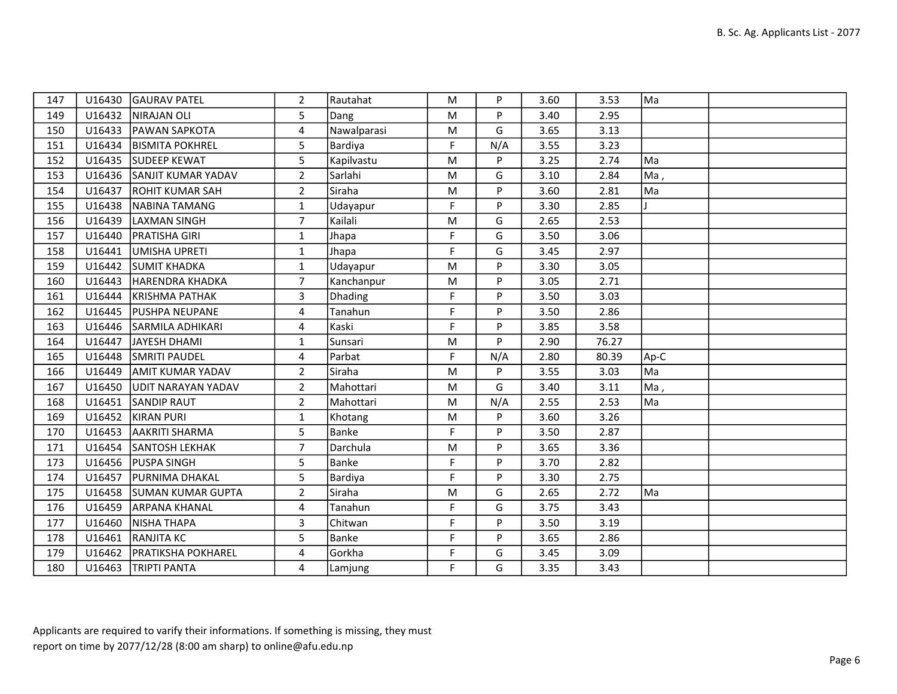| 147 | U16430 | GAURAV PATEL | 2 | Rautahat | M | P | 3.60 | 3.53 | Ma | |
|---|---|---|---|---|---|---|---|---|---|---|
| 149 | U16432 | NIRAJAN OLI | 5 | Dang | M | P | 3.40 | 2.95 | | |
| 150 | U16433 | PAWAN SAPKOTA | 4 | Nawalparasi | M | G | 3.65 | 3.13 | | |
| 151 | U16434 | BISMITA POKHREL | 5 | Bardiya | F | N/A | 3.55 | 3.23 | | |
| 152 | U16435 | SUDEEP KEWAT | 5 | Kapilvastu | M | P | 3.25 | 2.74 | Ma | |
| 153 | U16436 | SANJIT KUMAR YADAV | 2 | Sarlahi | M | G | 3.10 | 2.84 | Ma , | |
| 154 | U16437 | ROHIT KUMAR SAH | 2 | Siraha | M | P | 3.60 | 2.81 | Ma | |
| 155 | U16438 | NABINA TAMANG | 1 | Udayapur | F | P | 3.30 | 2.85 | J | |
| 156 | U16439 | LAXMAN SINGH | 7 | Kailali | M | G | 2.65 | 2.53 | | |
| 157 | U16440 | PRATISHA GIRI | 1 | Jhapa | F | G | 3.50 | 3.06 | | |
| 158 | U16441 | UMISHA UPRETI | 1 | Jhapa | F | G | 3.45 | 2.97 | | |
| 159 | U16442 | SUMIT KHADKA | 1 | Udayapur | M | P | 3.30 | 3.05 | | |
| 160 | U16443 | HARENDRA KHADKA | 7 | Kanchanpur | M | P | 3.05 | 2.71 | | |
| 161 | U16444 | KRISHMA PATHAK | 3 | Dhading | F | P | 3.50 | 3.03 | | |
| 162 | U16445 | PUSHPA NEUPANE | 4 | Tanahun | F | P | 3.50 | 2.86 | | |
| 163 | U16446 | SARMILA ADHIKARI | 4 | Kaski | F | P | 3.85 | 3.58 | | |
| 164 | U16447 | JAYESH DHAMI | 1 | Sunsari | M | P | 2.90 | 76.27 | | |
| 165 | U16448 | SMRITI PAUDEL | 4 | Parbat | F | N/A | 2.80 | 80.39 | Ap-C | |
| 166 | U16449 | AMIT KUMAR YADAV | 2 | Siraha | M | P | 3.55 | 3.03 | Ma | |
| 167 | U16450 | UDIT NARAYAN YADAV | 2 | Mahottari | M | G | 3.40 | 3.11 | Ma , | |
| 168 | U16451 | SANDIP RAUT | 2 | Mahottari | M | N/A | 2.55 | 2.53 | Ma | |
| 169 | U16452 | KIRAN PURI | 1 | Khotang | M | P | 3.60 | 3.26 | | |
| 170 | U16453 | AAKRITI SHARMA | 5 | Banke | F | P | 3.50 | 2.87 | | |
| 171 | U16454 | SANTOSH LEKHAK | 7 | Darchula | M | P | 3.65 | 3.36 | | |
| 173 | U16456 | PUSPA SINGH | 5 | Banke | F | P | 3.70 | 2.82 | | |
| 174 | U16457 | PURNIMA DHAKAL | 5 | Bardiya | F | P | 3.30 | 2.75 | | |
| 175 | U16458 | SUMAN KUMAR GUPTA | 2 | Siraha | M | G | 2.65 | 2.72 | Ma | |
| 176 | U16459 | ARPANA KHANAL | 4 | Tanahun | F | G | 3.75 | 3.43 | | |
| 177 | U16460 | NISHA THAPA | 3 | Chitwan | F | P | 3.50 | 3.19 | | |
| 178 | U16461 | RANJITA KC | 5 | Banke | F | P | 3.65 | 2.86 | | |
| 179 | U16462 | PRATIKSHA POKHAREL | 4 | Gorkha | F | G | 3.45 | 3.09 | | |
| 180 | U16463 | TRIPTI PANTA | 4 | Lamjung | F | G | 3.35 | 3.43 | | |

Applicants are required to varify their informations. If something is missing, they must report on time by 2077/12/28 (8:00 am sharp) to online@afu.edu.np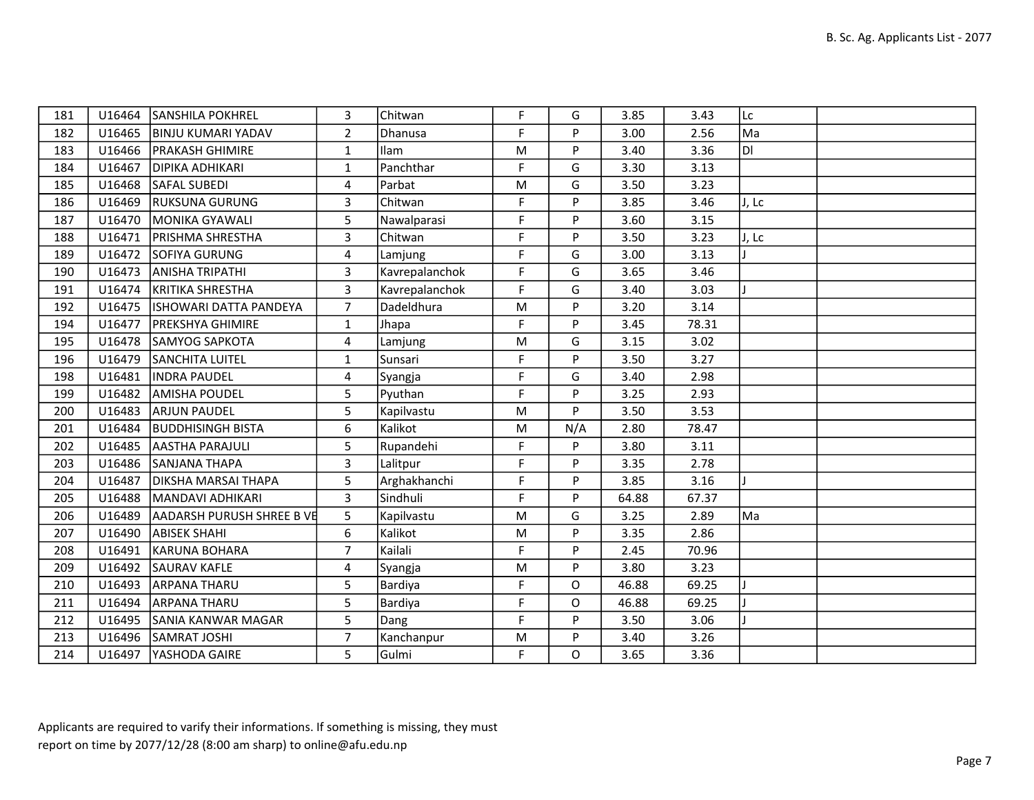| | | | | | | | | | | |
|---|---|---|---|---|---|---|---|---|---|---|
| 181 | U16464 | SANSHILA POKHREL | 3 | Chitwan | F | G | 3.85 | 3.43 | Lc | |
| 182 | U16465 | BINJU KUMARI YADAV | 2 | Dhanusa | F | P | 3.00 | 2.56 | Ma | |
| 183 | U16466 | PRAKASH GHIMIRE | 1 | Ilam | M | P | 3.40 | 3.36 | Dl | |
| 184 | U16467 | DIPIKA ADHIKARI | 1 | Panchthar | F | G | 3.30 | 3.13 | | |
| 185 | U16468 | SAFAL SUBEDI | 4 | Parbat | M | G | 3.50 | 3.23 | | |
| 186 | U16469 | RUKSUNA GURUNG | 3 | Chitwan | F | P | 3.85 | 3.46 | J, Lc | |
| 187 | U16470 | MONIKA GYAWALI | 5 | Nawalparasi | F | P | 3.60 | 3.15 | | |
| 188 | U16471 | PRISHMA SHRESTHA | 3 | Chitwan | F | P | 3.50 | 3.23 | J, Lc | |
| 189 | U16472 | SOFIYA GURUNG | 4 | Lamjung | F | G | 3.00 | 3.13 | J | |
| 190 | U16473 | ANISHA TRIPATHI | 3 | Kavrepalanchok | F | G | 3.65 | 3.46 | | |
| 191 | U16474 | KRITIKA SHRESTHA | 3 | Kavrepalanchok | F | G | 3.40 | 3.03 | J | |
| 192 | U16475 | ISHOWARI DATTA PANDEYA | 7 | Dadeldhura | M | P | 3.20 | 3.14 | | |
| 194 | U16477 | PREKSHYA GHIMIRE | 1 | Jhapa | F | P | 3.45 | 78.31 | | |
| 195 | U16478 | SAMYOG SAPKOTA | 4 | Lamjung | M | G | 3.15 | 3.02 | | |
| 196 | U16479 | SANCHITA LUITEL | 1 | Sunsari | F | P | 3.50 | 3.27 | | |
| 198 | U16481 | INDRA PAUDEL | 4 | Syangja | F | G | 3.40 | 2.98 | | |
| 199 | U16482 | AMISHA POUDEL | 5 | Pyuthan | F | P | 3.25 | 2.93 | | |
| 200 | U16483 | ARJUN PAUDEL | 5 | Kapilvastu | M | P | 3.50 | 3.53 | | |
| 201 | U16484 | BUDDHISINGH BISTA | 6 | Kalikot | M | N/A | 2.80 | 78.47 | | |
| 202 | U16485 | AASTHA PARAJULI | 5 | Rupandehi | F | P | 3.80 | 3.11 | | |
| 203 | U16486 | SANJANA THAPA | 3 | Lalitpur | F | P | 3.35 | 2.78 | | |
| 204 | U16487 | DIKSHA MARSAI THAPA | 5 | Arghakhanchi | F | P | 3.85 | 3.16 | J | |
| 205 | U16488 | MANDAVI ADHIKARI | 3 | Sindhuli | F | P | 64.88 | 67.37 | | |
| 206 | U16489 | AADARSH PURUSH SHREE B VE | 5 | Kapilvastu | M | G | 3.25 | 2.89 | Ma | |
| 207 | U16490 | ABISEK SHAHI | 6 | Kalikot | M | P | 3.35 | 2.86 | | |
| 208 | U16491 | KARUNA BOHARA | 7 | Kailali | F | P | 2.45 | 70.96 | | |
| 209 | U16492 | SAURAV KAFLE | 4 | Syangja | M | P | 3.80 | 3.23 | | |
| 210 | U16493 | ARPANA THARU | 5 | Bardiya | F | O | 46.88 | 69.25 | J | |
| 211 | U16494 | ARPANA THARU | 5 | Bardiya | F | O | 46.88 | 69.25 | J | |
| 212 | U16495 | SANIA KANWAR MAGAR | 5 | Dang | F | P | 3.50 | 3.06 | J | |
| 213 | U16496 | SAMRAT JOSHI | 7 | Kanchanpur | M | P | 3.40 | 3.26 | | |
| 214 | U16497 | YASHODA GAIRE | 5 | Gulmi | F | O | 3.65 | 3.36 | | |

Applicants are required to varify their informations. If something is missing, they must report on time by 2077/12/28 (8:00 am sharp) to online@afu.edu.np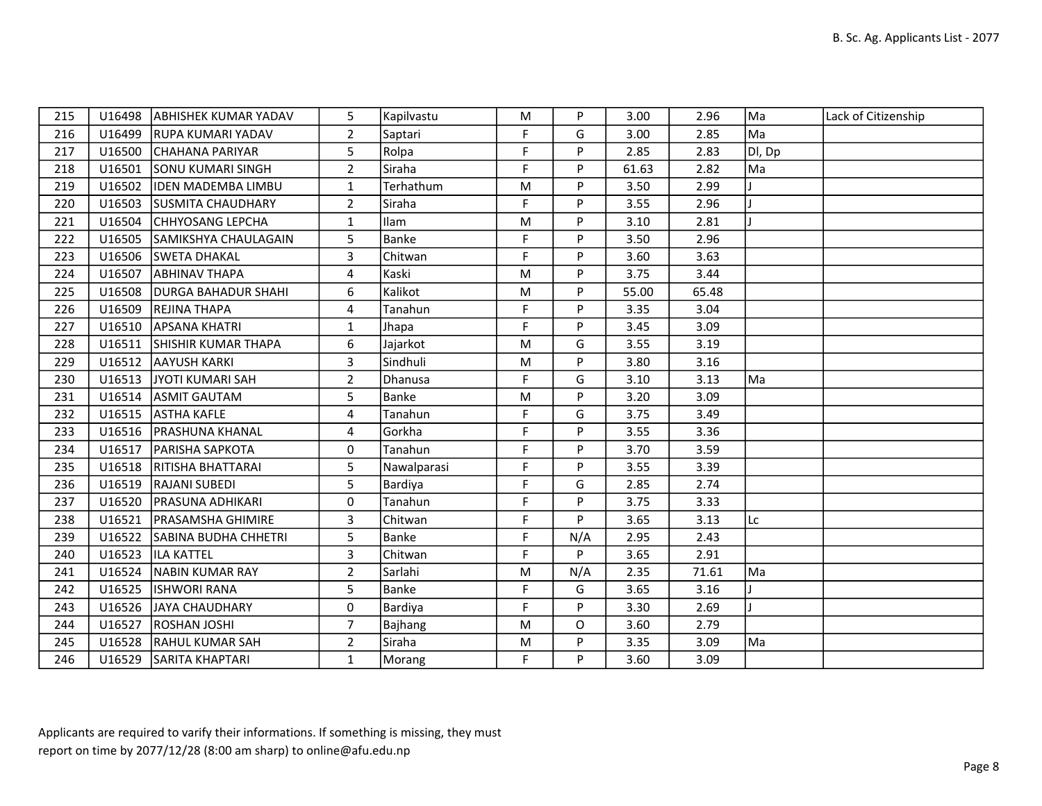| | | | | | | | | | | |
|---|---|---|---|---|---|---|---|---|---|---|
| 215 | U16498 | ABHISHEK KUMAR YADAV | 5 | Kapilvastu | M | P | 3.00 | 2.96 | Ma | Lack of Citizenship |
| 216 | U16499 | RUPA KUMARI YADAV | 2 | Saptari | F | G | 3.00 | 2.85 | Ma | |
| 217 | U16500 | CHAHANA PARIYAR | 5 | Rolpa | F | P | 2.85 | 2.83 | Dl, Dp | |
| 218 | U16501 | SONU KUMARI SINGH | 2 | Siraha | F | P | 61.63 | 2.82 | Ma | |
| 219 | U16502 | IDEN MADEMBA LIMBU | 1 | Terhathum | M | P | 3.50 | 2.99 | J | |
| 220 | U16503 | SUSMITA CHAUDHARY | 2 | Siraha | F | P | 3.55 | 2.96 | J | |
| 221 | U16504 | CHHYOSANG LEPCHA | 1 | Ilam | M | P | 3.10 | 2.81 | J | |
| 222 | U16505 | SAMIKSHYA CHAULAGAIN | 5 | Banke | F | P | 3.50 | 2.96 | | |
| 223 | U16506 | SWETA DHAKAL | 3 | Chitwan | F | P | 3.60 | 3.63 | | |
| 224 | U16507 | ABHINAV THAPA | 4 | Kaski | M | P | 3.75 | 3.44 | | |
| 225 | U16508 | DURGA BAHADUR SHAHI | 6 | Kalikot | M | P | 55.00 | 65.48 | | |
| 226 | U16509 | REJINA THAPA | 4 | Tanahun | F | P | 3.35 | 3.04 | | |
| 227 | U16510 | APSANA KHATRI | 1 | Jhapa | F | P | 3.45 | 3.09 | | |
| 228 | U16511 | SHISHIR KUMAR THAPA | 6 | Jajarkot | M | G | 3.55 | 3.19 | | |
| 229 | U16512 | AAYUSH KARKI | 3 | Sindhuli | M | P | 3.80 | 3.16 | | |
| 230 | U16513 | JYOTI KUMARI SAH | 2 | Dhanusa | F | G | 3.10 | 3.13 | Ma | |
| 231 | U16514 | ASMIT GAUTAM | 5 | Banke | M | P | 3.20 | 3.09 | | |
| 232 | U16515 | ASTHA KAFLE | 4 | Tanahun | F | G | 3.75 | 3.49 | | |
| 233 | U16516 | PRASHUNA KHANAL | 4 | Gorkha | F | P | 3.55 | 3.36 | | |
| 234 | U16517 | PARISHA SAPKOTA | 0 | Tanahun | F | P | 3.70 | 3.59 | | |
| 235 | U16518 | RITISHA BHATTARAI | 5 | Nawalparasi | F | P | 3.55 | 3.39 | | |
| 236 | U16519 | RAJANI SUBEDI | 5 | Bardiya | F | G | 2.85 | 2.74 | | |
| 237 | U16520 | PRASUNA ADHIKARI | 0 | Tanahun | F | P | 3.75 | 3.33 | | |
| 238 | U16521 | PRASAMSHA GHIMIRE | 3 | Chitwan | F | P | 3.65 | 3.13 | Lc | |
| 239 | U16522 | SABINA BUDHA CHHETRI | 5 | Banke | F | N/A | 2.95 | 2.43 | | |
| 240 | U16523 | ILA KATTEL | 3 | Chitwan | F | P | 3.65 | 2.91 | | |
| 241 | U16524 | NABIN KUMAR RAY | 2 | Sarlahi | M | N/A | 2.35 | 71.61 | Ma | |
| 242 | U16525 | ISHWORI RANA | 5 | Banke | F | G | 3.65 | 3.16 | J | |
| 243 | U16526 | JAYA CHAUDHARY | 0 | Bardiya | F | P | 3.30 | 2.69 | J | |
| 244 | U16527 | ROSHAN JOSHI | 7 | Bajhang | M | O | 3.60 | 2.79 | | |
| 245 | U16528 | RAHUL KUMAR SAH | 2 | Siraha | M | P | 3.35 | 3.09 | Ma | |
| 246 | U16529 | SARITA KHAPTARI | 1 | Morang | F | P | 3.60 | 3.09 | | |

Applicants are required to varify their informations. If something is missing, they must report on time by 2077/12/28 (8:00 am sharp) to online@afu.edu.np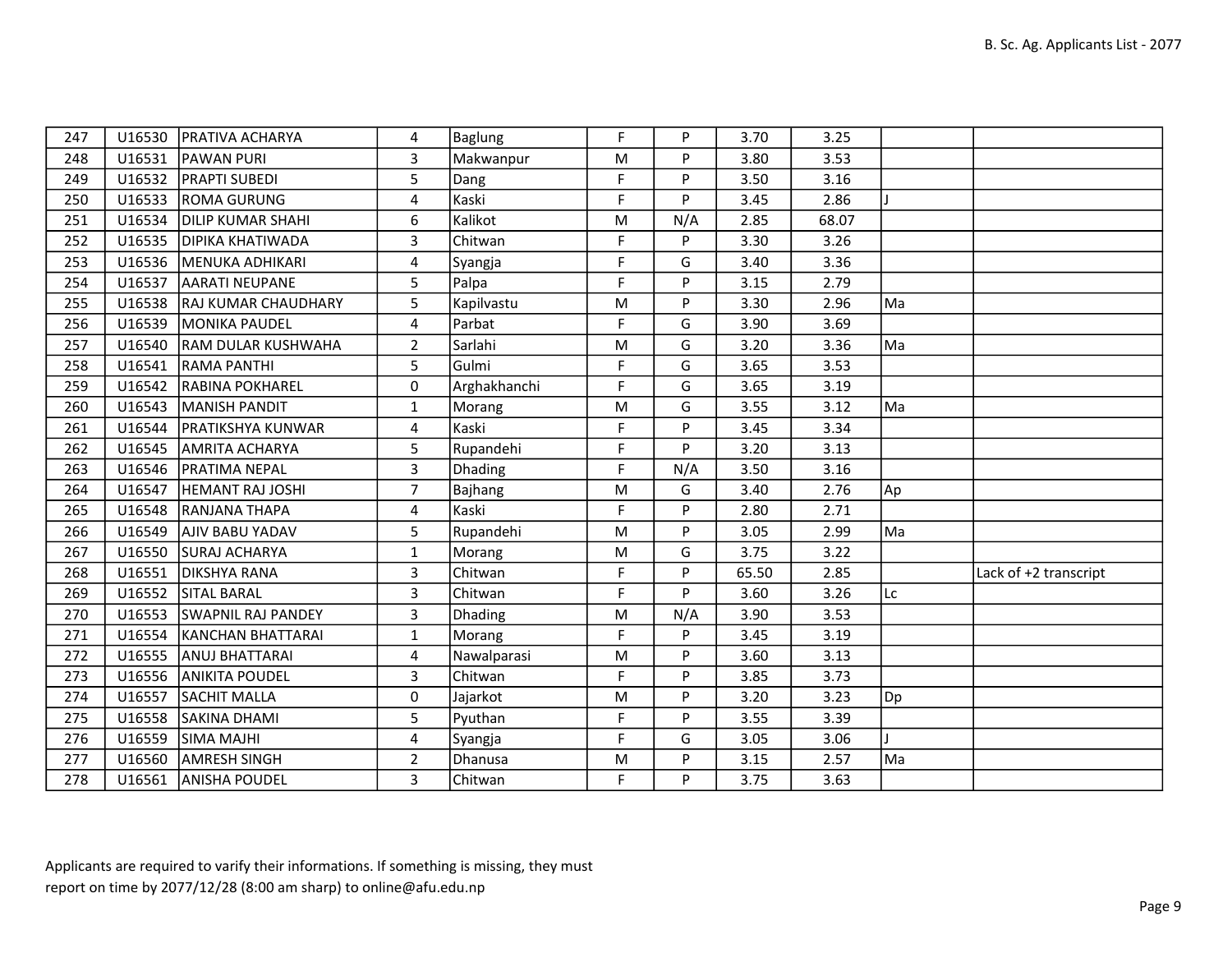| | | | | | | | | | | |
|---|---|---|---|---|---|---|---|---|---|---|
| 247 | U16530 | PRATIVA ACHARYA | 4 | Baglung | F | P | 3.70 | 3.25 | | |
| 248 | U16531 | PAWAN PURI | 3 | Makwanpur | M | P | 3.80 | 3.53 | | |
| 249 | U16532 | PRAPTI SUBEDI | 5 | Dang | F | P | 3.50 | 3.16 | | |
| 250 | U16533 | ROMA GURUNG | 4 | Kaski | F | P | 3.45 | 2.86 | J | |
| 251 | U16534 | DILIP KUMAR SHAHI | 6 | Kalikot | M | N/A | 2.85 | 68.07 | | |
| 252 | U16535 | DIPIKA KHATIWADA | 3 | Chitwan | F | P | 3.30 | 3.26 | | |
| 253 | U16536 | MENUKA ADHIKARI | 4 | Syangja | F | G | 3.40 | 3.36 | | |
| 254 | U16537 | AARATI NEUPANE | 5 | Palpa | F | P | 3.15 | 2.79 | | |
| 255 | U16538 | RAJ KUMAR CHAUDHARY | 5 | Kapilvastu | M | P | 3.30 | 2.96 | Ma | |
| 256 | U16539 | MONIKA PAUDEL | 4 | Parbat | F | G | 3.90 | 3.69 | | |
| 257 | U16540 | RAM DULAR KUSHWAHA | 2 | Sarlahi | M | G | 3.20 | 3.36 | Ma | |
| 258 | U16541 | RAMA PANTHI | 5 | Gulmi | F | G | 3.65 | 3.53 | | |
| 259 | U16542 | RABINA POKHAREL | 0 | Arghakhanchi | F | G | 3.65 | 3.19 | | |
| 260 | U16543 | MANISH PANDIT | 1 | Morang | M | G | 3.55 | 3.12 | Ma | |
| 261 | U16544 | PRATIKSHYA KUNWAR | 4 | Kaski | F | P | 3.45 | 3.34 | | |
| 262 | U16545 | AMRITA ACHARYA | 5 | Rupandehi | F | P | 3.20 | 3.13 | | |
| 263 | U16546 | PRATIMA NEPAL | 3 | Dhading | F | N/A | 3.50 | 3.16 | | |
| 264 | U16547 | HEMANT RAJ JOSHI | 7 | Bajhang | M | G | 3.40 | 2.76 | Ap | |
| 265 | U16548 | RANJANA THAPA | 4 | Kaski | F | P | 2.80 | 2.71 | | |
| 266 | U16549 | AJIV BABU YADAV | 5 | Rupandehi | M | P | 3.05 | 2.99 | Ma | |
| 267 | U16550 | SURAJ ACHARYA | 1 | Morang | M | G | 3.75 | 3.22 | | |
| 268 | U16551 | DIKSHYA RANA | 3 | Chitwan | F | P | 65.50 | 2.85 | | Lack of +2 transcript |
| 269 | U16552 | SITAL BARAL | 3 | Chitwan | F | P | 3.60 | 3.26 | Lc | |
| 270 | U16553 | SWAPNIL RAJ PANDEY | 3 | Dhading | M | N/A | 3.90 | 3.53 | | |
| 271 | U16554 | KANCHAN BHATTARAI | 1 | Morang | F | P | 3.45 | 3.19 | | |
| 272 | U16555 | ANUJ BHATTARAI | 4 | Nawalparasi | M | P | 3.60 | 3.13 | | |
| 273 | U16556 | ANIKITA POUDEL | 3 | Chitwan | F | P | 3.85 | 3.73 | | |
| 274 | U16557 | SACHIT MALLA | 0 | Jajarkot | M | P | 3.20 | 3.23 | Dp | |
| 275 | U16558 | SAKINA DHAMI | 5 | Pyuthan | F | P | 3.55 | 3.39 | | |
| 276 | U16559 | SIMA MAJHI | 4 | Syangja | F | G | 3.05 | 3.06 | J | |
| 277 | U16560 | AMRESH SINGH | 2 | Dhanusa | M | P | 3.15 | 2.57 | Ma | |
| 278 | U16561 | ANISHA POUDEL | 3 | Chitwan | F | P | 3.75 | 3.63 | | |

Applicants are required to varify their informations. If something is missing, they must report on time by 2077/12/28 (8:00 am sharp) to online@afu.edu.np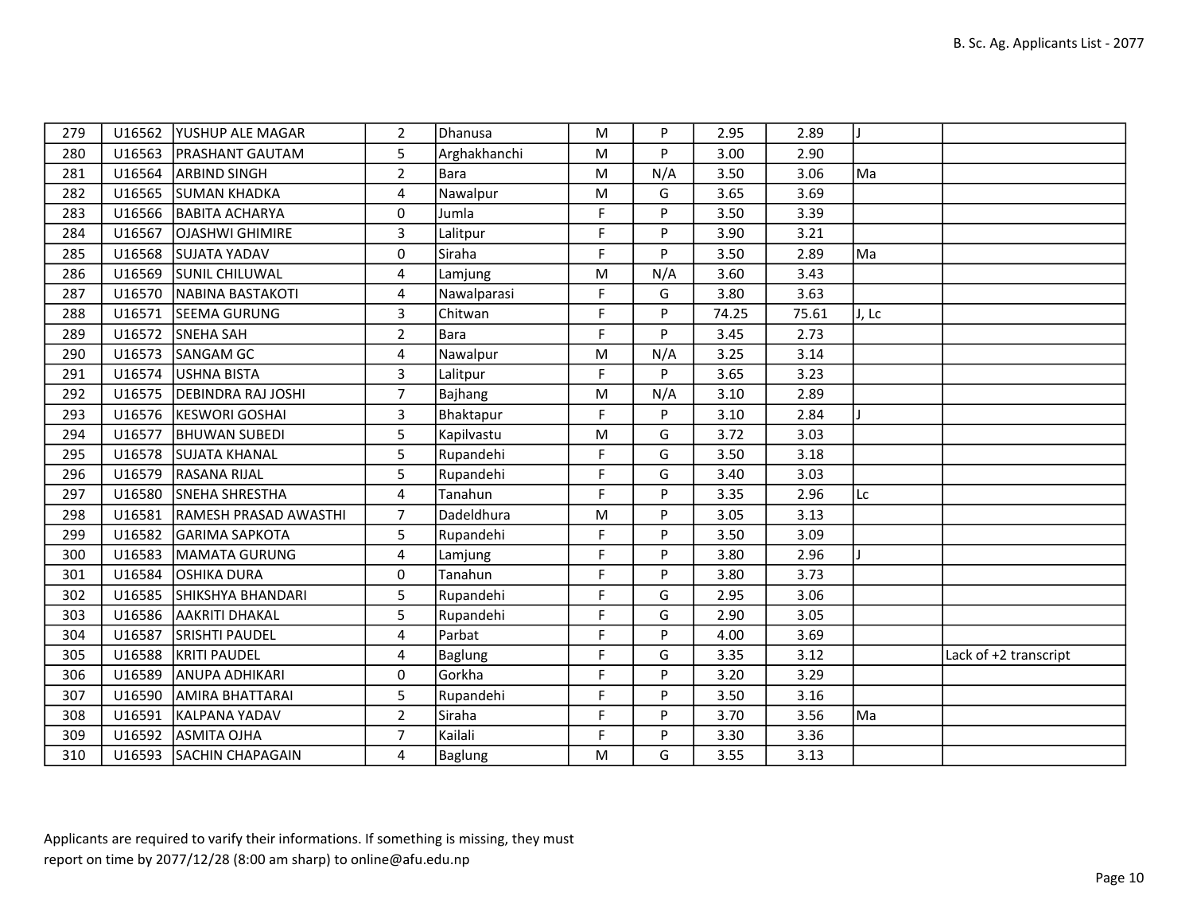| 279 | U16562 | YUSHUP ALE MAGAR | 2 | Dhanusa | M | P | 2.95 | 2.89 | J | |
|---|---|---|---|---|---|---|---|---|---|---|
| 280 | U16563 | PRASHANT GAUTAM | 5 | Arghakhanchi | M | P | 3.00 | 2.90 | | |
| 281 | U16564 | ARBIND SINGH | 2 | Bara | M | N/A | 3.50 | 3.06 | Ma | |
| 282 | U16565 | SUMAN KHADKA | 4 | Nawalpur | M | G | 3.65 | 3.69 | | |
| 283 | U16566 | BABITA ACHARYA | 0 | Jumla | F | P | 3.50 | 3.39 | | |
| 284 | U16567 | OJASHWI GHIMIRE | 3 | Lalitpur | F | P | 3.90 | 3.21 | | |
| 285 | U16568 | SUJATA YADAV | 0 | Siraha | F | P | 3.50 | 2.89 | Ma | |
| 286 | U16569 | SUNIL CHILUWAL | 4 | Lamjung | M | N/A | 3.60 | 3.43 | | |
| 287 | U16570 | NABINA BASTAKOTI | 4 | Nawalparasi | F | G | 3.80 | 3.63 | | |
| 288 | U16571 | SEEMA GURUNG | 3 | Chitwan | F | P | 74.25 | 75.61 | J, Lc | |
| 289 | U16572 | SNEHA SAH | 2 | Bara | F | P | 3.45 | 2.73 | | |
| 290 | U16573 | SANGAM GC | 4 | Nawalpur | M | N/A | 3.25 | 3.14 | | |
| 291 | U16574 | USHNA BISTA | 3 | Lalitpur | F | P | 3.65 | 3.23 | | |
| 292 | U16575 | DEBINDRA RAJ JOSHI | 7 | Bajhang | M | N/A | 3.10 | 2.89 | | |
| 293 | U16576 | KESWORI GOSHAI | 3 | Bhaktapur | F | P | 3.10 | 2.84 | J | |
| 294 | U16577 | BHUWAN SUBEDI | 5 | Kapilvastu | M | G | 3.72 | 3.03 | | |
| 295 | U16578 | SUJATA KHANAL | 5 | Rupandehi | F | G | 3.50 | 3.18 | | |
| 296 | U16579 | RASANA RIJAL | 5 | Rupandehi | F | G | 3.40 | 3.03 | | |
| 297 | U16580 | SNEHA SHRESTHA | 4 | Tanahun | F | P | 3.35 | 2.96 | Lc | |
| 298 | U16581 | RAMESH PRASAD AWASTHI | 7 | Dadeldhura | M | P | 3.05 | 3.13 | | |
| 299 | U16582 | GARIMA SAPKOTA | 5 | Rupandehi | F | P | 3.50 | 3.09 | | |
| 300 | U16583 | MAMATA GURUNG | 4 | Lamjung | F | P | 3.80 | 2.96 | J | |
| 301 | U16584 | OSHIKA DURA | 0 | Tanahun | F | P | 3.80 | 3.73 | | |
| 302 | U16585 | SHIKSHYA BHANDARI | 5 | Rupandehi | F | G | 2.95 | 3.06 | | |
| 303 | U16586 | AAKRITI DHAKAL | 5 | Rupandehi | F | G | 2.90 | 3.05 | | |
| 304 | U16587 | SRISHTI PAUDEL | 4 | Parbat | F | P | 4.00 | 3.69 | | |
| 305 | U16588 | KRITI PAUDEL | 4 | Baglung | F | G | 3.35 | 3.12 | | Lack of +2 transcript |
| 306 | U16589 | ANUPA ADHIKARI | 0 | Gorkha | F | P | 3.20 | 3.29 | | |
| 307 | U16590 | AMIRA BHATTARAI | 5 | Rupandehi | F | P | 3.50 | 3.16 | | |
| 308 | U16591 | KALPANA YADAV | 2 | Siraha | F | P | 3.70 | 3.56 | Ma | |
| 309 | U16592 | ASMITA OJHA | 7 | Kailali | F | P | 3.30 | 3.36 | | |
| 310 | U16593 | SACHIN CHAPAGAIN | 4 | Baglung | M | G | 3.55 | 3.13 | | |

Applicants are required to varify their informations. If something is missing, they must report on time by 2077/12/28 (8:00 am sharp) to online@afu.edu.np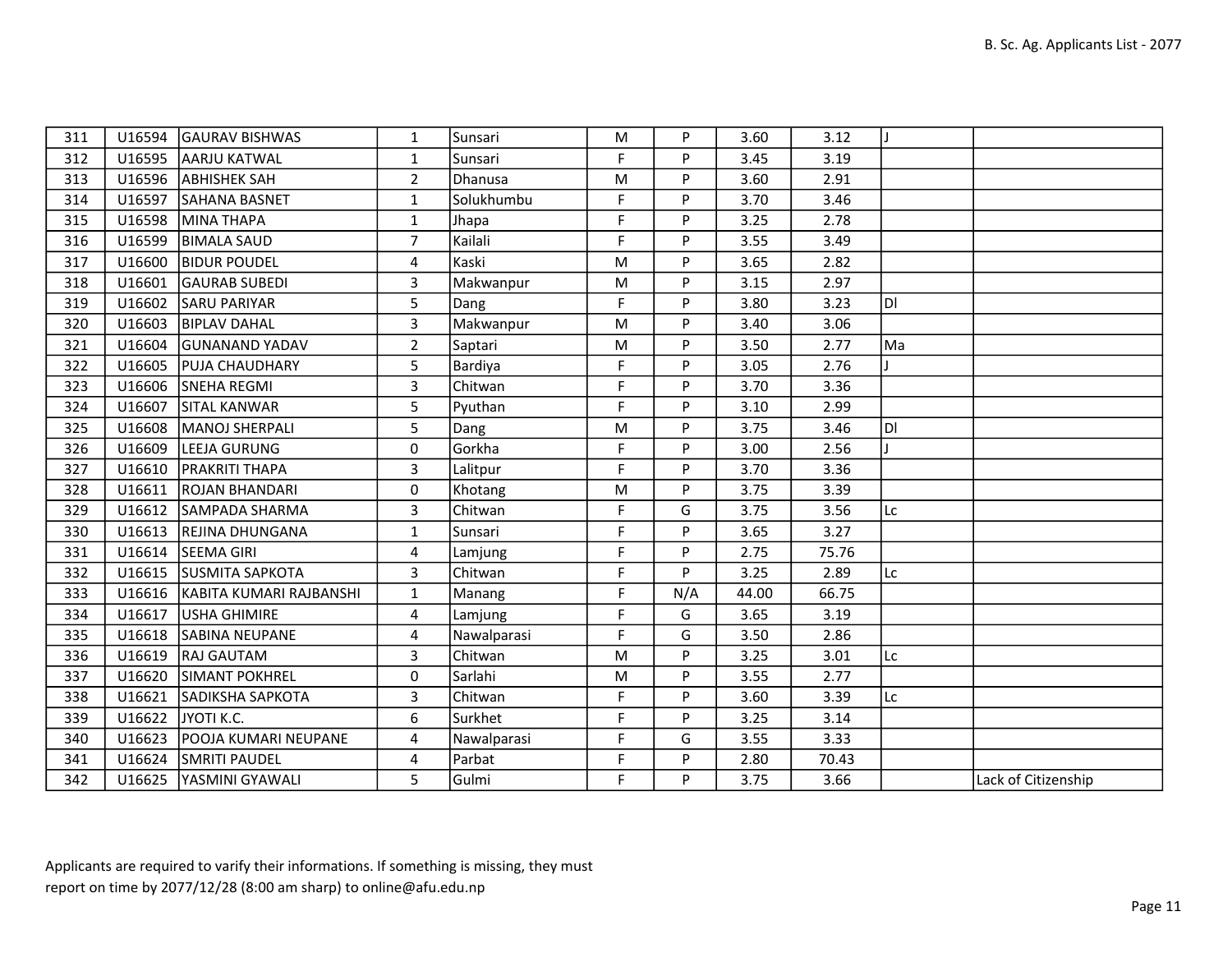| | | | | | | | | | | |
|---|---|---|---|---|---|---|---|---|---|---|
| 311 | U16594 | GAURAV BISHWAS | 1 | Sunsari | M | P | 3.60 | 3.12 | J | |
| 312 | U16595 | AARJU KATWAL | 1 | Sunsari | F | P | 3.45 | 3.19 | | |
| 313 | U16596 | ABHISHEK SAH | 2 | Dhanusa | M | P | 3.60 | 2.91 | | |
| 314 | U16597 | SAHANA BASNET | 1 | Solukhumbu | F | P | 3.70 | 3.46 | | |
| 315 | U16598 | MINA THAPA | 1 | Jhapa | F | P | 3.25 | 2.78 | | |
| 316 | U16599 | BIMALA SAUD | 7 | Kailali | F | P | 3.55 | 3.49 | | |
| 317 | U16600 | BIDUR POUDEL | 4 | Kaski | M | P | 3.65 | 2.82 | | |
| 318 | U16601 | GAURAB SUBEDI | 3 | Makwanpur | M | P | 3.15 | 2.97 | | |
| 319 | U16602 | SARU PARIYAR | 5 | Dang | F | P | 3.80 | 3.23 | Dl | |
| 320 | U16603 | BIPLAV DAHAL | 3 | Makwanpur | M | P | 3.40 | 3.06 | | |
| 321 | U16604 | GUNANAND YADAV | 2 | Saptari | M | P | 3.50 | 2.77 | Ma | |
| 322 | U16605 | PUJA CHAUDHARY | 5 | Bardiya | F | P | 3.05 | 2.76 | J | |
| 323 | U16606 | SNEHA REGMI | 3 | Chitwan | F | P | 3.70 | 3.36 | | |
| 324 | U16607 | SITAL KANWAR | 5 | Pyuthan | F | P | 3.10 | 2.99 | | |
| 325 | U16608 | MANOJ SHERPALI | 5 | Dang | M | P | 3.75 | 3.46 | Dl | |
| 326 | U16609 | LEEJA GURUNG | 0 | Gorkha | F | P | 3.00 | 2.56 | J | |
| 327 | U16610 | PRAKRITI THAPA | 3 | Lalitpur | F | P | 3.70 | 3.36 | | |
| 328 | U16611 | ROJAN BHANDARI | 0 | Khotang | M | P | 3.75 | 3.39 | | |
| 329 | U16612 | SAMPADA SHARMA | 3 | Chitwan | F | G | 3.75 | 3.56 | Lc | |
| 330 | U16613 | REJINA DHUNGANA | 1 | Sunsari | F | P | 3.65 | 3.27 | | |
| 331 | U16614 | SEEMA GIRI | 4 | Lamjung | F | P | 2.75 | 75.76 | | |
| 332 | U16615 | SUSMITA SAPKOTA | 3 | Chitwan | F | P | 3.25 | 2.89 | Lc | |
| 333 | U16616 | KABITA KUMARI RAJBANSHI | 1 | Manang | F | N/A | 44.00 | 66.75 | | |
| 334 | U16617 | USHA GHIMIRE | 4 | Lamjung | F | G | 3.65 | 3.19 | | |
| 335 | U16618 | SABINA NEUPANE | 4 | Nawalparasi | F | G | 3.50 | 2.86 | | |
| 336 | U16619 | RAJ GAUTAM | 3 | Chitwan | M | P | 3.25 | 3.01 | Lc | |
| 337 | U16620 | SIMANT POKHREL | 0 | Sarlahi | M | P | 3.55 | 2.77 | | |
| 338 | U16621 | SADIKSHA SAPKOTA | 3 | Chitwan | F | P | 3.60 | 3.39 | Lc | |
| 339 | U16622 | JYOTI K.C. | 6 | Surkhet | F | P | 3.25 | 3.14 | | |
| 340 | U16623 | POOJA KUMARI NEUPANE | 4 | Nawalparasi | F | G | 3.55 | 3.33 | | |
| 341 | U16624 | SMRITI PAUDEL | 4 | Parbat | F | P | 2.80 | 70.43 | | |
| 342 | U16625 | YASMINI GYAWALI | 5 | Gulmi | F | P | 3.75 | 3.66 | | Lack of Citizenship |

Applicants are required to verify their informations. If something is missing, they must report on time by 2077/12/28 (8:00 am sharp) to online@afu.edu.np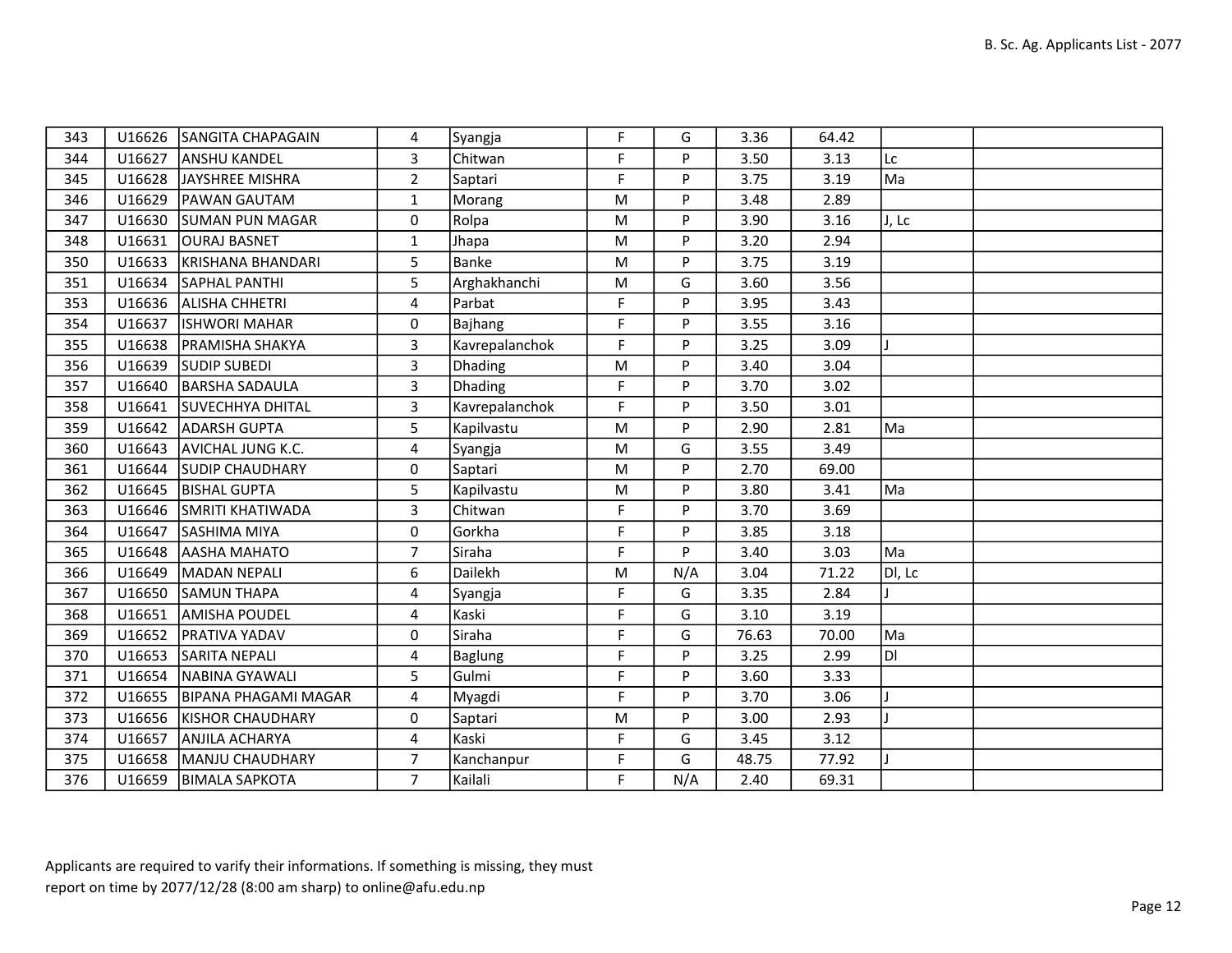| 343 | U16626 | SANGITA CHAPAGAIN | 4 | Syangja | F | G | 3.36 | 64.42 | | |
|---|---|---|---|---|---|---|---|---|---|---|
| 344 | U16627 | ANSHU KANDEL | 3 | Chitwan | F | P | 3.50 | 3.13 | Lc | |
| 345 | U16628 | JAYSHREE MISHRA | 2 | Saptari | F | P | 3.75 | 3.19 | Ma | |
| 346 | U16629 | PAWAN GAUTAM | 1 | Morang | M | P | 3.48 | 2.89 | | |
| 347 | U16630 | SUMAN PUN MAGAR | 0 | Rolpa | M | P | 3.90 | 3.16 | J, Lc | |
| 348 | U16631 | OURAJ BASNET | 1 | Jhapa | M | P | 3.20 | 2.94 | | |
| 350 | U16633 | KRISHANA BHANDARI | 5 | Banke | M | P | 3.75 | 3.19 | | |
| 351 | U16634 | SAPHAL PANTHI | 5 | Arghakhanchi | M | G | 3.60 | 3.56 | | |
| 353 | U16636 | ALISHA CHHETRI | 4 | Parbat | F | P | 3.95 | 3.43 | | |
| 354 | U16637 | ISHWORI MAHAR | 0 | Bajhang | F | P | 3.55 | 3.16 | | |
| 355 | U16638 | PRAMISHA SHAKYA | 3 | Kavrepalanchok | F | P | 3.25 | 3.09 | J | |
| 356 | U16639 | SUDIP SUBEDI | 3 | Dhading | M | P | 3.40 | 3.04 | | |
| 357 | U16640 | BARSHA SADAULA | 3 | Dhading | F | P | 3.70 | 3.02 | | |
| 358 | U16641 | SUVECHHYA DHITAL | 3 | Kavrepalanchok | F | P | 3.50 | 3.01 | | |
| 359 | U16642 | ADARSH GUPTA | 5 | Kapilvastu | M | P | 2.90 | 2.81 | Ma | |
| 360 | U16643 | AVICHAL JUNG K.C. | 4 | Syangja | M | G | 3.55 | 3.49 | | |
| 361 | U16644 | SUDIP CHAUDHARY | 0 | Saptari | M | P | 2.70 | 69.00 | | |
| 362 | U16645 | BISHAL GUPTA | 5 | Kapilvastu | M | P | 3.80 | 3.41 | Ma | |
| 363 | U16646 | SMRITI KHATIWADA | 3 | Chitwan | F | P | 3.70 | 3.69 | | |
| 364 | U16647 | SASHIMA MIYA | 0 | Gorkha | F | P | 3.85 | 3.18 | | |
| 365 | U16648 | AASHA MAHATO | 7 | Siraha | F | P | 3.40 | 3.03 | Ma | |
| 366 | U16649 | MADAN NEPALI | 6 | Dailekh | M | N/A | 3.04 | 71.22 | Dl, Lc | |
| 367 | U16650 | SAMUN THAPA | 4 | Syangja | F | G | 3.35 | 2.84 | J | |
| 368 | U16651 | AMISHA POUDEL | 4 | Kaski | F | G | 3.10 | 3.19 | | |
| 369 | U16652 | PRATIVA YADAV | 0 | Siraha | F | G | 76.63 | 70.00 | Ma | |
| 370 | U16653 | SARITA NEPALI | 4 | Baglung | F | P | 3.25 | 2.99 | Dl | |
| 371 | U16654 | NABINA GYAWALI | 5 | Gulmi | F | P | 3.60 | 3.33 | | |
| 372 | U16655 | BIPANA PHAGAMI MAGAR | 4 | Myagdi | F | P | 3.70 | 3.06 | J | |
| 373 | U16656 | KISHOR CHAUDHARY | 0 | Saptari | M | P | 3.00 | 2.93 | J | |
| 374 | U16657 | ANJILA ACHARYA | 4 | Kaski | F | G | 3.45 | 3.12 | | |
| 375 | U16658 | MANJU CHAUDHARY | 7 | Kanchanpur | F | G | 48.75 | 77.92 | J | |
| 376 | U16659 | BIMALA SAPKOTA | 7 | Kailali | F | N/A | 2.40 | 69.31 | | |

Applicants are required to varify their informations. If something is missing, they must report on time by 2077/12/28 (8:00 am sharp) to online@afu.edu.np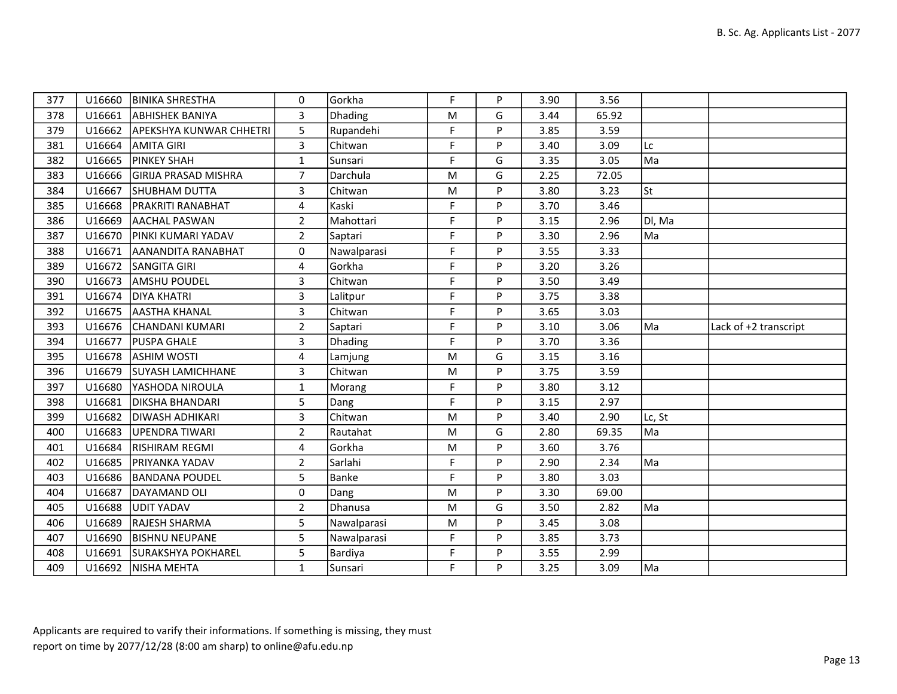| | | | | | | | | | | |
|---|---|---|---|---|---|---|---|---|---|---|
| 377 | U16660 | BINIKA SHRESTHA | 0 | Gorkha | F | P | 3.90 | 3.56 | | |
| 378 | U16661 | ABHISHEK BANIYA | 3 | Dhading | M | G | 3.44 | 65.92 | | |
| 379 | U16662 | APEKSHYA KUNWAR CHHETRI | 5 | Rupandehi | F | P | 3.85 | 3.59 | | |
| 381 | U16664 | AMITA GIRI | 3 | Chitwan | F | P | 3.40 | 3.09 | Lc | |
| 382 | U16665 | PINKEY SHAH | 1 | Sunsari | F | G | 3.35 | 3.05 | Ma | |
| 383 | U16666 | GIRIJA PRASAD MISHRA | 7 | Darchula | M | G | 2.25 | 72.05 | | |
| 384 | U16667 | SHUBHAM DUTTA | 3 | Chitwan | M | P | 3.80 | 3.23 | St | |
| 385 | U16668 | PRAKRITI RANABHAT | 4 | Kaski | F | P | 3.70 | 3.46 | | |
| 386 | U16669 | AACHAL PASWAN | 2 | Mahottari | F | P | 3.15 | 2.96 | Dl, Ma | |
| 387 | U16670 | PINKI KUMARI YADAV | 2 | Saptari | F | P | 3.30 | 2.96 | Ma | |
| 388 | U16671 | AANANDITA RANABHAT | 0 | Nawalparasi | F | P | 3.55 | 3.33 | | |
| 389 | U16672 | SANGITA GIRI | 4 | Gorkha | F | P | 3.20 | 3.26 | | |
| 390 | U16673 | AMSHU POUDEL | 3 | Chitwan | F | P | 3.50 | 3.49 | | |
| 391 | U16674 | DIYA KHATRI | 3 | Lalitpur | F | P | 3.75 | 3.38 | | |
| 392 | U16675 | AASTHA KHANAL | 3 | Chitwan | F | P | 3.65 | 3.03 | | |
| 393 | U16676 | CHANDANI KUMARI | 2 | Saptari | F | P | 3.10 | 3.06 | Ma | Lack of +2 transcript |
| 394 | U16677 | PUSPA GHALE | 3 | Dhading | F | P | 3.70 | 3.36 | | |
| 395 | U16678 | ASHIM WOSTI | 4 | Lamjung | M | G | 3.15 | 3.16 | | |
| 396 | U16679 | SUYASH LAMICHHANE | 3 | Chitwan | M | P | 3.75 | 3.59 | | |
| 397 | U16680 | YASHODA NIROULA | 1 | Morang | F | P | 3.80 | 3.12 | | |
| 398 | U16681 | DIKSHA BHANDARI | 5 | Dang | F | P | 3.15 | 2.97 | | |
| 399 | U16682 | DIWASH ADHIKARI | 3 | Chitwan | M | P | 3.40 | 2.90 | Lc, St | |
| 400 | U16683 | UPENDRA TIWARI | 2 | Rautahat | M | G | 2.80 | 69.35 | Ma | |
| 401 | U16684 | RISHIRAM REGMI | 4 | Gorkha | M | P | 3.60 | 3.76 | | |
| 402 | U16685 | PRIYANKA YADAV | 2 | Sarlahi | F | P | 2.90 | 2.34 | Ma | |
| 403 | U16686 | BANDANA POUDEL | 5 | Banke | F | P | 3.80 | 3.03 | | |
| 404 | U16687 | DAYAMAND OLI | 0 | Dang | M | P | 3.30 | 69.00 | | |
| 405 | U16688 | UDIT YADAV | 2 | Dhanusa | M | G | 3.50 | 2.82 | Ma | |
| 406 | U16689 | RAJESH SHARMA | 5 | Nawalparasi | M | P | 3.45 | 3.08 | | |
| 407 | U16690 | BISHNU NEUPANE | 5 | Nawalparasi | F | P | 3.85 | 3.73 | | |
| 408 | U16691 | SURAKSHYA POKHAREL | 5 | Bardiya | F | P | 3.55 | 2.99 | | |
| 409 | U16692 | NISHA MEHTA | 1 | Sunsari | F | P | 3.25 | 3.09 | Ma | |

Applicants are required to varify their informations. If something is missing, they must report on time by 2077/12/28 (8:00 am sharp) to online@afu.edu.np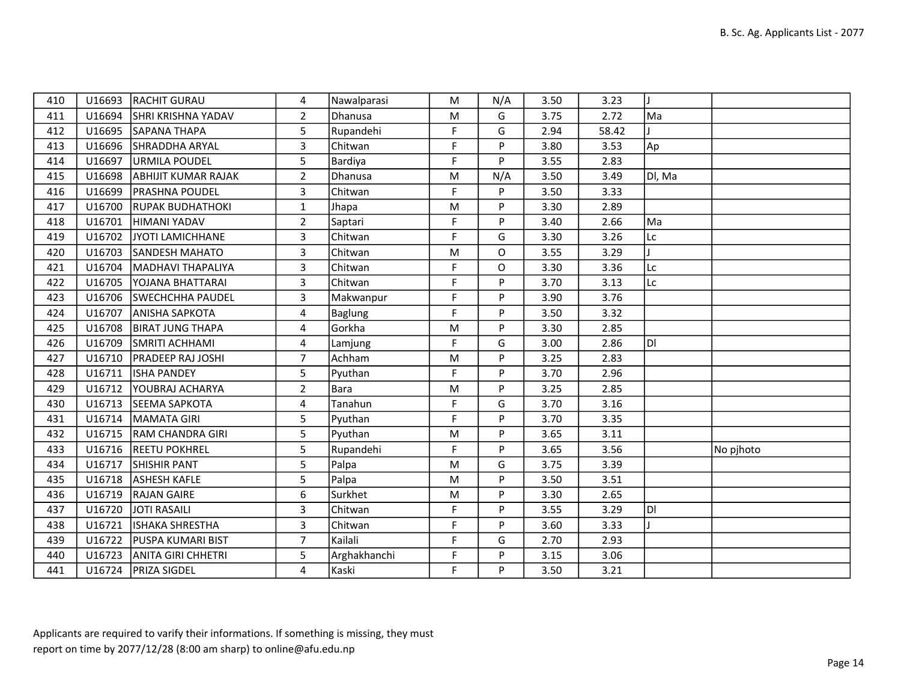| | | | | | | | | | | |
|---|---|---|---|---|---|---|---|---|---|---|
| 410 | U16693 | RACHIT GURAU | 4 | Nawalparasi | M | N/A | 3.50 | 3.23 | J | |
| 411 | U16694 | SHRI KRISHNA YADAV | 2 | Dhanusa | M | G | 3.75 | 2.72 | Ma | |
| 412 | U16695 | SAPANA THAPA | 5 | Rupandehi | F | G | 2.94 | 58.42 | J | |
| 413 | U16696 | SHRADDHA ARYAL | 3 | Chitwan | F | P | 3.80 | 3.53 | Ap | |
| 414 | U16697 | URMILA POUDEL | 5 | Bardiya | F | P | 3.55 | 2.83 | | |
| 415 | U16698 | ABHIJIT KUMAR RAJAK | 2 | Dhanusa | M | N/A | 3.50 | 3.49 | Dl, Ma | |
| 416 | U16699 | PRASHNA POUDEL | 3 | Chitwan | F | P | 3.50 | 3.33 | | |
| 417 | U16700 | RUPAK BUDHATHOKI | 1 | Jhapa | M | P | 3.30 | 2.89 | | |
| 418 | U16701 | HIMANI YADAV | 2 | Saptari | F | P | 3.40 | 2.66 | Ma | |
| 419 | U16702 | JYOTI LAMICHHANE | 3 | Chitwan | F | G | 3.30 | 3.26 | Lc | |
| 420 | U16703 | SANDESH MAHATO | 3 | Chitwan | M | O | 3.55 | 3.29 | J | |
| 421 | U16704 | MADHAVI THAPALIYA | 3 | Chitwan | F | O | 3.30 | 3.36 | Lc | |
| 422 | U16705 | YOJANA BHATTARAI | 3 | Chitwan | F | P | 3.70 | 3.13 | Lc | |
| 423 | U16706 | SWECHCHHA PAUDEL | 3 | Makwanpur | F | P | 3.90 | 3.76 | | |
| 424 | U16707 | ANISHA SAPKOTA | 4 | Baglung | F | P | 3.50 | 3.32 | | |
| 425 | U16708 | BIRAT JUNG THAPA | 4 | Gorkha | M | P | 3.30 | 2.85 | | |
| 426 | U16709 | SMRITI ACHHAMI | 4 | Lamjung | F | G | 3.00 | 2.86 | Dl | |
| 427 | U16710 | PRADEEP RAJ JOSHI | 7 | Achham | M | P | 3.25 | 2.83 | | |
| 428 | U16711 | ISHA PANDEY | 5 | Pyuthan | F | P | 3.70 | 2.96 | | |
| 429 | U16712 | YOUBRAJ ACHARYA | 2 | Bara | M | P | 3.25 | 2.85 | | |
| 430 | U16713 | SEEMA SAPKOTA | 4 | Tanahun | F | G | 3.70 | 3.16 | | |
| 431 | U16714 | MAMATA GIRI | 5 | Pyuthan | F | P | 3.70 | 3.35 | | |
| 432 | U16715 | RAM CHANDRA GIRI | 5 | Pyuthan | M | P | 3.65 | 3.11 | | |
| 433 | U16716 | REETU POKHREL | 5 | Rupandehi | F | P | 3.65 | 3.56 | | No pjhoto |
| 434 | U16717 | SHISHIR PANT | 5 | Palpa | M | G | 3.75 | 3.39 | | |
| 435 | U16718 | ASHESH KAFLE | 5 | Palpa | M | P | 3.50 | 3.51 | | |
| 436 | U16719 | RAJAN GAIRE | 6 | Surkhet | M | P | 3.30 | 2.65 | | |
| 437 | U16720 | JOTI RASAILI | 3 | Chitwan | F | P | 3.55 | 3.29 | Dl | |
| 438 | U16721 | ISHAKA SHRESTHA | 3 | Chitwan | F | P | 3.60 | 3.33 | J | |
| 439 | U16722 | PUSPA KUMARI BIST | 7 | Kailali | F | G | 2.70 | 2.93 | | |
| 440 | U16723 | ANITA GIRI CHHETRI | 5 | Arghakhanchi | F | P | 3.15 | 3.06 | | |
| 441 | U16724 | PRIZA SIGDEL | 4 | Kaski | F | P | 3.50 | 3.21 | | |

Applicants are required to varify their informations. If something is missing, they must report on time by 2077/12/28 (8:00 am sharp) to online@afu.edu.np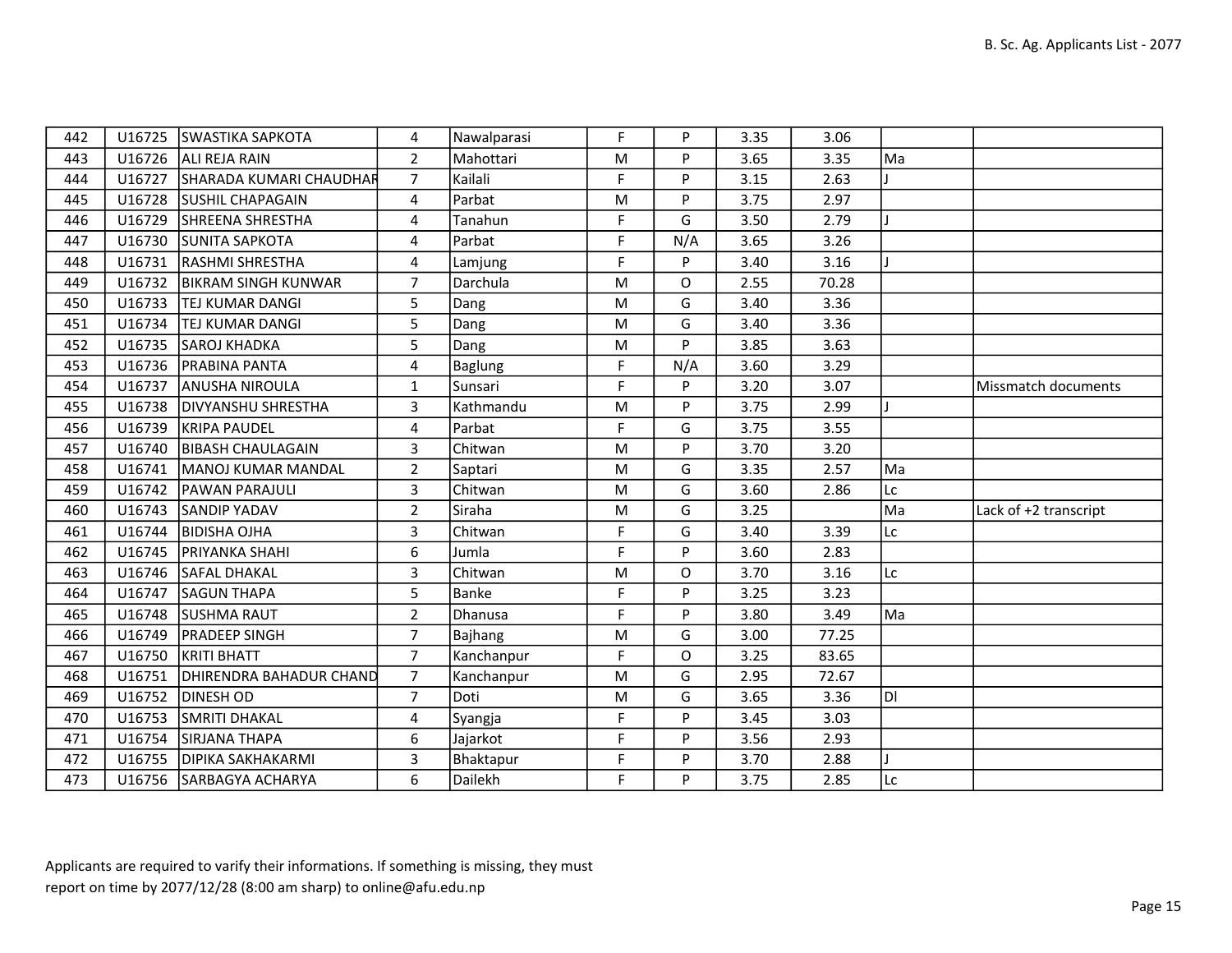| | | | | | | | | | | |
|---|---|---|---|---|---|---|---|---|---|---|
| 442 | U16725 | SWASTIKA SAPKOTA | 4 | Nawalparasi | F | P | 3.35 | 3.06 | | |
| 443 | U16726 | ALI REJA RAIN | 2 | Mahottari | M | P | 3.65 | 3.35 | Ma | |
| 444 | U16727 | SHARADA KUMARI CHAUDHAR | 7 | Kailali | F | P | 3.15 | 2.63 | J | |
| 445 | U16728 | SUSHIL CHAPAGAIN | 4 | Parbat | M | P | 3.75 | 2.97 | | |
| 446 | U16729 | SHREENA SHRESTHA | 4 | Tanahun | F | G | 3.50 | 2.79 | J | |
| 447 | U16730 | SUNITA SAPKOTA | 4 | Parbat | F | N/A | 3.65 | 3.26 | | |
| 448 | U16731 | RASHMI SHRESTHA | 4 | Lamjung | F | P | 3.40 | 3.16 | J | |
| 449 | U16732 | BIKRAM SINGH KUNWAR | 7 | Darchula | M | O | 2.55 | 70.28 | | |
| 450 | U16733 | TEJ KUMAR DANGI | 5 | Dang | M | G | 3.40 | 3.36 | | |
| 451 | U16734 | TEJ KUMAR DANGI | 5 | Dang | M | G | 3.40 | 3.36 | | |
| 452 | U16735 | SAROJ KHADKA | 5 | Dang | M | P | 3.85 | 3.63 | | |
| 453 | U16736 | PRABINA PANTA | 4 | Baglung | F | N/A | 3.60 | 3.29 | | |
| 454 | U16737 | ANUSHA NIROULA | 1 | Sunsari | F | P | 3.20 | 3.07 | | Missmatch documents |
| 455 | U16738 | DIVYANSHU SHRESTHA | 3 | Kathmandu | M | P | 3.75 | 2.99 | J | |
| 456 | U16739 | KRIPA PAUDEL | 4 | Parbat | F | G | 3.75 | 3.55 | | |
| 457 | U16740 | BIBASH CHAULAGAIN | 3 | Chitwan | M | P | 3.70 | 3.20 | | |
| 458 | U16741 | MANOJ KUMAR MANDAL | 2 | Saptari | M | G | 3.35 | 2.57 | Ma | |
| 459 | U16742 | PAWAN PARAJULI | 3 | Chitwan | M | G | 3.60 | 2.86 | Lc | |
| 460 | U16743 | SANDIP YADAV | 2 | Siraha | M | G | 3.25 | | Ma | Lack of +2 transcript |
| 461 | U16744 | BIDISHA OJHA | 3 | Chitwan | F | G | 3.40 | 3.39 | Lc | |
| 462 | U16745 | PRIYANKA SHAHI | 6 | Jumla | F | P | 3.60 | 2.83 | | |
| 463 | U16746 | SAFAL DHAKAL | 3 | Chitwan | M | O | 3.70 | 3.16 | Lc | |
| 464 | U16747 | SAGUN THAPA | 5 | Banke | F | P | 3.25 | 3.23 | | |
| 465 | U16748 | SUSHMA RAUT | 2 | Dhanusa | F | P | 3.80 | 3.49 | Ma | |
| 466 | U16749 | PRADEEP SINGH | 7 | Bajhang | M | G | 3.00 | 77.25 | | |
| 467 | U16750 | KRITI BHATT | 7 | Kanchanpur | F | O | 3.25 | 83.65 | | |
| 468 | U16751 | DHIRENDRA BAHADUR CHAND | 7 | Kanchanpur | M | G | 2.95 | 72.67 | | |
| 469 | U16752 | DINESH OD | 7 | Doti | M | G | 3.65 | 3.36 | Dl | |
| 470 | U16753 | SMRITI DHAKAL | 4 | Syangja | F | P | 3.45 | 3.03 | | |
| 471 | U16754 | SIRJANA THAPA | 6 | Jajarkot | F | P | 3.56 | 2.93 | | |
| 472 | U16755 | DIPIKA SAKHAKARMI | 3 | Bhaktapur | F | P | 3.70 | 2.88 | J | |
| 473 | U16756 | SARBAGYA ACHARYA | 6 | Dailekh | F | P | 3.75 | 2.85 | Lc | |

Applicants are required to varify their informations. If something is missing, they must report on time by 2077/12/28 (8:00 am sharp) to online@afu.edu.np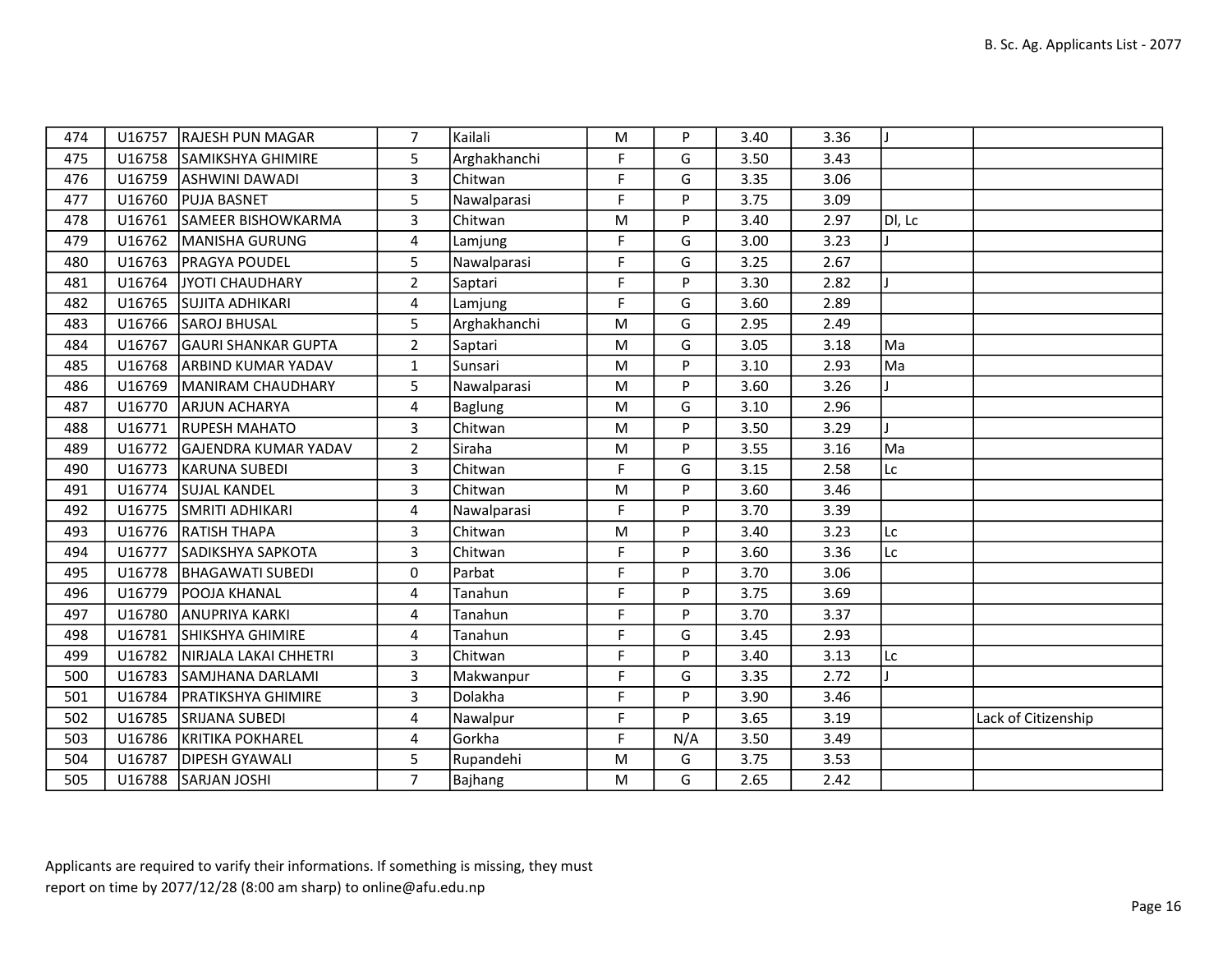| | | | | | | | | | | |
|---|---|---|---|---|---|---|---|---|---|---|
| 474 | U16757 | RAJESH PUN MAGAR | 7 | Kailali | M | P | 3.40 | 3.36 | J | |
| 475 | U16758 | SAMIKSHYA GHIMIRE | 5 | Arghakhanchi | F | G | 3.50 | 3.43 | | |
| 476 | U16759 | ASHWINI DAWADI | 3 | Chitwan | F | G | 3.35 | 3.06 | | |
| 477 | U16760 | PUJA BASNET | 5 | Nawalparasi | F | P | 3.75 | 3.09 | | |
| 478 | U16761 | SAMEER BISHOWKARMA | 3 | Chitwan | M | P | 3.40 | 2.97 | Dl, Lc | |
| 479 | U16762 | MANISHA GURUNG | 4 | Lamjung | F | G | 3.00 | 3.23 | J | |
| 480 | U16763 | PRAGYA POUDEL | 5 | Nawalparasi | F | G | 3.25 | 2.67 | | |
| 481 | U16764 | JYOTI CHAUDHARY | 2 | Saptari | F | P | 3.30 | 2.82 | J | |
| 482 | U16765 | SUJITA ADHIKARI | 4 | Lamjung | F | G | 3.60 | 2.89 | | |
| 483 | U16766 | SAROJ BHUSAL | 5 | Arghakhanchi | M | G | 2.95 | 2.49 | | |
| 484 | U16767 | GAURI SHANKAR GUPTA | 2 | Saptari | M | G | 3.05 | 3.18 | Ma | |
| 485 | U16768 | ARBIND KUMAR YADAV | 1 | Sunsari | M | P | 3.10 | 2.93 | Ma | |
| 486 | U16769 | MANIRAM CHAUDHARY | 5 | Nawalparasi | M | P | 3.60 | 3.26 | J | |
| 487 | U16770 | ARJUN ACHARYA | 4 | Baglung | M | G | 3.10 | 2.96 | | |
| 488 | U16771 | RUPESH MAHATO | 3 | Chitwan | M | P | 3.50 | 3.29 | J | |
| 489 | U16772 | GAJENDRA KUMAR YADAV | 2 | Siraha | M | P | 3.55 | 3.16 | Ma | |
| 490 | U16773 | KARUNA SUBEDI | 3 | Chitwan | F | G | 3.15 | 2.58 | Lc | |
| 491 | U16774 | SUJAL KANDEL | 3 | Chitwan | M | P | 3.60 | 3.46 | | |
| 492 | U16775 | SMRITI ADHIKARI | 4 | Nawalparasi | F | P | 3.70 | 3.39 | | |
| 493 | U16776 | RATISH THAPA | 3 | Chitwan | M | P | 3.40 | 3.23 | Lc | |
| 494 | U16777 | SADIKSHYA SAPKOTA | 3 | Chitwan | F | P | 3.60 | 3.36 | Lc | |
| 495 | U16778 | BHAGAWATI SUBEDI | 0 | Parbat | F | P | 3.70 | 3.06 | | |
| 496 | U16779 | POOJA KHANAL | 4 | Tanahun | F | P | 3.75 | 3.69 | | |
| 497 | U16780 | ANUPRIYA KARKI | 4 | Tanahun | F | P | 3.70 | 3.37 | | |
| 498 | U16781 | SHIKSHYA GHIMIRE | 4 | Tanahun | F | G | 3.45 | 2.93 | | |
| 499 | U16782 | NIRJALA LAKAI CHHETRI | 3 | Chitwan | F | P | 3.40 | 3.13 | Lc | |
| 500 | U16783 | SAMJHANA DARLAMI | 3 | Makwanpur | F | G | 3.35 | 2.72 | J | |
| 501 | U16784 | PRATIKSHYA GHIMIRE | 3 | Dolakha | F | P | 3.90 | 3.46 | | |
| 502 | U16785 | SRIJANA SUBEDI | 4 | Nawalpur | F | P | 3.65 | 3.19 | | Lack of Citizenship |
| 503 | U16786 | KRITIKA POKHAREL | 4 | Gorkha | F | N/A | 3.50 | 3.49 | | |
| 504 | U16787 | DIPESH GYAWALI | 5 | Rupandehi | M | G | 3.75 | 3.53 | | |
| 505 | U16788 | SARJAN JOSHI | 7 | Bajhang | M | G | 2.65 | 2.42 | | |

Applicants are required to varify their informations. If something is missing, they must report on time by 2077/12/28 (8:00 am sharp) to online@afu.edu.np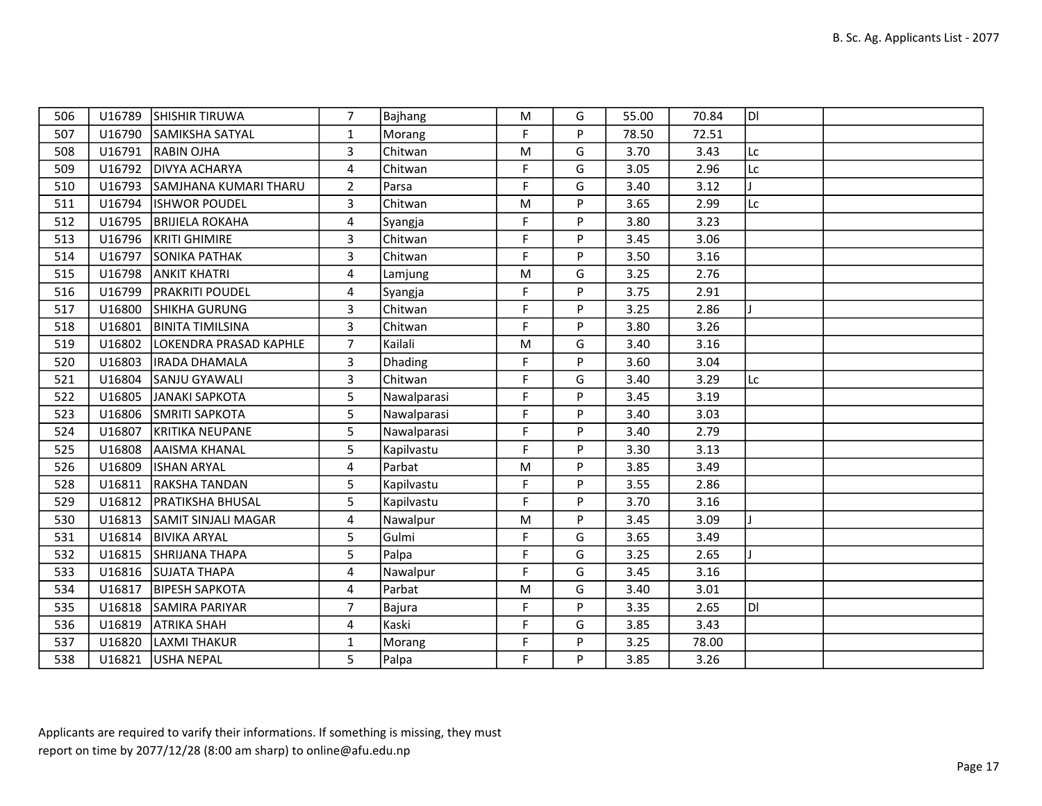| | | | | | | | | | | |
|---|---|---|---|---|---|---|---|---|---|---|
| 506 | U16789 | SHISHIR TIRUWA | 7 | Bajhang | M | G | 55.00 | 70.84 | Dl | |
| 507 | U16790 | SAMIKSHA SATYAL | 1 | Morang | F | P | 78.50 | 72.51 | | |
| 508 | U16791 | RABIN OJHA | 3 | Chitwan | M | G | 3.70 | 3.43 | Lc | |
| 509 | U16792 | DIVYA ACHARYA | 4 | Chitwan | F | G | 3.05 | 2.96 | Lc | |
| 510 | U16793 | SAMJHANA KUMARI THARU | 2 | Parsa | F | G | 3.40 | 3.12 | J | |
| 511 | U16794 | ISHWOR POUDEL | 3 | Chitwan | M | P | 3.65 | 2.99 | Lc | |
| 512 | U16795 | BRIJIELA ROKAHA | 4 | Syangja | F | P | 3.80 | 3.23 | | |
| 513 | U16796 | KRITI GHIMIRE | 3 | Chitwan | F | P | 3.45 | 3.06 | | |
| 514 | U16797 | SONIKA PATHAK | 3 | Chitwan | F | P | 3.50 | 3.16 | | |
| 515 | U16798 | ANKIT KHATRI | 4 | Lamjung | M | G | 3.25 | 2.76 | | |
| 516 | U16799 | PRAKRITI POUDEL | 4 | Syangja | F | P | 3.75 | 2.91 | | |
| 517 | U16800 | SHIKHA GURUNG | 3 | Chitwan | F | P | 3.25 | 2.86 | J | |
| 518 | U16801 | BINITA TIMILSINA | 3 | Chitwan | F | P | 3.80 | 3.26 | | |
| 519 | U16802 | LOKENDRA PRASAD KAPHLE | 7 | Kailali | M | G | 3.40 | 3.16 | | |
| 520 | U16803 | IRADA DHAMALA | 3 | Dhading | F | P | 3.60 | 3.04 | | |
| 521 | U16804 | SANJU GYAWALI | 3 | Chitwan | F | G | 3.40 | 3.29 | Lc | |
| 522 | U16805 | JANAKI SAPKOTA | 5 | Nawalparasi | F | P | 3.45 | 3.19 | | |
| 523 | U16806 | SMRITI SAPKOTA | 5 | Nawalparasi | F | P | 3.40 | 3.03 | | |
| 524 | U16807 | KRITIKA NEUPANE | 5 | Nawalparasi | F | P | 3.40 | 2.79 | | |
| 525 | U16808 | AAISMA KHANAL | 5 | Kapilvastu | F | P | 3.30 | 3.13 | | |
| 526 | U16809 | ISHAN ARYAL | 4 | Parbat | M | P | 3.85 | 3.49 | | |
| 528 | U16811 | RAKSHA TANDAN | 5 | Kapilvastu | F | P | 3.55 | 2.86 | | |
| 529 | U16812 | PRATIKSHA BHUSAL | 5 | Kapilvastu | F | P | 3.70 | 3.16 | | |
| 530 | U16813 | SAMIT SINJALI MAGAR | 4 | Nawalpur | M | P | 3.45 | 3.09 | J | |
| 531 | U16814 | BIVIKA ARYAL | 5 | Gulmi | F | G | 3.65 | 3.49 | | |
| 532 | U16815 | SHRIJANA THAPA | 5 | Palpa | F | G | 3.25 | 2.65 | J | |
| 533 | U16816 | SUJATA THAPA | 4 | Nawalpur | F | G | 3.45 | 3.16 | | |
| 534 | U16817 | BIPESH SAPKOTA | 4 | Parbat | M | G | 3.40 | 3.01 | | |
| 535 | U16818 | SAMIRA PARIYAR | 7 | Bajura | F | P | 3.35 | 2.65 | Dl | |
| 536 | U16819 | ATRIKA SHAH | 4 | Kaski | F | G | 3.85 | 3.43 | | |
| 537 | U16820 | LAXMI THAKUR | 1 | Morang | F | P | 3.25 | 78.00 | | |
| 538 | U16821 | USHA NEPAL | 5 | Palpa | F | P | 3.85 | 3.26 | | |

Applicants are required to varify their informations. If something is missing, they must report on time by 2077/12/28 (8:00 am sharp) to online@afu.edu.np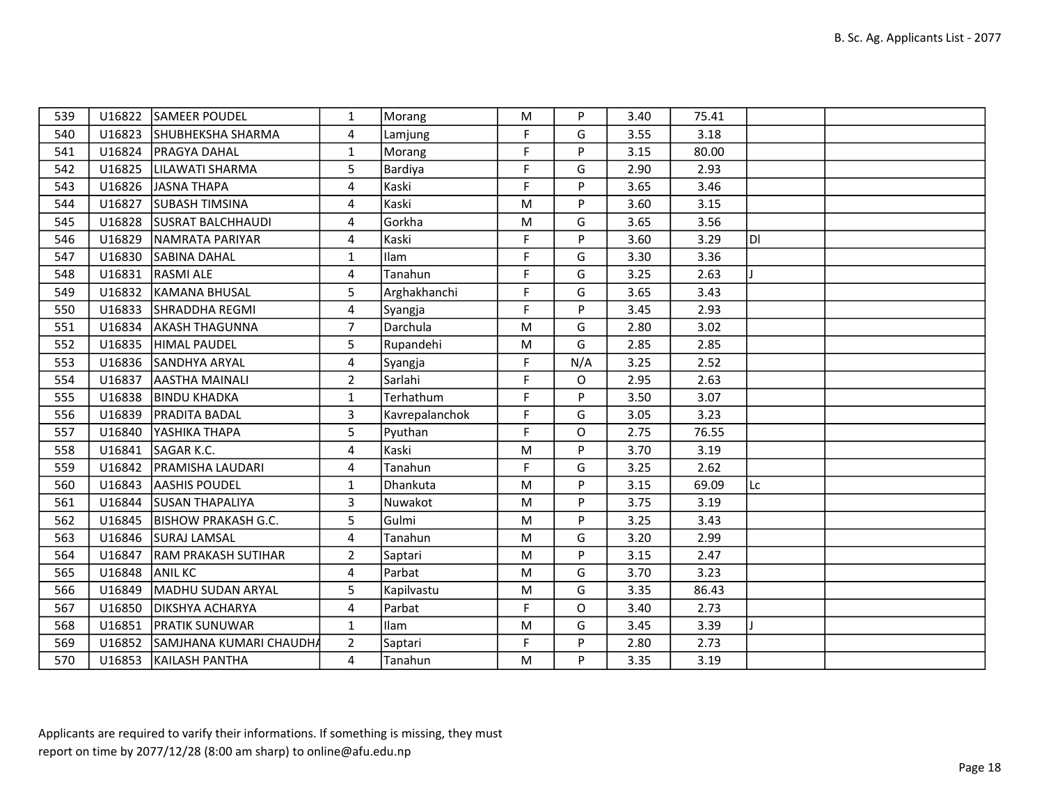| | | | | | | | | | | |
|---|---|---|---|---|---|---|---|---|---|---|
| 539 | U16822 | SAMEER POUDEL | 1 | Morang | M | P | 3.40 | 75.41 | | |
| 540 | U16823 | SHUBHEKSHA SHARMA | 4 | Lamjung | F | G | 3.55 | 3.18 | | |
| 541 | U16824 | PRAGYA DAHAL | 1 | Morang | F | P | 3.15 | 80.00 | | |
| 542 | U16825 | LILAWATI SHARMA | 5 | Bardiya | F | G | 2.90 | 2.93 | | |
| 543 | U16826 | JASNA THAPA | 4 | Kaski | F | P | 3.65 | 3.46 | | |
| 544 | U16827 | SUBASH TIMSINA | 4 | Kaski | M | P | 3.60 | 3.15 | | |
| 545 | U16828 | SUSRAT BALCHHAUDI | 4 | Gorkha | M | G | 3.65 | 3.56 | | |
| 546 | U16829 | NAMRATA PARIYAR | 4 | Kaski | F | P | 3.60 | 3.29 | Dl | |
| 547 | U16830 | SABINA DAHAL | 1 | Ilam | F | G | 3.30 | 3.36 | | |
| 548 | U16831 | RASMI ALE | 4 | Tanahun | F | G | 3.25 | 2.63 | J | |
| 549 | U16832 | KAMANA BHUSAL | 5 | Arghakhanchi | F | G | 3.65 | 3.43 | | |
| 550 | U16833 | SHRADDHA REGMI | 4 | Syangja | F | P | 3.45 | 2.93 | | |
| 551 | U16834 | AKASH THAGUNNA | 7 | Darchula | M | G | 2.80 | 3.02 | | |
| 552 | U16835 | HIMAL PAUDEL | 5 | Rupandehi | M | G | 2.85 | 2.85 | | |
| 553 | U16836 | SANDHYA ARYAL | 4 | Syangja | F | N/A | 3.25 | 2.52 | | |
| 554 | U16837 | AASTHA MAINALI | 2 | Sarlahi | F | O | 2.95 | 2.63 | | |
| 555 | U16838 | BINDU KHADKA | 1 | Terhathum | F | P | 3.50 | 3.07 | | |
| 556 | U16839 | PRADITA BADAL | 3 | Kavrepalanchok | F | G | 3.05 | 3.23 | | |
| 557 | U16840 | YASHIKA THAPA | 5 | Pyuthan | F | O | 2.75 | 76.55 | | |
| 558 | U16841 | SAGAR K.C. | 4 | Kaski | M | P | 3.70 | 3.19 | | |
| 559 | U16842 | PRAMISHA LAUDARI | 4 | Tanahun | F | G | 3.25 | 2.62 | | |
| 560 | U16843 | AASHIS POUDEL | 1 | Dhankuta | M | P | 3.15 | 69.09 | Lc | |
| 561 | U16844 | SUSAN THAPALIYA | 3 | Nuwakot | M | P | 3.75 | 3.19 | | |
| 562 | U16845 | BISHOW PRAKASH G.C. | 5 | Gulmi | M | P | 3.25 | 3.43 | | |
| 563 | U16846 | SURAJ LAMSAL | 4 | Tanahun | M | G | 3.20 | 2.99 | | |
| 564 | U16847 | RAM PRAKASH SUTIHAR | 2 | Saptari | M | P | 3.15 | 2.47 | | |
| 565 | U16848 | ANIL KC | 4 | Parbat | M | G | 3.70 | 3.23 | | |
| 566 | U16849 | MADHU SUDAN ARYAL | 5 | Kapilvastu | M | G | 3.35 | 86.43 | | |
| 567 | U16850 | DIKSHYA ACHARYA | 4 | Parbat | F | O | 3.40 | 2.73 | | |
| 568 | U16851 | PRATIK SUNUWAR | 1 | Ilam | M | G | 3.45 | 3.39 | J | |
| 569 | U16852 | SAMJHANA KUMARI CHAUDHA | 2 | Saptari | F | P | 2.80 | 2.73 | | |
| 570 | U16853 | KAILASH PANTHA | 4 | Tanahun | M | P | 3.35 | 3.19 | | |

Applicants are required to varify their informations. If something is missing, they must report on time by 2077/12/28 (8:00 am sharp) to online@afu.edu.np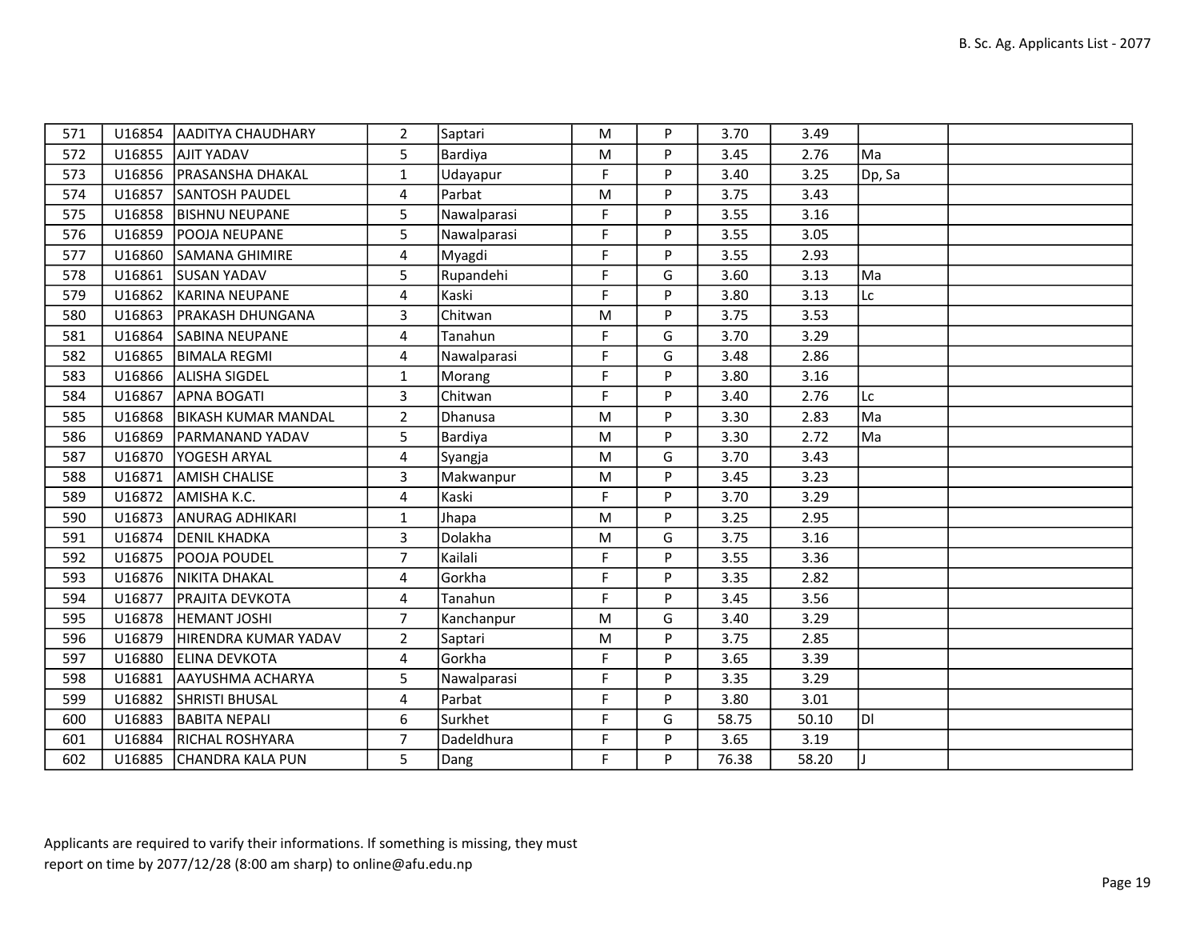| 571 | U16854 | AADITYA CHAUDHARY | 2 | Saptari | M | P | 3.70 | 3.49 | | |
|---|---|---|---|---|---|---|---|---|---|---|
| 572 | U16855 | AJIT YADAV | 5 | Bardiya | M | P | 3.45 | 2.76 | Ma | |
| 573 | U16856 | PRASANSHA DHAKAL | 1 | Udayapur | F | P | 3.40 | 3.25 | Dp, Sa | |
| 574 | U16857 | SANTOSH PAUDEL | 4 | Parbat | M | P | 3.75 | 3.43 | | |
| 575 | U16858 | BISHNU NEUPANE | 5 | Nawalparasi | F | P | 3.55 | 3.16 | | |
| 576 | U16859 | POOJA NEUPANE | 5 | Nawalparasi | F | P | 3.55 | 3.05 | | |
| 577 | U16860 | SAMANA GHIMIRE | 4 | Myagdi | F | P | 3.55 | 2.93 | | |
| 578 | U16861 | SUSAN YADAV | 5 | Rupandehi | F | G | 3.60 | 3.13 | Ma | |
| 579 | U16862 | KARINA NEUPANE | 4 | Kaski | F | P | 3.80 | 3.13 | Lc | |
| 580 | U16863 | PRAKASH DHUNGANA | 3 | Chitwan | M | P | 3.75 | 3.53 | | |
| 581 | U16864 | SABINA NEUPANE | 4 | Tanahun | F | G | 3.70 | 3.29 | | |
| 582 | U16865 | BIMALA REGMI | 4 | Nawalparasi | F | G | 3.48 | 2.86 | | |
| 583 | U16866 | ALISHA SIGDEL | 1 | Morang | F | P | 3.80 | 3.16 | | |
| 584 | U16867 | APNA BOGATI | 3 | Chitwan | F | P | 3.40 | 2.76 | Lc | |
| 585 | U16868 | BIKASH KUMAR MANDAL | 2 | Dhanusa | M | P | 3.30 | 2.83 | Ma | |
| 586 | U16869 | PARMANAND YADAV | 5 | Bardiya | M | P | 3.30 | 2.72 | Ma | |
| 587 | U16870 | YOGESH ARYAL | 4 | Syangja | M | G | 3.70 | 3.43 | | |
| 588 | U16871 | AMISH CHALISE | 3 | Makwanpur | M | P | 3.45 | 3.23 | | |
| 589 | U16872 | AMISHA K.C. | 4 | Kaski | F | P | 3.70 | 3.29 | | |
| 590 | U16873 | ANURAG ADHIKARI | 1 | Jhapa | M | P | 3.25 | 2.95 | | |
| 591 | U16874 | DENIL KHADKA | 3 | Dolakha | M | G | 3.75 | 3.16 | | |
| 592 | U16875 | POOJA POUDEL | 7 | Kailali | F | P | 3.55 | 3.36 | | |
| 593 | U16876 | NIKITA DHAKAL | 4 | Gorkha | F | P | 3.35 | 2.82 | | |
| 594 | U16877 | PRAJITA DEVKOTA | 4 | Tanahun | F | P | 3.45 | 3.56 | | |
| 595 | U16878 | HEMANT JOSHI | 7 | Kanchanpur | M | G | 3.40 | 3.29 | | |
| 596 | U16879 | HIRENDRA KUMAR YADAV | 2 | Saptari | M | P | 3.75 | 2.85 | | |
| 597 | U16880 | ELINA DEVKOTA | 4 | Gorkha | F | P | 3.65 | 3.39 | | |
| 598 | U16881 | AAYUSHMA ACHARYA | 5 | Nawalparasi | F | P | 3.35 | 3.29 | | |
| 599 | U16882 | SHRISTI BHUSAL | 4 | Parbat | F | P | 3.80 | 3.01 | | |
| 600 | U16883 | BABITA NEPALI | 6 | Surkhet | F | G | 58.75 | 50.10 | Dl | |
| 601 | U16884 | RICHAL ROSHYARA | 7 | Dadeldhura | F | P | 3.65 | 3.19 | | |
| 602 | U16885 | CHANDRA KALA PUN | 5 | Dang | F | P | 76.38 | 58.20 | J | |

Applicants are required to varify their informations. If something is missing, they must report on time by 2077/12/28 (8:00 am sharp) to online@afu.edu.np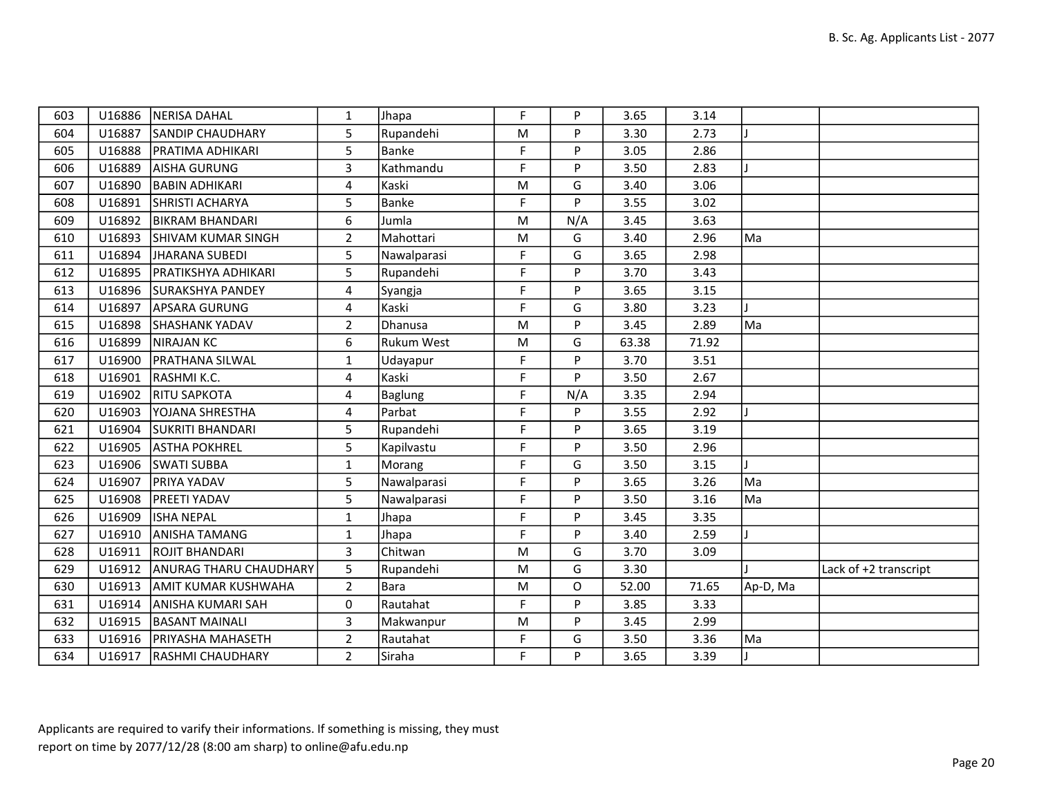| | | | | | | | | | | |
|---|---|---|---|---|---|---|---|---|---|---|
| 603 | U16886 | NERISA DAHAL | 1 | Jhapa | F | P | 3.65 | 3.14 | | |
| 604 | U16887 | SANDIP CHAUDHARY | 5 | Rupandehi | M | P | 3.30 | 2.73 | J | |
| 605 | U16888 | PRATIMA ADHIKARI | 5 | Banke | F | P | 3.05 | 2.86 | | |
| 606 | U16889 | AISHA GURUNG | 3 | Kathmandu | F | P | 3.50 | 2.83 | J | |
| 607 | U16890 | BABIN ADHIKARI | 4 | Kaski | M | G | 3.40 | 3.06 | | |
| 608 | U16891 | SHRISTI ACHARYA | 5 | Banke | F | P | 3.55 | 3.02 | | |
| 609 | U16892 | BIKRAM BHANDARI | 6 | Jumla | M | N/A | 3.45 | 3.63 | | |
| 610 | U16893 | SHIVAM KUMAR SINGH | 2 | Mahottari | M | G | 3.40 | 2.96 | Ma | |
| 611 | U16894 | JHARANA SUBEDI | 5 | Nawalparasi | F | G | 3.65 | 2.98 | | |
| 612 | U16895 | PRATIKSHYA ADHIKARI | 5 | Rupandehi | F | P | 3.70 | 3.43 | | |
| 613 | U16896 | SURAKSHYA PANDEY | 4 | Syangja | F | P | 3.65 | 3.15 | | |
| 614 | U16897 | APSARA GURUNG | 4 | Kaski | F | G | 3.80 | 3.23 | J | |
| 615 | U16898 | SHASHANK YADAV | 2 | Dhanusa | M | P | 3.45 | 2.89 | Ma | |
| 616 | U16899 | NIRAJAN KC | 6 | Rukum West | M | G | 63.38 | 71.92 | | |
| 617 | U16900 | PRATHANA SILWAL | 1 | Udayapur | F | P | 3.70 | 3.51 | | |
| 618 | U16901 | RASHMI K.C. | 4 | Kaski | F | P | 3.50 | 2.67 | | |
| 619 | U16902 | RITU SAPKOTA | 4 | Baglung | F | N/A | 3.35 | 2.94 | | |
| 620 | U16903 | YOJANA SHRESTHA | 4 | Parbat | F | P | 3.55 | 2.92 | J | |
| 621 | U16904 | SUKRITI BHANDARI | 5 | Rupandehi | F | P | 3.65 | 3.19 | | |
| 622 | U16905 | ASTHA POKHREL | 5 | Kapilvastu | F | P | 3.50 | 2.96 | | |
| 623 | U16906 | SWATI SUBBA | 1 | Morang | F | G | 3.50 | 3.15 | J | |
| 624 | U16907 | PRIYA YADAV | 5 | Nawalparasi | F | P | 3.65 | 3.26 | Ma | |
| 625 | U16908 | PREETI YADAV | 5 | Nawalparasi | F | P | 3.50 | 3.16 | Ma | |
| 626 | U16909 | ISHA NEPAL | 1 | Jhapa | F | P | 3.45 | 3.35 | | |
| 627 | U16910 | ANISHA TAMANG | 1 | Jhapa | F | P | 3.40 | 2.59 | J | |
| 628 | U16911 | ROJIT BHANDARI | 3 | Chitwan | M | G | 3.70 | 3.09 | | |
| 629 | U16912 | ANURAG THARU CHAUDHARY | 5 | Rupandehi | M | G | 3.30 | | J | Lack of +2 transcript |
| 630 | U16913 | AMIT KUMAR KUSHWAHA | 2 | Bara | M | O | 52.00 | 71.65 | Ap-D, Ma | |
| 631 | U16914 | ANISHA KUMARI SAH | 0 | Rautahat | F | P | 3.85 | 3.33 | | |
| 632 | U16915 | BASANT MAINALI | 3 | Makwanpur | M | P | 3.45 | 2.99 | | |
| 633 | U16916 | PRIYASHA MAHASETH | 2 | Rautahat | F | G | 3.50 | 3.36 | Ma | |
| 634 | U16917 | RASHMI CHAUDHARY | 2 | Siraha | F | P | 3.65 | 3.39 | J | |

Applicants are required to varify their informations. If something is missing, they must report on time by 2077/12/28 (8:00 am sharp) to online@afu.edu.np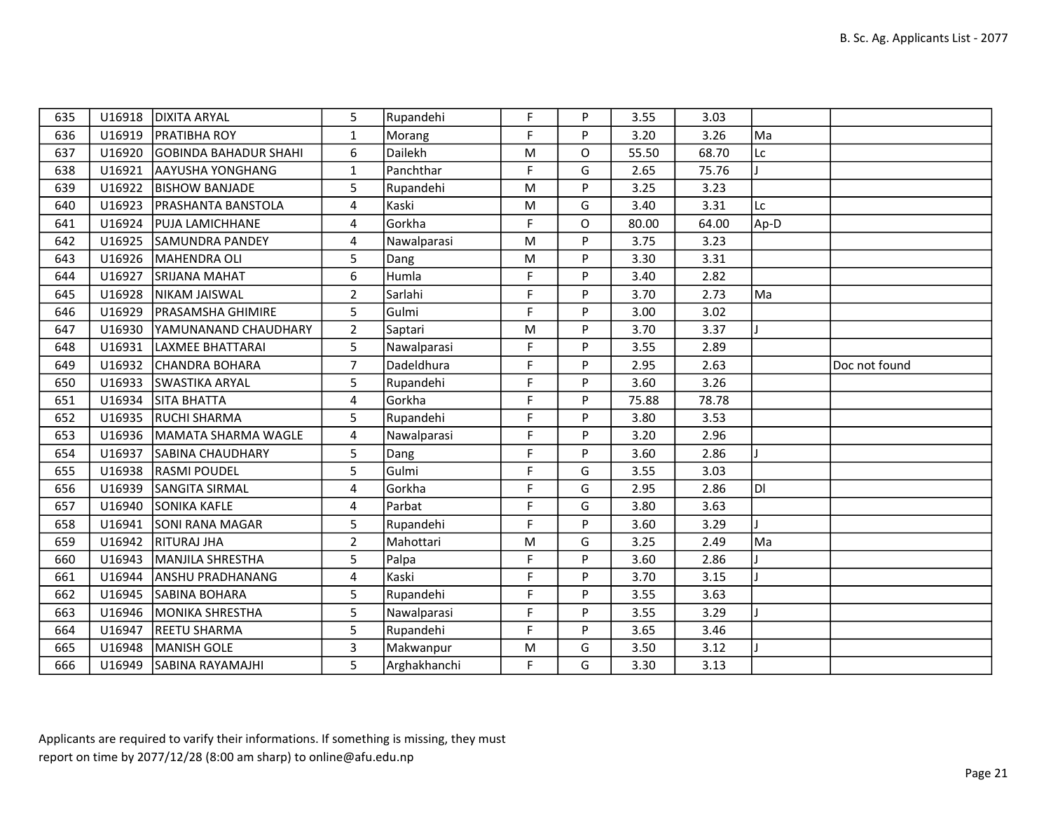| 635 | U16918 | DIXITA ARYAL | 5 | Rupandehi | F | P | 3.55 | 3.03 | | |
|---|---|---|---|---|---|---|---|---|---|---|
| 636 | U16919 | PRATIBHA ROY | 1 | Morang | F | P | 3.20 | 3.26 | Ma | |
| 637 | U16920 | GOBINDA BAHADUR SHAHI | 6 | Dailekh | M | O | 55.50 | 68.70 | Lc | |
| 638 | U16921 | AAYUSHA YONGHANG | 1 | Panchthar | F | G | 2.65 | 75.76 | J | |
| 639 | U16922 | BISHOW BANJADE | 5 | Rupandehi | M | P | 3.25 | 3.23 | | |
| 640 | U16923 | PRASHANTA BANSTOLA | 4 | Kaski | M | G | 3.40 | 3.31 | Lc | |
| 641 | U16924 | PUJA LAMICHHANE | 4 | Gorkha | F | O | 80.00 | 64.00 | Ap-D | |
| 642 | U16925 | SAMUNDRA PANDEY | 4 | Nawalparasi | M | P | 3.75 | 3.23 | | |
| 643 | U16926 | MAHENDRA OLI | 5 | Dang | M | P | 3.30 | 3.31 | | |
| 644 | U16927 | SRIJANA MAHAT | 6 | Humla | F | P | 3.40 | 2.82 | | |
| 645 | U16928 | NIKAM JAISWAL | 2 | Sarlahi | F | P | 3.70 | 2.73 | Ma | |
| 646 | U16929 | PRASAMSHA GHIMIRE | 5 | Gulmi | F | P | 3.00 | 3.02 | | |
| 647 | U16930 | YAMUNANAND CHAUDHARY | 2 | Saptari | M | P | 3.70 | 3.37 | J | |
| 648 | U16931 | LAXMEE BHATTARAI | 5 | Nawalparasi | F | P | 3.55 | 2.89 | | |
| 649 | U16932 | CHANDRA BOHARA | 7 | Dadeldhura | F | P | 2.95 | 2.63 | | Doc not found |
| 650 | U16933 | SWASTIKA ARYAL | 5 | Rupandehi | F | P | 3.60 | 3.26 | | |
| 651 | U16934 | SITA BHATTA | 4 | Gorkha | F | P | 75.88 | 78.78 | | |
| 652 | U16935 | RUCHI SHARMA | 5 | Rupandehi | F | P | 3.80 | 3.53 | | |
| 653 | U16936 | MAMATA SHARMA WAGLE | 4 | Nawalparasi | F | P | 3.20 | 2.96 | | |
| 654 | U16937 | SABINA CHAUDHARY | 5 | Dang | F | P | 3.60 | 2.86 | J | |
| 655 | U16938 | RASMI POUDEL | 5 | Gulmi | F | G | 3.55 | 3.03 | | |
| 656 | U16939 | SANGITA SIRMAL | 4 | Gorkha | F | G | 2.95 | 2.86 | Dl | |
| 657 | U16940 | SONIKA KAFLE | 4 | Parbat | F | G | 3.80 | 3.63 | | |
| 658 | U16941 | SONI RANA MAGAR | 5 | Rupandehi | F | P | 3.60 | 3.29 | J | |
| 659 | U16942 | RITURAJ JHA | 2 | Mahottari | M | G | 3.25 | 2.49 | Ma | |
| 660 | U16943 | MANJILA SHRESTHA | 5 | Palpa | F | P | 3.60 | 2.86 | J | |
| 661 | U16944 | ANSHU PRADHANANG | 4 | Kaski | F | P | 3.70 | 3.15 | J | |
| 662 | U16945 | SABINA BOHARA | 5 | Rupandehi | F | P | 3.55 | 3.63 | | |
| 663 | U16946 | MONIKA SHRESTHA | 5 | Nawalparasi | F | P | 3.55 | 3.29 | J | |
| 664 | U16947 | REETU SHARMA | 5 | Rupandehi | F | P | 3.65 | 3.46 | | |
| 665 | U16948 | MANISH GOLE | 3 | Makwanpur | M | G | 3.50 | 3.12 | J | |
| 666 | U16949 | SABINA RAYAMAJHI | 5 | Arghakhanchi | F | G | 3.30 | 3.13 | | |

Applicants are required to varify their informations. If something is missing, they must report on time by 2077/12/28 (8:00 am sharp) to online@afu.edu.np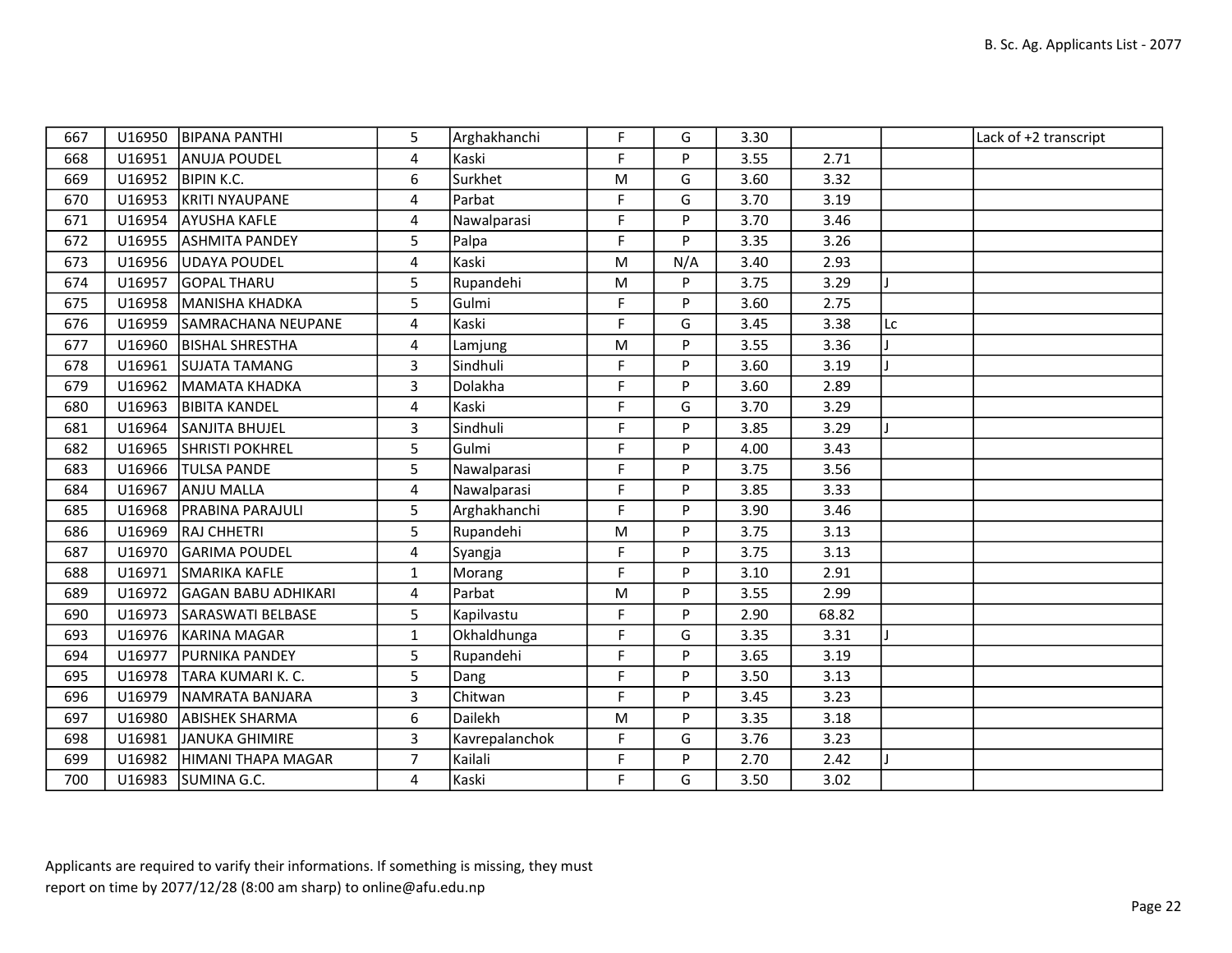| | | | | | | | | | | |
|---|---|---|---|---|---|---|---|---|---|---|
| 667 | U16950 | BIPANA PANTHI | 5 | Arghakhanchi | F | G | 3.30 | | | Lack of +2 transcript |
| 668 | U16951 | ANUJA POUDEL | 4 | Kaski | F | P | 3.55 | 2.71 | | |
| 669 | U16952 | BIPIN K.C. | 6 | Surkhet | M | G | 3.60 | 3.32 | | |
| 670 | U16953 | KRITI NYAUPANE | 4 | Parbat | F | G | 3.70 | 3.19 | | |
| 671 | U16954 | AYUSHA KAFLE | 4 | Nawalparasi | F | P | 3.70 | 3.46 | | |
| 672 | U16955 | ASHMITA PANDEY | 5 | Palpa | F | P | 3.35 | 3.26 | | |
| 673 | U16956 | UDAYA POUDEL | 4 | Kaski | M | N/A | 3.40 | 2.93 | | |
| 674 | U16957 | GOPAL THARU | 5 | Rupandehi | M | P | 3.75 | 3.29 | J | |
| 675 | U16958 | MANISHA KHADKA | 5 | Gulmi | F | P | 3.60 | 2.75 | | |
| 676 | U16959 | SAMRACHANA NEUPANE | 4 | Kaski | F | G | 3.45 | 3.38 | Lc | |
| 677 | U16960 | BISHAL SHRESTHA | 4 | Lamjung | M | P | 3.55 | 3.36 | J | |
| 678 | U16961 | SUJATA TAMANG | 3 | Sindhuli | F | P | 3.60 | 3.19 | J | |
| 679 | U16962 | MAMATA KHADKA | 3 | Dolakha | F | P | 3.60 | 2.89 | | |
| 680 | U16963 | BIBITA KANDEL | 4 | Kaski | F | G | 3.70 | 3.29 | | |
| 681 | U16964 | SANJITA BHUJEL | 3 | Sindhuli | F | P | 3.85 | 3.29 | J | |
| 682 | U16965 | SHRISTI POKHREL | 5 | Gulmi | F | P | 4.00 | 3.43 | | |
| 683 | U16966 | TULSA PANDE | 5 | Nawalparasi | F | P | 3.75 | 3.56 | | |
| 684 | U16967 | ANJU MALLA | 4 | Nawalparasi | F | P | 3.85 | 3.33 | | |
| 685 | U16968 | PRABINA PARAJULI | 5 | Arghakhanchi | F | P | 3.90 | 3.46 | | |
| 686 | U16969 | RAJ CHHETRI | 5 | Rupandehi | M | P | 3.75 | 3.13 | | |
| 687 | U16970 | GARIMA POUDEL | 4 | Syangja | F | P | 3.75 | 3.13 | | |
| 688 | U16971 | SMARIKA KAFLE | 1 | Morang | F | P | 3.10 | 2.91 | | |
| 689 | U16972 | GAGAN BABU ADHIKARI | 4 | Parbat | M | P | 3.55 | 2.99 | | |
| 690 | U16973 | SARASWATI BELBASE | 5 | Kapilvastu | F | P | 2.90 | 68.82 | | |
| 693 | U16976 | KARINA MAGAR | 1 | Okhaldhunga | F | G | 3.35 | 3.31 | J | |
| 694 | U16977 | PURNIKA PANDEY | 5 | Rupandehi | F | P | 3.65 | 3.19 | | |
| 695 | U16978 | TARA KUMARI K. C. | 5 | Dang | F | P | 3.50 | 3.13 | | |
| 696 | U16979 | NAMRATA BANJARA | 3 | Chitwan | F | P | 3.45 | 3.23 | | |
| 697 | U16980 | ABISHEK SHARMA | 6 | Dailekh | M | P | 3.35 | 3.18 | | |
| 698 | U16981 | JANUKA GHIMIRE | 3 | Kavrepalanchok | F | G | 3.76 | 3.23 | | |
| 699 | U16982 | HIMANI THAPA MAGAR | 7 | Kailali | F | P | 2.70 | 2.42 | J | |
| 700 | U16983 | SUMINA G.C. | 4 | Kaski | F | G | 3.50 | 3.02 | | |

Applicants are required to varify their informations. If something is missing, they must report on time by 2077/12/28 (8:00 am sharp) to online@afu.edu.np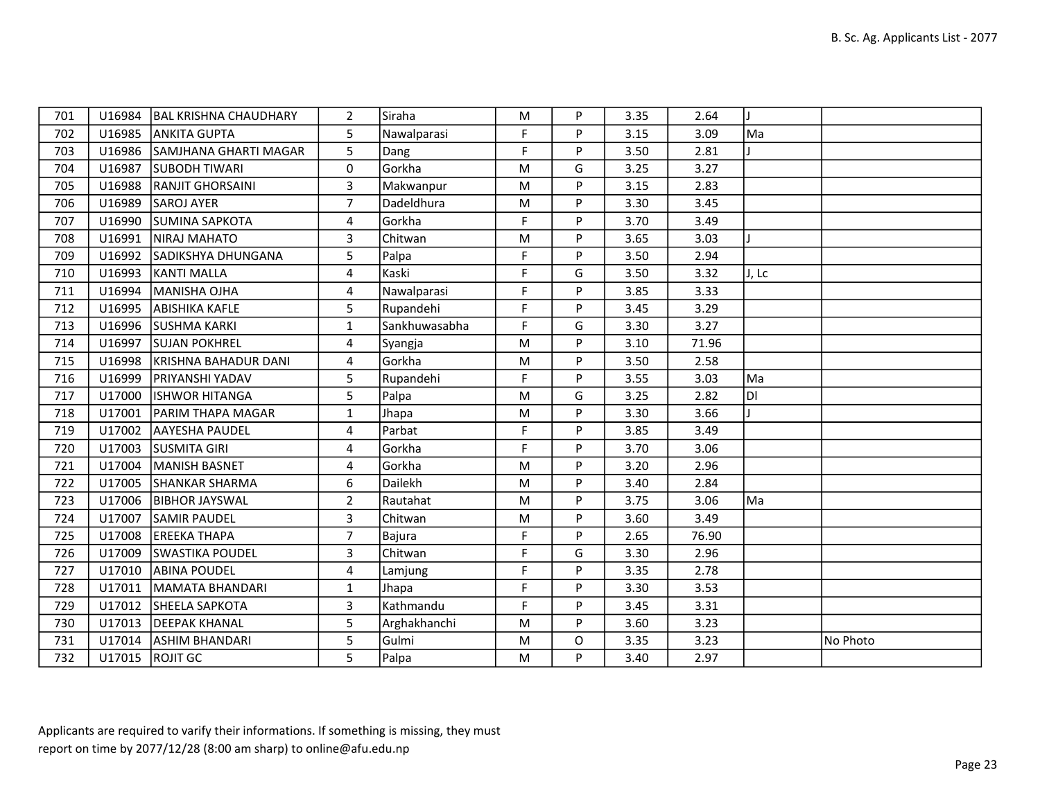| | | | | | | | | | | |
|---|---|---|---|---|---|---|---|---|---|---|
| 701 | U16984 | BAL KRISHNA CHAUDHARY | 2 | Siraha | M | P | 3.35 | 2.64 | J | |
| 702 | U16985 | ANKITA GUPTA | 5 | Nawalparasi | F | P | 3.15 | 3.09 | Ma | |
| 703 | U16986 | SAMJHANA GHARTI MAGAR | 5 | Dang | F | P | 3.50 | 2.81 | J | |
| 704 | U16987 | SUBODH TIWARI | 0 | Gorkha | M | G | 3.25 | 3.27 | | |
| 705 | U16988 | RANJIT GHORSAINI | 3 | Makwanpur | M | P | 3.15 | 2.83 | | |
| 706 | U16989 | SAROJ AYER | 7 | Dadeldhura | M | P | 3.30 | 3.45 | | |
| 707 | U16990 | SUMINA SAPKOTA | 4 | Gorkha | F | P | 3.70 | 3.49 | | |
| 708 | U16991 | NIRAJ MAHATO | 3 | Chitwan | M | P | 3.65 | 3.03 | J | |
| 709 | U16992 | SADIKSHYA DHUNGANA | 5 | Palpa | F | P | 3.50 | 2.94 | | |
| 710 | U16993 | KANTI MALLA | 4 | Kaski | F | G | 3.50 | 3.32 | J, Lc | |
| 711 | U16994 | MANISHA OJHA | 4 | Nawalparasi | F | P | 3.85 | 3.33 | | |
| 712 | U16995 | ABISHIKA KAFLE | 5 | Rupandehi | F | P | 3.45 | 3.29 | | |
| 713 | U16996 | SUSHMA KARKI | 1 | Sankhuwasabha | F | G | 3.30 | 3.27 | | |
| 714 | U16997 | SUJAN POKHREL | 4 | Syangja | M | P | 3.10 | 71.96 | | |
| 715 | U16998 | KRISHNA BAHADUR DANI | 4 | Gorkha | M | P | 3.50 | 2.58 | | |
| 716 | U16999 | PRIYANSHI YADAV | 5 | Rupandehi | F | P | 3.55 | 3.03 | Ma | |
| 717 | U17000 | ISHWOR HITANGA | 5 | Palpa | M | G | 3.25 | 2.82 | Dl | |
| 718 | U17001 | PARIM THAPA MAGAR | 1 | Jhapa | M | P | 3.30 | 3.66 | J | |
| 719 | U17002 | AAYESHA PAUDEL | 4 | Parbat | F | P | 3.85 | 3.49 | | |
| 720 | U17003 | SUSMITA GIRI | 4 | Gorkha | F | P | 3.70 | 3.06 | | |
| 721 | U17004 | MANISH BASNET | 4 | Gorkha | M | P | 3.20 | 2.96 | | |
| 722 | U17005 | SHANKAR SHARMA | 6 | Dailekh | M | P | 3.40 | 2.84 | | |
| 723 | U17006 | BIBHOR JAYSWAL | 2 | Rautahat | M | P | 3.75 | 3.06 | Ma | |
| 724 | U17007 | SAMIR PAUDEL | 3 | Chitwan | M | P | 3.60 | 3.49 | | |
| 725 | U17008 | EREEKA THAPA | 7 | Bajura | F | P | 2.65 | 76.90 | | |
| 726 | U17009 | SWASTIKA POUDEL | 3 | Chitwan | F | G | 3.30 | 2.96 | | |
| 727 | U17010 | ABINA POUDEL | 4 | Lamjung | F | P | 3.35 | 2.78 | | |
| 728 | U17011 | MAMATA BHANDARI | 1 | Jhapa | F | P | 3.30 | 3.53 | | |
| 729 | U17012 | SHEELA SAPKOTA | 3 | Kathmandu | F | P | 3.45 | 3.31 | | |
| 730 | U17013 | DEEPAK KHANAL | 5 | Arghakhanchi | M | P | 3.60 | 3.23 | | |
| 731 | U17014 | ASHIM BHANDARI | 5 | Gulmi | M | O | 3.35 | 3.23 | | No Photo |
| 732 | U17015 | ROJIT GC | 5 | Palpa | M | P | 3.40 | 2.97 | | |

Applicants are required to varify their informations. If something is missing, they must report on time by 2077/12/28 (8:00 am sharp) to online@afu.edu.np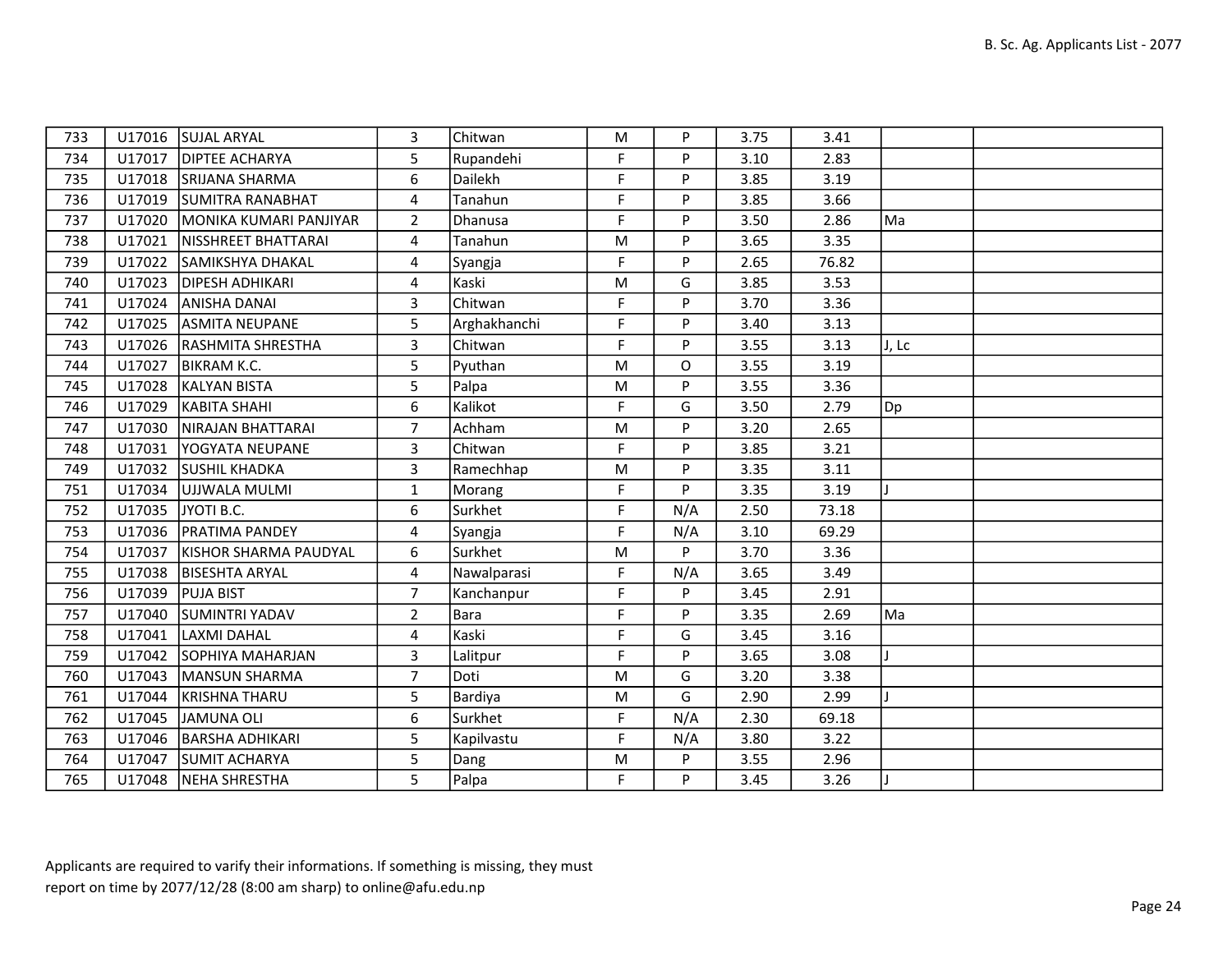| | | | | | | | | | | |
|---|---|---|---|---|---|---|---|---|---|---|
| 733 | U17016 | SUJAL ARYAL | 3 | Chitwan | M | P | 3.75 | 3.41 | | |
| 734 | U17017 | DIPTEE ACHARYA | 5 | Rupandehi | F | P | 3.10 | 2.83 | | |
| 735 | U17018 | SRIJANA SHARMA | 6 | Dailekh | F | P | 3.85 | 3.19 | | |
| 736 | U17019 | SUMITRA RANABHAT | 4 | Tanahun | F | P | 3.85 | 3.66 | | |
| 737 | U17020 | MONIKA KUMARI PANJIYAR | 2 | Dhanusa | F | P | 3.50 | 2.86 | Ma | |
| 738 | U17021 | NISSHREET BHATTARAI | 4 | Tanahun | M | P | 3.65 | 3.35 | | |
| 739 | U17022 | SAMIKSHYA DHAKAL | 4 | Syangja | F | P | 2.65 | 76.82 | | |
| 740 | U17023 | DIPESH ADHIKARI | 4 | Kaski | M | G | 3.85 | 3.53 | | |
| 741 | U17024 | ANISHA DANAI | 3 | Chitwan | F | P | 3.70 | 3.36 | | |
| 742 | U17025 | ASMITA NEUPANE | 5 | Arghakhanchi | F | P | 3.40 | 3.13 | | |
| 743 | U17026 | RASHMITA SHRESTHA | 3 | Chitwan | F | P | 3.55 | 3.13 | J, Lc | |
| 744 | U17027 | BIKRAM K.C. | 5 | Pyuthan | M | O | 3.55 | 3.19 | | |
| 745 | U17028 | KALYAN BISTA | 5 | Palpa | M | P | 3.55 | 3.36 | | |
| 746 | U17029 | KABITA SHAHI | 6 | Kalikot | F | G | 3.50 | 2.79 | Dp | |
| 747 | U17030 | NIRAJAN BHATTARAI | 7 | Achham | M | P | 3.20 | 2.65 | | |
| 748 | U17031 | YOGYATA NEUPANE | 3 | Chitwan | F | P | 3.85 | 3.21 | | |
| 749 | U17032 | SUSHIL KHADKA | 3 | Ramechhap | M | P | 3.35 | 3.11 | | |
| 751 | U17034 | UJJWALA MULMI | 1 | Morang | F | P | 3.35 | 3.19 | J | |
| 752 | U17035 | JYOTI B.C. | 6 | Surkhet | F | N/A | 2.50 | 73.18 | | |
| 753 | U17036 | PRATIMA PANDEY | 4 | Syangja | F | N/A | 3.10 | 69.29 | | |
| 754 | U17037 | KISHOR SHARMA PAUDYAL | 6 | Surkhet | M | P | 3.70 | 3.36 | | |
| 755 | U17038 | BISESHTA ARYAL | 4 | Nawalparasi | F | N/A | 3.65 | 3.49 | | |
| 756 | U17039 | PUJA BIST | 7 | Kanchanpur | F | P | 3.45 | 2.91 | | |
| 757 | U17040 | SUMINTRI YADAV | 2 | Bara | F | P | 3.35 | 2.69 | Ma | |
| 758 | U17041 | LAXMI DAHAL | 4 | Kaski | F | G | 3.45 | 3.16 | | |
| 759 | U17042 | SOPHIYA MAHARJAN | 3 | Lalitpur | F | P | 3.65 | 3.08 | J | |
| 760 | U17043 | MANSUN SHARMA | 7 | Doti | M | G | 3.20 | 3.38 | | |
| 761 | U17044 | KRISHNA THARU | 5 | Bardiya | M | G | 2.90 | 2.99 | J | |
| 762 | U17045 | JAMUNA OLI | 6 | Surkhet | F | N/A | 2.30 | 69.18 | | |
| 763 | U17046 | BARSHA ADHIKARI | 5 | Kapilvastu | F | N/A | 3.80 | 3.22 | | |
| 764 | U17047 | SUMIT ACHARYA | 5 | Dang | M | P | 3.55 | 2.96 | | |
| 765 | U17048 | NEHA SHRESTHA | 5 | Palpa | F | P | 3.45 | 3.26 | J | |

Applicants are required to varify their informations. If something is missing, they must report on time by 2077/12/28 (8:00 am sharp) to online@afu.edu.np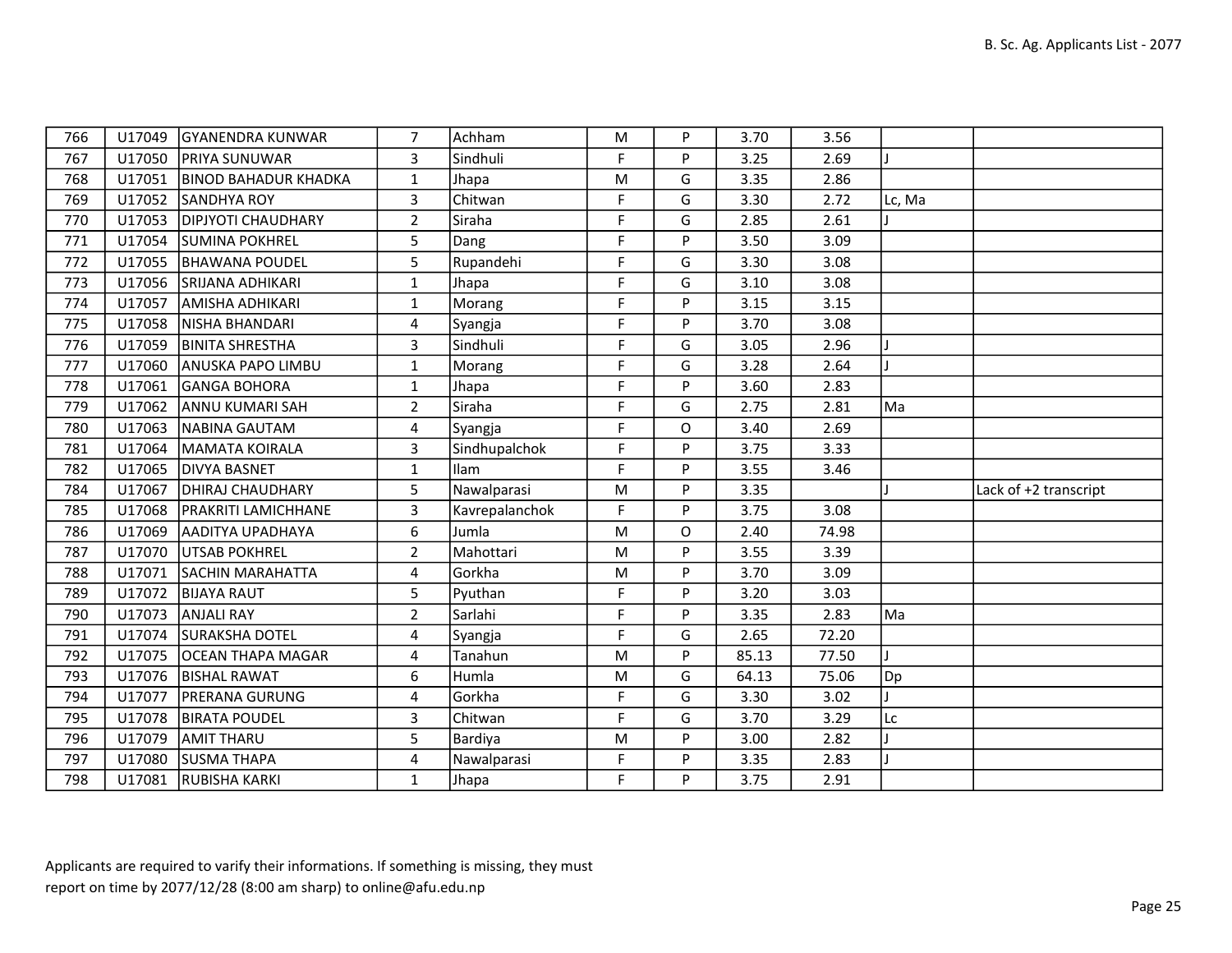| 766 | U17049 | GYANENDRA KUNWAR | 7 | Achham | M | P | 3.70 | 3.56 | | |
|---|---|---|---|---|---|---|---|---|---|---|
| 767 | U17050 | PRIYA SUNUWAR | 3 | Sindhuli | F | P | 3.25 | 2.69 | J | |
| 768 | U17051 | BINOD BAHADUR KHADKA | 1 | Jhapa | M | G | 3.35 | 2.86 | | |
| 769 | U17052 | SANDHYA ROY | 3 | Chitwan | F | G | 3.30 | 2.72 | Lc, Ma | |
| 770 | U17053 | DIPJYOTI CHAUDHARY | 2 | Siraha | F | G | 2.85 | 2.61 | J | |
| 771 | U17054 | SUMINA POKHREL | 5 | Dang | F | P | 3.50 | 3.09 | | |
| 772 | U17055 | BHAWANA POUDEL | 5 | Rupandehi | F | G | 3.30 | 3.08 | | |
| 773 | U17056 | SRIJANA ADHIKARI | 1 | Jhapa | F | G | 3.10 | 3.08 | | |
| 774 | U17057 | AMISHA ADHIKARI | 1 | Morang | F | P | 3.15 | 3.15 | | |
| 775 | U17058 | NISHA BHANDARI | 4 | Syangja | F | P | 3.70 | 3.08 | | |
| 776 | U17059 | BINITA SHRESTHA | 3 | Sindhuli | F | G | 3.05 | 2.96 | J | |
| 777 | U17060 | ANUSKA PAPO LIMBU | 1 | Morang | F | G | 3.28 | 2.64 | J | |
| 778 | U17061 | GANGA BOHORA | 1 | Jhapa | F | P | 3.60 | 2.83 | | |
| 779 | U17062 | ANNU KUMARI SAH | 2 | Siraha | F | G | 2.75 | 2.81 | Ma | |
| 780 | U17063 | NABINA GAUTAM | 4 | Syangja | F | O | 3.40 | 2.69 | | |
| 781 | U17064 | MAMATA KOIRALA | 3 | Sindhupalchok | F | P | 3.75 | 3.33 | | |
| 782 | U17065 | DIVYA BASNET | 1 | Ilam | F | P | 3.55 | 3.46 | | |
| 784 | U17067 | DHIRAJ CHAUDHARY | 5 | Nawalparasi | M | P | 3.35 | | J | Lack of +2 transcript |
| 785 | U17068 | PRAKRITI LAMICHHANE | 3 | Kavrepalanchok | F | P | 3.75 | 3.08 | | |
| 786 | U17069 | AADITYA UPADHAYA | 6 | Jumla | M | O | 2.40 | 74.98 | | |
| 787 | U17070 | UTSAB POKHREL | 2 | Mahottari | M | P | 3.55 | 3.39 | | |
| 788 | U17071 | SACHIN MARAHATTA | 4 | Gorkha | M | P | 3.70 | 3.09 | | |
| 789 | U17072 | BIJAYA RAUT | 5 | Pyuthan | F | P | 3.20 | 3.03 | | |
| 790 | U17073 | ANJALI RAY | 2 | Sarlahi | F | P | 3.35 | 2.83 | Ma | |
| 791 | U17074 | SURAKSHA DOTEL | 4 | Syangja | F | G | 2.65 | 72.20 | | |
| 792 | U17075 | OCEAN THAPA MAGAR | 4 | Tanahun | M | P | 85.13 | 77.50 | J | |
| 793 | U17076 | BISHAL RAWAT | 6 | Humla | M | G | 64.13 | 75.06 | Dp | |
| 794 | U17077 | PRERANA GURUNG | 4 | Gorkha | F | G | 3.30 | 3.02 | J | |
| 795 | U17078 | BIRATA POUDEL | 3 | Chitwan | F | G | 3.70 | 3.29 | Lc | |
| 796 | U17079 | AMIT THARU | 5 | Bardiya | M | P | 3.00 | 2.82 | J | |
| 797 | U17080 | SUSMA THAPA | 4 | Nawalparasi | F | P | 3.35 | 2.83 | J | |
| 798 | U17081 | RUBISHA KARKI | 1 | Jhapa | F | P | 3.75 | 2.91 | | |

Applicants are required to varify their informations. If something is missing, they must report on time by 2077/12/28 (8:00 am sharp) to online@afu.edu.np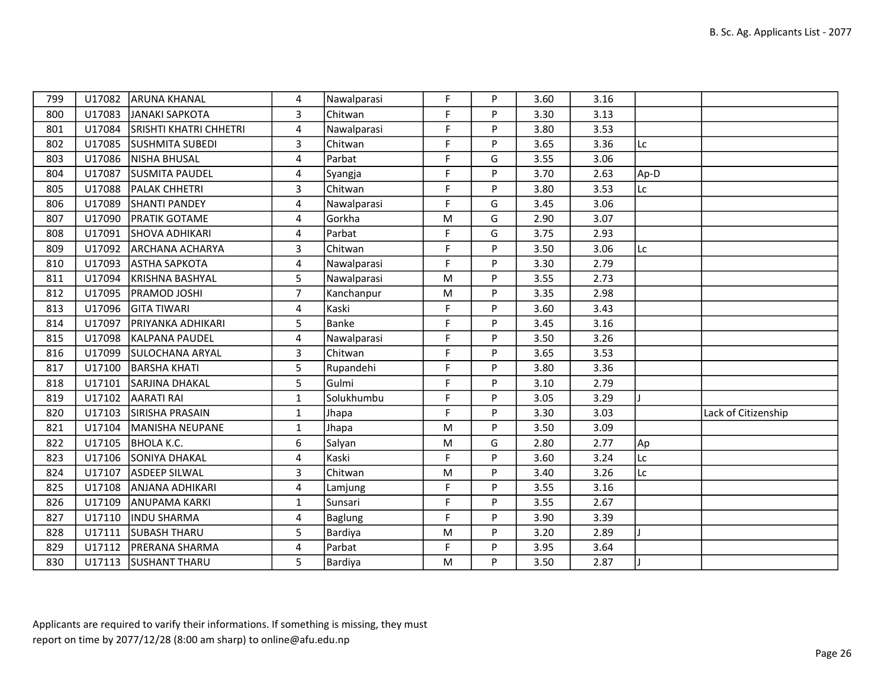| 799 | U17082 | ARUNA KHANAL | 4 | Nawalparasi | F | P | 3.60 | 3.16 | | |
|---|---|---|---|---|---|---|---|---|---|---|
| 800 | U17083 | JANAKI SAPKOTA | 3 | Chitwan | F | P | 3.30 | 3.13 | | |
| 801 | U17084 | SRISHTI KHATRI CHHETRI | 4 | Nawalparasi | F | P | 3.80 | 3.53 | | |
| 802 | U17085 | SUSHMITA SUBEDI | 3 | Chitwan | F | P | 3.65 | 3.36 | Lc | |
| 803 | U17086 | NISHA BHUSAL | 4 | Parbat | F | G | 3.55 | 3.06 | | |
| 804 | U17087 | SUSMITA PAUDEL | 4 | Syangja | F | P | 3.70 | 2.63 | Ap-D | |
| 805 | U17088 | PALAK CHHETRI | 3 | Chitwan | F | P | 3.80 | 3.53 | Lc | |
| 806 | U17089 | SHANTI PANDEY | 4 | Nawalparasi | F | G | 3.45 | 3.06 | | |
| 807 | U17090 | PRATIK GOTAME | 4 | Gorkha | M | G | 2.90 | 3.07 | | |
| 808 | U17091 | SHOVA ADHIKARI | 4 | Parbat | F | G | 3.75 | 2.93 | | |
| 809 | U17092 | ARCHANA ACHARYA | 3 | Chitwan | F | P | 3.50 | 3.06 | Lc | |
| 810 | U17093 | ASTHA SAPKOTA | 4 | Nawalparasi | F | P | 3.30 | 2.79 | | |
| 811 | U17094 | KRISHNA BASHYAL | 5 | Nawalparasi | M | P | 3.55 | 2.73 | | |
| 812 | U17095 | PRAMOD JOSHI | 7 | Kanchanpur | M | P | 3.35 | 2.98 | | |
| 813 | U17096 | GITA TIWARI | 4 | Kaski | F | P | 3.60 | 3.43 | | |
| 814 | U17097 | PRIYANKA ADHIKARI | 5 | Banke | F | P | 3.45 | 3.16 | | |
| 815 | U17098 | KALPANA PAUDEL | 4 | Nawalparasi | F | P | 3.50 | 3.26 | | |
| 816 | U17099 | SULOCHANA ARYAL | 3 | Chitwan | F | P | 3.65 | 3.53 | | |
| 817 | U17100 | BARSHA KHATI | 5 | Rupandehi | F | P | 3.80 | 3.36 | | |
| 818 | U17101 | SARJINA DHAKAL | 5 | Gulmi | F | P | 3.10 | 2.79 | | |
| 819 | U17102 | AARATI RAI | 1 | Solukhumbu | F | P | 3.05 | 3.29 | J | |
| 820 | U17103 | SIRISHA PRASAIN | 1 | Jhapa | F | P | 3.30 | 3.03 | | Lack of Citizenship |
| 821 | U17104 | MANISHA NEUPANE | 1 | Jhapa | M | P | 3.50 | 3.09 | | |
| 822 | U17105 | BHOLA K.C. | 6 | Salyan | M | G | 2.80 | 2.77 | Ap | |
| 823 | U17106 | SONIYA DHAKAL | 4 | Kaski | F | P | 3.60 | 3.24 | Lc | |
| 824 | U17107 | ASDEEP SILWAL | 3 | Chitwan | M | P | 3.40 | 3.26 | Lc | |
| 825 | U17108 | ANJANA ADHIKARI | 4 | Lamjung | F | P | 3.55 | 3.16 | | |
| 826 | U17109 | ANUPAMA KARKI | 1 | Sunsari | F | P | 3.55 | 2.67 | | |
| 827 | U17110 | INDU SHARMA | 4 | Baglung | F | P | 3.90 | 3.39 | | |
| 828 | U17111 | SUBASH THARU | 5 | Bardiya | M | P | 3.20 | 2.89 | J | |
| 829 | U17112 | PRERANA SHARMA | 4 | Parbat | F | P | 3.95 | 3.64 | | |
| 830 | U17113 | SUSHANT THARU | 5 | Bardiya | M | P | 3.50 | 2.87 | J | |

Applicants are required to varify their informations. If something is missing, they must report on time by 2077/12/28 (8:00 am sharp) to online@afu.edu.np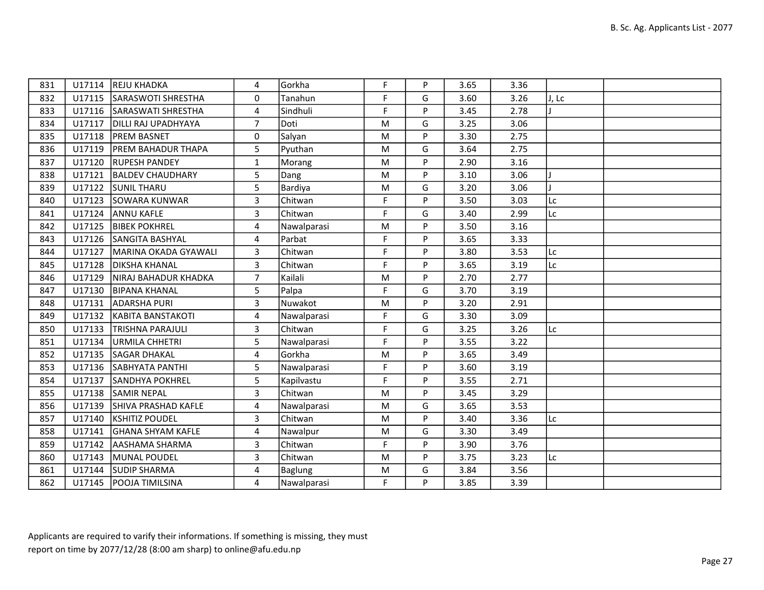| | | | | | | | | | | |
|---|---|---|---|---|---|---|---|---|---|---|
| 831 | U17114 | REJU KHADKA | 4 | Gorkha | F | P | 3.65 | 3.36 | | |
| 832 | U17115 | SARASWOTI SHRESTHA | 0 | Tanahun | F | G | 3.60 | 3.26 | J, Lc | |
| 833 | U17116 | SARASWATI SHRESTHA | 4 | Sindhuli | F | P | 3.45 | 2.78 | J | |
| 834 | U17117 | DILLI RAJ UPADHYAYA | 7 | Doti | M | G | 3.25 | 3.06 | | |
| 835 | U17118 | PREM BASNET | 0 | Salyan | M | P | 3.30 | 2.75 | | |
| 836 | U17119 | PREM BAHADUR THAPA | 5 | Pyuthan | M | G | 3.64 | 2.75 | | |
| 837 | U17120 | RUPESH PANDEY | 1 | Morang | M | P | 2.90 | 3.16 | | |
| 838 | U17121 | BALDEV CHAUDHARY | 5 | Dang | M | P | 3.10 | 3.06 | J | |
| 839 | U17122 | SUNIL THARU | 5 | Bardiya | M | G | 3.20 | 3.06 | J | |
| 840 | U17123 | SOWARA KUNWAR | 3 | Chitwan | F | P | 3.50 | 3.03 | Lc | |
| 841 | U17124 | ANNU KAFLE | 3 | Chitwan | F | G | 3.40 | 2.99 | Lc | |
| 842 | U17125 | BIBEK POKHREL | 4 | Nawalparasi | M | P | 3.50 | 3.16 | | |
| 843 | U17126 | SANGITA BASHYAL | 4 | Parbat | F | P | 3.65 | 3.33 | | |
| 844 | U17127 | MARINA OKADA GYAWALI | 3 | Chitwan | F | P | 3.80 | 3.53 | Lc | |
| 845 | U17128 | DIKSHA KHANAL | 3 | Chitwan | F | P | 3.65 | 3.19 | Lc | |
| 846 | U17129 | NIRAJ BAHADUR KHADKA | 7 | Kailali | M | P | 2.70 | 2.77 | | |
| 847 | U17130 | BIPANA KHANAL | 5 | Palpa | F | G | 3.70 | 3.19 | | |
| 848 | U17131 | ADARSHA PURI | 3 | Nuwakot | M | P | 3.20 | 2.91 | | |
| 849 | U17132 | KABITA BANSTAKOTI | 4 | Nawalparasi | F | G | 3.30 | 3.09 | | |
| 850 | U17133 | TRISHNA PARAJULI | 3 | Chitwan | F | G | 3.25 | 3.26 | Lc | |
| 851 | U17134 | URMILA CHHETRI | 5 | Nawalparasi | F | P | 3.55 | 3.22 | | |
| 852 | U17135 | SAGAR DHAKAL | 4 | Gorkha | M | P | 3.65 | 3.49 | | |
| 853 | U17136 | SABHYATA PANTHI | 5 | Nawalparasi | F | P | 3.60 | 3.19 | | |
| 854 | U17137 | SANDHYA POKHREL | 5 | Kapilvastu | F | P | 3.55 | 2.71 | | |
| 855 | U17138 | SAMIR NEPAL | 3 | Chitwan | M | P | 3.45 | 3.29 | | |
| 856 | U17139 | SHIVA PRASHAD KAFLE | 4 | Nawalparasi | M | G | 3.65 | 3.53 | | |
| 857 | U17140 | KSHITIZ POUDEL | 3 | Chitwan | M | P | 3.40 | 3.36 | Lc | |
| 858 | U17141 | GHANA SHYAM KAFLE | 4 | Nawalpur | M | G | 3.30 | 3.49 | | |
| 859 | U17142 | AASHAMA SHARMA | 3 | Chitwan | F | P | 3.90 | 3.76 | | |
| 860 | U17143 | MUNAL POUDEL | 3 | Chitwan | M | P | 3.75 | 3.23 | Lc | |
| 861 | U17144 | SUDIP SHARMA | 4 | Baglung | M | G | 3.84 | 3.56 | | |
| 862 | U17145 | POOJA TIMILSINA | 4 | Nawalparasi | F | P | 3.85 | 3.39 | | |

Applicants are required to varify their informations. If something is missing, they must report on time by 2077/12/28 (8:00 am sharp) to online@afu.edu.np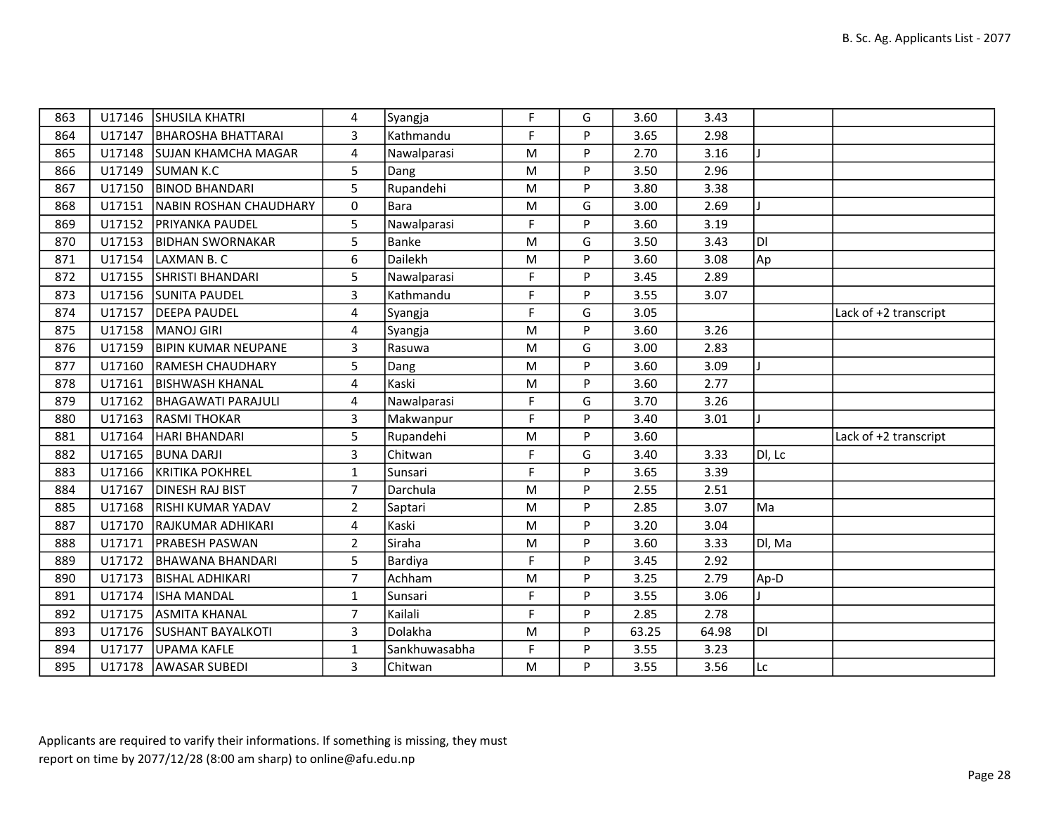| | | | | | | | | | | |
|---|---|---|---|---|---|---|---|---|---|---|
| 863 | U17146 | SHUSILA KHATRI | 4 | Syangja | F | G | 3.60 | 3.43 | | |
| 864 | U17147 | BHAROSHA BHATTARAI | 3 | Kathmandu | F | P | 3.65 | 2.98 | | |
| 865 | U17148 | SUJAN KHAMCHA MAGAR | 4 | Nawalparasi | M | P | 2.70 | 3.16 | J | |
| 866 | U17149 | SUMAN K.C | 5 | Dang | M | P | 3.50 | 2.96 | | |
| 867 | U17150 | BINOD BHANDARI | 5 | Rupandehi | M | P | 3.80 | 3.38 | | |
| 868 | U17151 | NABIN ROSHAN CHAUDHARY | 0 | Bara | M | G | 3.00 | 2.69 | J | |
| 869 | U17152 | PRIYANKA PAUDEL | 5 | Nawalparasi | F | P | 3.60 | 3.19 | | |
| 870 | U17153 | BIDHAN SWORNAKAR | 5 | Banke | M | G | 3.50 | 3.43 | Dl | |
| 871 | U17154 | LAXMAN B. C | 6 | Dailekh | M | P | 3.60 | 3.08 | Ap | |
| 872 | U17155 | SHRISTI BHANDARI | 5 | Nawalparasi | F | P | 3.45 | 2.89 | | |
| 873 | U17156 | SUNITA PAUDEL | 3 | Kathmandu | F | P | 3.55 | 3.07 | | |
| 874 | U17157 | DEEPA PAUDEL | 4 | Syangja | F | G | 3.05 | | | Lack of +2 transcript |
| 875 | U17158 | MANOJ GIRI | 4 | Syangja | M | P | 3.60 | 3.26 | | |
| 876 | U17159 | BIPIN KUMAR NEUPANE | 3 | Rasuwa | M | G | 3.00 | 2.83 | | |
| 877 | U17160 | RAMESH CHAUDHARY | 5 | Dang | M | P | 3.60 | 3.09 | J | |
| 878 | U17161 | BISHWASH KHANAL | 4 | Kaski | M | P | 3.60 | 2.77 | | |
| 879 | U17162 | BHAGAWATI PARAJULI | 4 | Nawalparasi | F | G | 3.70 | 3.26 | | |
| 880 | U17163 | RASMI THOKAR | 3 | Makwanpur | F | P | 3.40 | 3.01 | J | |
| 881 | U17164 | HARI BHANDARI | 5 | Rupandehi | M | P | 3.60 | | | Lack of +2 transcript |
| 882 | U17165 | BUNA DARJI | 3 | Chitwan | F | G | 3.40 | 3.33 | Dl, Lc | |
| 883 | U17166 | KRITIKA POKHREL | 1 | Sunsari | F | P | 3.65 | 3.39 | | |
| 884 | U17167 | DINESH RAJ BIST | 7 | Darchula | M | P | 2.55 | 2.51 | | |
| 885 | U17168 | RISHI KUMAR YADAV | 2 | Saptari | M | P | 2.85 | 3.07 | Ma | |
| 887 | U17170 | RAJKUMAR ADHIKARI | 4 | Kaski | M | P | 3.20 | 3.04 | | |
| 888 | U17171 | PRABESH PASWAN | 2 | Siraha | M | P | 3.60 | 3.33 | Dl, Ma | |
| 889 | U17172 | BHAWANA BHANDARI | 5 | Bardiya | F | P | 3.45 | 2.92 | | |
| 890 | U17173 | BISHAL ADHIKARI | 7 | Achham | M | P | 3.25 | 2.79 | Ap-D | |
| 891 | U17174 | ISHA MANDAL | 1 | Sunsari | F | P | 3.55 | 3.06 | J | |
| 892 | U17175 | ASMITA KHANAL | 7 | Kailali | F | P | 2.85 | 2.78 | | |
| 893 | U17176 | SUSHANT BAYALKOTI | 3 | Dolakha | M | P | 63.25 | 64.98 | Dl | |
| 894 | U17177 | UPAMA KAFLE | 1 | Sankhuwasabha | F | P | 3.55 | 3.23 | | |
| 895 | U17178 | AWASAR SUBEDI | 3 | Chitwan | M | P | 3.55 | 3.56 | Lc | |

Applicants are required to varify their informations. If something is missing, they must report on time by 2077/12/28 (8:00 am sharp) to online@afu.edu.np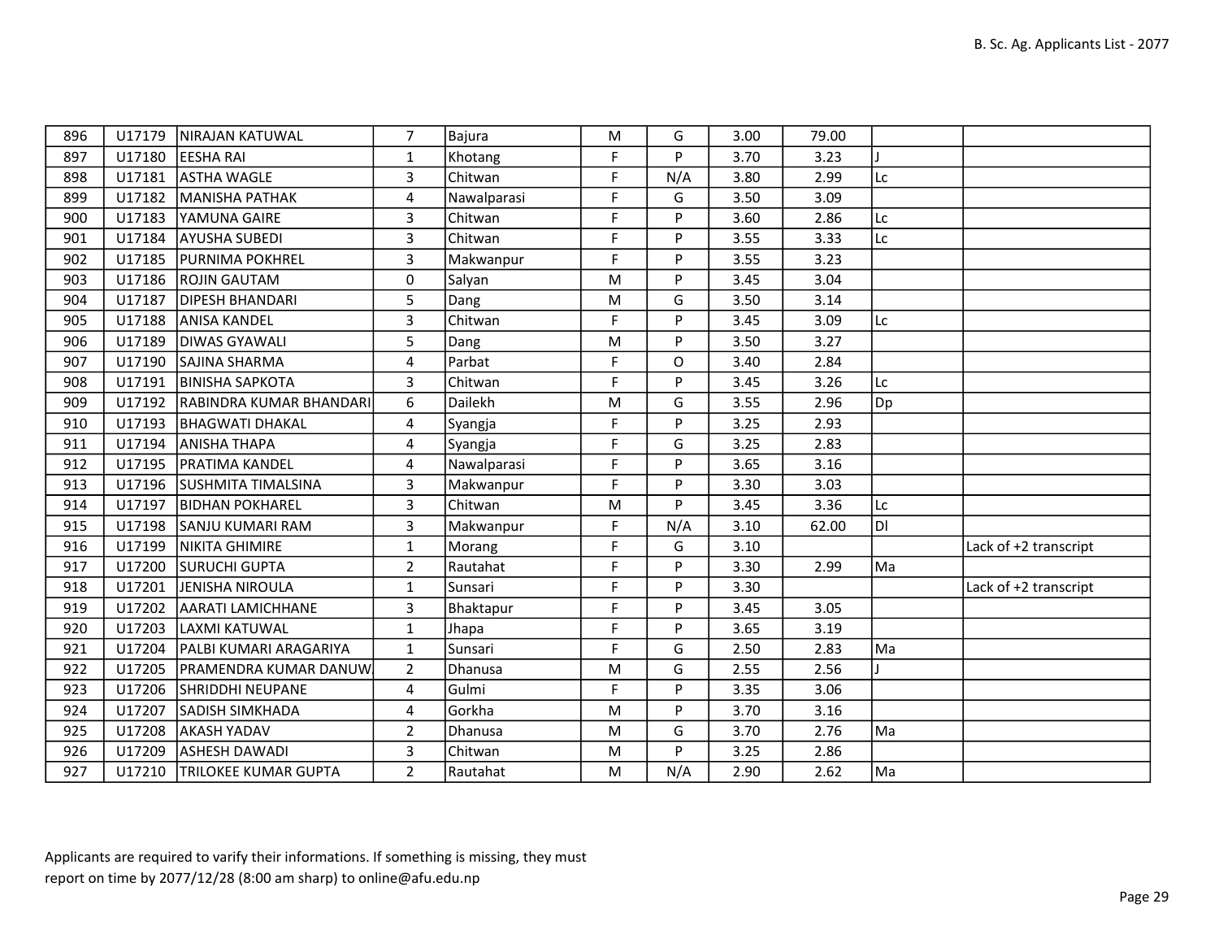| 896 | U17179 | NIRAJAN KATUWAL | 7 | Bajura | M | G | 3.00 | 79.00 | | |
|---|---|---|---|---|---|---|---|---|---|---|
| 897 | U17180 | EESHA RAI | 1 | Khotang | F | P | 3.70 | 3.23 | J | |
| 898 | U17181 | ASTHA WAGLE | 3 | Chitwan | F | N/A | 3.80 | 2.99 | Lc | |
| 899 | U17182 | MANISHA PATHAK | 4 | Nawalparasi | F | G | 3.50 | 3.09 | | |
| 900 | U17183 | YAMUNA GAIRE | 3 | Chitwan | F | P | 3.60 | 2.86 | Lc | |
| 901 | U17184 | AYUSHA SUBEDI | 3 | Chitwan | F | P | 3.55 | 3.33 | Lc | |
| 902 | U17185 | PURNIMA POKHREL | 3 | Makwanpur | F | P | 3.55 | 3.23 | | |
| 903 | U17186 | ROJIN GAUTAM | 0 | Salyan | M | P | 3.45 | 3.04 | | |
| 904 | U17187 | DIPESH BHANDARI | 5 | Dang | M | G | 3.50 | 3.14 | | |
| 905 | U17188 | ANISA KANDEL | 3 | Chitwan | F | P | 3.45 | 3.09 | Lc | |
| 906 | U17189 | DIWAS GYAWALI | 5 | Dang | M | P | 3.50 | 3.27 | | |
| 907 | U17190 | SAJINA SHARMA | 4 | Parbat | F | O | 3.40 | 2.84 | | |
| 908 | U17191 | BINISHA SAPKOTA | 3 | Chitwan | F | P | 3.45 | 3.26 | Lc | |
| 909 | U17192 | RABINDRA KUMAR BHANDARI | 6 | Dailekh | M | G | 3.55 | 2.96 | Dp | |
| 910 | U17193 | BHAGWATI DHAKAL | 4 | Syangja | F | P | 3.25 | 2.93 | | |
| 911 | U17194 | ANISHA THAPA | 4 | Syangja | F | G | 3.25 | 2.83 | | |
| 912 | U17195 | PRATIMA KANDEL | 4 | Nawalparasi | F | P | 3.65 | 3.16 | | |
| 913 | U17196 | SUSHMITA TIMALSINA | 3 | Makwanpur | F | P | 3.30 | 3.03 | | |
| 914 | U17197 | BIDHAN POKHAREL | 3 | Chitwan | M | P | 3.45 | 3.36 | Lc | |
| 915 | U17198 | SANJU KUMARI RAM | 3 | Makwanpur | F | N/A | 3.10 | 62.00 | Dl | |
| 916 | U17199 | NIKITA GHIMIRE | 1 | Morang | F | G | 3.10 | | | Lack of +2 transcript |
| 917 | U17200 | SURUCHI GUPTA | 2 | Rautahat | F | P | 3.30 | 2.99 | Ma | |
| 918 | U17201 | JENISHA NIROULA | 1 | Sunsari | F | P | 3.30 | | | Lack of +2 transcript |
| 919 | U17202 | AARATI LAMICHHANE | 3 | Bhaktapur | F | P | 3.45 | 3.05 | | |
| 920 | U17203 | LAXMI KATUWAL | 1 | Jhapa | F | P | 3.65 | 3.19 | | |
| 921 | U17204 | PALBI KUMARI ARAGARIYA | 1 | Sunsari | F | G | 2.50 | 2.83 | Ma | |
| 922 | U17205 | PRAMENDRA KUMAR DANUW | 2 | Dhanusa | M | G | 2.55 | 2.56 | J | |
| 923 | U17206 | SHRIDDHI NEUPANE | 4 | Gulmi | F | P | 3.35 | 3.06 | | |
| 924 | U17207 | SADISH SIMKHADA | 4 | Gorkha | M | P | 3.70 | 3.16 | | |
| 925 | U17208 | AKASH YADAV | 2 | Dhanusa | M | G | 3.70 | 2.76 | Ma | |
| 926 | U17209 | ASHESH DAWADI | 3 | Chitwan | M | P | 3.25 | 2.86 | | |
| 927 | U17210 | TRILOKEE KUMAR GUPTA | 2 | Rautahat | M | N/A | 2.90 | 2.62 | Ma | |

Applicants are required to varify their informations. If something is missing, they must report on time by 2077/12/28 (8:00 am sharp) to online@afu.edu.np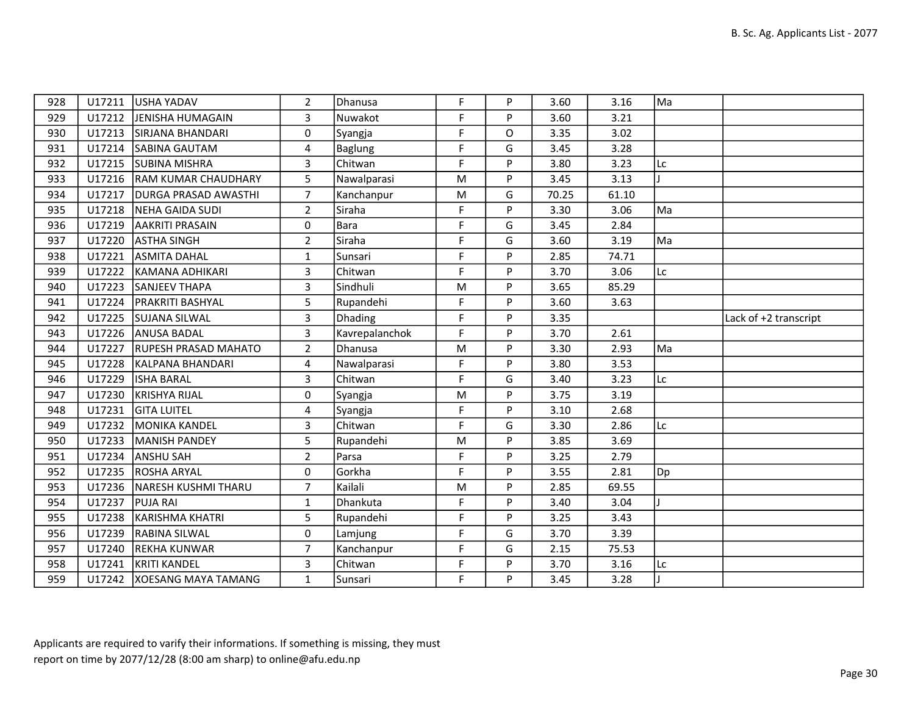| | | | | | | | | | | |
|---|---|---|---|---|---|---|---|---|---|---|
| 928 | U17211 | USHA YADAV | 2 | Dhanusa | F | P | 3.60 | 3.16 | Ma | |
| 929 | U17212 | JENISHA HUMAGAIN | 3 | Nuwakot | F | P | 3.60 | 3.21 | | |
| 930 | U17213 | SIRJANA BHANDARI | 0 | Syangja | F | O | 3.35 | 3.02 | | |
| 931 | U17214 | SABINA GAUTAM | 4 | Baglung | F | G | 3.45 | 3.28 | | |
| 932 | U17215 | SUBINA MISHRA | 3 | Chitwan | F | P | 3.80 | 3.23 | Lc | |
| 933 | U17216 | RAM KUMAR CHAUDHARY | 5 | Nawalparasi | M | P | 3.45 | 3.13 | J | |
| 934 | U17217 | DURGA PRASAD AWASTHI | 7 | Kanchanpur | M | G | 70.25 | 61.10 | | |
| 935 | U17218 | NEHA GAIDA SUDI | 2 | Siraha | F | P | 3.30 | 3.06 | Ma | |
| 936 | U17219 | AAKRITI PRASAIN | 0 | Bara | F | G | 3.45 | 2.84 | | |
| 937 | U17220 | ASTHA SINGH | 2 | Siraha | F | G | 3.60 | 3.19 | Ma | |
| 938 | U17221 | ASMITA DAHAL | 1 | Sunsari | F | P | 2.85 | 74.71 | | |
| 939 | U17222 | KAMANA ADHIKARI | 3 | Chitwan | F | P | 3.70 | 3.06 | Lc | |
| 940 | U17223 | SANJEEV THAPA | 3 | Sindhuli | M | P | 3.65 | 85.29 | | |
| 941 | U17224 | PRAKRITI BASHYAL | 5 | Rupandehi | F | P | 3.60 | 3.63 | | |
| 942 | U17225 | SUJANA SILWAL | 3 | Dhading | F | P | 3.35 | | | Lack of +2 transcript |
| 943 | U17226 | ANUSA BADAL | 3 | Kavrepalanchok | F | P | 3.70 | 2.61 | | |
| 944 | U17227 | RUPESH PRASAD MAHATO | 2 | Dhanusa | M | P | 3.30 | 2.93 | Ma | |
| 945 | U17228 | KALPANA BHANDARI | 4 | Nawalparasi | F | P | 3.80 | 3.53 | | |
| 946 | U17229 | ISHA BARAL | 3 | Chitwan | F | G | 3.40 | 3.23 | Lc | |
| 947 | U17230 | KRISHYA RIJAL | 0 | Syangja | M | P | 3.75 | 3.19 | | |
| 948 | U17231 | GITA LUITEL | 4 | Syangja | F | P | 3.10 | 2.68 | | |
| 949 | U17232 | MONIKA KANDEL | 3 | Chitwan | F | G | 3.30 | 2.86 | Lc | |
| 950 | U17233 | MANISH PANDEY | 5 | Rupandehi | M | P | 3.85 | 3.69 | | |
| 951 | U17234 | ANSHU SAH | 2 | Parsa | F | P | 3.25 | 2.79 | | |
| 952 | U17235 | ROSHA ARYAL | 0 | Gorkha | F | P | 3.55 | 2.81 | Dp | |
| 953 | U17236 | NARESH KUSHMI THARU | 7 | Kailali | M | P | 2.85 | 69.55 | | |
| 954 | U17237 | PUJA RAI | 1 | Dhankuta | F | P | 3.40 | 3.04 | J | |
| 955 | U17238 | KARISHMA KHATRI | 5 | Rupandehi | F | P | 3.25 | 3.43 | | |
| 956 | U17239 | RABINA SILWAL | 0 | Lamjung | F | G | 3.70 | 3.39 | | |
| 957 | U17240 | REKHA KUNWAR | 7 | Kanchanpur | F | G | 2.15 | 75.53 | | |
| 958 | U17241 | KRITI KANDEL | 3 | Chitwan | F | P | 3.70 | 3.16 | Lc | |
| 959 | U17242 | XOESANG MAYA TAMANG | 1 | Sunsari | F | P | 3.45 | 3.28 | J | |

Applicants are required to varify their informations. If something is missing, they must report on time by 2077/12/28 (8:00 am sharp) to online@afu.edu.np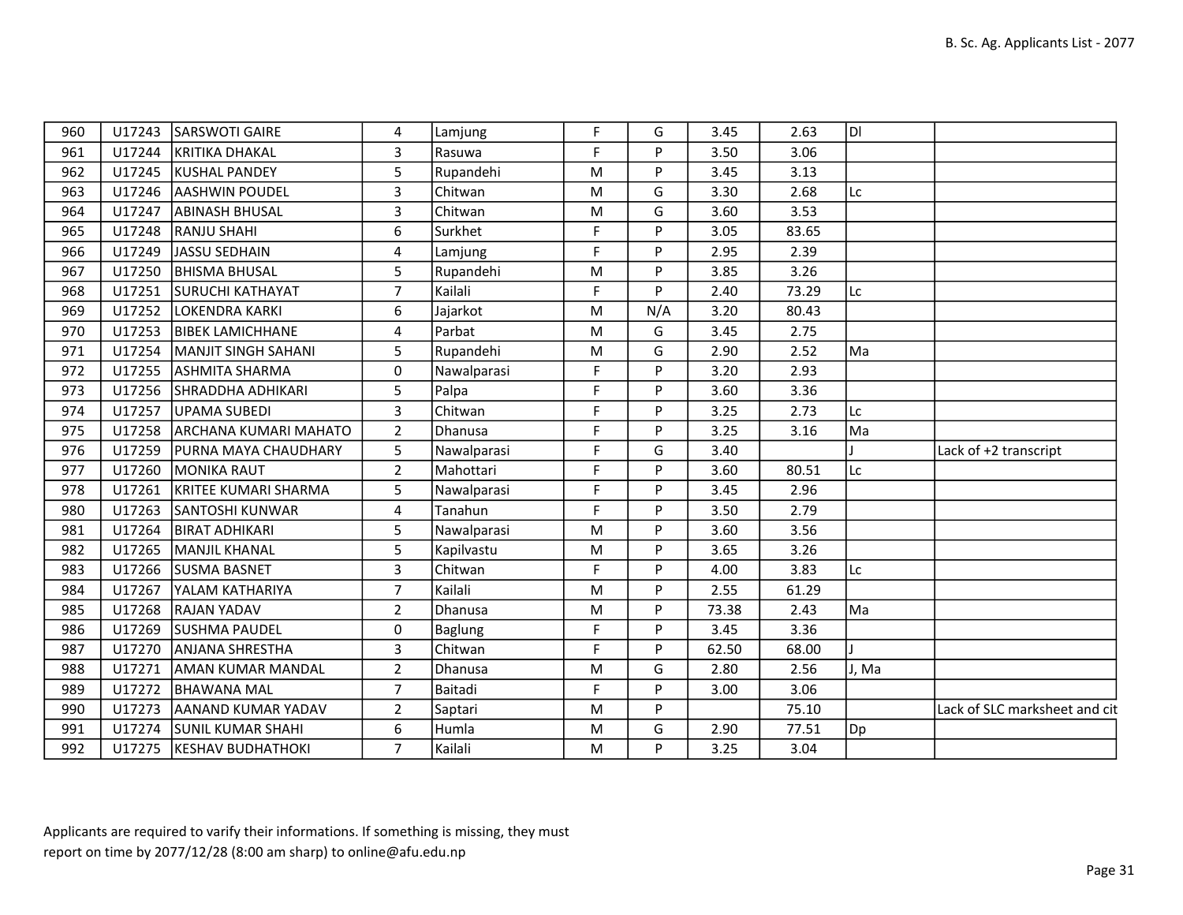| | | | | | | | | | | |
|---|---|---|---|---|---|---|---|---|---|---|
| 960 | U17243 | SARSWOTI GAIRE | 4 | Lamjung | F | G | 3.45 | 2.63 | Dl | |
| 961 | U17244 | KRITIKA DHAKAL | 3 | Rasuwa | F | P | 3.50 | 3.06 | | |
| 962 | U17245 | KUSHAL PANDEY | 5 | Rupandehi | M | P | 3.45 | 3.13 | | |
| 963 | U17246 | AASHWIN POUDEL | 3 | Chitwan | M | G | 3.30 | 2.68 | Lc | |
| 964 | U17247 | ABINASH BHUSAL | 3 | Chitwan | M | G | 3.60 | 3.53 | | |
| 965 | U17248 | RANJU SHAHI | 6 | Surkhet | F | P | 3.05 | 83.65 | | |
| 966 | U17249 | JASSU SEDHAIN | 4 | Lamjung | F | P | 2.95 | 2.39 | | |
| 967 | U17250 | BHISMA BHUSAL | 5 | Rupandehi | M | P | 3.85 | 3.26 | | |
| 968 | U17251 | SURUCHI KATHAYAT | 7 | Kailali | F | P | 2.40 | 73.29 | Lc | |
| 969 | U17252 | LOKENDRA KARKI | 6 | Jajarkot | M | N/A | 3.20 | 80.43 | | |
| 970 | U17253 | BIBEK LAMICHHANE | 4 | Parbat | M | G | 3.45 | 2.75 | | |
| 971 | U17254 | MANJIT SINGH SAHANI | 5 | Rupandehi | M | G | 2.90 | 2.52 | Ma | |
| 972 | U17255 | ASHMITA SHARMA | 0 | Nawalparasi | F | P | 3.20 | 2.93 | | |
| 973 | U17256 | SHRADDHA ADHIKARI | 5 | Palpa | F | P | 3.60 | 3.36 | | |
| 974 | U17257 | UPAMA SUBEDI | 3 | Chitwan | F | P | 3.25 | 2.73 | Lc | |
| 975 | U17258 | ARCHANA KUMARI MAHATO | 2 | Dhanusa | F | P | 3.25 | 3.16 | Ma | |
| 976 | U17259 | PURNA MAYA CHAUDHARY | 5 | Nawalparasi | F | G | 3.40 | | J | Lack of +2 transcript |
| 977 | U17260 | MONIKA RAUT | 2 | Mahottari | F | P | 3.60 | 80.51 | Lc | |
| 978 | U17261 | KRITEE KUMARI SHARMA | 5 | Nawalparasi | F | P | 3.45 | 2.96 | | |
| 980 | U17263 | SANTOSHI KUNWAR | 4 | Tanahun | F | P | 3.50 | 2.79 | | |
| 981 | U17264 | BIRAT ADHIKARI | 5 | Nawalparasi | M | P | 3.60 | 3.56 | | |
| 982 | U17265 | MANJIL KHANAL | 5 | Kapilvastu | M | P | 3.65 | 3.26 | | |
| 983 | U17266 | SUSMA BASNET | 3 | Chitwan | F | P | 4.00 | 3.83 | Lc | |
| 984 | U17267 | YALAM KATHARIYA | 7 | Kailali | M | P | 2.55 | 61.29 | | |
| 985 | U17268 | RAJAN YADAV | 2 | Dhanusa | M | P | 73.38 | 2.43 | Ma | |
| 986 | U17269 | SUSHMA PAUDEL | 0 | Baglung | F | P | 3.45 | 3.36 | | |
| 987 | U17270 | ANJANA SHRESTHA | 3 | Chitwan | F | P | 62.50 | 68.00 | J | |
| 988 | U17271 | AMAN KUMAR MANDAL | 2 | Dhanusa | M | G | 2.80 | 2.56 | J, Ma | |
| 989 | U17272 | BHAWANA MAL | 7 | Baitadi | F | P | 3.00 | 3.06 | | |
| 990 | U17273 | AANAND KUMAR YADAV | 2 | Saptari | M | P | | 75.10 | | Lack of SLC marksheet and cit |
| 991 | U17274 | SUNIL KUMAR SHAHI | 6 | Humla | M | G | 2.90 | 77.51 | Dp | |
| 992 | U17275 | KESHAV BUDHATHOKI | 7 | Kailali | M | P | 3.25 | 3.04 | | |

Applicants are required to varify their informations. If something is missing, they must report on time by 2077/12/28 (8:00 am sharp) to online@afu.edu.np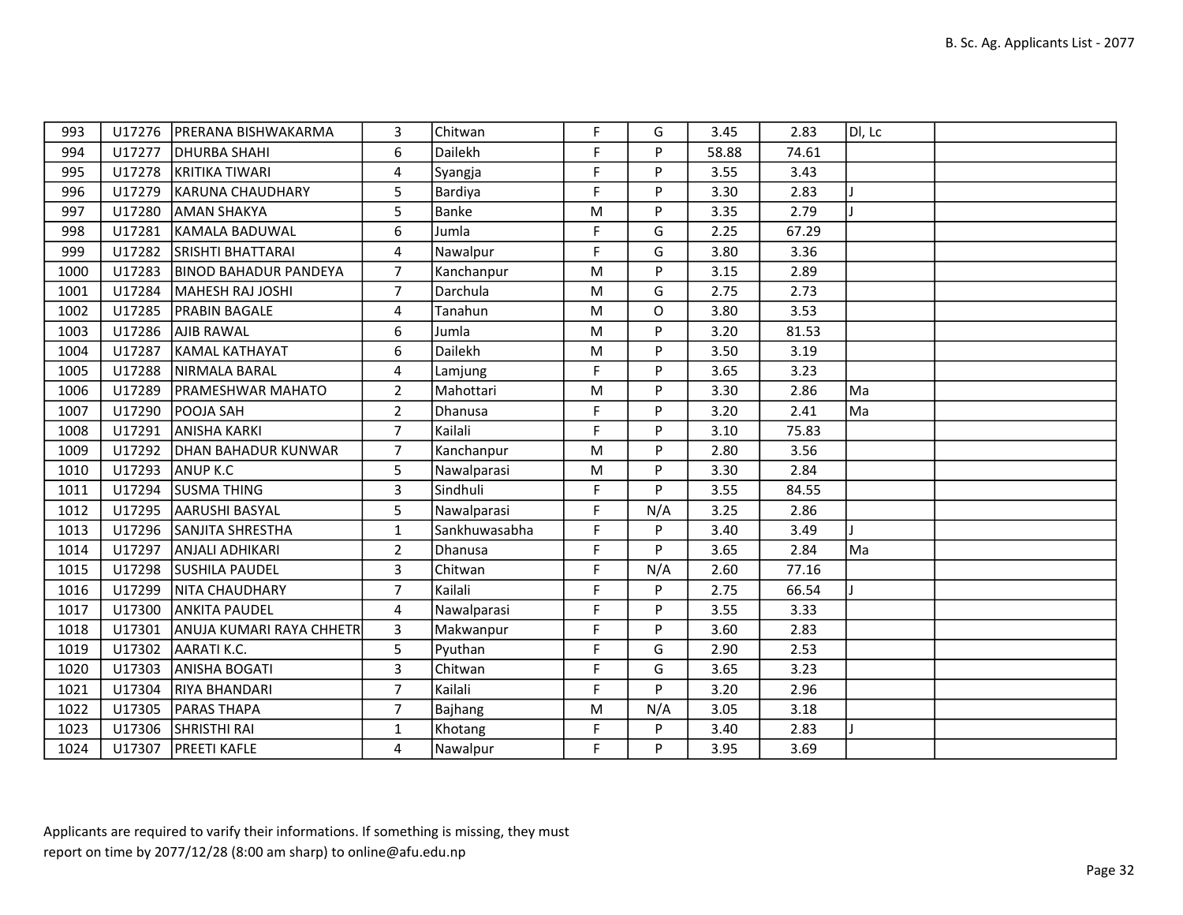| | | | | | | | | | | |
|---|---|---|---|---|---|---|---|---|---|---|
| 993 | U17276 | PRERANA BISHWAKARMA | 3 | Chitwan | F | G | 3.45 | 2.83 | Dl, Lc | |
| 994 | U17277 | DHURBA SHAHI | 6 | Dailekh | F | P | 58.88 | 74.61 | | |
| 995 | U17278 | KRITIKA TIWARI | 4 | Syangja | F | P | 3.55 | 3.43 | | |
| 996 | U17279 | KARUNA CHAUDHARY | 5 | Bardiya | F | P | 3.30 | 2.83 | J | |
| 997 | U17280 | AMAN SHAKYA | 5 | Banke | M | P | 3.35 | 2.79 | J | |
| 998 | U17281 | KAMALA BADUWAL | 6 | Jumla | F | G | 2.25 | 67.29 | | |
| 999 | U17282 | SRISHTI BHATTARAI | 4 | Nawalpur | F | G | 3.80 | 3.36 | | |
| 1000 | U17283 | BINOD BAHADUR PANDEYA | 7 | Kanchanpur | M | P | 3.15 | 2.89 | | |
| 1001 | U17284 | MAHESH RAJ JOSHI | 7 | Darchula | M | G | 2.75 | 2.73 | | |
| 1002 | U17285 | PRABIN BAGALE | 4 | Tanahun | M | O | 3.80 | 3.53 | | |
| 1003 | U17286 | AJIB RAWAL | 6 | Jumla | M | P | 3.20 | 81.53 | | |
| 1004 | U17287 | KAMAL KATHAYAT | 6 | Dailekh | M | P | 3.50 | 3.19 | | |
| 1005 | U17288 | NIRMALA BARAL | 4 | Lamjung | F | P | 3.65 | 3.23 | | |
| 1006 | U17289 | PRAMESHWAR MAHATO | 2 | Mahottari | M | P | 3.30 | 2.86 | Ma | |
| 1007 | U17290 | POOJA SAH | 2 | Dhanusa | F | P | 3.20 | 2.41 | Ma | |
| 1008 | U17291 | ANISHA KARKI | 7 | Kailali | F | P | 3.10 | 75.83 | | |
| 1009 | U17292 | DHAN BAHADUR KUNWAR | 7 | Kanchanpur | M | P | 2.80 | 3.56 | | |
| 1010 | U17293 | ANUP K.C | 5 | Nawalparasi | M | P | 3.30 | 2.84 | | |
| 1011 | U17294 | SUSMA THING | 3 | Sindhuli | F | P | 3.55 | 84.55 | | |
| 1012 | U17295 | AARUSHI BASYAL | 5 | Nawalparasi | F | N/A | 3.25 | 2.86 | | |
| 1013 | U17296 | SANJITA SHRESTHA | 1 | Sankhuwasabha | F | P | 3.40 | 3.49 | J | |
| 1014 | U17297 | ANJALI ADHIKARI | 2 | Dhanusa | F | P | 3.65 | 2.84 | Ma | |
| 1015 | U17298 | SUSHILA PAUDEL | 3 | Chitwan | F | N/A | 2.60 | 77.16 | | |
| 1016 | U17299 | NITA CHAUDHARY | 7 | Kailali | F | P | 2.75 | 66.54 | J | |
| 1017 | U17300 | ANKITA PAUDEL | 4 | Nawalparasi | F | P | 3.55 | 3.33 | | |
| 1018 | U17301 | ANUJA KUMARI RAYA CHHETR | 3 | Makwanpur | F | P | 3.60 | 2.83 | | |
| 1019 | U17302 | AARATI K.C. | 5 | Pyuthan | F | G | 2.90 | 2.53 | | |
| 1020 | U17303 | ANISHA BOGATI | 3 | Chitwan | F | G | 3.65 | 3.23 | | |
| 1021 | U17304 | RIYA BHANDARI | 7 | Kailali | F | P | 3.20 | 2.96 | | |
| 1022 | U17305 | PARAS THAPA | 7 | Bajhang | M | N/A | 3.05 | 3.18 | | |
| 1023 | U17306 | SHRISTHI RAI | 1 | Khotang | F | P | 3.40 | 2.83 | J | |
| 1024 | U17307 | PREETI KAFLE | 4 | Nawalpur | F | P | 3.95 | 3.69 | | |

Applicants are required to varify their informations. If something is missing, they must report on time by 2077/12/28 (8:00 am sharp) to online@afu.edu.np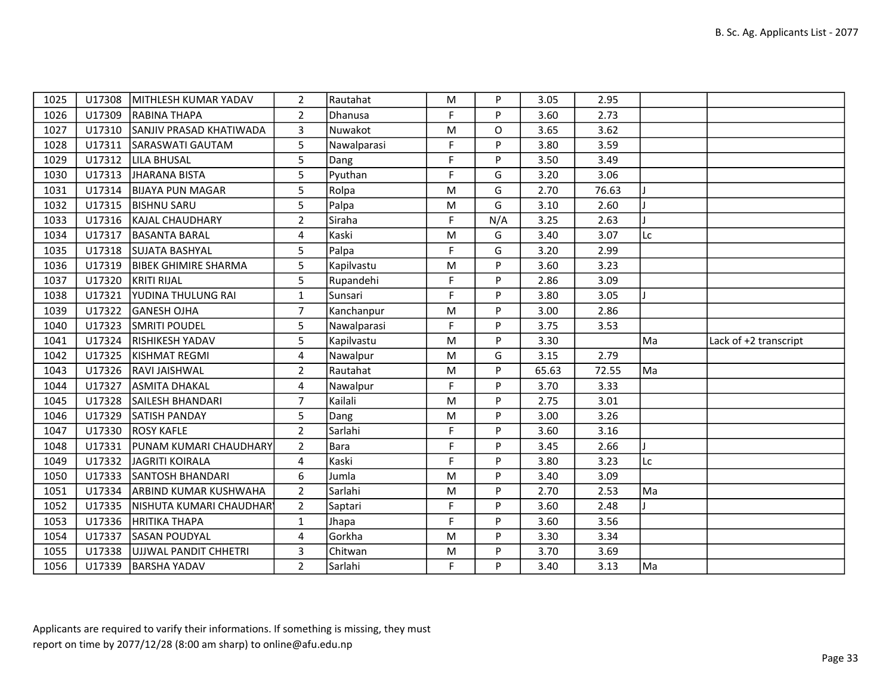| | | | | | | | | | | |
|---|---|---|---|---|---|---|---|---|---|---|
| 1025 | U17308 | MITHLESH KUMAR YADAV | 2 | Rautahat | M | P | 3.05 | 2.95 | | |
| 1026 | U17309 | RABINA THAPA | 2 | Dhanusa | F | P | 3.60 | 2.73 | | |
| 1027 | U17310 | SANJIV PRASAD KHATIWADA | 3 | Nuwakot | M | O | 3.65 | 3.62 | | |
| 1028 | U17311 | SARASWATI GAUTAM | 5 | Nawalparasi | F | P | 3.80 | 3.59 | | |
| 1029 | U17312 | LILA BHUSAL | 5 | Dang | F | P | 3.50 | 3.49 | | |
| 1030 | U17313 | JHARANA BISTA | 5 | Pyuthan | F | G | 3.20 | 3.06 | | |
| 1031 | U17314 | BIJAYA PUN MAGAR | 5 | Rolpa | M | G | 2.70 | 76.63 | J | |
| 1032 | U17315 | BISHNU SARU | 5 | Palpa | M | G | 3.10 | 2.60 | J | |
| 1033 | U17316 | KAJAL CHAUDHARY | 2 | Siraha | F | N/A | 3.25 | 2.63 | J | |
| 1034 | U17317 | BASANTA BARAL | 4 | Kaski | M | G | 3.40 | 3.07 | Lc | |
| 1035 | U17318 | SUJATA BASHYAL | 5 | Palpa | F | G | 3.20 | 2.99 | | |
| 1036 | U17319 | BIBEK GHIMIRE SHARMA | 5 | Kapilvastu | M | P | 3.60 | 3.23 | | |
| 1037 | U17320 | KRITI RIJAL | 5 | Rupandehi | F | P | 2.86 | 3.09 | | |
| 1038 | U17321 | YUDINA THULUNG RAI | 1 | Sunsari | F | P | 3.80 | 3.05 | J | |
| 1039 | U17322 | GANESH OJHA | 7 | Kanchanpur | M | P | 3.00 | 2.86 | | |
| 1040 | U17323 | SMRITI POUDEL | 5 | Nawalparasi | F | P | 3.75 | 3.53 | | |
| 1041 | U17324 | RISHIKESH YADAV | 5 | Kapilvastu | M | P | 3.30 | | Ma | Lack of +2 transcript |
| 1042 | U17325 | KISHMAT REGMI | 4 | Nawalpur | M | G | 3.15 | 2.79 | | |
| 1043 | U17326 | RAVI JAISHWAL | 2 | Rautahat | M | P | 65.63 | 72.55 | Ma | |
| 1044 | U17327 | ASMITA DHAKAL | 4 | Nawalpur | F | P | 3.70 | 3.33 | | |
| 1045 | U17328 | SAILESH BHANDARI | 7 | Kailali | M | P | 2.75 | 3.01 | | |
| 1046 | U17329 | SATISH PANDAY | 5 | Dang | M | P | 3.00 | 3.26 | | |
| 1047 | U17330 | ROSY KAFLE | 2 | Sarlahi | F | P | 3.60 | 3.16 | | |
| 1048 | U17331 | PUNAM KUMARI CHAUDHARY | 2 | Bara | F | P | 3.45 | 2.66 | J | |
| 1049 | U17332 | JAGRITI KOIRALA | 4 | Kaski | F | P | 3.80 | 3.23 | Lc | |
| 1050 | U17333 | SANTOSH BHANDARI | 6 | Jumla | M | P | 3.40 | 3.09 | | |
| 1051 | U17334 | ARBIND KUMAR KUSHWAHA | 2 | Sarlahi | M | P | 2.70 | 2.53 | Ma | |
| 1052 | U17335 | NISHUTA KUMARI CHAUDHARY | 2 | Saptari | F | P | 3.60 | 2.48 | J | |
| 1053 | U17336 | HRITIKA THAPA | 1 | Jhapa | F | P | 3.60 | 3.56 | | |
| 1054 | U17337 | SASAN POUDYAL | 4 | Gorkha | M | P | 3.30 | 3.34 | | |
| 1055 | U17338 | UJJWAL PANDIT CHHETRI | 3 | Chitwan | M | P | 3.70 | 3.69 | | |
| 1056 | U17339 | BARSHA YADAV | 2 | Sarlahi | F | P | 3.40 | 3.13 | Ma | |

Applicants are required to varify their informations. If something is missing, they must report on time by 2077/12/28 (8:00 am sharp) to online@afu.edu.np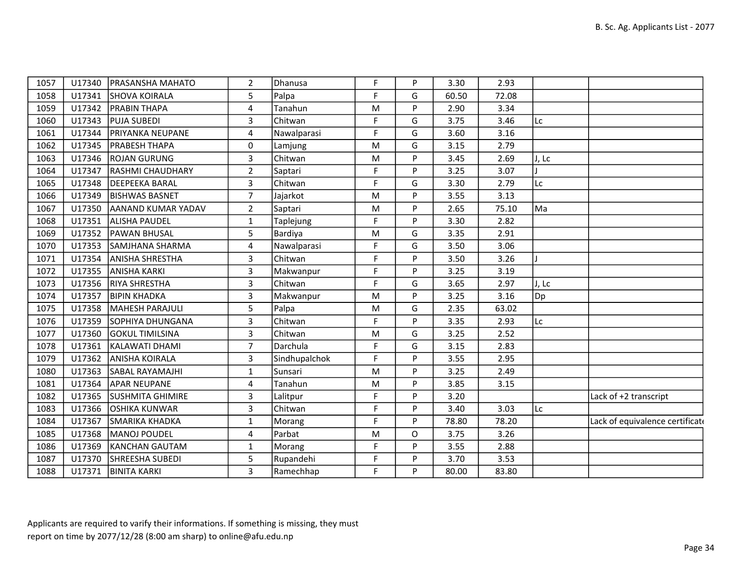| | | | | | | | | | | |
|---|---|---|---|---|---|---|---|---|---|---|
| 1057 | U17340 | PRASANSHA MAHATO | 2 | Dhanusa | F | P | 3.30 | 2.93 | | |
| 1058 | U17341 | SHOVA KOIRALA | 5 | Palpa | F | G | 60.50 | 72.08 | | |
| 1059 | U17342 | PRABIN THAPA | 4 | Tanahun | M | P | 2.90 | 3.34 | | |
| 1060 | U17343 | PUJA SUBEDI | 3 | Chitwan | F | G | 3.75 | 3.46 | Lc | |
| 1061 | U17344 | PRIYANKA NEUPANE | 4 | Nawalparasi | F | G | 3.60 | 3.16 | | |
| 1062 | U17345 | PRABESH THAPA | 0 | Lamjung | M | G | 3.15 | 2.79 | | |
| 1063 | U17346 | ROJAN GURUNG | 3 | Chitwan | M | P | 3.45 | 2.69 | J, Lc | |
| 1064 | U17347 | RASHMI CHAUDHARY | 2 | Saptari | F | P | 3.25 | 3.07 | J | |
| 1065 | U17348 | DEEPEEKA BARAL | 3 | Chitwan | F | G | 3.30 | 2.79 | Lc | |
| 1066 | U17349 | BISHWAS BASNET | 7 | Jajarkot | M | P | 3.55 | 3.13 | | |
| 1067 | U17350 | AANAND KUMAR YADAV | 2 | Saptari | M | P | 2.65 | 75.10 | Ma | |
| 1068 | U17351 | ALISHA PAUDEL | 1 | Taplejung | F | P | 3.30 | 2.82 | | |
| 1069 | U17352 | PAWAN BHUSAL | 5 | Bardiya | M | G | 3.35 | 2.91 | | |
| 1070 | U17353 | SAMJHANA SHARMA | 4 | Nawalparasi | F | G | 3.50 | 3.06 | | |
| 1071 | U17354 | ANISHA SHRESTHA | 3 | Chitwan | F | P | 3.50 | 3.26 | J | |
| 1072 | U17355 | ANISHA KARKI | 3 | Makwanpur | F | P | 3.25 | 3.19 | | |
| 1073 | U17356 | RIYA SHRESTHA | 3 | Chitwan | F | G | 3.65 | 2.97 | J, Lc | |
| 1074 | U17357 | BIPIN KHADKA | 3 | Makwanpur | M | P | 3.25 | 3.16 | Dp | |
| 1075 | U17358 | MAHESH PARAJULI | 5 | Palpa | M | G | 2.35 | 63.02 | | |
| 1076 | U17359 | SOPHIYA DHUNGANA | 3 | Chitwan | F | P | 3.35 | 2.93 | Lc | |
| 1077 | U17360 | GOKUL TIMILSINA | 3 | Chitwan | M | G | 3.25 | 2.52 | | |
| 1078 | U17361 | KALAWATI DHAMI | 7 | Darchula | F | G | 3.15 | 2.83 | | |
| 1079 | U17362 | ANISHA KOIRALA | 3 | Sindhupalchok | F | P | 3.55 | 2.95 | | |
| 1080 | U17363 | SABAL RAYAMAJHI | 1 | Sunsari | M | P | 3.25 | 2.49 | | |
| 1081 | U17364 | APAR NEUPANE | 4 | Tanahun | M | P | 3.85 | 3.15 | | |
| 1082 | U17365 | SUSHMITA GHIMIRE | 3 | Lalitpur | F | P | 3.20 | | | Lack of +2 transcript |
| 1083 | U17366 | OSHIKA KUNWAR | 3 | Chitwan | F | P | 3.40 | 3.03 | Lc | |
| 1084 | U17367 | SMARIKA KHADKA | 1 | Morang | F | P | 78.80 | 78.20 | | Lack of equivalence certificate |
| 1085 | U17368 | MANOJ POUDEL | 4 | Parbat | M | O | 3.75 | 3.26 | | |
| 1086 | U17369 | KANCHAN GAUTAM | 1 | Morang | F | P | 3.55 | 2.88 | | |
| 1087 | U17370 | SHREESHA SUBEDI | 5 | Rupandehi | F | P | 3.70 | 3.53 | | |
| 1088 | U17371 | BINITA KARKI | 3 | Ramechhap | F | P | 80.00 | 83.80 | | |

Applicants are required to varify their informations. If something is missing, they must report on time by 2077/12/28 (8:00 am sharp) to online@afu.edu.np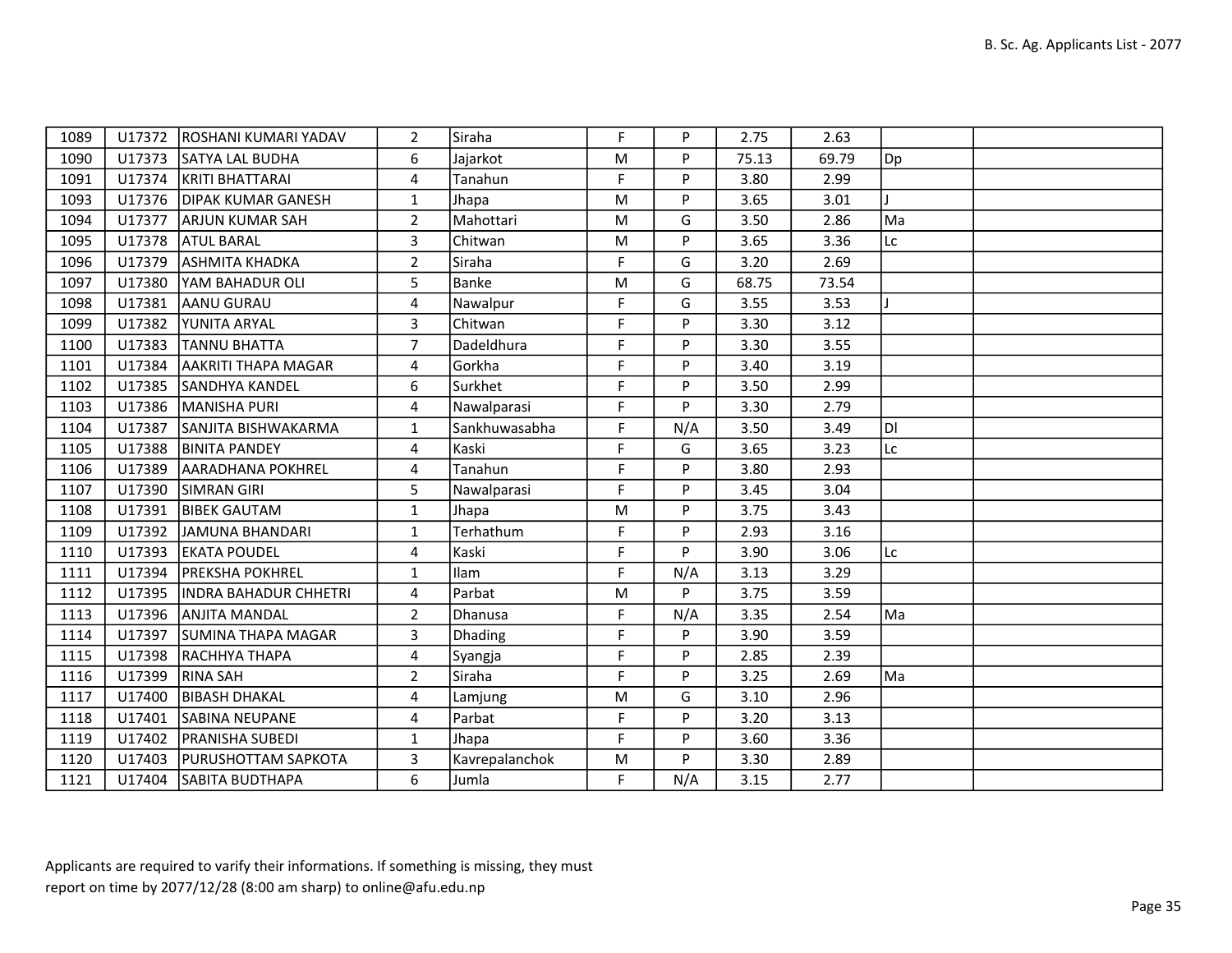| 1089 | U17372 | ROSHANI KUMARI YADAV | 2 | Siraha | F | P | 2.75 | 2.63 | | |
|---|---|---|---|---|---|---|---|---|---|---|
| 1090 | U17373 | SATYA LAL BUDHA | 6 | Jajarkot | M | P | 75.13 | 69.79 | Dp | |
| 1091 | U17374 | KRITI BHATTARAI | 4 | Tanahun | F | P | 3.80 | 2.99 | | |
| 1093 | U17376 | DIPAK KUMAR GANESH | 1 | Jhapa | M | P | 3.65 | 3.01 | J | |
| 1094 | U17377 | ARJUN KUMAR SAH | 2 | Mahottari | M | G | 3.50 | 2.86 | Ma | |
| 1095 | U17378 | ATUL BARAL | 3 | Chitwan | M | P | 3.65 | 3.36 | Lc | |
| 1096 | U17379 | ASHMITA KHADKA | 2 | Siraha | F | G | 3.20 | 2.69 | | |
| 1097 | U17380 | YAM BAHADUR OLI | 5 | Banke | M | G | 68.75 | 73.54 | | |
| 1098 | U17381 | AANU GURAU | 4 | Nawalpur | F | G | 3.55 | 3.53 | J | |
| 1099 | U17382 | YUNITA ARYAL | 3 | Chitwan | F | P | 3.30 | 3.12 | | |
| 1100 | U17383 | TANNU BHATTA | 7 | Dadeldhura | F | P | 3.30 | 3.55 | | |
| 1101 | U17384 | AAKRITI THAPA MAGAR | 4 | Gorkha | F | P | 3.40 | 3.19 | | |
| 1102 | U17385 | SANDHYA KANDEL | 6 | Surkhet | F | P | 3.50 | 2.99 | | |
| 1103 | U17386 | MANISHA PURI | 4 | Nawalparasi | F | P | 3.30 | 2.79 | | |
| 1104 | U17387 | SANJITA BISHWAKARMA | 1 | Sankhuwasabha | F | N/A | 3.50 | 3.49 | Dl | |
| 1105 | U17388 | BINITA PANDEY | 4 | Kaski | F | G | 3.65 | 3.23 | Lc | |
| 1106 | U17389 | AARADHANA POKHREL | 4 | Tanahun | F | P | 3.80 | 2.93 | | |
| 1107 | U17390 | SIMRAN GIRI | 5 | Nawalparasi | F | P | 3.45 | 3.04 | | |
| 1108 | U17391 | BIBEK GAUTAM | 1 | Jhapa | M | P | 3.75 | 3.43 | | |
| 1109 | U17392 | JAMUNA BHANDARI | 1 | Terhathum | F | P | 2.93 | 3.16 | | |
| 1110 | U17393 | EKATA POUDEL | 4 | Kaski | F | P | 3.90 | 3.06 | Lc | |
| 1111 | U17394 | PREKSHA POKHREL | 1 | Ilam | F | N/A | 3.13 | 3.29 | | |
| 1112 | U17395 | INDRA BAHADUR CHHETRI | 4 | Parbat | M | P | 3.75 | 3.59 | | |
| 1113 | U17396 | ANJITA MANDAL | 2 | Dhanusa | F | N/A | 3.35 | 2.54 | Ma | |
| 1114 | U17397 | SUMINA THAPA MAGAR | 3 | Dhading | F | P | 3.90 | 3.59 | | |
| 1115 | U17398 | RACHHYA THAPA | 4 | Syangja | F | P | 2.85 | 2.39 | | |
| 1116 | U17399 | RINA SAH | 2 | Siraha | F | P | 3.25 | 2.69 | Ma | |
| 1117 | U17400 | BIBASH DHAKAL | 4 | Lamjung | M | G | 3.10 | 2.96 | | |
| 1118 | U17401 | SABINA NEUPANE | 4 | Parbat | F | P | 3.20 | 3.13 | | |
| 1119 | U17402 | PRANISHA SUBEDI | 1 | Jhapa | F | P | 3.60 | 3.36 | | |
| 1120 | U17403 | PURUSHOTTAM SAPKOTA | 3 | Kavrepalanchok | M | P | 3.30 | 2.89 | | |
| 1121 | U17404 | SABITA BUDTHAPA | 6 | Jumla | F | N/A | 3.15 | 2.77 | | |

Applicants are required to varify their informations. If something is missing, they must report on time by 2077/12/28 (8:00 am sharp) to online@afu.edu.np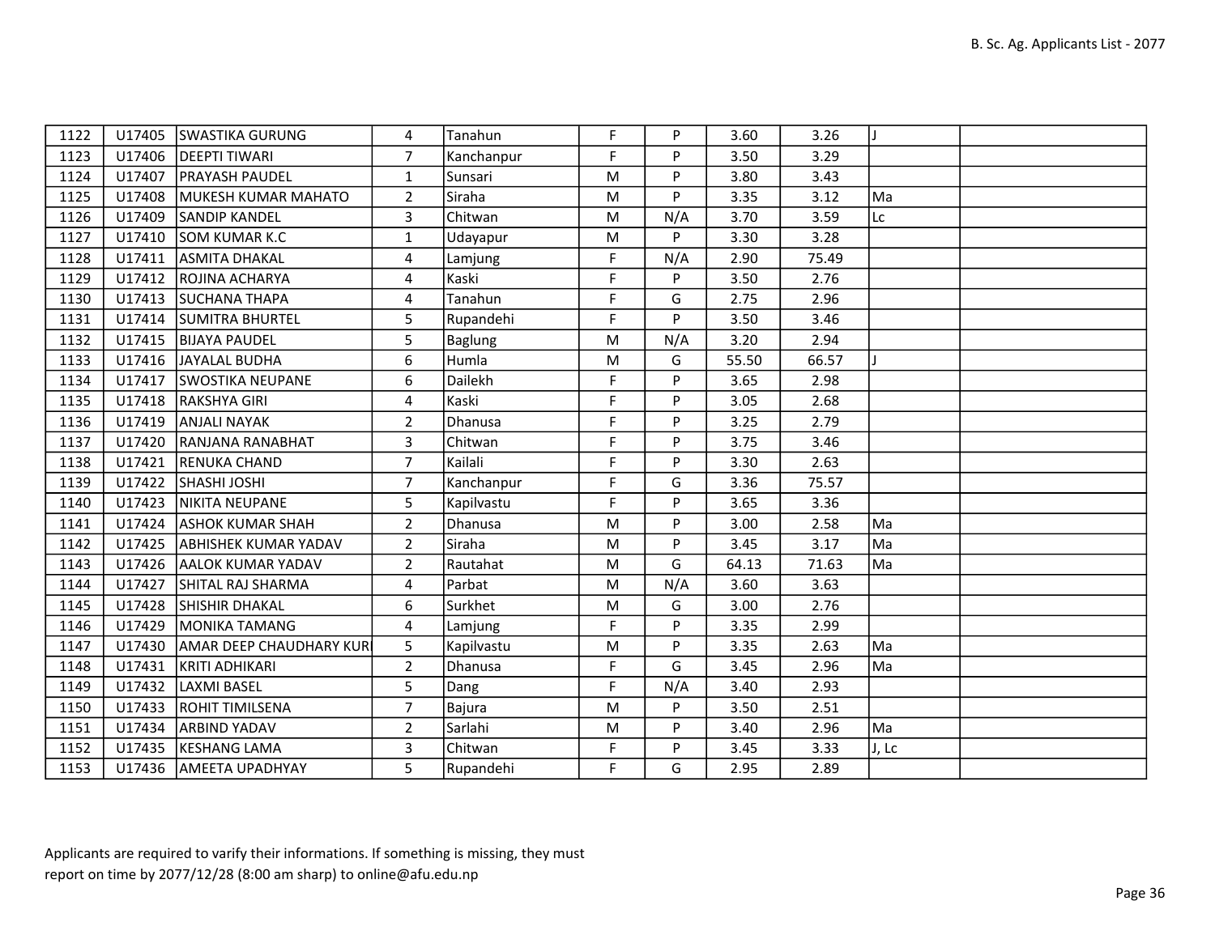| 1122 | U17405 | SWASTIKA GURUNG | 4 | Tanahun | F | P | 3.60 | 3.26 | J | |
|---|---|---|---|---|---|---|---|---|---|---|
| 1123 | U17406 | DEEPTI TIWARI | 7 | Kanchanpur | F | P | 3.50 | 3.29 | | |
| 1124 | U17407 | PRAYASH PAUDEL | 1 | Sunsari | M | P | 3.80 | 3.43 | | |
| 1125 | U17408 | MUKESH KUMAR MAHATO | 2 | Siraha | M | P | 3.35 | 3.12 | Ma | |
| 1126 | U17409 | SANDIP KANDEL | 3 | Chitwan | M | N/A | 3.70 | 3.59 | Lc | |
| 1127 | U17410 | SOM KUMAR K.C | 1 | Udayapur | M | P | 3.30 | 3.28 | | |
| 1128 | U17411 | ASMITA DHAKAL | 4 | Lamjung | F | N/A | 2.90 | 75.49 | | |
| 1129 | U17412 | ROJINA ACHARYA | 4 | Kaski | F | P | 3.50 | 2.76 | | |
| 1130 | U17413 | SUCHANA THAPA | 4 | Tanahun | F | G | 2.75 | 2.96 | | |
| 1131 | U17414 | SUMITRA BHURTEL | 5 | Rupandehi | F | P | 3.50 | 3.46 | | |
| 1132 | U17415 | BIJAYA PAUDEL | 5 | Baglung | M | N/A | 3.20 | 2.94 | | |
| 1133 | U17416 | JAYALAL BUDHA | 6 | Humla | M | G | 55.50 | 66.57 | J | |
| 1134 | U17417 | SWOSTIKA NEUPANE | 6 | Dailekh | F | P | 3.65 | 2.98 | | |
| 1135 | U17418 | RAKSHYA GIRI | 4 | Kaski | F | P | 3.05 | 2.68 | | |
| 1136 | U17419 | ANJALI NAYAK | 2 | Dhanusa | F | P | 3.25 | 2.79 | | |
| 1137 | U17420 | RANJANA RANABHAT | 3 | Chitwan | F | P | 3.75 | 3.46 | | |
| 1138 | U17421 | RENUKA CHAND | 7 | Kailali | F | P | 3.30 | 2.63 | | |
| 1139 | U17422 | SHASHI JOSHI | 7 | Kanchanpur | F | G | 3.36 | 75.57 | | |
| 1140 | U17423 | NIKITA NEUPANE | 5 | Kapilvastu | F | P | 3.65 | 3.36 | | |
| 1141 | U17424 | ASHOK KUMAR SHAH | 2 | Dhanusa | M | P | 3.00 | 2.58 | Ma | |
| 1142 | U17425 | ABHISHEK KUMAR YADAV | 2 | Siraha | M | P | 3.45 | 3.17 | Ma | |
| 1143 | U17426 | AALOK KUMAR YADAV | 2 | Rautahat | M | G | 64.13 | 71.63 | Ma | |
| 1144 | U17427 | SHITAL RAJ SHARMA | 4 | Parbat | M | N/A | 3.60 | 3.63 | | |
| 1145 | U17428 | SHISHIR DHAKAL | 6 | Surkhet | M | G | 3.00 | 2.76 | | |
| 1146 | U17429 | MONIKA TAMANG | 4 | Lamjung | F | P | 3.35 | 2.99 | | |
| 1147 | U17430 | AMAR DEEP CHAUDHARY KURI | 5 | Kapilvastu | M | P | 3.35 | 2.63 | Ma | |
| 1148 | U17431 | KRITI ADHIKARI | 2 | Dhanusa | F | G | 3.45 | 2.96 | Ma | |
| 1149 | U17432 | LAXMI BASEL | 5 | Dang | F | N/A | 3.40 | 2.93 | | |
| 1150 | U17433 | ROHIT TIMILSENA | 7 | Bajura | M | P | 3.50 | 2.51 | | |
| 1151 | U17434 | ARBIND YADAV | 2 | Sarlahi | M | P | 3.40 | 2.96 | Ma | |
| 1152 | U17435 | KESHANG LAMA | 3 | Chitwan | F | P | 3.45 | 3.33 | J, Lc | |
| 1153 | U17436 | AMEETA UPADHYAY | 5 | Rupandehi | F | G | 2.95 | 2.89 | | |

Applicants are required to varify their informations. If something is missing, they must report on time by 2077/12/28 (8:00 am sharp) to online@afu.edu.np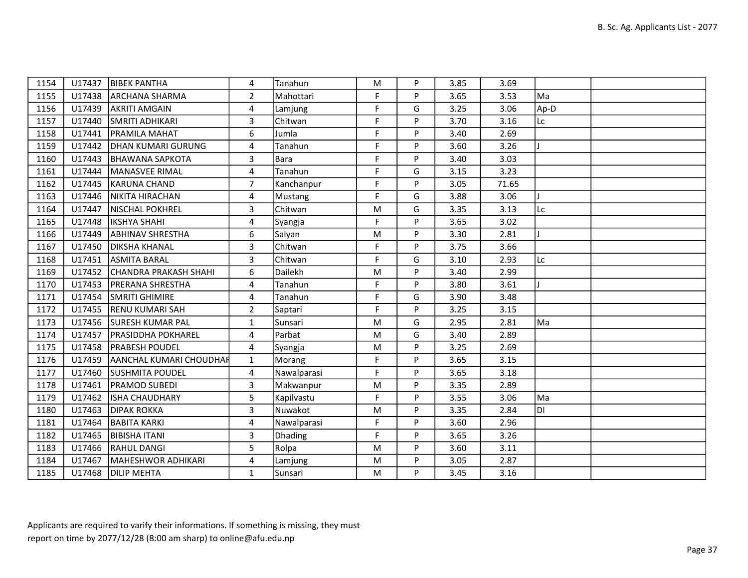| 1154 | U17437 | BIBEK PANTHA | 4 | Tanahun | M | P | 3.85 | 3.69 | | |
|---|---|---|---|---|---|---|---|---|---|---|
| 1155 | U17438 | ARCHANA SHARMA | 2 | Mahottari | F | P | 3.65 | 3.53 | Ma | |
| 1156 | U17439 | AKRITI AMGAIN | 4 | Lamjung | F | G | 3.25 | 3.06 | Ap-D | |
| 1157 | U17440 | SMRITI ADHIKARI | 3 | Chitwan | F | P | 3.70 | 3.16 | Lc | |
| 1158 | U17441 | PRAMILA MAHAT | 6 | Jumla | F | P | 3.40 | 2.69 | | |
| 1159 | U17442 | DHAN KUMARI GURUNG | 4 | Tanahun | F | P | 3.60 | 3.26 | J | |
| 1160 | U17443 | BHAWANA SAPKOTA | 3 | Bara | F | P | 3.40 | 3.03 | | |
| 1161 | U17444 | MANASVEE RIMAL | 4 | Tanahun | F | G | 3.15 | 3.23 | | |
| 1162 | U17445 | KARUNA CHAND | 7 | Kanchanpur | F | P | 3.05 | 71.65 | | |
| 1163 | U17446 | NIKITA HIRACHAN | 4 | Mustang | F | G | 3.88 | 3.06 | J | |
| 1164 | U17447 | NISCHAL POKHREL | 3 | Chitwan | M | G | 3.35 | 3.13 | Lc | |
| 1165 | U17448 | IKSHYA SHAHI | 4 | Syangja | F | P | 3.65 | 3.02 | | |
| 1166 | U17449 | ABHINAV SHRESTHA | 6 | Salyan | M | P | 3.30 | 2.81 | J | |
| 1167 | U17450 | DIKSHA KHANAL | 3 | Chitwan | F | P | 3.75 | 3.66 | | |
| 1168 | U17451 | ASMITA BARAL | 3 | Chitwan | F | G | 3.10 | 2.93 | Lc | |
| 1169 | U17452 | CHANDRA PRAKASH SHAHI | 6 | Dailekh | M | P | 3.40 | 2.99 | | |
| 1170 | U17453 | PRERANA SHRESTHA | 4 | Tanahun | F | P | 3.80 | 3.61 | J | |
| 1171 | U17454 | SMRITI GHIMIRE | 4 | Tanahun | F | G | 3.90 | 3.48 | | |
| 1172 | U17455 | RENU KUMARI SAH | 2 | Saptari | F | P | 3.25 | 3.15 | | |
| 1173 | U17456 | SURESH KUMAR PAL | 1 | Sunsari | M | G | 2.95 | 2.81 | Ma | |
| 1174 | U17457 | PRASIDDHA POKHAREL | 4 | Parbat | M | G | 3.40 | 2.89 | | |
| 1175 | U17458 | PRABESH POUDEL | 4 | Syangja | M | P | 3.25 | 2.69 | | |
| 1176 | U17459 | AANCHAL KUMARI CHOUDHAR | 1 | Morang | F | P | 3.65 | 3.15 | | |
| 1177 | U17460 | SUSHMITA POUDEL | 4 | Nawalparasi | F | P | 3.65 | 3.18 | | |
| 1178 | U17461 | PRAMOD SUBEDI | 3 | Makwanpur | M | P | 3.35 | 2.89 | | |
| 1179 | U17462 | ISHA CHAUDHARY | 5 | Kapilvastu | F | P | 3.55 | 3.06 | Ma | |
| 1180 | U17463 | DIPAK ROKKA | 3 | Nuwakot | M | P | 3.35 | 2.84 | Dl | |
| 1181 | U17464 | BABITA KARKI | 4 | Nawalparasi | F | P | 3.60 | 2.96 | | |
| 1182 | U17465 | BIBISHA ITANI | 3 | Dhading | F | P | 3.65 | 3.26 | | |
| 1183 | U17466 | RAHUL DANGI | 5 | Rolpa | M | P | 3.60 | 3.11 | | |
| 1184 | U17467 | MAHESHWOR ADHIKARI | 4 | Lamjung | M | P | 3.05 | 2.87 | | |
| 1185 | U17468 | DILIP MEHTA | 1 | Sunsari | M | P | 3.45 | 3.16 | | |

Applicants are required to varify their informations. If something is missing, they must report on time by 2077/12/28 (8:00 am sharp) to online@afu.edu.np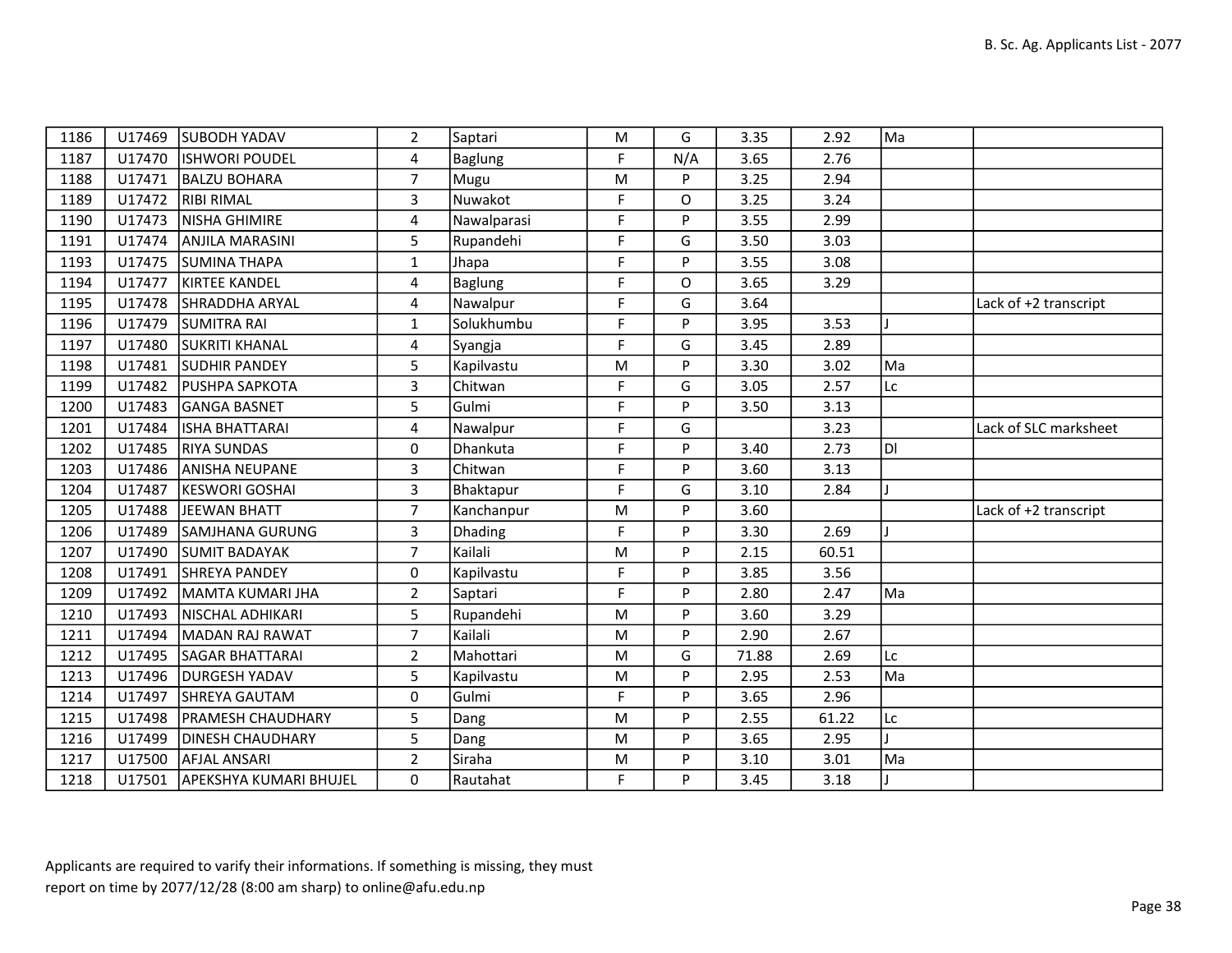| | | | | | | | | | | |
|---|---|---|---|---|---|---|---|---|---|---|
| 1186 | U17469 | SUBODH YADAV | 2 | Saptari | M | G | 3.35 | 2.92 | Ma | |
| 1187 | U17470 | ISHWORI POUDEL | 4 | Baglung | F | N/A | 3.65 | 2.76 | | |
| 1188 | U17471 | BALZU BOHARA | 7 | Mugu | M | P | 3.25 | 2.94 | | |
| 1189 | U17472 | RIBI RIMAL | 3 | Nuwakot | F | O | 3.25 | 3.24 | | |
| 1190 | U17473 | NISHA GHIMIRE | 4 | Nawalparasi | F | P | 3.55 | 2.99 | | |
| 1191 | U17474 | ANJILA MARASINI | 5 | Rupandehi | F | G | 3.50 | 3.03 | | |
| 1193 | U17475 | SUMINA THAPA | 1 | Jhapa | F | P | 3.55 | 3.08 | | |
| 1194 | U17477 | KIRTEE KANDEL | 4 | Baglung | F | O | 3.65 | 3.29 | | |
| 1195 | U17478 | SHRADDHA ARYAL | 4 | Nawalpur | F | G | 3.64 | | | Lack of +2 transcript |
| 1196 | U17479 | SUMITRA RAI | 1 | Solukhumbu | F | P | 3.95 | 3.53 | J | |
| 1197 | U17480 | SUKRITI KHANAL | 4 | Syangja | F | G | 3.45 | 2.89 | | |
| 1198 | U17481 | SUDHIR PANDEY | 5 | Kapilvastu | M | P | 3.30 | 3.02 | Ma | |
| 1199 | U17482 | PUSHPA SAPKOTA | 3 | Chitwan | F | G | 3.05 | 2.57 | Lc | |
| 1200 | U17483 | GANGA BASNET | 5 | Gulmi | F | P | 3.50 | 3.13 | | |
| 1201 | U17484 | ISHA BHATTARAI | 4 | Nawalpur | F | G | | 3.23 | | Lack of SLC marksheet |
| 1202 | U17485 | RIYA SUNDAS | 0 | Dhankuta | F | P | 3.40 | 2.73 | Dl | |
| 1203 | U17486 | ANISHA NEUPANE | 3 | Chitwan | F | P | 3.60 | 3.13 | | |
| 1204 | U17487 | KESWORI GOSHAI | 3 | Bhaktapur | F | G | 3.10 | 2.84 | J | |
| 1205 | U17488 | JEEWAN BHATT | 7 | Kanchanpur | M | P | 3.60 | | | Lack of +2 transcript |
| 1206 | U17489 | SAMJHANA GURUNG | 3 | Dhading | F | P | 3.30 | 2.69 | J | |
| 1207 | U17490 | SUMIT BADAYAK | 7 | Kailali | M | P | 2.15 | 60.51 | | |
| 1208 | U17491 | SHREYA PANDEY | 0 | Kapilvastu | F | P | 3.85 | 3.56 | | |
| 1209 | U17492 | MAMTA KUMARI JHA | 2 | Saptari | F | P | 2.80 | 2.47 | Ma | |
| 1210 | U17493 | NISCHAL ADHIKARI | 5 | Rupandehi | M | P | 3.60 | 3.29 | | |
| 1211 | U17494 | MADAN RAJ RAWAT | 7 | Kailali | M | P | 2.90 | 2.67 | | |
| 1212 | U17495 | SAGAR BHATTARAI | 2 | Mahottari | M | G | 71.88 | 2.69 | Lc | |
| 1213 | U17496 | DURGESH YADAV | 5 | Kapilvastu | M | P | 2.95 | 2.53 | Ma | |
| 1214 | U17497 | SHREYA GAUTAM | 0 | Gulmi | F | P | 3.65 | 2.96 | | |
| 1215 | U17498 | PRAMESH CHAUDHARY | 5 | Dang | M | P | 2.55 | 61.22 | Lc | |
| 1216 | U17499 | DINESH CHAUDHARY | 5 | Dang | M | P | 3.65 | 2.95 | J | |
| 1217 | U17500 | AFJAL ANSARI | 2 | Siraha | M | P | 3.10 | 3.01 | Ma | |
| 1218 | U17501 | APEKSHYA KUMARI BHUJEL | 0 | Rautahat | F | P | 3.45 | 3.18 | J | |

Applicants are required to varify their informations. If something is missing, they must report on time by 2077/12/28 (8:00 am sharp) to online@afu.edu.np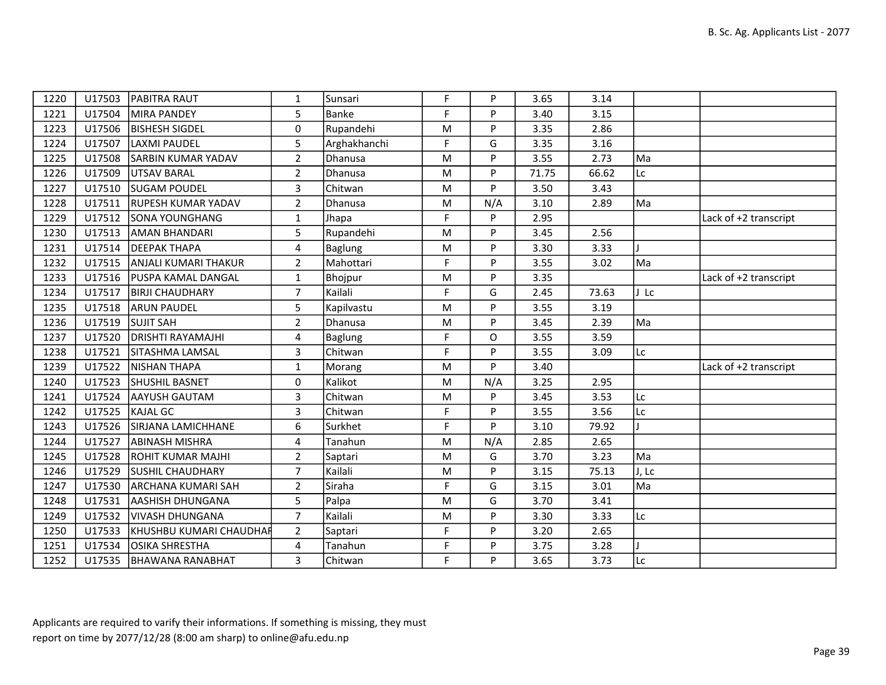| 1220 | U17503 | PABITRA RAUT | 1 | Sunsari | F | P | 3.65 | 3.14 | | |
|---|---|---|---|---|---|---|---|---|---|---|
| 1221 | U17504 | MIRA PANDEY | 5 | Banke | F | P | 3.40 | 3.15 | | |
| 1223 | U17506 | BISHESH SIGDEL | 0 | Rupandehi | M | P | 3.35 | 2.86 | | |
| 1224 | U17507 | LAXMI PAUDEL | 5 | Arghakhanchi | F | G | 3.35 | 3.16 | | |
| 1225 | U17508 | SARBIN KUMAR YADAV | 2 | Dhanusa | M | P | 3.55 | 2.73 | Ma | |
| 1226 | U17509 | UTSAV BARAL | 2 | Dhanusa | M | P | 71.75 | 66.62 | Lc | |
| 1227 | U17510 | SUGAM POUDEL | 3 | Chitwan | M | P | 3.50 | 3.43 | | |
| 1228 | U17511 | RUPESH KUMAR YADAV | 2 | Dhanusa | M | N/A | 3.10 | 2.89 | Ma | |
| 1229 | U17512 | SONA YOUNGHANG | 1 | Jhapa | F | P | 2.95 | | | Lack of +2 transcript |
| 1230 | U17513 | AMAN BHANDARI | 5 | Rupandehi | M | P | 3.45 | 2.56 | | |
| 1231 | U17514 | DEEPAK THAPA | 4 | Baglung | M | P | 3.30 | 3.33 | J | |
| 1232 | U17515 | ANJALI KUMARI THAKUR | 2 | Mahottari | F | P | 3.55 | 3.02 | Ma | |
| 1233 | U17516 | PUSPA KAMAL DANGAL | 1 | Bhojpur | M | P | 3.35 | | | Lack of +2 transcript |
| 1234 | U17517 | BIRJI CHAUDHARY | 7 | Kailali | F | G | 2.45 | 73.63 | J Lc | |
| 1235 | U17518 | ARUN PAUDEL | 5 | Kapilvastu | M | P | 3.55 | 3.19 | | |
| 1236 | U17519 | SUJIT SAH | 2 | Dhanusa | M | P | 3.45 | 2.39 | Ma | |
| 1237 | U17520 | DRISHTI RAYAMAJHI | 4 | Baglung | F | O | 3.55 | 3.59 | | |
| 1238 | U17521 | SITASHMA LAMSAL | 3 | Chitwan | F | P | 3.55 | 3.09 | Lc | |
| 1239 | U17522 | NISHAN THAPA | 1 | Morang | M | P | 3.40 | | | Lack of +2 transcript |
| 1240 | U17523 | SHUSHIL BASNET | 0 | Kalikot | M | N/A | 3.25 | 2.95 | | |
| 1241 | U17524 | AAYUSH GAUTAM | 3 | Chitwan | M | P | 3.45 | 3.53 | Lc | |
| 1242 | U17525 | KAJAL GC | 3 | Chitwan | F | P | 3.55 | 3.56 | Lc | |
| 1243 | U17526 | SIRJANA LAMICHHANE | 6 | Surkhet | F | P | 3.10 | 79.92 | J | |
| 1244 | U17527 | ABINASH MISHRA | 4 | Tanahun | M | N/A | 2.85 | 2.65 | | |
| 1245 | U17528 | ROHIT KUMAR MAJHI | 2 | Saptari | M | G | 3.70 | 3.23 | Ma | |
| 1246 | U17529 | SUSHIL CHAUDHARY | 7 | Kailali | M | P | 3.15 | 75.13 | J, Lc | |
| 1247 | U17530 | ARCHANA KUMARI SAH | 2 | Siraha | F | G | 3.15 | 3.01 | Ma | |
| 1248 | U17531 | AASHISH DHUNGANA | 5 | Palpa | M | G | 3.70 | 3.41 | | |
| 1249 | U17532 | VIVASH DHUNGANA | 7 | Kailali | M | P | 3.30 | 3.33 | Lc | |
| 1250 | U17533 | KHUSHBU KUMARI CHAUDHAR | 2 | Saptari | F | P | 3.20 | 2.65 | | |
| 1251 | U17534 | OSIKA SHRESTHA | 4 | Tanahun | F | P | 3.75 | 3.28 | J | |
| 1252 | U17535 | BHAWANA RANABHAT | 3 | Chitwan | F | P | 3.65 | 3.73 | Lc | |

Applicants are required to varify their informations. If something is missing, they must report on time by 2077/12/28 (8:00 am sharp) to online@afu.edu.np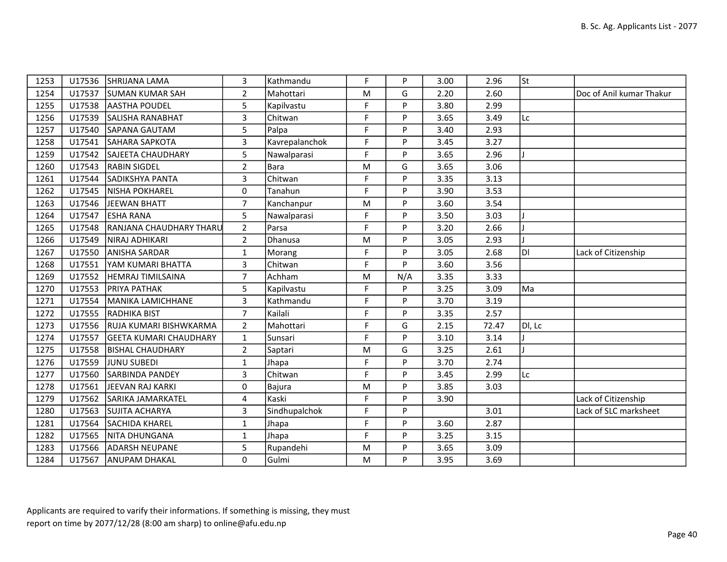| | | | | | | | | | | |
|---|---|---|---|---|---|---|---|---|---|---|
| 1253 | U17536 | SHRIJANA LAMA | 3 | Kathmandu | F | P | 3.00 | 2.96 | St | |
| 1254 | U17537 | SUMAN KUMAR SAH | 2 | Mahottari | M | G | 2.20 | 2.60 | | Doc of Anil kumar Thakur |
| 1255 | U17538 | AASTHA POUDEL | 5 | Kapilvastu | F | P | 3.80 | 2.99 | | |
| 1256 | U17539 | SALISHA RANABHAT | 3 | Chitwan | F | P | 3.65 | 3.49 | Lc | |
| 1257 | U17540 | SAPANA GAUTAM | 5 | Palpa | F | P | 3.40 | 2.93 | | |
| 1258 | U17541 | SAHARA SAPKOTA | 3 | Kavrepalanchok | F | P | 3.45 | 3.27 | | |
| 1259 | U17542 | SAJEETA CHAUDHARY | 5 | Nawalparasi | F | P | 3.65 | 2.96 | J | |
| 1260 | U17543 | RABIN SIGDEL | 2 | Bara | M | G | 3.65 | 3.06 | | |
| 1261 | U17544 | SADIKSHYA PANTA | 3 | Chitwan | F | P | 3.35 | 3.13 | | |
| 1262 | U17545 | NISHA POKHAREL | 0 | Tanahun | F | P | 3.90 | 3.53 | | |
| 1263 | U17546 | JEEWAN BHATT | 7 | Kanchanpur | M | P | 3.60 | 3.54 | | |
| 1264 | U17547 | ESHA RANA | 5 | Nawalparasi | F | P | 3.50 | 3.03 | J | |
| 1265 | U17548 | RANJANA CHAUDHARY THARU | 2 | Parsa | F | P | 3.20 | 2.66 | J | |
| 1266 | U17549 | NIRAJ ADHIKARI | 2 | Dhanusa | M | P | 3.05 | 2.93 | J | |
| 1267 | U17550 | ANISHA SARDAR | 1 | Morang | F | P | 3.05 | 2.68 | Dl | Lack of Citizenship |
| 1268 | U17551 | YAM KUMARI BHATTA | 3 | Chitwan | F | P | 3.60 | 3.56 | | |
| 1269 | U17552 | HEMRAJ TIMILSAINA | 7 | Achham | M | N/A | 3.35 | 3.33 | | |
| 1270 | U17553 | PRIYA PATHAK | 5 | Kapilvastu | F | P | 3.25 | 3.09 | Ma | |
| 1271 | U17554 | MANIKA LAMICHHANE | 3 | Kathmandu | F | P | 3.70 | 3.19 | | |
| 1272 | U17555 | RADHIKA BIST | 7 | Kailali | F | P | 3.35 | 2.57 | | |
| 1273 | U17556 | RUJA KUMARI BISHWKARMA | 2 | Mahottari | F | G | 2.15 | 72.47 | Dl, Lc | |
| 1274 | U17557 | GEETA KUMARI CHAUDHARY | 1 | Sunsari | F | P | 3.10 | 3.14 | J | |
| 1275 | U17558 | BISHAL CHAUDHARY | 2 | Saptari | M | G | 3.25 | 2.61 | J | |
| 1276 | U17559 | JUNU SUBEDI | 1 | Jhapa | F | P | 3.70 | 2.74 | | |
| 1277 | U17560 | SARBINDA PANDEY | 3 | Chitwan | F | P | 3.45 | 2.99 | Lc | |
| 1278 | U17561 | JEEVAN RAJ KARKI | 0 | Bajura | M | P | 3.85 | 3.03 | | |
| 1279 | U17562 | SARIKA JAMARKATEL | 4 | Kaski | F | P | 3.90 | | | Lack of Citizenship |
| 1280 | U17563 | SUJITA ACHARYA | 3 | Sindhupalchok | F | P | | 3.01 | | Lack of SLC marksheet |
| 1281 | U17564 | SACHIDA KHAREL | 1 | Jhapa | F | P | 3.60 | 2.87 | | |
| 1282 | U17565 | NITA DHUNGANA | 1 | Jhapa | F | P | 3.25 | 3.15 | | |
| 1283 | U17566 | ADARSH NEUPANE | 5 | Rupandehi | M | P | 3.65 | 3.09 | | |
| 1284 | U17567 | ANUPAM DHAKAL | 0 | Gulmi | M | P | 3.95 | 3.69 | | |

Applicants are required to varify their informations. If something is missing, they must report on time by 2077/12/28 (8:00 am sharp) to online@afu.edu.np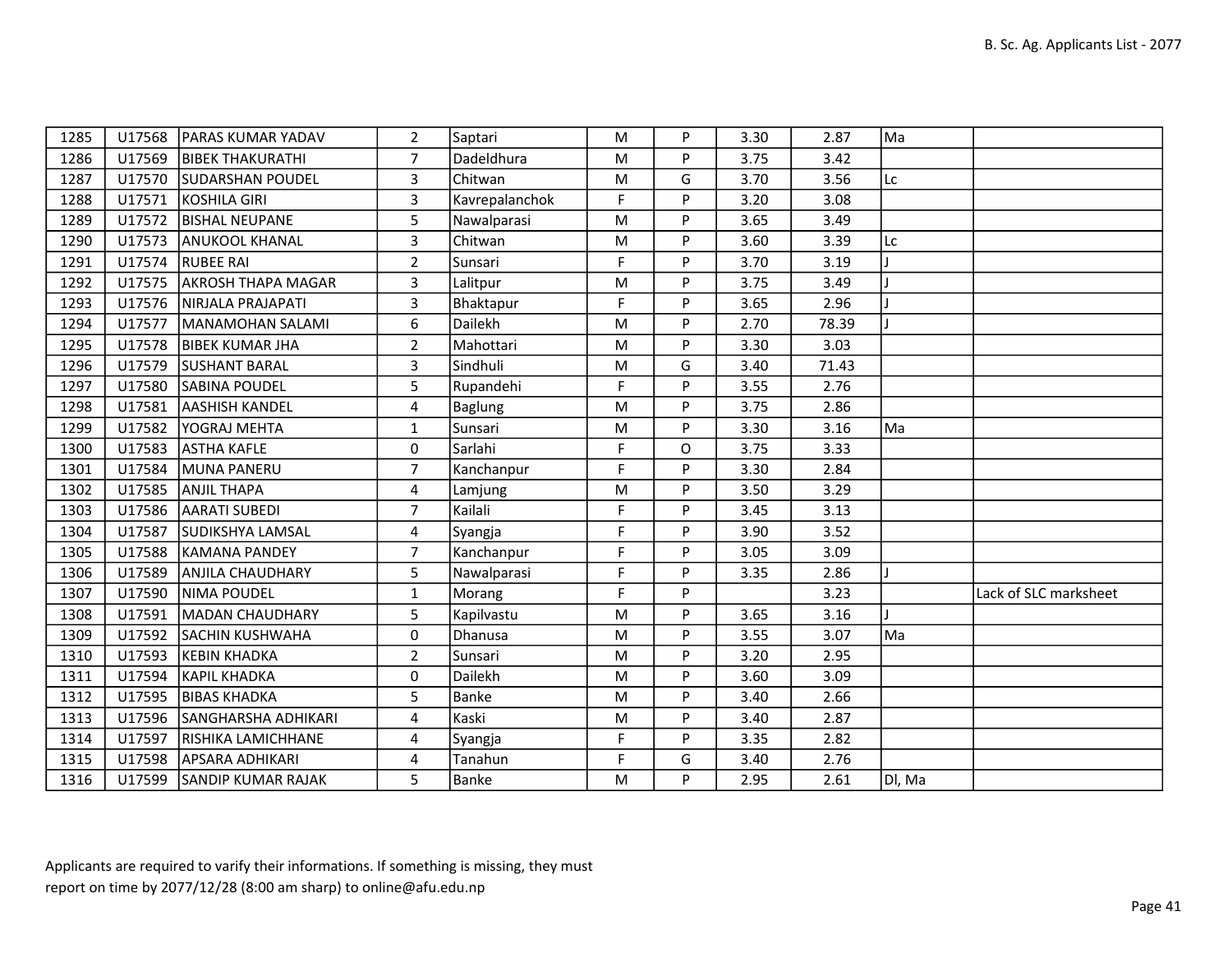| | | | | | | | | | | |
|---|---|---|---|---|---|---|---|---|---|---|
| 1285 | U17568 | PARAS KUMAR YADAV | 2 | Saptari | M | P | 3.30 | 2.87 | Ma | |
| 1286 | U17569 | BIBEK THAKURATHI | 7 | Dadeldhura | M | P | 3.75 | 3.42 | | |
| 1287 | U17570 | SUDARSHAN POUDEL | 3 | Chitwan | M | G | 3.70 | 3.56 | Lc | |
| 1288 | U17571 | KOSHILA GIRI | 3 | Kavrepalanchok | F | P | 3.20 | 3.08 | | |
| 1289 | U17572 | BISHAL NEUPANE | 5 | Nawalparasi | M | P | 3.65 | 3.49 | | |
| 1290 | U17573 | ANUKOOL KHANAL | 3 | Chitwan | M | P | 3.60 | 3.39 | Lc | |
| 1291 | U17574 | RUBEE RAI | 2 | Sunsari | F | P | 3.70 | 3.19 | J | |
| 1292 | U17575 | AKROSH THAPA MAGAR | 3 | Lalitpur | M | P | 3.75 | 3.49 | J | |
| 1293 | U17576 | NIRJALA PRAJAPATI | 3 | Bhaktapur | F | P | 3.65 | 2.96 | J | |
| 1294 | U17577 | MANAMOHAN SALAMI | 6 | Dailekh | M | P | 2.70 | 78.39 | J | |
| 1295 | U17578 | BIBEK KUMAR JHA | 2 | Mahottari | M | P | 3.30 | 3.03 | | |
| 1296 | U17579 | SUSHANT BARAL | 3 | Sindhuli | M | G | 3.40 | 71.43 | | |
| 1297 | U17580 | SABINA POUDEL | 5 | Rupandehi | F | P | 3.55 | 2.76 | | |
| 1298 | U17581 | AASHISH KANDEL | 4 | Baglung | M | P | 3.75 | 2.86 | | |
| 1299 | U17582 | YOGRAJ MEHTA | 1 | Sunsari | M | P | 3.30 | 3.16 | Ma | |
| 1300 | U17583 | ASTHA KAFLE | 0 | Sarlahi | F | O | 3.75 | 3.33 | | |
| 1301 | U17584 | MUNA PANERU | 7 | Kanchanpur | F | P | 3.30 | 2.84 | | |
| 1302 | U17585 | ANJIL THAPA | 4 | Lamjung | M | P | 3.50 | 3.29 | | |
| 1303 | U17586 | AARATI SUBEDI | 7 | Kailali | F | P | 3.45 | 3.13 | | |
| 1304 | U17587 | SUDIKSHYA LAMSAL | 4 | Syangja | F | P | 3.90 | 3.52 | | |
| 1305 | U17588 | KAMANA PANDEY | 7 | Kanchanpur | F | P | 3.05 | 3.09 | | |
| 1306 | U17589 | ANJILA CHAUDHARY | 5 | Nawalparasi | F | P | 3.35 | 2.86 | J | |
| 1307 | U17590 | NIMA POUDEL | 1 | Morang | F | P | | 3.23 | | Lack of SLC marksheet |
| 1308 | U17591 | MADAN CHAUDHARY | 5 | Kapilvastu | M | P | 3.65 | 3.16 | J | |
| 1309 | U17592 | SACHIN KUSHWAHA | 0 | Dhanusa | M | P | 3.55 | 3.07 | Ma | |
| 1310 | U17593 | KEBIN KHADKA | 2 | Sunsari | M | P | 3.20 | 2.95 | | |
| 1311 | U17594 | KAPIL KHADKA | 0 | Dailekh | M | P | 3.60 | 3.09 | | |
| 1312 | U17595 | BIBAS KHADKA | 5 | Banke | M | P | 3.40 | 2.66 | | |
| 1313 | U17596 | SANGHARSHA ADHIKARI | 4 | Kaski | M | P | 3.40 | 2.87 | | |
| 1314 | U17597 | RISHIKA LAMICHHANE | 4 | Syangja | F | P | 3.35 | 2.82 | | |
| 1315 | U17598 | APSARA ADHIKARI | 4 | Tanahun | F | G | 3.40 | 2.76 | | |
| 1316 | U17599 | SANDIP KUMAR RAJAK | 5 | Banke | M | P | 2.95 | 2.61 | Dl, Ma | |

Applicants are required to varify their informations. If something is missing, they must report on time by 2077/12/28 (8:00 am sharp) to online@afu.edu.np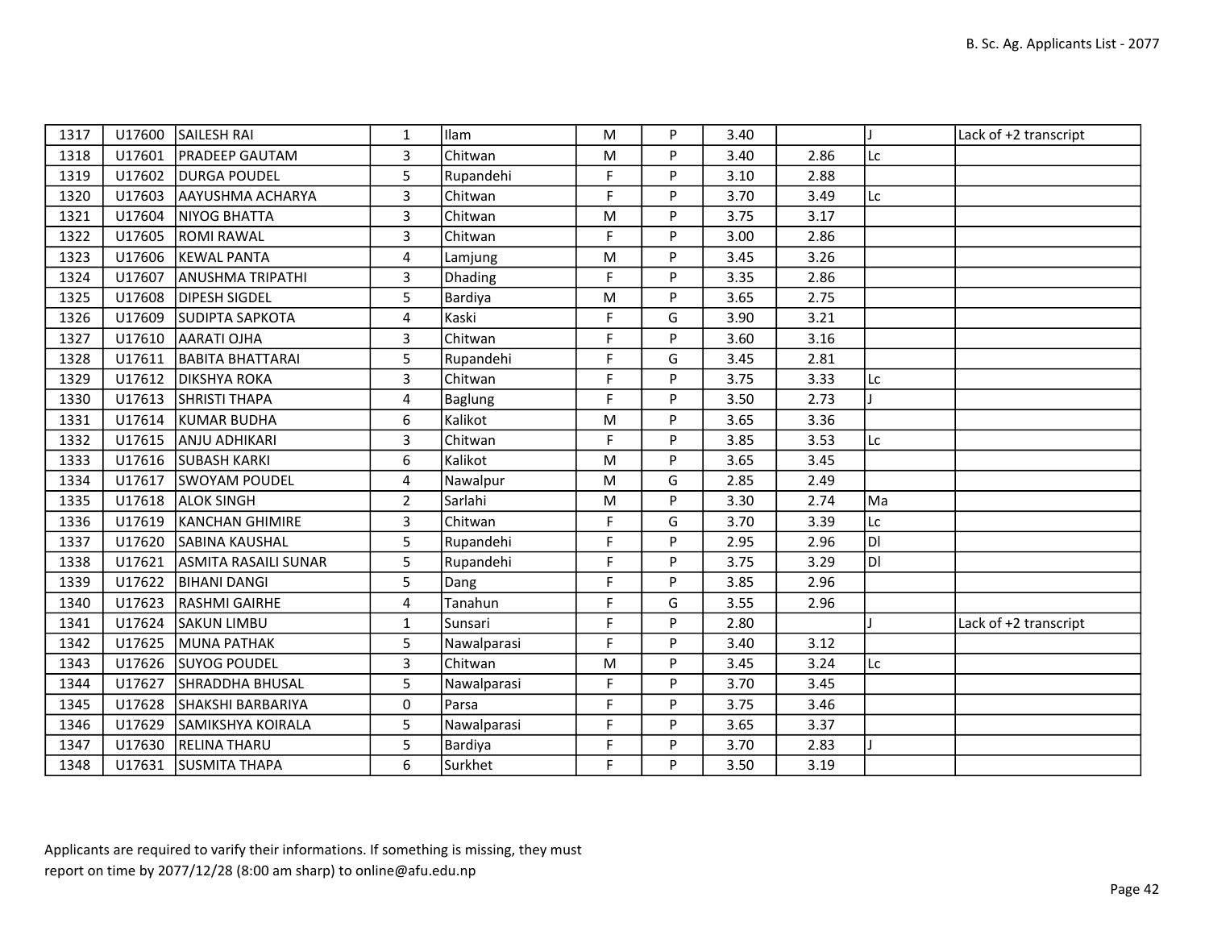| | | | | | | | | | | |
|---|---|---|---|---|---|---|---|---|---|---|
| 1317 | U17600 | SAILESH RAI | 1 | Ilam | M | P | 3.40 | | J | Lack of +2 transcript |
| 1318 | U17601 | PRADEEP GAUTAM | 3 | Chitwan | M | P | 3.40 | 2.86 | Lc | |
| 1319 | U17602 | DURGA POUDEL | 5 | Rupandehi | F | P | 3.10 | 2.88 | | |
| 1320 | U17603 | AAYUSHMA ACHARYA | 3 | Chitwan | F | P | 3.70 | 3.49 | Lc | |
| 1321 | U17604 | NIYOG BHATTA | 3 | Chitwan | M | P | 3.75 | 3.17 | | |
| 1322 | U17605 | ROMI RAWAL | 3 | Chitwan | F | P | 3.00 | 2.86 | | |
| 1323 | U17606 | KEWAL PANTA | 4 | Lamjung | M | P | 3.45 | 3.26 | | |
| 1324 | U17607 | ANUSHMA TRIPATHI | 3 | Dhading | F | P | 3.35 | 2.86 | | |
| 1325 | U17608 | DIPESH SIGDEL | 5 | Bardiya | M | P | 3.65 | 2.75 | | |
| 1326 | U17609 | SUDIPTA SAPKOTA | 4 | Kaski | F | G | 3.90 | 3.21 | | |
| 1327 | U17610 | AARATI OJHA | 3 | Chitwan | F | P | 3.60 | 3.16 | | |
| 1328 | U17611 | BABITA BHATTARAI | 5 | Rupandehi | F | G | 3.45 | 2.81 | | |
| 1329 | U17612 | DIKSHYA ROKA | 3 | Chitwan | F | P | 3.75 | 3.33 | Lc | |
| 1330 | U17613 | SHRISTI THAPA | 4 | Baglung | F | P | 3.50 | 2.73 | J | |
| 1331 | U17614 | KUMAR BUDHA | 6 | Kalikot | M | P | 3.65 | 3.36 | | |
| 1332 | U17615 | ANJU ADHIKARI | 3 | Chitwan | F | P | 3.85 | 3.53 | Lc | |
| 1333 | U17616 | SUBASH KARKI | 6 | Kalikot | M | P | 3.65 | 3.45 | | |
| 1334 | U17617 | SWOYAM POUDEL | 4 | Nawalpur | M | G | 2.85 | 2.49 | | |
| 1335 | U17618 | ALOK SINGH | 2 | Sarlahi | M | P | 3.30 | 2.74 | Ma | |
| 1336 | U17619 | KANCHAN GHIMIRE | 3 | Chitwan | F | G | 3.70 | 3.39 | Lc | |
| 1337 | U17620 | SABINA KAUSHAL | 5 | Rupandehi | F | P | 2.95 | 2.96 | Dl | |
| 1338 | U17621 | ASMITA RASAILI SUNAR | 5 | Rupandehi | F | P | 3.75 | 3.29 | Dl | |
| 1339 | U17622 | BIHANI DANGI | 5 | Dang | F | P | 3.85 | 2.96 | | |
| 1340 | U17623 | RASHMI GAIRHE | 4 | Tanahun | F | G | 3.55 | 2.96 | | |
| 1341 | U17624 | SAKUN LIMBU | 1 | Sunsari | F | P | 2.80 | | J | Lack of +2 transcript |
| 1342 | U17625 | MUNA PATHAK | 5 | Nawalparasi | F | P | 3.40 | 3.12 | | |
| 1343 | U17626 | SUYOG POUDEL | 3 | Chitwan | M | P | 3.45 | 3.24 | Lc | |
| 1344 | U17627 | SHRADDHA BHUSAL | 5 | Nawalparasi | F | P | 3.70 | 3.45 | | |
| 1345 | U17628 | SHAKSHI BARBARIYA | 0 | Parsa | F | P | 3.75 | 3.46 | | |
| 1346 | U17629 | SAMIKSHYA KOIRALA | 5 | Nawalparasi | F | P | 3.65 | 3.37 | | |
| 1347 | U17630 | RELINA THARU | 5 | Bardiya | F | P | 3.70 | 2.83 | J | |
| 1348 | U17631 | SUSMITA THAPA | 6 | Surkhet | F | P | 3.50 | 3.19 | | |

Applicants are required to varify their informations. If something is missing, they must report on time by 2077/12/28 (8:00 am sharp) to online@afu.edu.np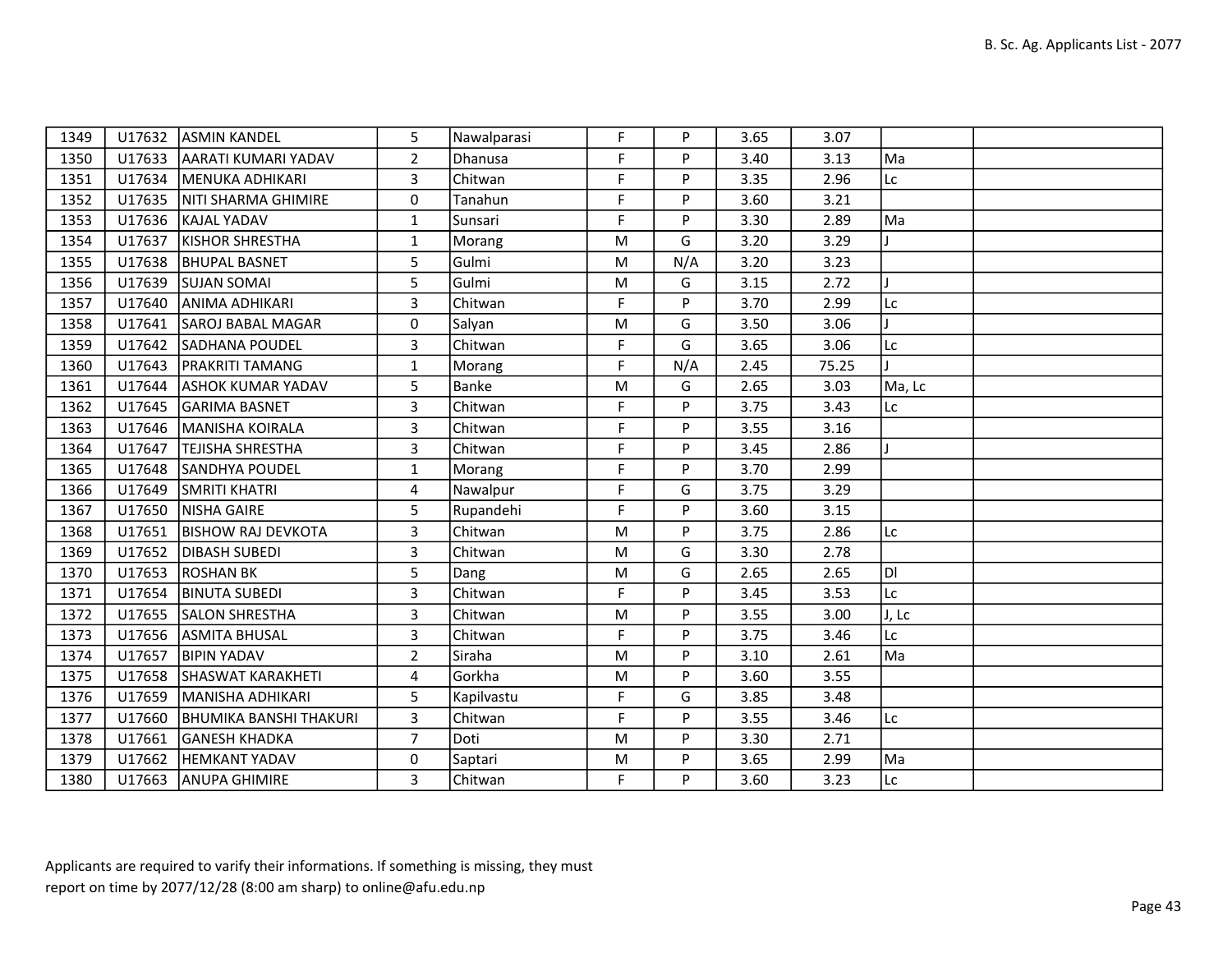| 1349 | U17632 | ASMIN KANDEL | 5 | Nawalparasi | F | P | 3.65 | 3.07 | | |
|---|---|---|---|---|---|---|---|---|---|---|
| 1350 | U17633 | AARATI KUMARI YADAV | 2 | Dhanusa | F | P | 3.40 | 3.13 | Ma | |
| 1351 | U17634 | MENUKA ADHIKARI | 3 | Chitwan | F | P | 3.35 | 2.96 | Lc | |
| 1352 | U17635 | NITI SHARMA GHIMIRE | 0 | Tanahun | F | P | 3.60 | 3.21 | | |
| 1353 | U17636 | KAJAL YADAV | 1 | Sunsari | F | P | 3.30 | 2.89 | Ma | |
| 1354 | U17637 | KISHOR SHRESTHA | 1 | Morang | M | G | 3.20 | 3.29 | J | |
| 1355 | U17638 | BHUPAL BASNET | 5 | Gulmi | M | N/A | 3.20 | 3.23 | | |
| 1356 | U17639 | SUJAN SOMAI | 5 | Gulmi | M | G | 3.15 | 2.72 | J | |
| 1357 | U17640 | ANIMA ADHIKARI | 3 | Chitwan | F | P | 3.70 | 2.99 | Lc | |
| 1358 | U17641 | SAROJ BABAL MAGAR | 0 | Salyan | M | G | 3.50 | 3.06 | J | |
| 1359 | U17642 | SADHANA POUDEL | 3 | Chitwan | F | G | 3.65 | 3.06 | Lc | |
| 1360 | U17643 | PRAKRITI TAMANG | 1 | Morang | F | N/A | 2.45 | 75.25 | J | |
| 1361 | U17644 | ASHOK KUMAR YADAV | 5 | Banke | M | G | 2.65 | 3.03 | Ma, Lc | |
| 1362 | U17645 | GARIMA BASNET | 3 | Chitwan | F | P | 3.75 | 3.43 | Lc | |
| 1363 | U17646 | MANISHA KOIRALA | 3 | Chitwan | F | P | 3.55 | 3.16 | | |
| 1364 | U17647 | TEJISHA SHRESTHA | 3 | Chitwan | F | P | 3.45 | 2.86 | J | |
| 1365 | U17648 | SANDHYA POUDEL | 1 | Morang | F | P | 3.70 | 2.99 | | |
| 1366 | U17649 | SMRITI KHATRI | 4 | Nawalpur | F | G | 3.75 | 3.29 | | |
| 1367 | U17650 | NISHA GAIRE | 5 | Rupandehi | F | P | 3.60 | 3.15 | | |
| 1368 | U17651 | BISHOW RAJ DEVKOTA | 3 | Chitwan | M | P | 3.75 | 2.86 | Lc | |
| 1369 | U17652 | DIBASH SUBEDI | 3 | Chitwan | M | G | 3.30 | 2.78 | | |
| 1370 | U17653 | ROSHAN BK | 5 | Dang | M | G | 2.65 | 2.65 | Dl | |
| 1371 | U17654 | BINUTA SUBEDI | 3 | Chitwan | F | P | 3.45 | 3.53 | Lc | |
| 1372 | U17655 | SALON SHRESTHA | 3 | Chitwan | M | P | 3.55 | 3.00 | J, Lc | |
| 1373 | U17656 | ASMITA BHUSAL | 3 | Chitwan | F | P | 3.75 | 3.46 | Lc | |
| 1374 | U17657 | BIPIN YADAV | 2 | Siraha | M | P | 3.10 | 2.61 | Ma | |
| 1375 | U17658 | SHASWAT KARAKHETI | 4 | Gorkha | M | P | 3.60 | 3.55 | | |
| 1376 | U17659 | MANISHA ADHIKARI | 5 | Kapilvastu | F | G | 3.85 | 3.48 | | |
| 1377 | U17660 | BHUMIKA BANSHI THAKURI | 3 | Chitwan | F | P | 3.55 | 3.46 | Lc | |
| 1378 | U17661 | GANESH KHADKA | 7 | Doti | M | P | 3.30 | 2.71 | | |
| 1379 | U17662 | HEMKANT YADAV | 0 | Saptari | M | P | 3.65 | 2.99 | Ma | |
| 1380 | U17663 | ANUPA GHIMIRE | 3 | Chitwan | F | P | 3.60 | 3.23 | Lc | |

Applicants are required to varify their informations. If something is missing, they must report on time by 2077/12/28 (8:00 am sharp) to online@afu.edu.np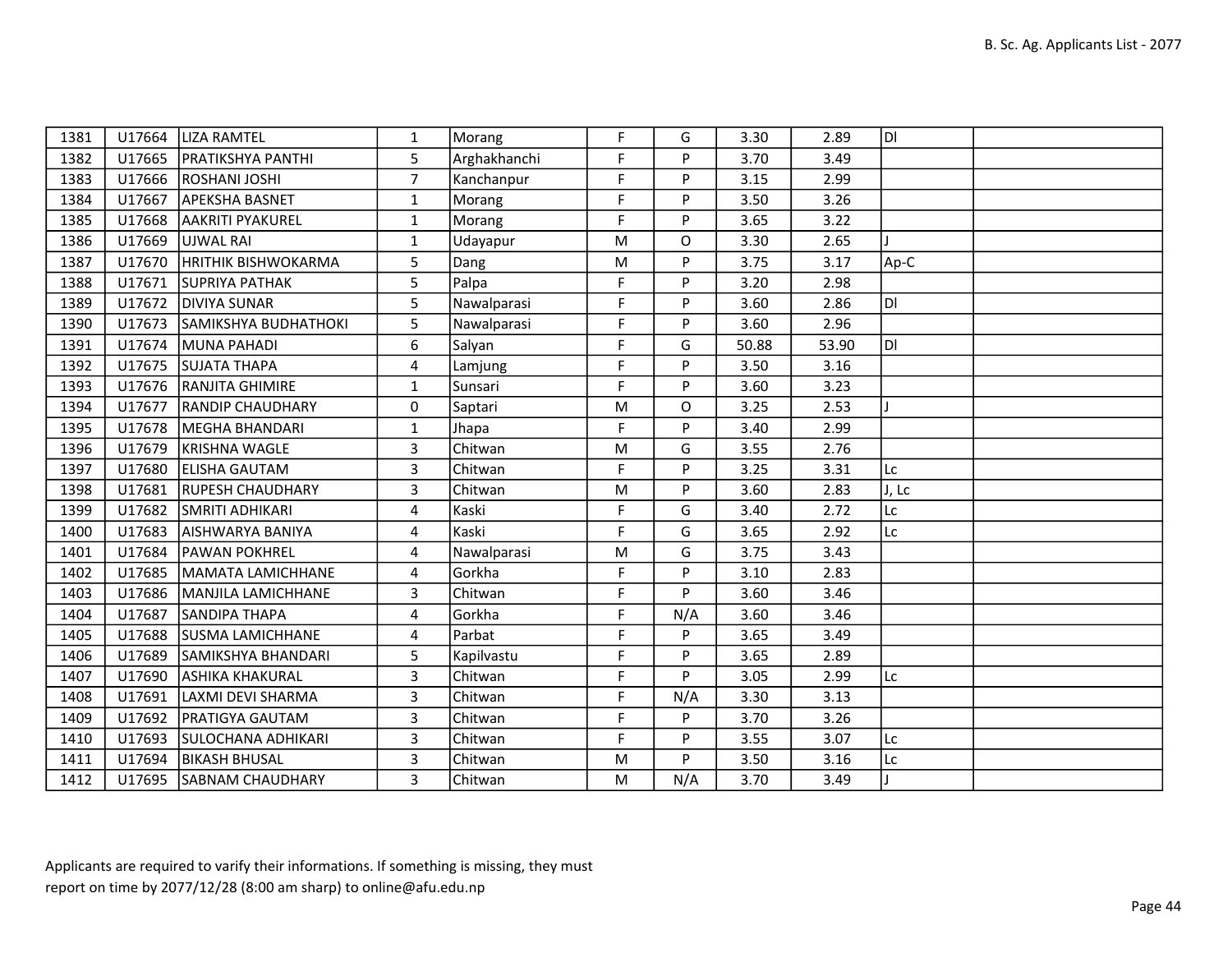| | | | | | | | | | | |
|---|---|---|---|---|---|---|---|---|---|---|
| 1381 | U17664 | LIZA RAMTEL | 1 | Morang | F | G | 3.30 | 2.89 | Dl | |
| 1382 | U17665 | PRATIKSHYA PANTHI | 5 | Arghakhanchi | F | P | 3.70 | 3.49 | | |
| 1383 | U17666 | ROSHANI JOSHI | 7 | Kanchanpur | F | P | 3.15 | 2.99 | | |
| 1384 | U17667 | APEKSHA BASNET | 1 | Morang | F | P | 3.50 | 3.26 | | |
| 1385 | U17668 | AAKRITI PYAKUREL | 1 | Morang | F | P | 3.65 | 3.22 | | |
| 1386 | U17669 | UJWAL RAI | 1 | Udayapur | M | O | 3.30 | 2.65 | J | |
| 1387 | U17670 | HRITHIK BISHWOKARMA | 5 | Dang | M | P | 3.75 | 3.17 | Ap-C | |
| 1388 | U17671 | SUPRIYA PATHAK | 5 | Palpa | F | P | 3.20 | 2.98 | | |
| 1389 | U17672 | DIVIYA SUNAR | 5 | Nawalparasi | F | P | 3.60 | 2.86 | Dl | |
| 1390 | U17673 | SAMIKSHYA BUDHATHOKI | 5 | Nawalparasi | F | P | 3.60 | 2.96 | | |
| 1391 | U17674 | MUNA PAHADI | 6 | Salyan | F | G | 50.88 | 53.90 | Dl | |
| 1392 | U17675 | SUJATA THAPA | 4 | Lamjung | F | P | 3.50 | 3.16 | | |
| 1393 | U17676 | RANJITA GHIMIRE | 1 | Sunsari | F | P | 3.60 | 3.23 | | |
| 1394 | U17677 | RANDIP CHAUDHARY | 0 | Saptari | M | O | 3.25 | 2.53 | J | |
| 1395 | U17678 | MEGHA BHANDARI | 1 | Jhapa | F | P | 3.40 | 2.99 | | |
| 1396 | U17679 | KRISHNA WAGLE | 3 | Chitwan | M | G | 3.55 | 2.76 | | |
| 1397 | U17680 | ELISHA GAUTAM | 3 | Chitwan | F | P | 3.25 | 3.31 | Lc | |
| 1398 | U17681 | RUPESH CHAUDHARY | 3 | Chitwan | M | P | 3.60 | 2.83 | J, Lc | |
| 1399 | U17682 | SMRITI ADHIKARI | 4 | Kaski | F | G | 3.40 | 2.72 | Lc | |
| 1400 | U17683 | AISHWARYA BANIYA | 4 | Kaski | F | G | 3.65 | 2.92 | Lc | |
| 1401 | U17684 | PAWAN POKHREL | 4 | Nawalparasi | M | G | 3.75 | 3.43 | | |
| 1402 | U17685 | MAMATA LAMICHHANE | 4 | Gorkha | F | P | 3.10 | 2.83 | | |
| 1403 | U17686 | MANJILA LAMICHHANE | 3 | Chitwan | F | P | 3.60 | 3.46 | | |
| 1404 | U17687 | SANDIPA THAPA | 4 | Gorkha | F | N/A | 3.60 | 3.46 | | |
| 1405 | U17688 | SUSMA LAMICHHANE | 4 | Parbat | F | P | 3.65 | 3.49 | | |
| 1406 | U17689 | SAMIKSHYA BHANDARI | 5 | Kapilvastu | F | P | 3.65 | 2.89 | | |
| 1407 | U17690 | ASHIKA KHAKURAL | 3 | Chitwan | F | P | 3.05 | 2.99 | Lc | |
| 1408 | U17691 | LAXMI DEVI SHARMA | 3 | Chitwan | F | N/A | 3.30 | 3.13 | | |
| 1409 | U17692 | PRATIGYA GAUTAM | 3 | Chitwan | F | P | 3.70 | 3.26 | | |
| 1410 | U17693 | SULOCHANA ADHIKARI | 3 | Chitwan | F | P | 3.55 | 3.07 | Lc | |
| 1411 | U17694 | BIKASH BHUSAL | 3 | Chitwan | M | P | 3.50 | 3.16 | Lc | |
| 1412 | U17695 | SABNAM CHAUDHARY | 3 | Chitwan | M | N/A | 3.70 | 3.49 | J | |

Applicants are required to varify their informations. If something is missing, they must report on time by 2077/12/28 (8:00 am sharp) to online@afu.edu.np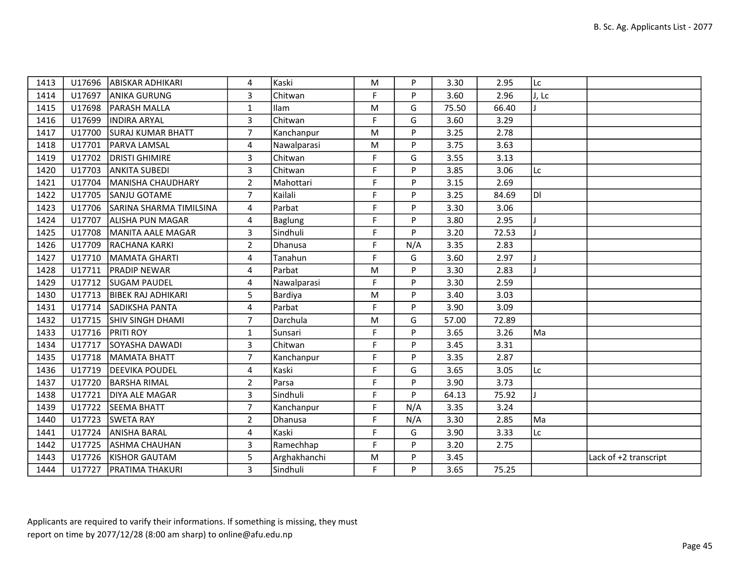| 1413 | U17696 | ABISKAR ADHIKARI | 4 | Kaski | M | P | 3.30 | 2.95 | Lc | |
|---|---|---|---|---|---|---|---|---|---|---|
| 1414 | U17697 | ANIKA GURUNG | 3 | Chitwan | F | P | 3.60 | 2.96 | J, Lc | |
| 1415 | U17698 | PARASH MALLA | 1 | Ilam | M | G | 75.50 | 66.40 | J | |
| 1416 | U17699 | INDIRA ARYAL | 3 | Chitwan | F | G | 3.60 | 3.29 | | |
| 1417 | U17700 | SURAJ KUMAR BHATT | 7 | Kanchanpur | M | P | 3.25 | 2.78 | | |
| 1418 | U17701 | PARVA LAMSAL | 4 | Nawalparasi | M | P | 3.75 | 3.63 | | |
| 1419 | U17702 | DRISTI GHIMIRE | 3 | Chitwan | F | G | 3.55 | 3.13 | | |
| 1420 | U17703 | ANKITA SUBEDI | 3 | Chitwan | F | P | 3.85 | 3.06 | Lc | |
| 1421 | U17704 | MANISHA CHAUDHARY | 2 | Mahottari | F | P | 3.15 | 2.69 | | |
| 1422 | U17705 | SANJU GOTAME | 7 | Kailali | F | P | 3.25 | 84.69 | Dl | |
| 1423 | U17706 | SARINA SHARMA TIMILSINA | 4 | Parbat | F | P | 3.30 | 3.06 | | |
| 1424 | U17707 | ALISHA PUN MAGAR | 4 | Baglung | F | P | 3.80 | 2.95 | J | |
| 1425 | U17708 | MANITA AALE MAGAR | 3 | Sindhuli | F | P | 3.20 | 72.53 | J | |
| 1426 | U17709 | RACHANA KARKI | 2 | Dhanusa | F | N/A | 3.35 | 2.83 | | |
| 1427 | U17710 | MAMATA GHARTI | 4 | Tanahun | F | G | 3.60 | 2.97 | J | |
| 1428 | U17711 | PRADIP NEWAR | 4 | Parbat | M | P | 3.30 | 2.83 | J | |
| 1429 | U17712 | SUGAM PAUDEL | 4 | Nawalparasi | F | P | 3.30 | 2.59 | | |
| 1430 | U17713 | BIBEK RAJ ADHIKARI | 5 | Bardiya | M | P | 3.40 | 3.03 | | |
| 1431 | U17714 | SADIKSHA PANTA | 4 | Parbat | F | P | 3.90 | 3.09 | | |
| 1432 | U17715 | SHIV SINGH DHAMI | 7 | Darchula | M | G | 57.00 | 72.89 | | |
| 1433 | U17716 | PRITI ROY | 1 | Sunsari | F | P | 3.65 | 3.26 | Ma | |
| 1434 | U17717 | SOYASHA DAWADI | 3 | Chitwan | F | P | 3.45 | 3.31 | | |
| 1435 | U17718 | MAMATA BHATT | 7 | Kanchanpur | F | P | 3.35 | 2.87 | | |
| 1436 | U17719 | DEEVIKA POUDEL | 4 | Kaski | F | G | 3.65 | 3.05 | Lc | |
| 1437 | U17720 | BARSHA RIMAL | 2 | Parsa | F | P | 3.90 | 3.73 | | |
| 1438 | U17721 | DIYA ALE MAGAR | 3 | Sindhuli | F | P | 64.13 | 75.92 | J | |
| 1439 | U17722 | SEEMA BHATT | 7 | Kanchanpur | F | N/A | 3.35 | 3.24 | | |
| 1440 | U17723 | SWETA RAY | 2 | Dhanusa | F | N/A | 3.30 | 2.85 | Ma | |
| 1441 | U17724 | ANISHA BARAL | 4 | Kaski | F | G | 3.90 | 3.33 | Lc | |
| 1442 | U17725 | ASHMA CHAUHAN | 3 | Ramechhap | F | P | 3.20 | 2.75 | | |
| 1443 | U17726 | KISHOR GAUTAM | 5 | Arghakhanchi | M | P | 3.45 | | | Lack of +2 transcript |
| 1444 | U17727 | PRATIMA THAKURI | 3 | Sindhuli | F | P | 3.65 | 75.25 | | |

Applicants are required to varify their informations. If something is missing, they must report on time by 2077/12/28 (8:00 am sharp) to online@afu.edu.np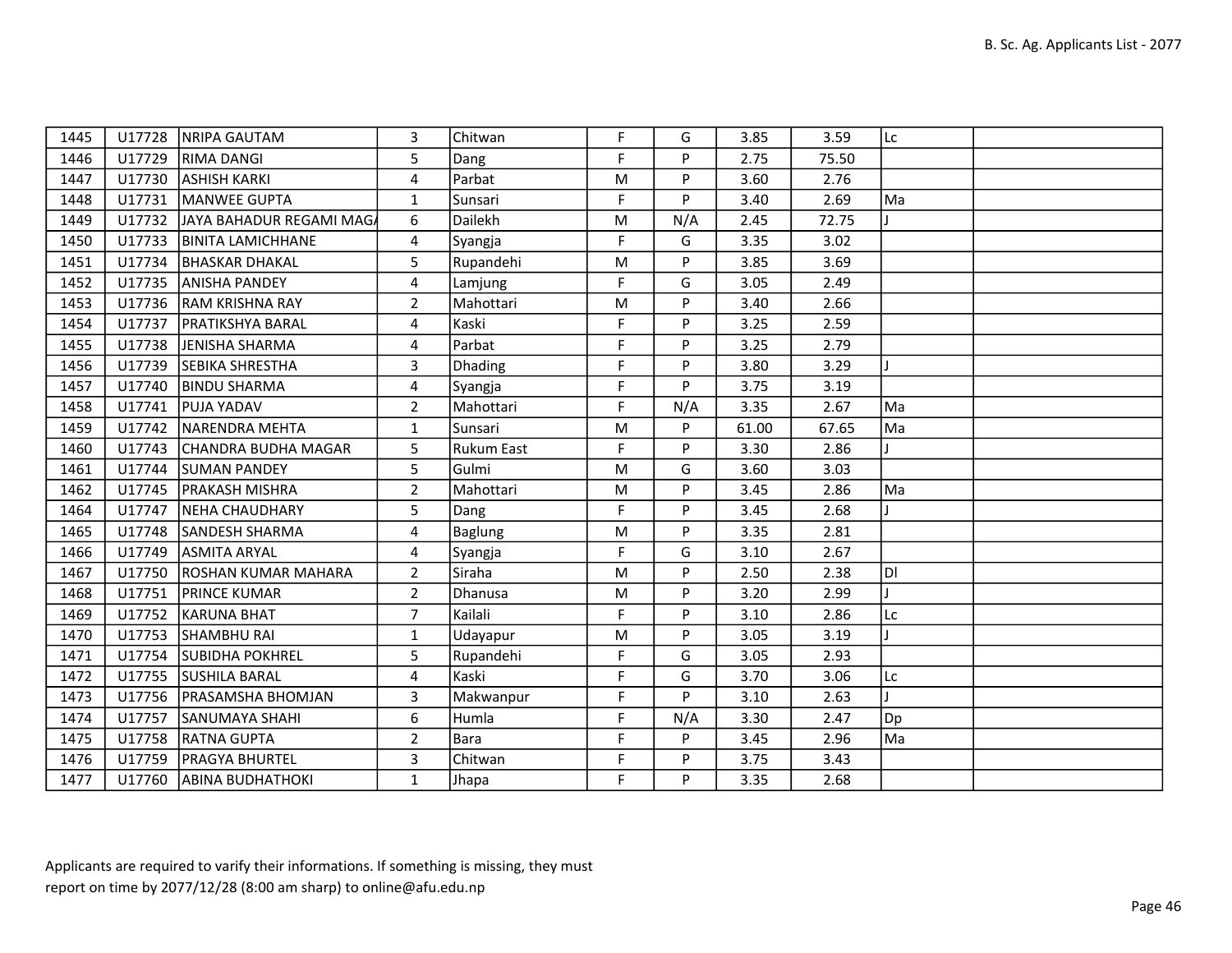| 1445 | U17728 | NRIPA GAUTAM | 3 | Chitwan | F | G | 3.85 | 3.59 | Lc | |
|---|---|---|---|---|---|---|---|---|---|---|
| 1446 | U17729 | RIMA DANGI | 5 | Dang | F | P | 2.75 | 75.50 | | |
| 1447 | U17730 | ASHISH KARKI | 4 | Parbat | M | P | 3.60 | 2.76 | | |
| 1448 | U17731 | MANWEE GUPTA | 1 | Sunsari | F | P | 3.40 | 2.69 | Ma | |
| 1449 | U17732 | JAYA BAHADUR REGAMI MAGA | 6 | Dailekh | M | N/A | 2.45 | 72.75 | J | |
| 1450 | U17733 | BINITA LAMICHHANE | 4 | Syangja | F | G | 3.35 | 3.02 | | |
| 1451 | U17734 | BHASKAR DHAKAL | 5 | Rupandehi | M | P | 3.85 | 3.69 | | |
| 1452 | U17735 | ANISHA PANDEY | 4 | Lamjung | F | G | 3.05 | 2.49 | | |
| 1453 | U17736 | RAM KRISHNA RAY | 2 | Mahottari | M | P | 3.40 | 2.66 | | |
| 1454 | U17737 | PRATIKSHYA BARAL | 4 | Kaski | F | P | 3.25 | 2.59 | | |
| 1455 | U17738 | JENISHA SHARMA | 4 | Parbat | F | P | 3.25 | 2.79 | | |
| 1456 | U17739 | SEBIKA SHRESTHA | 3 | Dhading | F | P | 3.80 | 3.29 | J | |
| 1457 | U17740 | BINDU SHARMA | 4 | Syangja | F | P | 3.75 | 3.19 | | |
| 1458 | U17741 | PUJA YADAV | 2 | Mahottari | F | N/A | 3.35 | 2.67 | Ma | |
| 1459 | U17742 | NARENDRA MEHTA | 1 | Sunsari | M | P | 61.00 | 67.65 | Ma | |
| 1460 | U17743 | CHANDRA BUDHA MAGAR | 5 | Rukum East | F | P | 3.30 | 2.86 | J | |
| 1461 | U17744 | SUMAN PANDEY | 5 | Gulmi | M | G | 3.60 | 3.03 | | |
| 1462 | U17745 | PRAKASH MISHRA | 2 | Mahottari | M | P | 3.45 | 2.86 | Ma | |
| 1464 | U17747 | NEHA CHAUDHARY | 5 | Dang | F | P | 3.45 | 2.68 | J | |
| 1465 | U17748 | SANDESH SHARMA | 4 | Baglung | M | P | 3.35 | 2.81 | | |
| 1466 | U17749 | ASMITA ARYAL | 4 | Syangja | F | G | 3.10 | 2.67 | | |
| 1467 | U17750 | ROSHAN KUMAR MAHARA | 2 | Siraha | M | P | 2.50 | 2.38 | Dl | |
| 1468 | U17751 | PRINCE KUMAR | 2 | Dhanusa | M | P | 3.20 | 2.99 | J | |
| 1469 | U17752 | KARUNA BHAT | 7 | Kailali | F | P | 3.10 | 2.86 | Lc | |
| 1470 | U17753 | SHAMBHU RAI | 1 | Udayapur | M | P | 3.05 | 3.19 | J | |
| 1471 | U17754 | SUBIDHA POKHREL | 5 | Rupandehi | F | G | 3.05 | 2.93 | | |
| 1472 | U17755 | SUSHILA BARAL | 4 | Kaski | F | G | 3.70 | 3.06 | Lc | |
| 1473 | U17756 | PRASAMSHA BHOMJAN | 3 | Makwanpur | F | P | 3.10 | 2.63 | J | |
| 1474 | U17757 | SANUMAYA SHAHI | 6 | Humla | F | N/A | 3.30 | 2.47 | Dp | |
| 1475 | U17758 | RATNA GUPTA | 2 | Bara | F | P | 3.45 | 2.96 | Ma | |
| 1476 | U17759 | PRAGYA BHURTEL | 3 | Chitwan | F | P | 3.75 | 3.43 | | |
| 1477 | U17760 | ABINA BUDHATHOKI | 1 | Jhapa | F | P | 3.35 | 2.68 | | |

Applicants are required to varify their informations. If something is missing, they must report on time by 2077/12/28 (8:00 am sharp) to online@afu.edu.np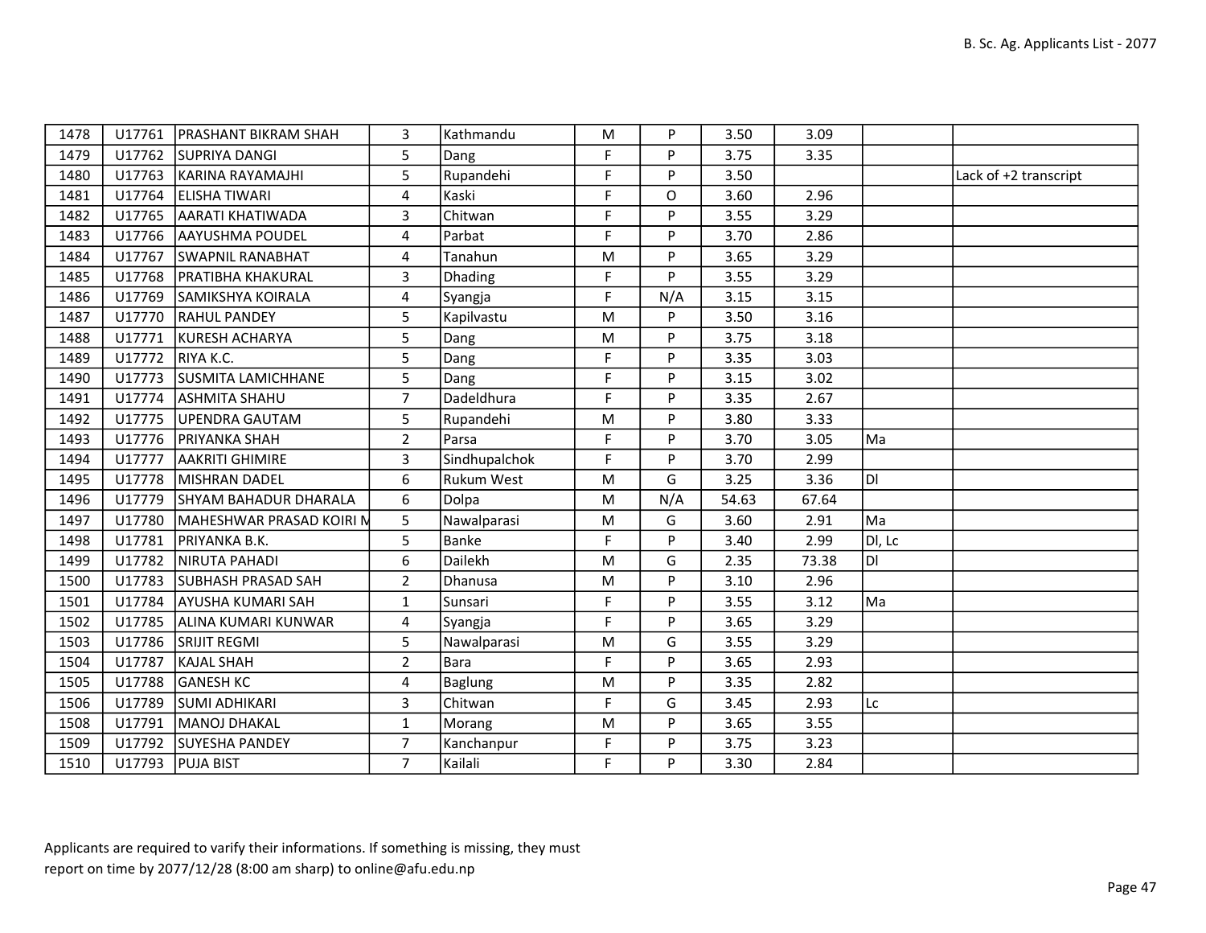| 1478 | U17761 | PRASHANT BIKRAM SHAH | 3 | Kathmandu | M | P | 3.50 | 3.09 | | |
|---|---|---|---|---|---|---|---|---|---|---|
| 1479 | U17762 | SUPRIYA DANGI | 5 | Dang | F | P | 3.75 | 3.35 | | |
| 1480 | U17763 | KARINA RAYAMAJHI | 5 | Rupandehi | F | P | 3.50 | | | Lack of +2 transcript |
| 1481 | U17764 | ELISHA TIWARI | 4 | Kaski | F | O | 3.60 | 2.96 | | |
| 1482 | U17765 | AARATI KHATIWADA | 3 | Chitwan | F | P | 3.55 | 3.29 | | |
| 1483 | U17766 | AAYUSHMA POUDEL | 4 | Parbat | F | P | 3.70 | 2.86 | | |
| 1484 | U17767 | SWAPNIL RANABHAT | 4 | Tanahun | M | P | 3.65 | 3.29 | | |
| 1485 | U17768 | PRATIBHA KHAKURAL | 3 | Dhading | F | P | 3.55 | 3.29 | | |
| 1486 | U17769 | SAMIKSHYA KOIRALA | 4 | Syangja | F | N/A | 3.15 | 3.15 | | |
| 1487 | U17770 | RAHUL PANDEY | 5 | Kapilvastu | M | P | 3.50 | 3.16 | | |
| 1488 | U17771 | KURESH ACHARYA | 5 | Dang | M | P | 3.75 | 3.18 | | |
| 1489 | U17772 | RIYA K.C. | 5 | Dang | F | P | 3.35 | 3.03 | | |
| 1490 | U17773 | SUSMITA LAMICHHANE | 5 | Dang | F | P | 3.15 | 3.02 | | |
| 1491 | U17774 | ASHMITA SHAHU | 7 | Dadeldhura | F | P | 3.35 | 2.67 | | |
| 1492 | U17775 | UPENDRA GAUTAM | 5 | Rupandehi | M | P | 3.80 | 3.33 | | |
| 1493 | U17776 | PRIYANKA SHAH | 2 | Parsa | F | P | 3.70 | 3.05 | Ma | |
| 1494 | U17777 | AAKRITI GHIMIRE | 3 | Sindhupalchok | F | P | 3.70 | 2.99 | | |
| 1495 | U17778 | MISHRAN DADEL | 6 | Rukum West | M | G | 3.25 | 3.36 | Dl | |
| 1496 | U17779 | SHYAM BAHADUR DHARALA | 6 | Dolpa | M | N/A | 54.63 | 67.64 | | |
| 1497 | U17780 | MAHESHWAR PRASAD KOIRI M | 5 | Nawalparasi | M | G | 3.60 | 2.91 | Ma | |
| 1498 | U17781 | PRIYANKA B.K. | 5 | Banke | F | P | 3.40 | 2.99 | Dl, Lc | |
| 1499 | U17782 | NIRUTA PAHADI | 6 | Dailekh | M | G | 2.35 | 73.38 | Dl | |
| 1500 | U17783 | SUBHASH PRASAD SAH | 2 | Dhanusa | M | P | 3.10 | 2.96 | | |
| 1501 | U17784 | AYUSHA KUMARI SAH | 1 | Sunsari | F | P | 3.55 | 3.12 | Ma | |
| 1502 | U17785 | ALINA KUMARI KUNWAR | 4 | Syangja | F | P | 3.65 | 3.29 | | |
| 1503 | U17786 | SRIJIT REGMI | 5 | Nawalparasi | M | G | 3.55 | 3.29 | | |
| 1504 | U17787 | KAJAL SHAH | 2 | Bara | F | P | 3.65 | 2.93 | | |
| 1505 | U17788 | GANESH KC | 4 | Baglung | M | P | 3.35 | 2.82 | | |
| 1506 | U17789 | SUMI ADHIKARI | 3 | Chitwan | F | G | 3.45 | 2.93 | Lc | |
| 1508 | U17791 | MANOJ DHAKAL | 1 | Morang | M | P | 3.65 | 3.55 | | |
| 1509 | U17792 | SUYESHA PANDEY | 7 | Kanchanpur | F | P | 3.75 | 3.23 | | |
| 1510 | U17793 | PUJA BIST | 7 | Kailali | F | P | 3.30 | 2.84 | | |

Applicants are required to varify their informations. If something is missing, they must report on time by 2077/12/28 (8:00 am sharp) to online@afu.edu.np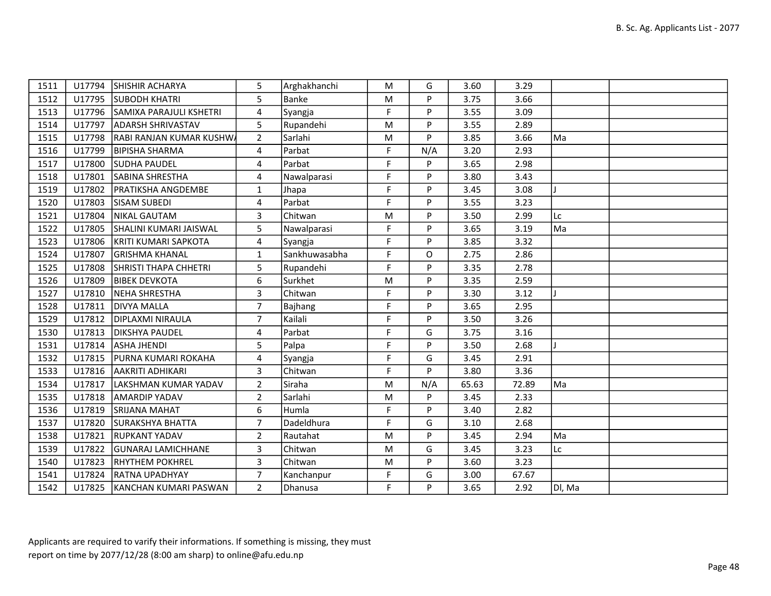| | | | | | | | | | | |
|---|---|---|---|---|---|---|---|---|---|---|
| 1511 | U17794 | SHISHIR ACHARYA | 5 | Arghakhanchi | M | G | 3.60 | 3.29 | | |
| 1512 | U17795 | SUBODH KHATRI | 5 | Banke | M | P | 3.75 | 3.66 | | |
| 1513 | U17796 | SAMIXA PARAJULI KSHETRI | 4 | Syangja | F | P | 3.55 | 3.09 | | |
| 1514 | U17797 | ADARSH SHRIVASTAV | 5 | Rupandehi | M | P | 3.55 | 2.89 | | |
| 1515 | U17798 | RABI RANJAN KUMAR KUSHWA | 2 | Sarlahi | M | P | 3.85 | 3.66 | Ma | |
| 1516 | U17799 | BIPISHA SHARMA | 4 | Parbat | F | N/A | 3.20 | 2.93 | | |
| 1517 | U17800 | SUDHA PAUDEL | 4 | Parbat | F | P | 3.65 | 2.98 | | |
| 1518 | U17801 | SABINA SHRESTHA | 4 | Nawalparasi | F | P | 3.80 | 3.43 | | |
| 1519 | U17802 | PRATIKSHA ANGDEMBE | 1 | Jhapa | F | P | 3.45 | 3.08 | J | |
| 1520 | U17803 | SISAM SUBEDI | 4 | Parbat | F | P | 3.55 | 3.23 | | |
| 1521 | U17804 | NIKAL GAUTAM | 3 | Chitwan | M | P | 3.50 | 2.99 | Lc | |
| 1522 | U17805 | SHALINI KUMARI JAISWAL | 5 | Nawalparasi | F | P | 3.65 | 3.19 | Ma | |
| 1523 | U17806 | KRITI KUMARI SAPKOTA | 4 | Syangja | F | P | 3.85 | 3.32 | | |
| 1524 | U17807 | GRISHMA KHANAL | 1 | Sankhuwasabha | F | O | 2.75 | 2.86 | | |
| 1525 | U17808 | SHRISTI THAPA CHHETRI | 5 | Rupandehi | F | P | 3.35 | 2.78 | | |
| 1526 | U17809 | BIBEK DEVKOTA | 6 | Surkhet | M | P | 3.35 | 2.59 | | |
| 1527 | U17810 | NEHA SHRESTHA | 3 | Chitwan | F | P | 3.30 | 3.12 | J | |
| 1528 | U17811 | DIVYA MALLA | 7 | Bajhang | F | P | 3.65 | 2.95 | | |
| 1529 | U17812 | DIPLAXMI NIRAULA | 7 | Kailali | F | P | 3.50 | 3.26 | | |
| 1530 | U17813 | DIKSHYA PAUDEL | 4 | Parbat | F | G | 3.75 | 3.16 | | |
| 1531 | U17814 | ASHA JHENDI | 5 | Palpa | F | P | 3.50 | 2.68 | J | |
| 1532 | U17815 | PURNA KUMARI ROKAHA | 4 | Syangja | F | G | 3.45 | 2.91 | | |
| 1533 | U17816 | AAKRITI ADHIKARI | 3 | Chitwan | F | P | 3.80 | 3.36 | | |
| 1534 | U17817 | LAKSHMAN KUMAR YADAV | 2 | Siraha | M | N/A | 65.63 | 72.89 | Ma | |
| 1535 | U17818 | AMARDIP YADAV | 2 | Sarlahi | M | P | 3.45 | 2.33 | | |
| 1536 | U17819 | SRIJANA MAHAT | 6 | Humla | F | P | 3.40 | 2.82 | | |
| 1537 | U17820 | SURAKSHYA BHATTA | 7 | Dadeldhura | F | G | 3.10 | 2.68 | | |
| 1538 | U17821 | RUPKANT YADAV | 2 | Rautahat | M | P | 3.45 | 2.94 | Ma | |
| 1539 | U17822 | GUNARAJ LAMICHHANE | 3 | Chitwan | M | G | 3.45 | 3.23 | Lc | |
| 1540 | U17823 | RHYTHEM POKHREL | 3 | Chitwan | M | P | 3.60 | 3.23 | | |
| 1541 | U17824 | RATNA UPADHYAY | 7 | Kanchanpur | F | G | 3.00 | 67.67 | | |
| 1542 | U17825 | KANCHAN KUMARI PASWAN | 2 | Dhanusa | F | P | 3.65 | 2.92 | Dl, Ma | |

Applicants are required to varify their informations. If something is missing, they must report on time by 2077/12/28 (8:00 am sharp) to online@afu.edu.np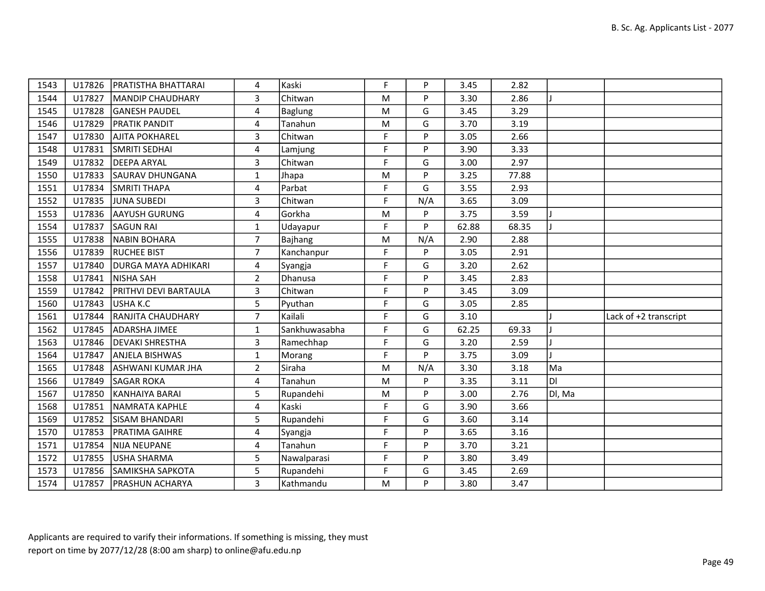| 1543 | U17826 | PRATISTHA BHATTARAI | 4 | Kaski | F | P | 3.45 | 2.82 | | |
|---|---|---|---|---|---|---|---|---|---|---|
| 1544 | U17827 | MANDIP CHAUDHARY | 3 | Chitwan | M | P | 3.30 | 2.86 | J | |
| 1545 | U17828 | GANESH PAUDEL | 4 | Baglung | M | G | 3.45 | 3.29 | | |
| 1546 | U17829 | PRATIK PANDIT | 4 | Tanahun | M | G | 3.70 | 3.19 | | |
| 1547 | U17830 | AJITA POKHAREL | 3 | Chitwan | F | P | 3.05 | 2.66 | | |
| 1548 | U17831 | SMRITI SEDHAI | 4 | Lamjung | F | P | 3.90 | 3.33 | | |
| 1549 | U17832 | DEEPA ARYAL | 3 | Chitwan | F | G | 3.00 | 2.97 | | |
| 1550 | U17833 | SAURAV DHUNGANA | 1 | Jhapa | M | P | 3.25 | 77.88 | | |
| 1551 | U17834 | SMRITI THAPA | 4 | Parbat | F | G | 3.55 | 2.93 | | |
| 1552 | U17835 | JUNA SUBEDI | 3 | Chitwan | F | N/A | 3.65 | 3.09 | | |
| 1553 | U17836 | AAYUSH GURUNG | 4 | Gorkha | M | P | 3.75 | 3.59 | J | |
| 1554 | U17837 | SAGUN RAI | 1 | Udayapur | F | P | 62.88 | 68.35 | J | |
| 1555 | U17838 | NABIN BOHARA | 7 | Bajhang | M | N/A | 2.90 | 2.88 | | |
| 1556 | U17839 | RUCHEE BIST | 7 | Kanchanpur | F | P | 3.05 | 2.91 | | |
| 1557 | U17840 | DURGA MAYA ADHIKARI | 4 | Syangja | F | G | 3.20 | 2.62 | | |
| 1558 | U17841 | NISHA SAH | 2 | Dhanusa | F | P | 3.45 | 2.83 | | |
| 1559 | U17842 | PRITHVI DEVI BARTAULA | 3 | Chitwan | F | P | 3.45 | 3.09 | | |
| 1560 | U17843 | USHA K.C | 5 | Pyuthan | F | G | 3.05 | 2.85 | | |
| 1561 | U17844 | RANJITA CHAUDHARY | 7 | Kailali | F | G | 3.10 | | J | Lack of +2 transcript |
| 1562 | U17845 | ADARSHA JIMEE | 1 | Sankhuwasabha | F | G | 62.25 | 69.33 | J | |
| 1563 | U17846 | DEVAKI SHRESTHA | 3 | Ramechhap | F | G | 3.20 | 2.59 | J | |
| 1564 | U17847 | ANJELA BISHWAS | 1 | Morang | F | P | 3.75 | 3.09 | J | |
| 1565 | U17848 | ASHWANI KUMAR JHA | 2 | Siraha | M | N/A | 3.30 | 3.18 | Ma | |
| 1566 | U17849 | SAGAR ROKA | 4 | Tanahun | M | P | 3.35 | 3.11 | Dl | |
| 1567 | U17850 | KANHAIYA BARAI | 5 | Rupandehi | M | P | 3.00 | 2.76 | Dl, Ma | |
| 1568 | U17851 | NAMRATA KAPHLE | 4 | Kaski | F | G | 3.90 | 3.66 | | |
| 1569 | U17852 | SISAM BHANDARI | 5 | Rupandehi | F | G | 3.60 | 3.14 | | |
| 1570 | U17853 | PRATIMA GAIHRE | 4 | Syangja | F | P | 3.65 | 3.16 | | |
| 1571 | U17854 | NIJA NEUPANE | 4 | Tanahun | F | P | 3.70 | 3.21 | | |
| 1572 | U17855 | USHA SHARMA | 5 | Nawalparasi | F | P | 3.80 | 3.49 | | |
| 1573 | U17856 | SAMIKSHA SAPKOTA | 5 | Rupandehi | F | G | 3.45 | 2.69 | | |
| 1574 | U17857 | PRASHUN ACHARYA | 3 | Kathmandu | M | P | 3.80 | 3.47 | | |

Applicants are required to varify their informations. If something is missing, they must report on time by 2077/12/28 (8:00 am sharp) to online@afu.edu.np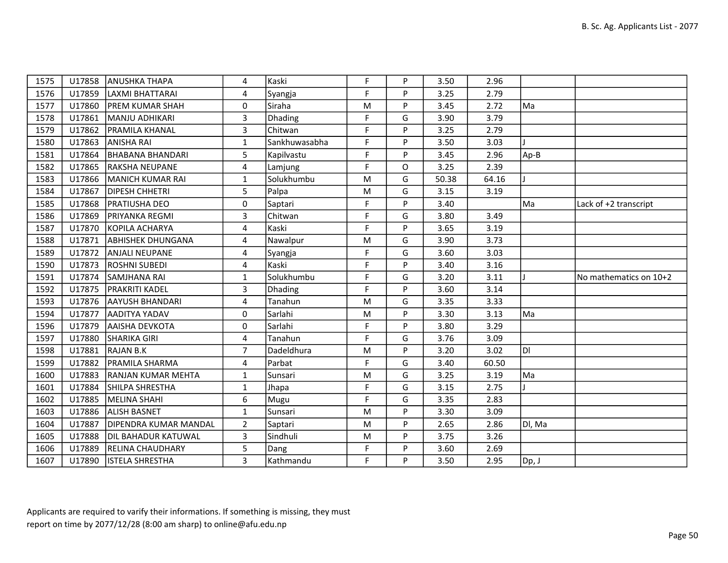| | | | | | | | | | | |
|---|---|---|---|---|---|---|---|---|---|---|
| 1575 | U17858 | ANUSHKA THAPA | 4 | Kaski | F | P | 3.50 | 2.96 | | |
| 1576 | U17859 | LAXMI BHATTARAI | 4 | Syangja | F | P | 3.25 | 2.79 | | |
| 1577 | U17860 | PREM KUMAR SHAH | 0 | Siraha | M | P | 3.45 | 2.72 | Ma | |
| 1578 | U17861 | MANJU ADHIKARI | 3 | Dhading | F | G | 3.90 | 3.79 | | |
| 1579 | U17862 | PRAMILA KHANAL | 3 | Chitwan | F | P | 3.25 | 2.79 | | |
| 1580 | U17863 | ANISHA RAI | 1 | Sankhuwasabha | F | P | 3.50 | 3.03 | J | |
| 1581 | U17864 | BHABANA BHANDARI | 5 | Kapilvastu | F | P | 3.45 | 2.96 | Ap-B | |
| 1582 | U17865 | RAKSHA NEUPANE | 4 | Lamjung | F | O | 3.25 | 2.39 | | |
| 1583 | U17866 | MANICH KUMAR RAI | 1 | Solukhumbu | M | G | 50.38 | 64.16 | J | |
| 1584 | U17867 | DIPESH CHHETRI | 5 | Palpa | M | G | 3.15 | 3.19 | | |
| 1585 | U17868 | PRATIUSHA DEO | 0 | Saptari | F | P | 3.40 | | Ma | Lack of +2 transcript |
| 1586 | U17869 | PRIYANKA REGMI | 3 | Chitwan | F | G | 3.80 | 3.49 | | |
| 1587 | U17870 | KOPILA ACHARYA | 4 | Kaski | F | P | 3.65 | 3.19 | | |
| 1588 | U17871 | ABHISHEK DHUNGANA | 4 | Nawalpur | M | G | 3.90 | 3.73 | | |
| 1589 | U17872 | ANJALI NEUPANE | 4 | Syangja | F | G | 3.60 | 3.03 | | |
| 1590 | U17873 | ROSHNI SUBEDI | 4 | Kaski | F | P | 3.40 | 3.16 | | |
| 1591 | U17874 | SAMJHANA RAI | 1 | Solukhumbu | F | G | 3.20 | 3.11 | J | No mathematics on 10+2 |
| 1592 | U17875 | PRAKRITI KADEL | 3 | Dhading | F | P | 3.60 | 3.14 | | |
| 1593 | U17876 | AAYUSH BHANDARI | 4 | Tanahun | M | G | 3.35 | 3.33 | | |
| 1594 | U17877 | AADITYA YADAV | 0 | Sarlahi | M | P | 3.30 | 3.13 | Ma | |
| 1596 | U17879 | AAISHA DEVKOTA | 0 | Sarlahi | F | P | 3.80 | 3.29 | | |
| 1597 | U17880 | SHARIKA GIRI | 4 | Tanahun | F | G | 3.76 | 3.09 | | |
| 1598 | U17881 | RAJAN B.K | 7 | Dadeldhura | M | P | 3.20 | 3.02 | Dl | |
| 1599 | U17882 | PRAMILA SHARMA | 4 | Parbat | F | G | 3.40 | 60.50 | | |
| 1600 | U17883 | RANJAN KUMAR MEHTA | 1 | Sunsari | M | G | 3.25 | 3.19 | Ma | |
| 1601 | U17884 | SHILPA SHRESTHA | 1 | Jhapa | F | G | 3.15 | 2.75 | J | |
| 1602 | U17885 | MELINA SHAHI | 6 | Mugu | F | G | 3.35 | 2.83 | | |
| 1603 | U17886 | ALISH BASNET | 1 | Sunsari | M | P | 3.30 | 3.09 | | |
| 1604 | U17887 | DIPENDRA KUMAR MANDAL | 2 | Saptari | M | P | 2.65 | 2.86 | Dl, Ma | |
| 1605 | U17888 | DIL BAHADUR KATUWAL | 3 | Sindhuli | M | P | 3.75 | 3.26 | | |
| 1606 | U17889 | RELINA CHAUDHARY | 5 | Dang | F | P | 3.60 | 2.69 | | |
| 1607 | U17890 | ISTELA SHRESTHA | 3 | Kathmandu | F | P | 3.50 | 2.95 | Dp, J | |

Applicants are required to varify their informations. If something is missing, they must report on time by 2077/12/28 (8:00 am sharp) to online@afu.edu.np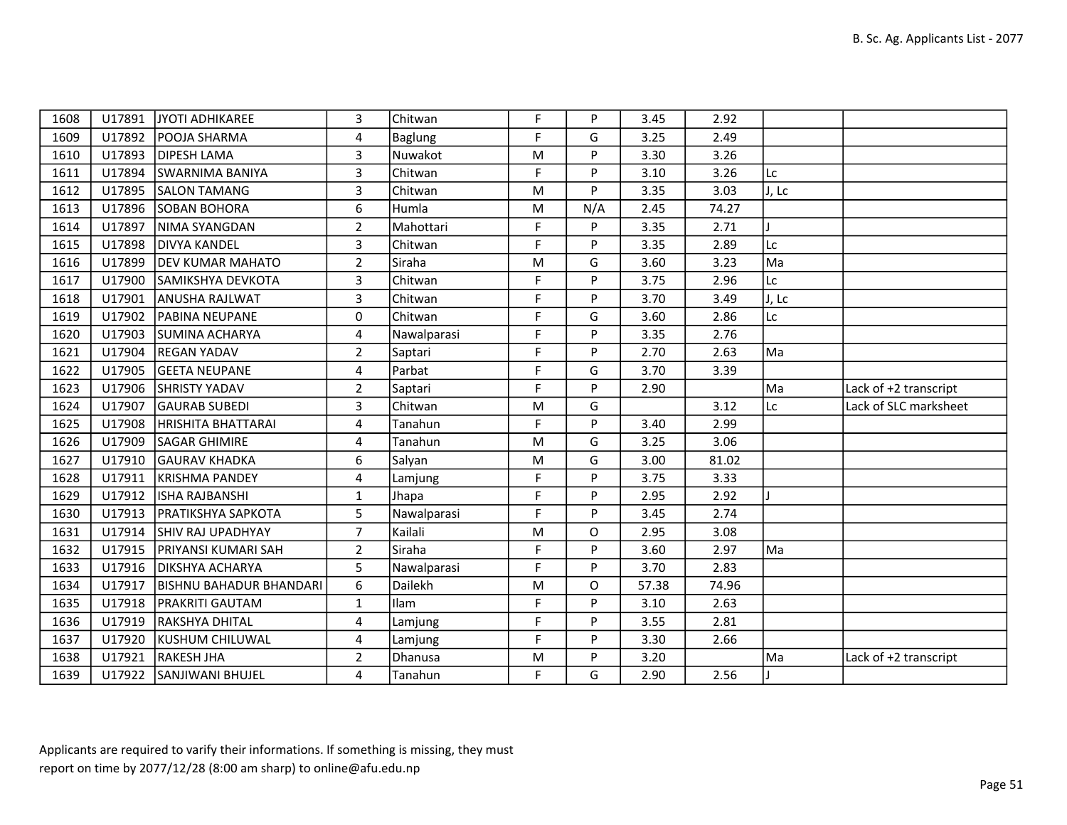| | | | | | | | | | | |
|---|---|---|---|---|---|---|---|---|---|---|
| 1608 | U17891 | JYOTI ADHIKAREE | 3 | Chitwan | F | P | 3.45 | 2.92 | | |
| 1609 | U17892 | POOJA SHARMA | 4 | Baglung | F | G | 3.25 | 2.49 | | |
| 1610 | U17893 | DIPESH LAMA | 3 | Nuwakot | M | P | 3.30 | 3.26 | | |
| 1611 | U17894 | SWARNIMA BANIYA | 3 | Chitwan | F | P | 3.10 | 3.26 | Lc | |
| 1612 | U17895 | SALON TAMANG | 3 | Chitwan | M | P | 3.35 | 3.03 | J, Lc | |
| 1613 | U17896 | SOBAN BOHORA | 6 | Humla | M | N/A | 2.45 | 74.27 | | |
| 1614 | U17897 | NIMA SYANGDAN | 2 | Mahottari | F | P | 3.35 | 2.71 | J | |
| 1615 | U17898 | DIVYA KANDEL | 3 | Chitwan | F | P | 3.35 | 2.89 | Lc | |
| 1616 | U17899 | DEV KUMAR MAHATO | 2 | Siraha | M | G | 3.60 | 3.23 | Ma | |
| 1617 | U17900 | SAMIKSHYA DEVKOTA | 3 | Chitwan | F | P | 3.75 | 2.96 | Lc | |
| 1618 | U17901 | ANUSHA RAJLWAT | 3 | Chitwan | F | P | 3.70 | 3.49 | J, Lc | |
| 1619 | U17902 | PABINA NEUPANE | 0 | Chitwan | F | G | 3.60 | 2.86 | Lc | |
| 1620 | U17903 | SUMINA ACHARYA | 4 | Nawalparasi | F | P | 3.35 | 2.76 | | |
| 1621 | U17904 | REGAN YADAV | 2 | Saptari | F | P | 2.70 | 2.63 | Ma | |
| 1622 | U17905 | GEETA NEUPANE | 4 | Parbat | F | G | 3.70 | 3.39 | | |
| 1623 | U17906 | SHRISTY YADAV | 2 | Saptari | F | P | 2.90 | | Ma | Lack of +2 transcript |
| 1624 | U17907 | GAURAB SUBEDI | 3 | Chitwan | M | G | | 3.12 | Lc | Lack of SLC marksheet |
| 1625 | U17908 | HRISHITA BHATTARAI | 4 | Tanahun | F | P | 3.40 | 2.99 | | |
| 1626 | U17909 | SAGAR GHIMIRE | 4 | Tanahun | M | G | 3.25 | 3.06 | | |
| 1627 | U17910 | GAURAV KHADKA | 6 | Salyan | M | G | 3.00 | 81.02 | | |
| 1628 | U17911 | KRISHMA PANDEY | 4 | Lamjung | F | P | 3.75 | 3.33 | | |
| 1629 | U17912 | ISHA RAJBANSHI | 1 | Jhapa | F | P | 2.95 | 2.92 | J | |
| 1630 | U17913 | PRATIKSHYA SAPKOTA | 5 | Nawalparasi | F | P | 3.45 | 2.74 | | |
| 1631 | U17914 | SHIV RAJ UPADHYAY | 7 | Kailali | M | O | 2.95 | 3.08 | | |
| 1632 | U17915 | PRIYANSI KUMARI SAH | 2 | Siraha | F | P | 3.60 | 2.97 | Ma | |
| 1633 | U17916 | DIKSHYA ACHARYA | 5 | Nawalparasi | F | P | 3.70 | 2.83 | | |
| 1634 | U17917 | BISHNU BAHADUR BHANDARI | 6 | Dailekh | M | O | 57.38 | 74.96 | | |
| 1635 | U17918 | PRAKRITI GAUTAM | 1 | Ilam | F | P | 3.10 | 2.63 | | |
| 1636 | U17919 | RAKSHYA DHITAL | 4 | Lamjung | F | P | 3.55 | 2.81 | | |
| 1637 | U17920 | KUSHUM CHILUWAL | 4 | Lamjung | F | P | 3.30 | 2.66 | | |
| 1638 | U17921 | RAKESH JHA | 2 | Dhanusa | M | P | 3.20 | | Ma | Lack of +2 transcript |
| 1639 | U17922 | SANJIWANI BHUJEL | 4 | Tanahun | F | G | 2.90 | 2.56 | J | |

Applicants are required to varify their informations. If something is missing, they must report on time by 2077/12/28 (8:00 am sharp) to online@afu.edu.np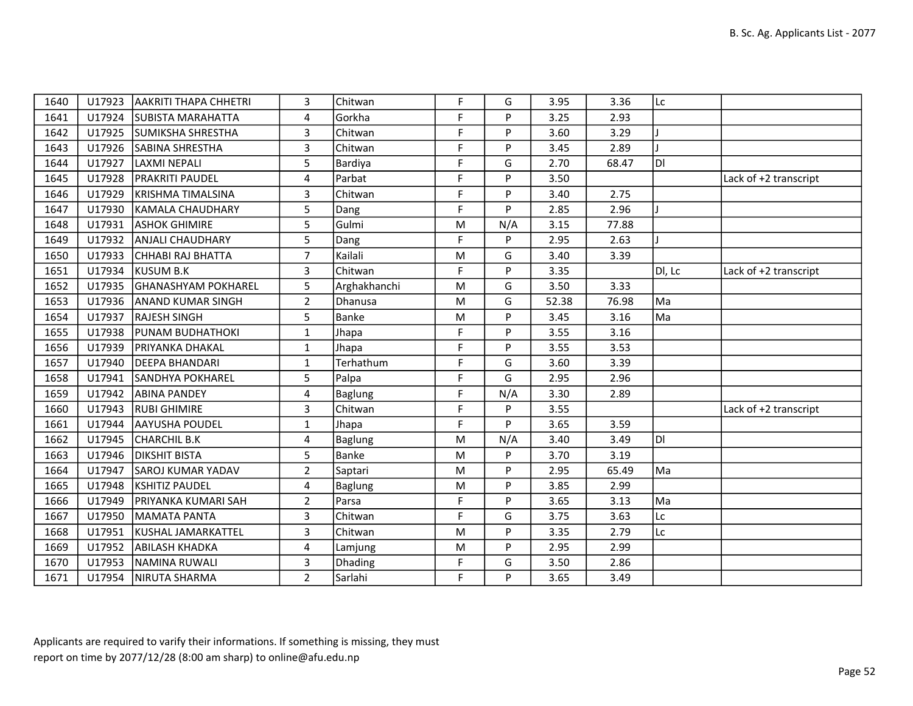| | | | | | | | | | | |
|---|---|---|---|---|---|---|---|---|---|---|
| 1640 | U17923 | AAKRITI THAPA CHHETRI | 3 | Chitwan | F | G | 3.95 | 3.36 | Lc | |
| 1641 | U17924 | SUBISTA MARAHATTA | 4 | Gorkha | F | P | 3.25 | 2.93 | | |
| 1642 | U17925 | SUMIKSHA SHRESTHA | 3 | Chitwan | F | P | 3.60 | 3.29 | J | |
| 1643 | U17926 | SABINA SHRESTHA | 3 | Chitwan | F | P | 3.45 | 2.89 | J | |
| 1644 | U17927 | LAXMI NEPALI | 5 | Bardiya | F | G | 2.70 | 68.47 | Dl | |
| 1645 | U17928 | PRAKRITI PAUDEL | 4 | Parbat | F | P | 3.50 | | | Lack of +2 transcript |
| 1646 | U17929 | KRISHMA TIMALSINA | 3 | Chitwan | F | P | 3.40 | 2.75 | | |
| 1647 | U17930 | KAMALA CHAUDHARY | 5 | Dang | F | P | 2.85 | 2.96 | J | |
| 1648 | U17931 | ASHOK GHIMIRE | 5 | Gulmi | M | N/A | 3.15 | 77.88 | | |
| 1649 | U17932 | ANJALI CHAUDHARY | 5 | Dang | F | P | 2.95 | 2.63 | J | |
| 1650 | U17933 | CHHABI RAJ BHATTA | 7 | Kailali | M | G | 3.40 | 3.39 | | |
| 1651 | U17934 | KUSUM B.K | 3 | Chitwan | F | P | 3.35 | | Dl, Lc | Lack of +2 transcript |
| 1652 | U17935 | GHANASHYAM POKHAREL | 5 | Arghakhanchi | M | G | 3.50 | 3.33 | | |
| 1653 | U17936 | ANAND KUMAR SINGH | 2 | Dhanusa | M | G | 52.38 | 76.98 | Ma | |
| 1654 | U17937 | RAJESH SINGH | 5 | Banke | M | P | 3.45 | 3.16 | Ma | |
| 1655 | U17938 | PUNAM BUDHATHOKI | 1 | Jhapa | F | P | 3.55 | 3.16 | | |
| 1656 | U17939 | PRIYANKA DHAKAL | 1 | Jhapa | F | P | 3.55 | 3.53 | | |
| 1657 | U17940 | DEEPA BHANDARI | 1 | Terhathum | F | G | 3.60 | 3.39 | | |
| 1658 | U17941 | SANDHYA POKHAREL | 5 | Palpa | F | G | 2.95 | 2.96 | | |
| 1659 | U17942 | ABINA PANDEY | 4 | Baglung | F | N/A | 3.30 | 2.89 | | |
| 1660 | U17943 | RUBI GHIMIRE | 3 | Chitwan | F | P | 3.55 | | | Lack of +2 transcript |
| 1661 | U17944 | AAYUSHA POUDEL | 1 | Jhapa | F | P | 3.65 | 3.59 | | |
| 1662 | U17945 | CHARCHIL B.K | 4 | Baglung | M | N/A | 3.40 | 3.49 | Dl | |
| 1663 | U17946 | DIKSHIT BISTA | 5 | Banke | M | P | 3.70 | 3.19 | | |
| 1664 | U17947 | SAROJ KUMAR YADAV | 2 | Saptari | M | P | 2.95 | 65.49 | Ma | |
| 1665 | U17948 | KSHITIZ PAUDEL | 4 | Baglung | M | P | 3.85 | 2.99 | | |
| 1666 | U17949 | PRIYANKA KUMARI SAH | 2 | Parsa | F | P | 3.65 | 3.13 | Ma | |
| 1667 | U17950 | MAMATA PANTA | 3 | Chitwan | F | G | 3.75 | 3.63 | Lc | |
| 1668 | U17951 | KUSHAL JAMARKATTEL | 3 | Chitwan | M | P | 3.35 | 2.79 | Lc | |
| 1669 | U17952 | ABILASH KHADKA | 4 | Lamjung | M | P | 2.95 | 2.99 | | |
| 1670 | U17953 | NAMINA RUWALI | 3 | Dhading | F | G | 3.50 | 2.86 | | |
| 1671 | U17954 | NIRUTA SHARMA | 2 | Sarlahi | F | P | 3.65 | 3.49 | | |

Applicants are required to varify their informations. If something is missing, they must report on time by 2077/12/28 (8:00 am sharp) to online@afu.edu.np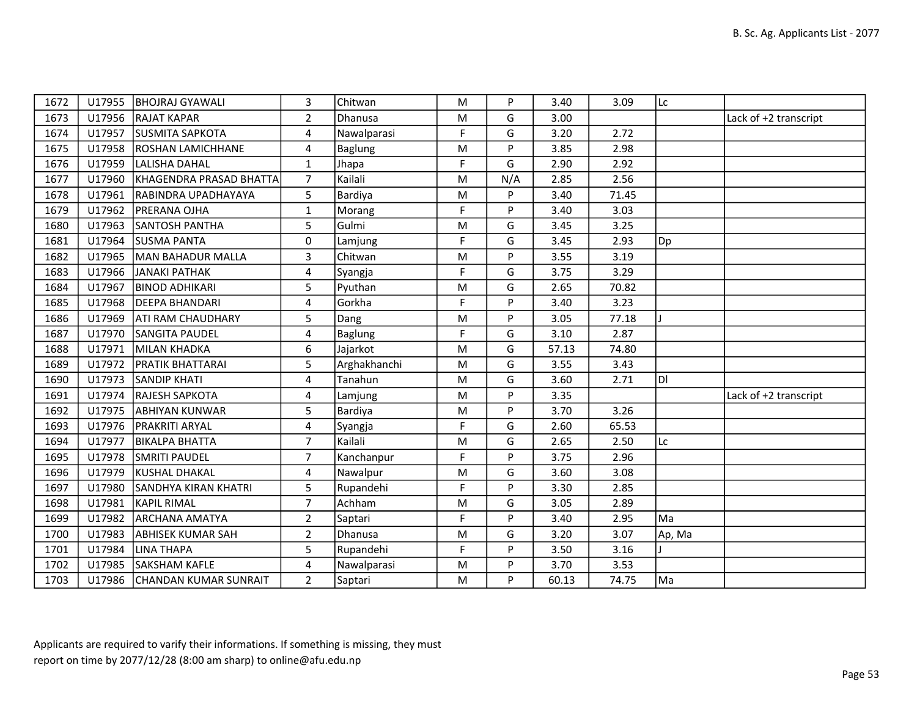| | | | | | | | | | | |
|---|---|---|---|---|---|---|---|---|---|---|
| 1672 | U17955 | BHOJRAJ GYAWALI | 3 | Chitwan | M | P | 3.40 | 3.09 | Lc | |
| 1673 | U17956 | RAJAT KAPAR | 2 | Dhanusa | M | G | 3.00 | | | Lack of +2 transcript |
| 1674 | U17957 | SUSMITA SAPKOTA | 4 | Nawalparasi | F | G | 3.20 | 2.72 | | |
| 1675 | U17958 | ROSHAN LAMICHHANE | 4 | Baglung | M | P | 3.85 | 2.98 | | |
| 1676 | U17959 | LALISHA DAHAL | 1 | Jhapa | F | G | 2.90 | 2.92 | | |
| 1677 | U17960 | KHAGENDRA PRASAD BHATTA | 7 | Kailali | M | N/A | 2.85 | 2.56 | | |
| 1678 | U17961 | RABINDRA UPADHAYAYA | 5 | Bardiya | M | P | 3.40 | 71.45 | | |
| 1679 | U17962 | PRERANA OJHA | 1 | Morang | F | P | 3.40 | 3.03 | | |
| 1680 | U17963 | SANTOSH PANTHA | 5 | Gulmi | M | G | 3.45 | 3.25 | | |
| 1681 | U17964 | SUSMA PANTA | 0 | Lamjung | F | G | 3.45 | 2.93 | Dp | |
| 1682 | U17965 | MAN BAHADUR MALLA | 3 | Chitwan | M | P | 3.55 | 3.19 | | |
| 1683 | U17966 | JANAKI PATHAK | 4 | Syangja | F | G | 3.75 | 3.29 | | |
| 1684 | U17967 | BINOD ADHIKARI | 5 | Pyuthan | M | G | 2.65 | 70.82 | | |
| 1685 | U17968 | DEEPA BHANDARI | 4 | Gorkha | F | P | 3.40 | 3.23 | | |
| 1686 | U17969 | ATI RAM CHAUDHARY | 5 | Dang | M | P | 3.05 | 77.18 | J | |
| 1687 | U17970 | SANGITA PAUDEL | 4 | Baglung | F | G | 3.10 | 2.87 | | |
| 1688 | U17971 | MILAN KHADKA | 6 | Jajarkot | M | G | 57.13 | 74.80 | | |
| 1689 | U17972 | PRATIK BHATTARAI | 5 | Arghakhanchi | M | G | 3.55 | 3.43 | | |
| 1690 | U17973 | SANDIP KHATI | 4 | Tanahun | M | G | 3.60 | 2.71 | Dl | |
| 1691 | U17974 | RAJESH SAPKOTA | 4 | Lamjung | M | P | 3.35 | | | Lack of +2 transcript |
| 1692 | U17975 | ABHIYAN KUNWAR | 5 | Bardiya | M | P | 3.70 | 3.26 | | |
| 1693 | U17976 | PRAKRITI ARYAL | 4 | Syangja | F | G | 2.60 | 65.53 | | |
| 1694 | U17977 | BIKALPA BHATTA | 7 | Kailali | M | G | 2.65 | 2.50 | Lc | |
| 1695 | U17978 | SMRITI PAUDEL | 7 | Kanchanpur | F | P | 3.75 | 2.96 | | |
| 1696 | U17979 | KUSHAL DHAKAL | 4 | Nawalpur | M | G | 3.60 | 3.08 | | |
| 1697 | U17980 | SANDHYA KIRAN KHATRI | 5 | Rupandehi | F | P | 3.30 | 2.85 | | |
| 1698 | U17981 | KAPIL RIMAL | 7 | Achham | M | G | 3.05 | 2.89 | | |
| 1699 | U17982 | ARCHANA AMATYA | 2 | Saptari | F | P | 3.40 | 2.95 | Ma | |
| 1700 | U17983 | ABHISEK KUMAR SAH | 2 | Dhanusa | M | G | 3.20 | 3.07 | Ap, Ma | |
| 1701 | U17984 | LINA THAPA | 5 | Rupandehi | F | P | 3.50 | 3.16 | J | |
| 1702 | U17985 | SAKSHAM KAFLE | 4 | Nawalparasi | M | P | 3.70 | 3.53 | | |
| 1703 | U17986 | CHANDAN KUMAR SUNRAIT | 2 | Saptari | M | P | 60.13 | 74.75 | Ma | |

Applicants are required to varify their informations. If something is missing, they must report on time by 2077/12/28 (8:00 am sharp) to online@afu.edu.np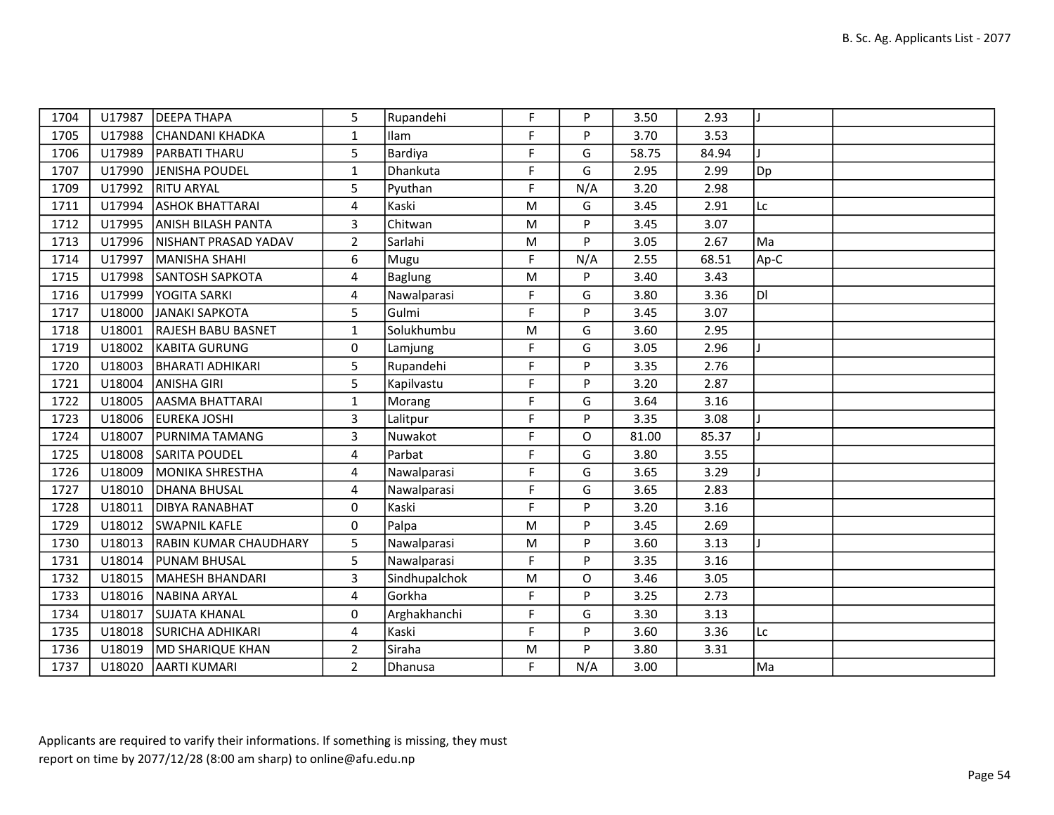| | | | | | | | | | | |
|---|---|---|---|---|---|---|---|---|---|---|
| 1704 | U17987 | DEEPA THAPA | 5 | Rupandehi | F | P | 3.50 | 2.93 | J | |
| 1705 | U17988 | CHANDANI KHADKA | 1 | Ilam | F | P | 3.70 | 3.53 | | |
| 1706 | U17989 | PARBATI THARU | 5 | Bardiya | F | G | 58.75 | 84.94 | J | |
| 1707 | U17990 | JENISHA POUDEL | 1 | Dhankuta | F | G | 2.95 | 2.99 | Dp | |
| 1709 | U17992 | RITU ARYAL | 5 | Pyuthan | F | N/A | 3.20 | 2.98 | | |
| 1711 | U17994 | ASHOK BHATTARAI | 4 | Kaski | M | G | 3.45 | 2.91 | Lc | |
| 1712 | U17995 | ANISH BILASH PANTA | 3 | Chitwan | M | P | 3.45 | 3.07 | | |
| 1713 | U17996 | NISHANT PRASAD YADAV | 2 | Sarlahi | M | P | 3.05 | 2.67 | Ma | |
| 1714 | U17997 | MANISHA SHAHI | 6 | Mugu | F | N/A | 2.55 | 68.51 | Ap-C | |
| 1715 | U17998 | SANTOSH SAPKOTA | 4 | Baglung | M | P | 3.40 | 3.43 | | |
| 1716 | U17999 | YOGITA SARKI | 4 | Nawalparasi | F | G | 3.80 | 3.36 | Dl | |
| 1717 | U18000 | JANAKI SAPKOTA | 5 | Gulmi | F | P | 3.45 | 3.07 | | |
| 1718 | U18001 | RAJESH BABU BASNET | 1 | Solukhumbu | M | G | 3.60 | 2.95 | | |
| 1719 | U18002 | KABITA GURUNG | 0 | Lamjung | F | G | 3.05 | 2.96 | J | |
| 1720 | U18003 | BHARATI ADHIKARI | 5 | Rupandehi | F | P | 3.35 | 2.76 | | |
| 1721 | U18004 | ANISHA GIRI | 5 | Kapilvastu | F | P | 3.20 | 2.87 | | |
| 1722 | U18005 | AASMA BHATTARAI | 1 | Morang | F | G | 3.64 | 3.16 | | |
| 1723 | U18006 | EUREKA JOSHI | 3 | Lalitpur | F | P | 3.35 | 3.08 | J | |
| 1724 | U18007 | PURNIMA TAMANG | 3 | Nuwakot | F | O | 81.00 | 85.37 | J | |
| 1725 | U18008 | SARITA POUDEL | 4 | Parbat | F | G | 3.80 | 3.55 | | |
| 1726 | U18009 | MONIKA SHRESTHA | 4 | Nawalparasi | F | G | 3.65 | 3.29 | J | |
| 1727 | U18010 | DHANA BHUSAL | 4 | Nawalparasi | F | G | 3.65 | 2.83 | | |
| 1728 | U18011 | DIBYA RANABHAT | 0 | Kaski | F | P | 3.20 | 3.16 | | |
| 1729 | U18012 | SWAPNIL KAFLE | 0 | Palpa | M | P | 3.45 | 2.69 | | |
| 1730 | U18013 | RABIN KUMAR CHAUDHARY | 5 | Nawalparasi | M | P | 3.60 | 3.13 | J | |
| 1731 | U18014 | PUNAM BHUSAL | 5 | Nawalparasi | F | P | 3.35 | 3.16 | | |
| 1732 | U18015 | MAHESH BHANDARI | 3 | Sindhupalchok | M | O | 3.46 | 3.05 | | |
| 1733 | U18016 | NABINA ARYAL | 4 | Gorkha | F | P | 3.25 | 2.73 | | |
| 1734 | U18017 | SUJATA KHANAL | 0 | Arghakhanchi | F | G | 3.30 | 3.13 | | |
| 1735 | U18018 | SURICHA ADHIKARI | 4 | Kaski | F | P | 3.60 | 3.36 | Lc | |
| 1736 | U18019 | MD SHARIQUE KHAN | 2 | Siraha | M | P | 3.80 | 3.31 | | |
| 1737 | U18020 | AARTI KUMARI | 2 | Dhanusa | F | N/A | 3.00 | | Ma | |

Applicants are required to varify their informations. If something is missing, they must report on time by 2077/12/28 (8:00 am sharp) to online@afu.edu.np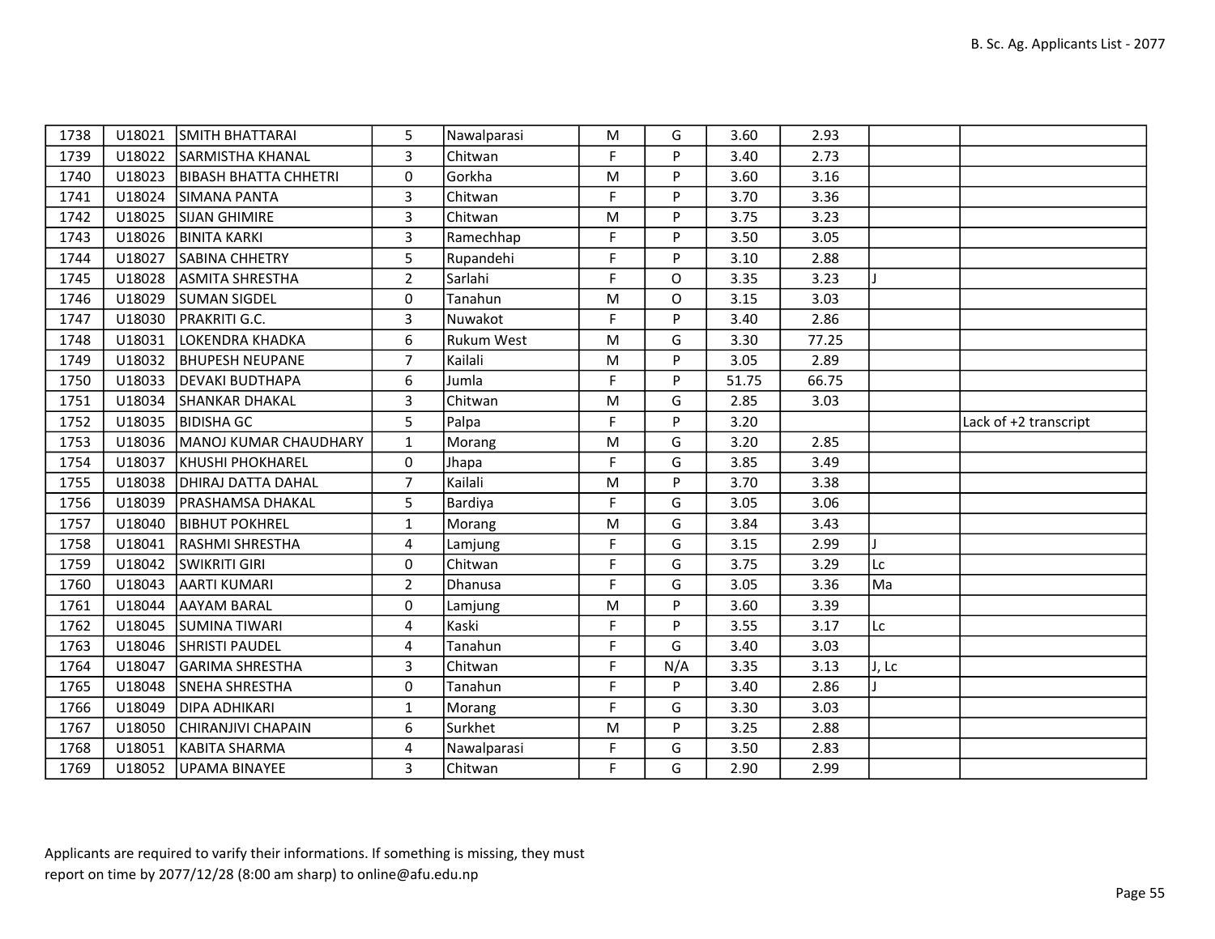| | | | | | | | | | | |
|---|---|---|---|---|---|---|---|---|---|---|
| 1738 | U18021 | SMITH BHATTARAI | 5 | Nawalparasi | M | G | 3.60 | 2.93 | | |
| 1739 | U18022 | SARMISTHA KHANAL | 3 | Chitwan | F | P | 3.40 | 2.73 | | |
| 1740 | U18023 | BIBASH BHATTA CHHETRI | 0 | Gorkha | M | P | 3.60 | 3.16 | | |
| 1741 | U18024 | SIMANA PANTA | 3 | Chitwan | F | P | 3.70 | 3.36 | | |
| 1742 | U18025 | SIJAN GHIMIRE | 3 | Chitwan | M | P | 3.75 | 3.23 | | |
| 1743 | U18026 | BINITA KARKI | 3 | Ramechhap | F | P | 3.50 | 3.05 | | |
| 1744 | U18027 | SABINA CHHETRY | 5 | Rupandehi | F | P | 3.10 | 2.88 | | |
| 1745 | U18028 | ASMITA SHRESTHA | 2 | Sarlahi | F | O | 3.35 | 3.23 | J | |
| 1746 | U18029 | SUMAN SIGDEL | 0 | Tanahun | M | O | 3.15 | 3.03 | | |
| 1747 | U18030 | PRAKRITI G.C. | 3 | Nuwakot | F | P | 3.40 | 2.86 | | |
| 1748 | U18031 | LOKENDRA KHADKA | 6 | Rukum West | M | G | 3.30 | 77.25 | | |
| 1749 | U18032 | BHUPESH NEUPANE | 7 | Kailali | M | P | 3.05 | 2.89 | | |
| 1750 | U18033 | DEVAKI BUDTHAPA | 6 | Jumla | F | P | 51.75 | 66.75 | | |
| 1751 | U18034 | SHANKAR DHAKAL | 3 | Chitwan | M | G | 2.85 | 3.03 | | |
| 1752 | U18035 | BIDISHA GC | 5 | Palpa | F | P | 3.20 | | | Lack of +2 transcript |
| 1753 | U18036 | MANOJ KUMAR CHAUDHARY | 1 | Morang | M | G | 3.20 | 2.85 | | |
| 1754 | U18037 | KHUSHI PHOKHAREL | 0 | Jhapa | F | G | 3.85 | 3.49 | | |
| 1755 | U18038 | DHIRAJ DATTA DAHAL | 7 | Kailali | M | P | 3.70 | 3.38 | | |
| 1756 | U18039 | PRASHAMSA DHAKAL | 5 | Bardiya | F | G | 3.05 | 3.06 | | |
| 1757 | U18040 | BIBHUT POKHREL | 1 | Morang | M | G | 3.84 | 3.43 | | |
| 1758 | U18041 | RASHMI SHRESTHA | 4 | Lamjung | F | G | 3.15 | 2.99 | J | |
| 1759 | U18042 | SWIKRITI GIRI | 0 | Chitwan | F | G | 3.75 | 3.29 | Lc | |
| 1760 | U18043 | AARTI KUMARI | 2 | Dhanusa | F | G | 3.05 | 3.36 | Ma | |
| 1761 | U18044 | AAYAM BARAL | 0 | Lamjung | M | P | 3.60 | 3.39 | | |
| 1762 | U18045 | SUMINA TIWARI | 4 | Kaski | F | P | 3.55 | 3.17 | Lc | |
| 1763 | U18046 | SHRISTI PAUDEL | 4 | Tanahun | F | G | 3.40 | 3.03 | | |
| 1764 | U18047 | GARIMA SHRESTHA | 3 | Chitwan | F | N/A | 3.35 | 3.13 | J, Lc | |
| 1765 | U18048 | SNEHA SHRESTHA | 0 | Tanahun | F | P | 3.40 | 2.86 | J | |
| 1766 | U18049 | DIPA ADHIKARI | 1 | Morang | F | G | 3.30 | 3.03 | | |
| 1767 | U18050 | CHIRANJIVI CHAPAIN | 6 | Surkhet | M | P | 3.25 | 2.88 | | |
| 1768 | U18051 | KABITA SHARMA | 4 | Nawalparasi | F | G | 3.50 | 2.83 | | |
| 1769 | U18052 | UPAMA BINAYEE | 3 | Chitwan | F | G | 2.90 | 2.99 | | |

Applicants are required to varify their informations. If something is missing, they must report on time by 2077/12/28 (8:00 am sharp) to online@afu.edu.np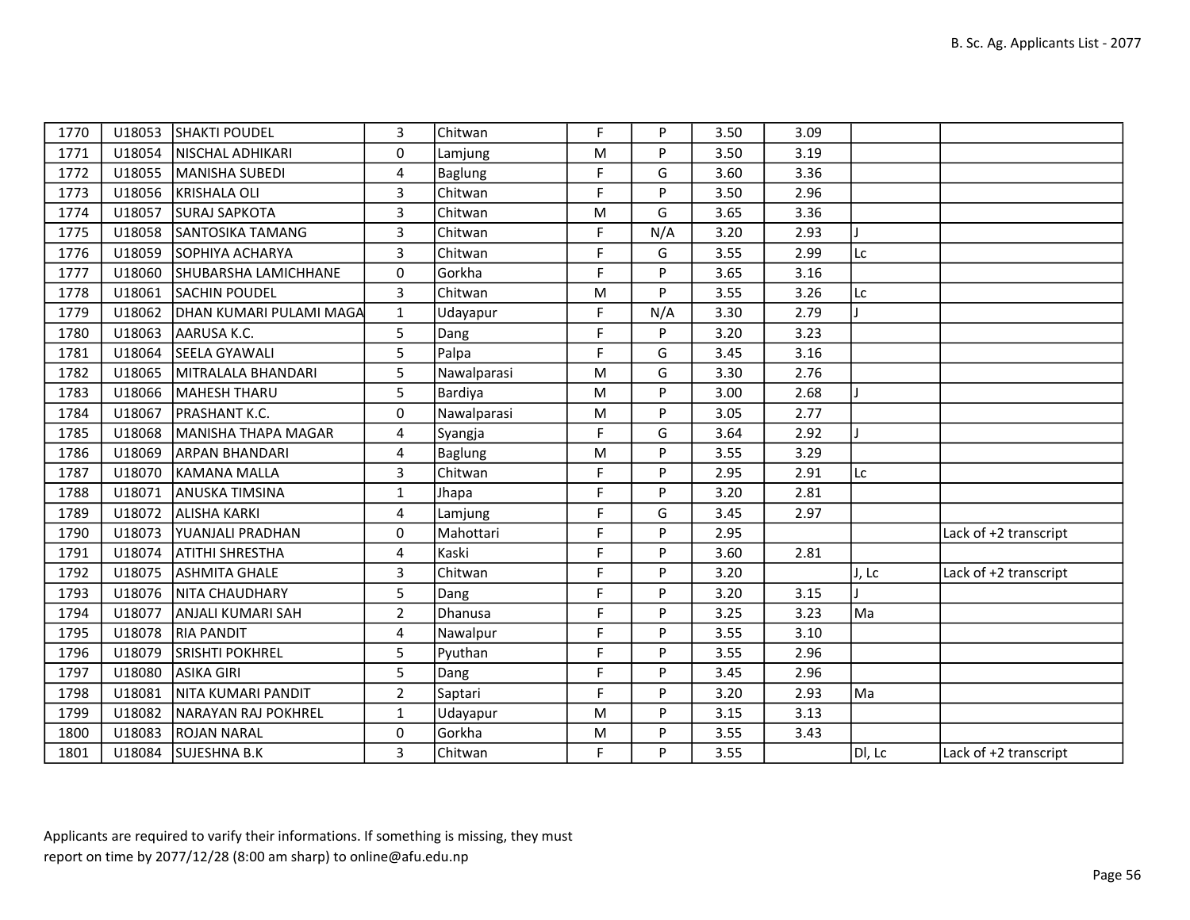| | | | | | | | | | | |
|---|---|---|---|---|---|---|---|---|---|---|
| 1770 | U18053 | SHAKTI POUDEL | 3 | Chitwan | F | P | 3.50 | 3.09 | | |
| 1771 | U18054 | NISCHAL ADHIKARI | 0 | Lamjung | M | P | 3.50 | 3.19 | | |
| 1772 | U18055 | MANISHA SUBEDI | 4 | Baglung | F | G | 3.60 | 3.36 | | |
| 1773 | U18056 | KRISHALA OLI | 3 | Chitwan | F | P | 3.50 | 2.96 | | |
| 1774 | U18057 | SURAJ SAPKOTA | 3 | Chitwan | M | G | 3.65 | 3.36 | | |
| 1775 | U18058 | SANTOSIKA TAMANG | 3 | Chitwan | F | N/A | 3.20 | 2.93 | J | |
| 1776 | U18059 | SOPHIYA ACHARYA | 3 | Chitwan | F | G | 3.55 | 2.99 | Lc | |
| 1777 | U18060 | SHUBARSHA LAMICHHANE | 0 | Gorkha | F | P | 3.65 | 3.16 | | |
| 1778 | U18061 | SACHIN POUDEL | 3 | Chitwan | M | P | 3.55 | 3.26 | Lc | |
| 1779 | U18062 | DHAN KUMARI PULAMI MAGA | 1 | Udayapur | F | N/A | 3.30 | 2.79 | J | |
| 1780 | U18063 | AARUSA K.C. | 5 | Dang | F | P | 3.20 | 3.23 | | |
| 1781 | U18064 | SEELA GYAWALI | 5 | Palpa | F | G | 3.45 | 3.16 | | |
| 1782 | U18065 | MITRALALA BHANDARI | 5 | Nawalparasi | M | G | 3.30 | 2.76 | | |
| 1783 | U18066 | MAHESH THARU | 5 | Bardiya | M | P | 3.00 | 2.68 | J | |
| 1784 | U18067 | PRASHANT K.C. | 0 | Nawalparasi | M | P | 3.05 | 2.77 | | |
| 1785 | U18068 | MANISHA THAPA MAGAR | 4 | Syangja | F | G | 3.64 | 2.92 | J | |
| 1786 | U18069 | ARPAN BHANDARI | 4 | Baglung | M | P | 3.55 | 3.29 | | |
| 1787 | U18070 | KAMANA MALLA | 3 | Chitwan | F | P | 2.95 | 2.91 | Lc | |
| 1788 | U18071 | ANUSKA TIMSINA | 1 | Jhapa | F | P | 3.20 | 2.81 | | |
| 1789 | U18072 | ALISHA KARKI | 4 | Lamjung | F | G | 3.45 | 2.97 | | |
| 1790 | U18073 | YUANJALI PRADHAN | 0 | Mahottari | F | P | 2.95 | | | Lack of +2 transcript |
| 1791 | U18074 | ATITHI SHRESTHA | 4 | Kaski | F | P | 3.60 | 2.81 | | |
| 1792 | U18075 | ASHMITA GHALE | 3 | Chitwan | F | P | 3.20 | | J, Lc | Lack of +2 transcript |
| 1793 | U18076 | NITA CHAUDHARY | 5 | Dang | F | P | 3.20 | 3.15 | J | |
| 1794 | U18077 | ANJALI KUMARI SAH | 2 | Dhanusa | F | P | 3.25 | 3.23 | Ma | |
| 1795 | U18078 | RIA PANDIT | 4 | Nawalpur | F | P | 3.55 | 3.10 | | |
| 1796 | U18079 | SRISHTI POKHREL | 5 | Pyuthan | F | P | 3.55 | 2.96 | | |
| 1797 | U18080 | ASIKA GIRI | 5 | Dang | F | P | 3.45 | 2.96 | | |
| 1798 | U18081 | NITA KUMARI PANDIT | 2 | Saptari | F | P | 3.20 | 2.93 | Ma | |
| 1799 | U18082 | NARAYAN RAJ POKHREL | 1 | Udayapur | M | P | 3.15 | 3.13 | | |
| 1800 | U18083 | ROJAN NARAL | 0 | Gorkha | M | P | 3.55 | 3.43 | | |
| 1801 | U18084 | SUJESHNA B.K | 3 | Chitwan | F | P | 3.55 | | Dl, Lc | Lack of +2 transcript |

Applicants are required to varify their informations. If something is missing, they must report on time by 2077/12/28 (8:00 am sharp) to online@afu.edu.np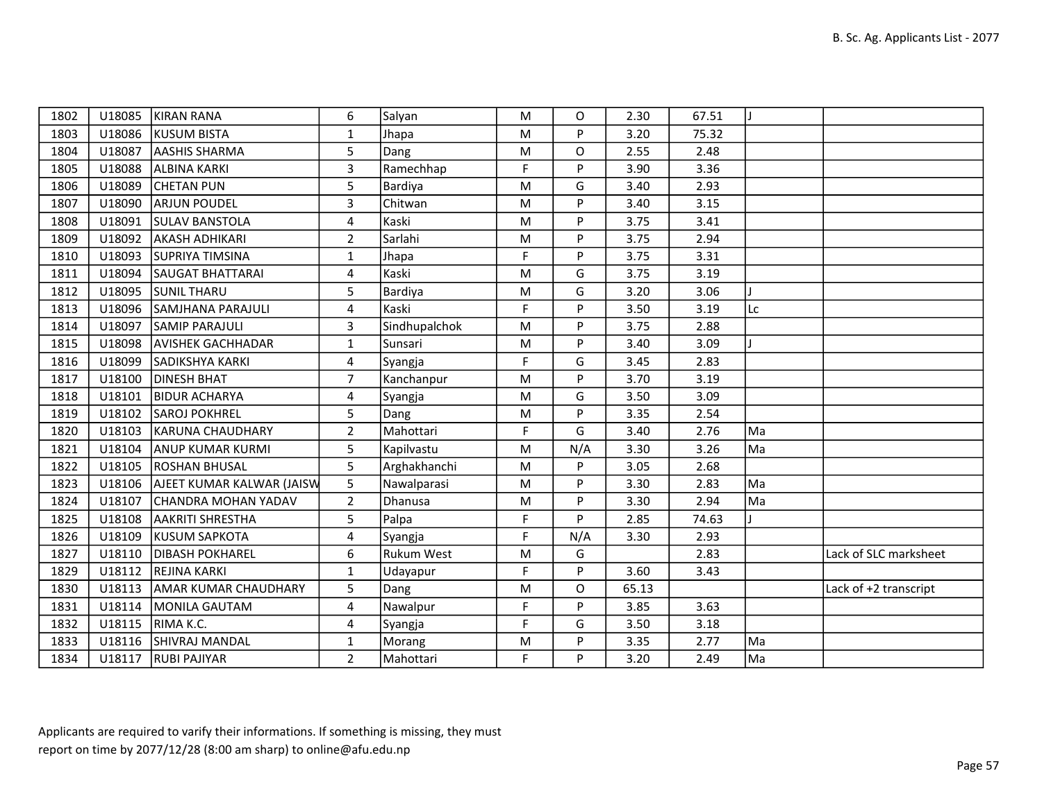| 1802 | U18085 | KIRAN RANA | 6 | Salyan | M | O | 2.30 | 67.51 | J | |
|---|---|---|---|---|---|---|---|---|---|---|
| 1803 | U18086 | KUSUM BISTA | 1 | Jhapa | M | P | 3.20 | 75.32 | | |
| 1804 | U18087 | AASHIS SHARMA | 5 | Dang | M | O | 2.55 | 2.48 | | |
| 1805 | U18088 | ALBINA KARKI | 3 | Ramechhap | F | P | 3.90 | 3.36 | | |
| 1806 | U18089 | CHETAN PUN | 5 | Bardiya | M | G | 3.40 | 2.93 | | |
| 1807 | U18090 | ARJUN POUDEL | 3 | Chitwan | M | P | 3.40 | 3.15 | | |
| 1808 | U18091 | SULAV BANSTOLA | 4 | Kaski | M | P | 3.75 | 3.41 | | |
| 1809 | U18092 | AKASH ADHIKARI | 2 | Sarlahi | M | P | 3.75 | 2.94 | | |
| 1810 | U18093 | SUPRIYA TIMSINA | 1 | Jhapa | F | P | 3.75 | 3.31 | | |
| 1811 | U18094 | SAUGAT BHATTARAI | 4 | Kaski | M | G | 3.75 | 3.19 | | |
| 1812 | U18095 | SUNIL THARU | 5 | Bardiya | M | G | 3.20 | 3.06 | J | |
| 1813 | U18096 | SAMJHANA PARAJULI | 4 | Kaski | F | P | 3.50 | 3.19 | Lc | |
| 1814 | U18097 | SAMIP PARAJULI | 3 | Sindhupalchok | M | P | 3.75 | 2.88 | | |
| 1815 | U18098 | AVISHEK GACHHADAR | 1 | Sunsari | M | P | 3.40 | 3.09 | J | |
| 1816 | U18099 | SADIKSHYA KARKI | 4 | Syangja | F | G | 3.45 | 2.83 | | |
| 1817 | U18100 | DINESH BHAT | 7 | Kanchanpur | M | P | 3.70 | 3.19 | | |
| 1818 | U18101 | BIDUR ACHARYA | 4 | Syangja | M | G | 3.50 | 3.09 | | |
| 1819 | U18102 | SAROJ POKHREL | 5 | Dang | M | P | 3.35 | 2.54 | | |
| 1820 | U18103 | KARUNA CHAUDHARY | 2 | Mahottari | F | G | 3.40 | 2.76 | Ma | |
| 1821 | U18104 | ANUP KUMAR KURMI | 5 | Kapilvastu | M | N/A | 3.30 | 3.26 | Ma | |
| 1822 | U18105 | ROSHAN BHUSAL | 5 | Arghakhanchi | M | P | 3.05 | 2.68 | | |
| 1823 | U18106 | AJEET KUMAR KALWAR (JAISW | 5 | Nawalparasi | M | P | 3.30 | 2.83 | Ma | |
| 1824 | U18107 | CHANDRA MOHAN YADAV | 2 | Dhanusa | M | P | 3.30 | 2.94 | Ma | |
| 1825 | U18108 | AAKRITI SHRESTHA | 5 | Palpa | F | P | 2.85 | 74.63 | J | |
| 1826 | U18109 | KUSUM SAPKOTA | 4 | Syangja | F | N/A | 3.30 | 2.93 | | |
| 1827 | U18110 | DIBASH POKHAREL | 6 | Rukum West | M | G | | 2.83 | | Lack of SLC marksheet |
| 1829 | U18112 | REJINA KARKI | 1 | Udayapur | F | P | 3.60 | 3.43 | | |
| 1830 | U18113 | AMAR KUMAR CHAUDHARY | 5 | Dang | M | O | 65.13 | | | Lack of +2 transcript |
| 1831 | U18114 | MONILA GAUTAM | 4 | Nawalpur | F | P | 3.85 | 3.63 | | |
| 1832 | U18115 | RIMA K.C. | 4 | Syangja | F | G | 3.50 | 3.18 | | |
| 1833 | U18116 | SHIVRAJ MANDAL | 1 | Morang | M | P | 3.35 | 2.77 | Ma | |
| 1834 | U18117 | RUBI PAJIYAR | 2 | Mahottari | F | P | 3.20 | 2.49 | Ma | |

Applicants are required to varify their informations. If something is missing, they must report on time by 2077/12/28 (8:00 am sharp) to online@afu.edu.np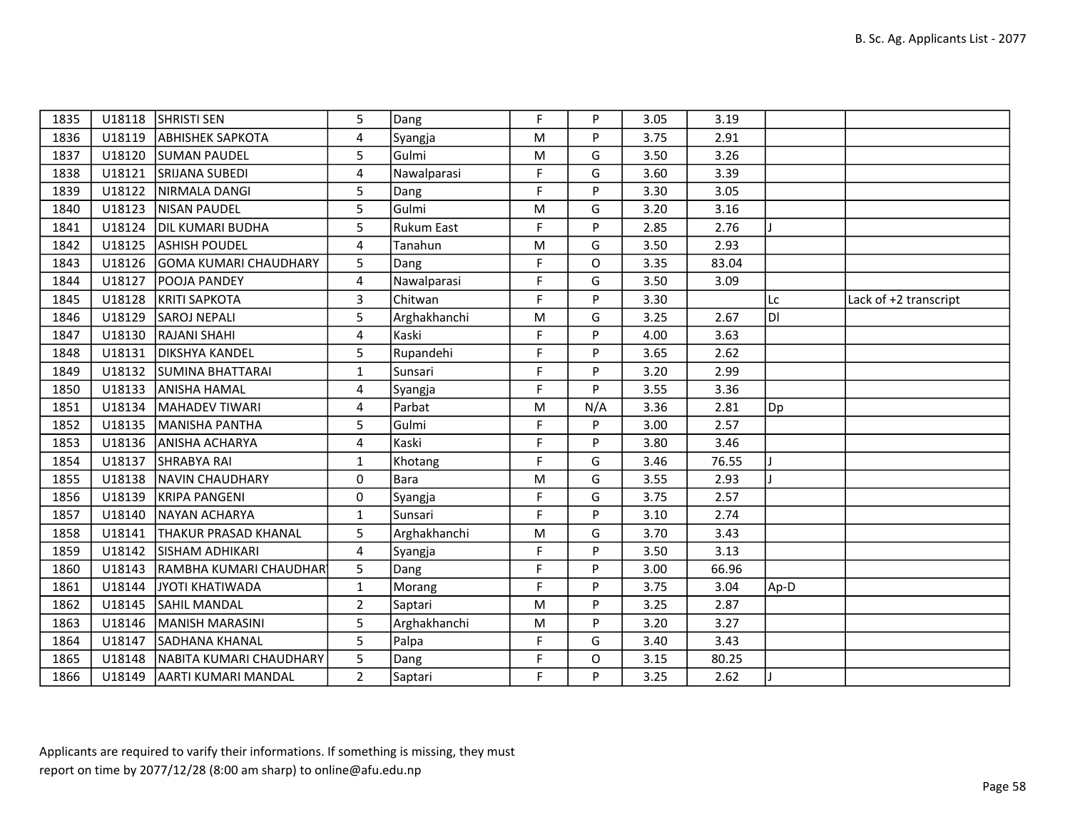| 1835 | U18118 | SHRISTI SEN | 5 | Dang | F | P | 3.05 | 3.19 | | |
|---|---|---|---|---|---|---|---|---|---|---|
| 1836 | U18119 | ABHISHEK SAPKOTA | 4 | Syangja | M | P | 3.75 | 2.91 | | |
| 1837 | U18120 | SUMAN PAUDEL | 5 | Gulmi | M | G | 3.50 | 3.26 | | |
| 1838 | U18121 | SRIJANA SUBEDI | 4 | Nawalparasi | F | G | 3.60 | 3.39 | | |
| 1839 | U18122 | NIRMALA DANGI | 5 | Dang | F | P | 3.30 | 3.05 | | |
| 1840 | U18123 | NISAN PAUDEL | 5 | Gulmi | M | G | 3.20 | 3.16 | | |
| 1841 | U18124 | DIL KUMARI BUDHA | 5 | Rukum East | F | P | 2.85 | 2.76 | J | |
| 1842 | U18125 | ASHISH POUDEL | 4 | Tanahun | M | G | 3.50 | 2.93 | | |
| 1843 | U18126 | GOMA KUMARI CHAUDHARY | 5 | Dang | F | O | 3.35 | 83.04 | | |
| 1844 | U18127 | POOJA PANDEY | 4 | Nawalparasi | F | G | 3.50 | 3.09 | | |
| 1845 | U18128 | KRITI SAPKOTA | 3 | Chitwan | F | P | 3.30 | | Lc | Lack of +2 transcript |
| 1846 | U18129 | SAROJ NEPALI | 5 | Arghakhanchi | M | G | 3.25 | 2.67 | Dl | |
| 1847 | U18130 | RAJANI SHAHI | 4 | Kaski | F | P | 4.00 | 3.63 | | |
| 1848 | U18131 | DIKSHYA KANDEL | 5 | Rupandehi | F | P | 3.65 | 2.62 | | |
| 1849 | U18132 | SUMINA BHATTARAI | 1 | Sunsari | F | P | 3.20 | 2.99 | | |
| 1850 | U18133 | ANISHA HAMAL | 4 | Syangja | F | P | 3.55 | 3.36 | | |
| 1851 | U18134 | MAHADEV TIWARI | 4 | Parbat | M | N/A | 3.36 | 2.81 | Dp | |
| 1852 | U18135 | MANISHA PANTHA | 5 | Gulmi | F | P | 3.00 | 2.57 | | |
| 1853 | U18136 | ANISHA ACHARYA | 4 | Kaski | F | P | 3.80 | 3.46 | | |
| 1854 | U18137 | SHRABYA RAI | 1 | Khotang | F | G | 3.46 | 76.55 | J | |
| 1855 | U18138 | NAVIN CHAUDHARY | 0 | Bara | M | G | 3.55 | 2.93 | J | |
| 1856 | U18139 | KRIPA PANGENI | 0 | Syangja | F | G | 3.75 | 2.57 | | |
| 1857 | U18140 | NAYAN ACHARYA | 1 | Sunsari | F | P | 3.10 | 2.74 | | |
| 1858 | U18141 | THAKUR PRASAD KHANAL | 5 | Arghakhanchi | M | G | 3.70 | 3.43 | | |
| 1859 | U18142 | SISHAM ADHIKARI | 4 | Syangja | F | P | 3.50 | 3.13 | | |
| 1860 | U18143 | RAMBHA KUMARI CHAUDHARY | 5 | Dang | F | P | 3.00 | 66.96 | | |
| 1861 | U18144 | JYOTI KHATIWADA | 1 | Morang | F | P | 3.75 | 3.04 | Ap-D | |
| 1862 | U18145 | SAHIL MANDAL | 2 | Saptari | M | P | 3.25 | 2.87 | | |
| 1863 | U18146 | MANISH MARASINI | 5 | Arghakhanchi | M | P | 3.20 | 3.27 | | |
| 1864 | U18147 | SADHANA KHANAL | 5 | Palpa | F | G | 3.40 | 3.43 | | |
| 1865 | U18148 | NABITA KUMARI CHAUDHARY | 5 | Dang | F | O | 3.15 | 80.25 | | |
| 1866 | U18149 | AARTI KUMARI MANDAL | 2 | Saptari | F | P | 3.25 | 2.62 | J | |

Applicants are required to varify their informations. If something is missing, they must report on time by 2077/12/28 (8:00 am sharp) to online@afu.edu.np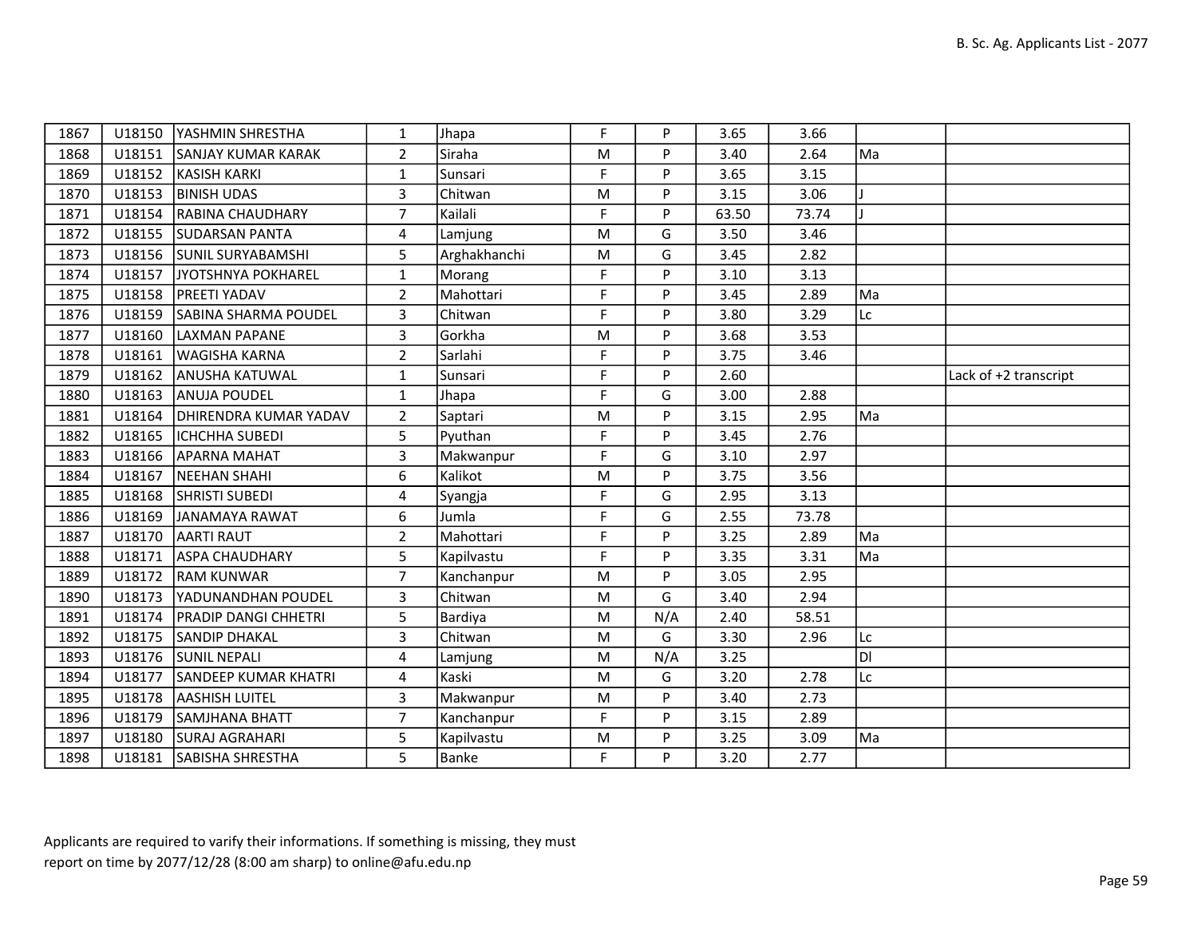| | | | | | | | | | | |
|---|---|---|---|---|---|---|---|---|---|---|
| 1867 | U18150 | YASHMIN SHRESTHA | 1 | Jhapa | F | P | 3.65 | 3.66 | | |
| 1868 | U18151 | SANJAY KUMAR KARAK | 2 | Siraha | M | P | 3.40 | 2.64 | Ma | |
| 1869 | U18152 | KASISH KARKI | 1 | Sunsari | F | P | 3.65 | 3.15 | | |
| 1870 | U18153 | BINISH UDAS | 3 | Chitwan | M | P | 3.15 | 3.06 | J | |
| 1871 | U18154 | RABINA CHAUDHARY | 7 | Kailali | F | P | 63.50 | 73.74 | J | |
| 1872 | U18155 | SUDARSAN PANTA | 4 | Lamjung | M | G | 3.50 | 3.46 | | |
| 1873 | U18156 | SUNIL SURYABAMSHI | 5 | Arghakhanchi | M | G | 3.45 | 2.82 | | |
| 1874 | U18157 | JYOTSHNYA POKHAREL | 1 | Morang | F | P | 3.10 | 3.13 | | |
| 1875 | U18158 | PREETI YADAV | 2 | Mahottari | F | P | 3.45 | 2.89 | Ma | |
| 1876 | U18159 | SABINA SHARMA POUDEL | 3 | Chitwan | F | P | 3.80 | 3.29 | Lc | |
| 1877 | U18160 | LAXMAN PAPANE | 3 | Gorkha | M | P | 3.68 | 3.53 | | |
| 1878 | U18161 | WAGISHA KARNA | 2 | Sarlahi | F | P | 3.75 | 3.46 | | |
| 1879 | U18162 | ANUSHA KATUWAL | 1 | Sunsari | F | P | 2.60 | | | Lack of +2 transcript |
| 1880 | U18163 | ANUJA POUDEL | 1 | Jhapa | F | G | 3.00 | 2.88 | | |
| 1881 | U18164 | DHIRENDRA KUMAR YADAV | 2 | Saptari | M | P | 3.15 | 2.95 | Ma | |
| 1882 | U18165 | ICHCHHA SUBEDI | 5 | Pyuthan | F | P | 3.45 | 2.76 | | |
| 1883 | U18166 | APARNA MAHAT | 3 | Makwanpur | F | G | 3.10 | 2.97 | | |
| 1884 | U18167 | NEEHAN SHAHI | 6 | Kalikot | M | P | 3.75 | 3.56 | | |
| 1885 | U18168 | SHRISTI SUBEDI | 4 | Syangja | F | G | 2.95 | 3.13 | | |
| 1886 | U18169 | JANAMAYA RAWAT | 6 | Jumla | F | G | 2.55 | 73.78 | | |
| 1887 | U18170 | AARTI RAUT | 2 | Mahottari | F | P | 3.25 | 2.89 | Ma | |
| 1888 | U18171 | ASPA CHAUDHARY | 5 | Kapilvastu | F | P | 3.35 | 3.31 | Ma | |
| 1889 | U18172 | RAM KUNWAR | 7 | Kanchanpur | M | P | 3.05 | 2.95 | | |
| 1890 | U18173 | YADUNANDHAN POUDEL | 3 | Chitwan | M | G | 3.40 | 2.94 | | |
| 1891 | U18174 | PRADIP DANGI CHHETRI | 5 | Bardiya | M | N/A | 2.40 | 58.51 | | |
| 1892 | U18175 | SANDIP DHAKAL | 3 | Chitwan | M | G | 3.30 | 2.96 | Lc | |
| 1893 | U18176 | SUNIL NEPALI | 4 | Lamjung | M | N/A | 3.25 | | Dl | |
| 1894 | U18177 | SANDEEP KUMAR KHATRI | 4 | Kaski | M | G | 3.20 | 2.78 | Lc | |
| 1895 | U18178 | AASHISH LUITEL | 3 | Makwanpur | M | P | 3.40 | 2.73 | | |
| 1896 | U18179 | SAMJHANA BHATT | 7 | Kanchanpur | F | P | 3.15 | 2.89 | | |
| 1897 | U18180 | SURAJ AGRAHARI | 5 | Kapilvastu | M | P | 3.25 | 3.09 | Ma | |
| 1898 | U18181 | SABISHA SHRESTHA | 5 | Banke | F | P | 3.20 | 2.77 | | |

Applicants are required to varify their informations. If something is missing, they must report on time by 2077/12/28 (8:00 am sharp) to online@afu.edu.np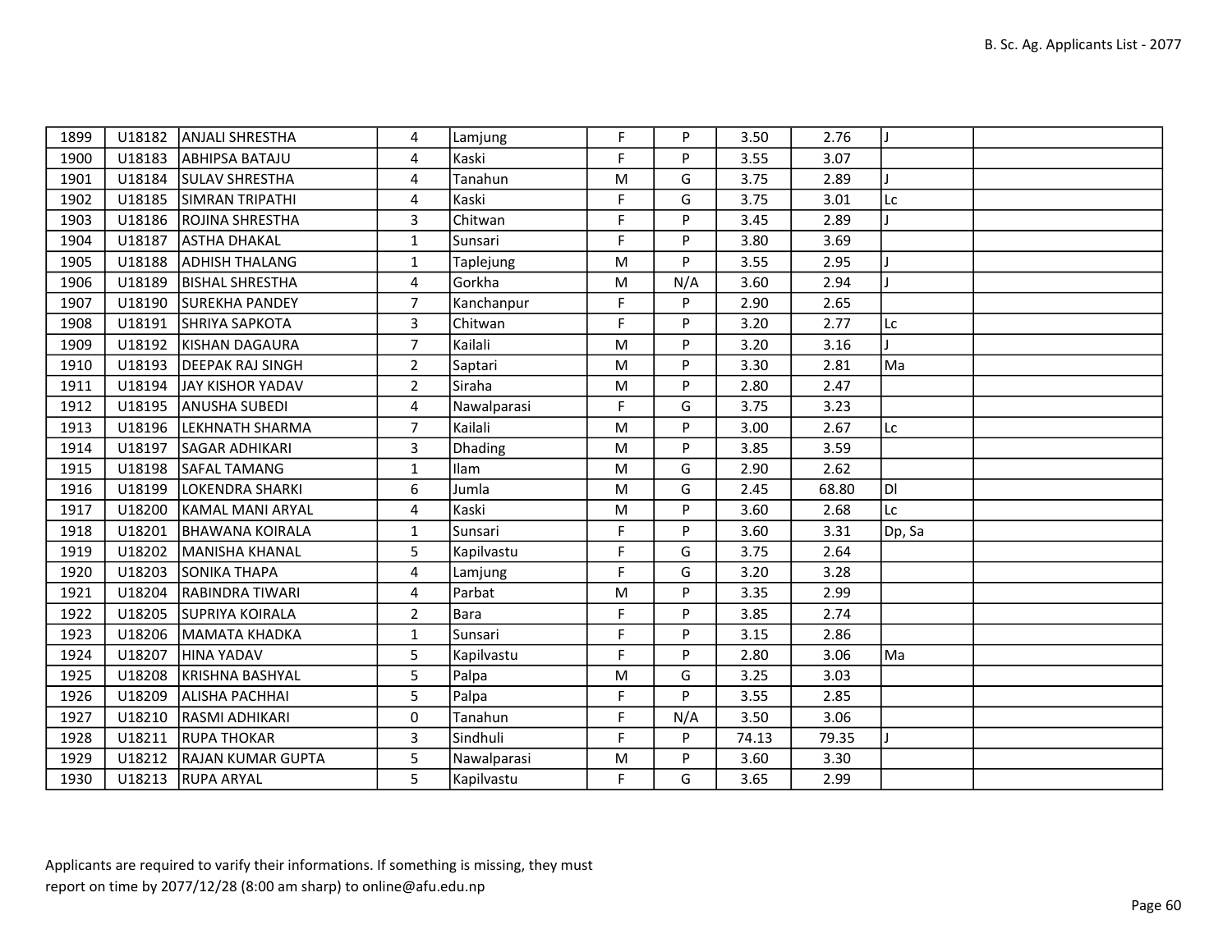| 1899 | U18182 | ANJALI SHRESTHA | 4 | Lamjung | F | P | 3.50 | 2.76 | J | |
|---|---|---|---|---|---|---|---|---|---|---|
| 1900 | U18183 | ABHIPSA BATAJU | 4 | Kaski | F | P | 3.55 | 3.07 | | |
| 1901 | U18184 | SULAV SHRESTHA | 4 | Tanahun | M | G | 3.75 | 2.89 | J | |
| 1902 | U18185 | SIMRAN TRIPATHI | 4 | Kaski | F | G | 3.75 | 3.01 | Lc | |
| 1903 | U18186 | ROJINA SHRESTHA | 3 | Chitwan | F | P | 3.45 | 2.89 | J | |
| 1904 | U18187 | ASTHA DHAKAL | 1 | Sunsari | F | P | 3.80 | 3.69 | | |
| 1905 | U18188 | ADHISH THALANG | 1 | Taplejung | M | P | 3.55 | 2.95 | J | |
| 1906 | U18189 | BISHAL SHRESTHA | 4 | Gorkha | M | N/A | 3.60 | 2.94 | J | |
| 1907 | U18190 | SUREKHA PANDEY | 7 | Kanchanpur | F | P | 2.90 | 2.65 | | |
| 1908 | U18191 | SHRIYA SAPKOTA | 3 | Chitwan | F | P | 3.20 | 2.77 | Lc | |
| 1909 | U18192 | KISHAN DAGAURA | 7 | Kailali | M | P | 3.20 | 3.16 | J | |
| 1910 | U18193 | DEEPAK RAJ SINGH | 2 | Saptari | M | P | 3.30 | 2.81 | Ma | |
| 1911 | U18194 | JAY KISHOR YADAV | 2 | Siraha | M | P | 2.80 | 2.47 | | |
| 1912 | U18195 | ANUSHA SUBEDI | 4 | Nawalparasi | F | G | 3.75 | 3.23 | | |
| 1913 | U18196 | LEKHNATH SHARMA | 7 | Kailali | M | P | 3.00 | 2.67 | Lc | |
| 1914 | U18197 | SAGAR ADHIKARI | 3 | Dhading | M | P | 3.85 | 3.59 | | |
| 1915 | U18198 | SAFAL TAMANG | 1 | Ilam | M | G | 2.90 | 2.62 | | |
| 1916 | U18199 | LOKENDRA SHARKI | 6 | Jumla | M | G | 2.45 | 68.80 | Dl | |
| 1917 | U18200 | KAMAL MANI ARYAL | 4 | Kaski | M | P | 3.60 | 2.68 | Lc | |
| 1918 | U18201 | BHAWANA KOIRALA | 1 | Sunsari | F | P | 3.60 | 3.31 | Dp, Sa | |
| 1919 | U18202 | MANISHA KHANAL | 5 | Kapilvastu | F | G | 3.75 | 2.64 | | |
| 1920 | U18203 | SONIKA THAPA | 4 | Lamjung | F | G | 3.20 | 3.28 | | |
| 1921 | U18204 | RABINDRA TIWARI | 4 | Parbat | M | P | 3.35 | 2.99 | | |
| 1922 | U18205 | SUPRIYA KOIRALA | 2 | Bara | F | P | 3.85 | 2.74 | | |
| 1923 | U18206 | MAMATA KHADKA | 1 | Sunsari | F | P | 3.15 | 2.86 | | |
| 1924 | U18207 | HINA YADAV | 5 | Kapilvastu | F | P | 2.80 | 3.06 | Ma | |
| 1925 | U18208 | KRISHNA BASHYAL | 5 | Palpa | M | G | 3.25 | 3.03 | | |
| 1926 | U18209 | ALISHA PACHHAI | 5 | Palpa | F | P | 3.55 | 2.85 | | |
| 1927 | U18210 | RASMI ADHIKARI | 0 | Tanahun | F | N/A | 3.50 | 3.06 | | |
| 1928 | U18211 | RUPA THOKAR | 3 | Sindhuli | F | P | 74.13 | 79.35 | J | |
| 1929 | U18212 | RAJAN KUMAR GUPTA | 5 | Nawalparasi | M | P | 3.60 | 3.30 | | |
| 1930 | U18213 | RUPA ARYAL | 5 | Kapilvastu | F | G | 3.65 | 2.99 | | |

Applicants are required to varify their informations. If something is missing, they must report on time by 2077/12/28 (8:00 am sharp) to online@afu.edu.np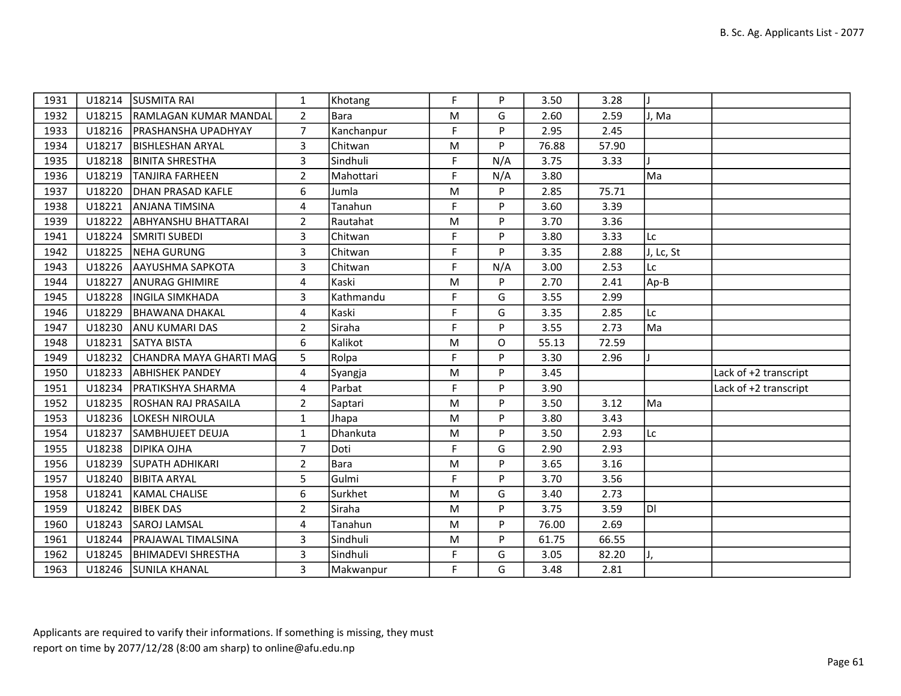| | | | | | | | | | | |
|---|---|---|---|---|---|---|---|---|---|---|
| 1931 | U18214 | SUSMITA RAI | 1 | Khotang | F | P | 3.50 | 3.28 | J | |
| 1932 | U18215 | RAMLAGAN KUMAR MANDAL | 2 | Bara | M | G | 2.60 | 2.59 | J, Ma | |
| 1933 | U18216 | PRASHANSHA UPADHYAY | 7 | Kanchanpur | F | P | 2.95 | 2.45 | | |
| 1934 | U18217 | BISHLESHAN ARYAL | 3 | Chitwan | M | P | 76.88 | 57.90 | | |
| 1935 | U18218 | BINITA SHRESTHA | 3 | Sindhuli | F | N/A | 3.75 | 3.33 | J | |
| 1936 | U18219 | TANJIRA FARHEEN | 2 | Mahottari | F | N/A | 3.80 | | Ma | |
| 1937 | U18220 | DHAN PRASAD KAFLE | 6 | Jumla | M | P | 2.85 | 75.71 | | |
| 1938 | U18221 | ANJANA TIMSINA | 4 | Tanahun | F | P | 3.60 | 3.39 | | |
| 1939 | U18222 | ABHYANSHU BHATTARAI | 2 | Rautahat | M | P | 3.70 | 3.36 | | |
| 1941 | U18224 | SMRITI SUBEDI | 3 | Chitwan | F | P | 3.80 | 3.33 | Lc | |
| 1942 | U18225 | NEHA GURUNG | 3 | Chitwan | F | P | 3.35 | 2.88 | J, Lc, St | |
| 1943 | U18226 | AAYUSHMA SAPKOTA | 3 | Chitwan | F | N/A | 3.00 | 2.53 | Lc | |
| 1944 | U18227 | ANURAG GHIMIRE | 4 | Kaski | M | P | 2.70 | 2.41 | Ap-B | |
| 1945 | U18228 | INGILA SIMKHADA | 3 | Kathmandu | F | G | 3.55 | 2.99 | | |
| 1946 | U18229 | BHAWANA DHAKAL | 4 | Kaski | F | G | 3.35 | 2.85 | Lc | |
| 1947 | U18230 | ANU KUMARI DAS | 2 | Siraha | F | P | 3.55 | 2.73 | Ma | |
| 1948 | U18231 | SATYA BISTA | 6 | Kalikot | M | O | 55.13 | 72.59 | | |
| 1949 | U18232 | CHANDRA MAYA GHARTI MAG | 5 | Rolpa | F | P | 3.30 | 2.96 | J | |
| 1950 | U18233 | ABHISHEK PANDEY | 4 | Syangja | M | P | 3.45 | | | Lack of +2 transcript |
| 1951 | U18234 | PRATIKSHYA SHARMA | 4 | Parbat | F | P | 3.90 | | | Lack of +2 transcript |
| 1952 | U18235 | ROSHAN RAJ PRASAILA | 2 | Saptari | M | P | 3.50 | 3.12 | Ma | |
| 1953 | U18236 | LOKESH NIROULA | 1 | Jhapa | M | P | 3.80 | 3.43 | | |
| 1954 | U18237 | SAMBHUJEET DEUJA | 1 | Dhankuta | M | P | 3.50 | 2.93 | Lc | |
| 1955 | U18238 | DIPIKA OJHA | 7 | Doti | F | G | 2.90 | 2.93 | | |
| 1956 | U18239 | SUPATH ADHIKARI | 2 | Bara | M | P | 3.65 | 3.16 | | |
| 1957 | U18240 | BIBITA ARYAL | 5 | Gulmi | F | P | 3.70 | 3.56 | | |
| 1958 | U18241 | KAMAL CHALISE | 6 | Surkhet | M | G | 3.40 | 2.73 | | |
| 1959 | U18242 | BIBEK DAS | 2 | Siraha | M | P | 3.75 | 3.59 | Dl | |
| 1960 | U18243 | SAROJ LAMSAL | 4 | Tanahun | M | P | 76.00 | 2.69 | | |
| 1961 | U18244 | PRAJAWAL TIMALSINA | 3 | Sindhuli | M | P | 61.75 | 66.55 | | |
| 1962 | U18245 | BHIMADEVI SHRESTHA | 3 | Sindhuli | F | G | 3.05 | 82.20 | J, | |
| 1963 | U18246 | SUNILA KHANAL | 3 | Makwanpur | F | G | 3.48 | 2.81 | | |

Applicants are required to varify their informations. If something is missing, they must report on time by 2077/12/28 (8:00 am sharp) to online@afu.edu.np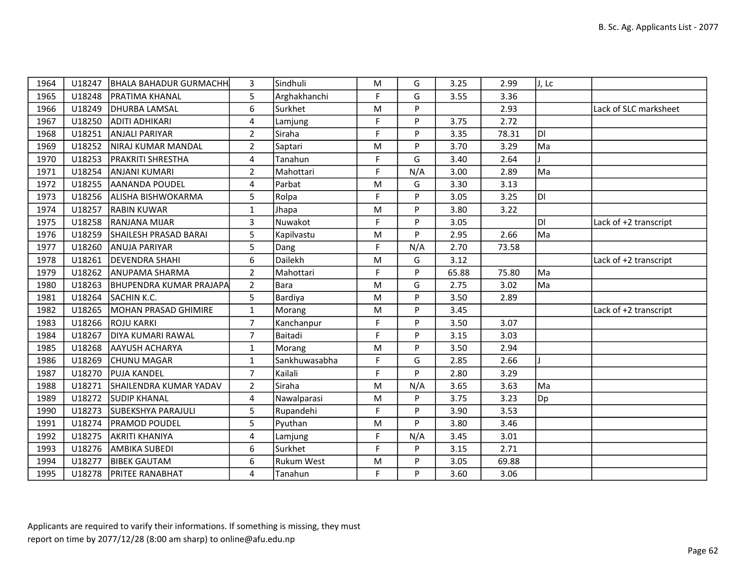| 1964 | U18247 | BHALA BAHADUR GURMACHH | 3 | Sindhuli | M | G | 3.25 | 2.99 | J, Lc | |
|---|---|---|---|---|---|---|---|---|---|---|
| 1965 | U18248 | PRATIMA KHANAL | 5 | Arghakhanchi | F | G | 3.55 | 3.36 | | |
| 1966 | U18249 | DHURBA LAMSAL | 6 | Surkhet | M | P | | 2.93 | | Lack of SLC marksheet |
| 1967 | U18250 | ADITI ADHIKARI | 4 | Lamjung | F | P | 3.75 | 2.72 | | |
| 1968 | U18251 | ANJALI PARIYAR | 2 | Siraha | F | P | 3.35 | 78.31 | Dl | |
| 1969 | U18252 | NIRAJ KUMAR MANDAL | 2 | Saptari | M | P | 3.70 | 3.29 | Ma | |
| 1970 | U18253 | PRAKRITI SHRESTHA | 4 | Tanahun | F | G | 3.40 | 2.64 | J | |
| 1971 | U18254 | ANJANI KUMARI | 2 | Mahottari | F | N/A | 3.00 | 2.89 | Ma | |
| 1972 | U18255 | AANANDA POUDEL | 4 | Parbat | M | G | 3.30 | 3.13 | | |
| 1973 | U18256 | ALISHA BISHWOKARMA | 5 | Rolpa | F | P | 3.05 | 3.25 | Dl | |
| 1974 | U18257 | RABIN KUWAR | 1 | Jhapa | M | P | 3.80 | 3.22 | | |
| 1975 | U18258 | RANJANA MIJAR | 3 | Nuwakot | F | P | 3.05 | | Dl | Lack of +2 transcript |
| 1976 | U18259 | SHAILESH PRASAD BARAI | 5 | Kapilvastu | M | P | 2.95 | 2.66 | Ma | |
| 1977 | U18260 | ANUJA PARIYAR | 5 | Dang | F | N/A | 2.70 | 73.58 | | |
| 1978 | U18261 | DEVENDRA SHAHI | 6 | Dailekh | M | G | 3.12 | | | Lack of +2 transcript |
| 1979 | U18262 | ANUPAMA SHARMA | 2 | Mahottari | F | P | 65.88 | 75.80 | Ma | |
| 1980 | U18263 | BHUPENDRA KUMAR PRAJAPA | 2 | Bara | M | G | 2.75 | 3.02 | Ma | |
| 1981 | U18264 | SACHIN K.C. | 5 | Bardiya | M | P | 3.50 | 2.89 | | |
| 1982 | U18265 | MOHAN PRASAD GHIMIRE | 1 | Morang | M | P | 3.45 | | | Lack of +2 transcript |
| 1983 | U18266 | ROJU KARKI | 7 | Kanchanpur | F | P | 3.50 | 3.07 | | |
| 1984 | U18267 | DIYA KUMARI RAWAL | 7 | Baitadi | F | P | 3.15 | 3.03 | | |
| 1985 | U18268 | AAYUSH ACHARYA | 1 | Morang | M | P | 3.50 | 2.94 | | |
| 1986 | U18269 | CHUNU MAGAR | 1 | Sankhuwasabha | F | G | 2.85 | 2.66 | J | |
| 1987 | U18270 | PUJA KANDEL | 7 | Kailali | F | P | 2.80 | 3.29 | | |
| 1988 | U18271 | SHAILENDRA KUMAR YADAV | 2 | Siraha | M | N/A | 3.65 | 3.63 | Ma | |
| 1989 | U18272 | SUDIP KHANAL | 4 | Nawalparasi | M | P | 3.75 | 3.23 | Dp | |
| 1990 | U18273 | SUBEKSHYA PARAJULI | 5 | Rupandehi | F | P | 3.90 | 3.53 | | |
| 1991 | U18274 | PRAMOD POUDEL | 5 | Pyuthan | M | P | 3.80 | 3.46 | | |
| 1992 | U18275 | AKRITI KHANIYA | 4 | Lamjung | F | N/A | 3.45 | 3.01 | | |
| 1993 | U18276 | AMBIKA SUBEDI | 6 | Surkhet | F | P | 3.15 | 2.71 | | |
| 1994 | U18277 | BIBEK GAUTAM | 6 | Rukum West | M | P | 3.05 | 69.88 | | |
| 1995 | U18278 | PRITEE RANABHAT | 4 | Tanahun | F | P | 3.60 | 3.06 | | |

Applicants are required to varify their informations. If something is missing, they must report on time by 2077/12/28 (8:00 am sharp) to online@afu.edu.np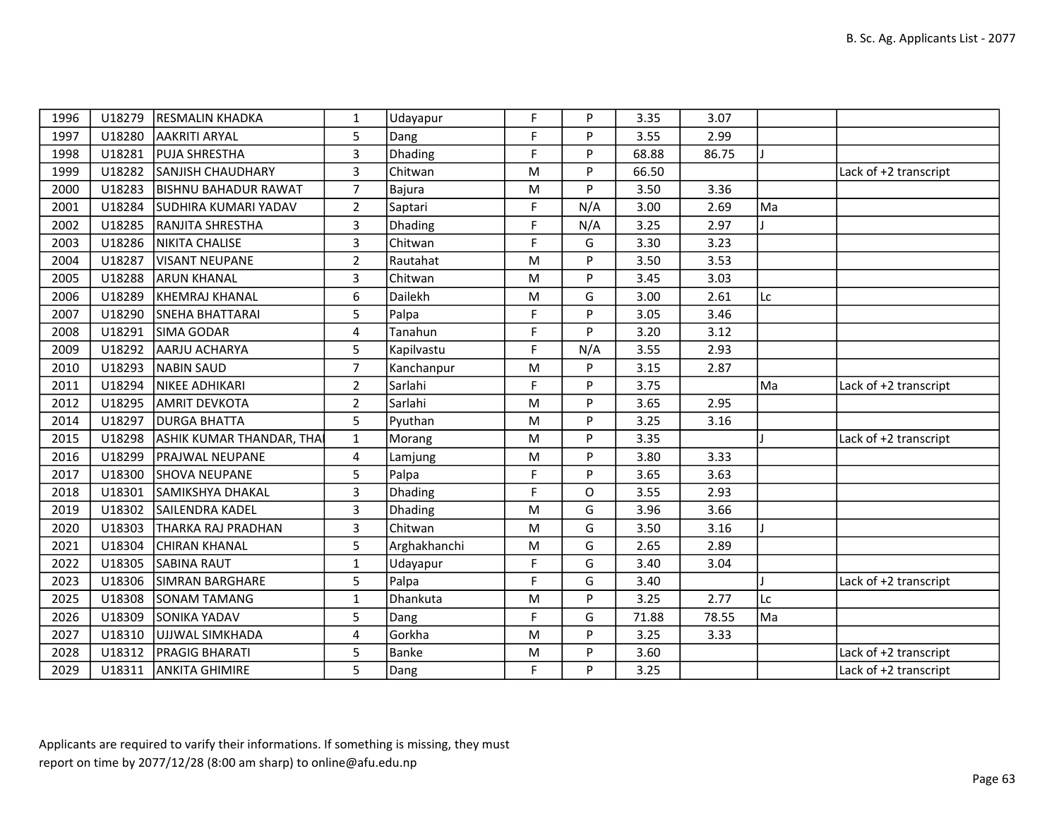| | | | | | | | | | | |
|---|---|---|---|---|---|---|---|---|---|---|
| 1996 | U18279 | RESMALIN KHADKA | 1 | Udayapur | F | P | 3.35 | 3.07 | | |
| 1997 | U18280 | AAKRITI ARYAL | 5 | Dang | F | P | 3.55 | 2.99 | | |
| 1998 | U18281 | PUJA SHRESTHA | 3 | Dhading | F | P | 68.88 | 86.75 | J | |
| 1999 | U18282 | SANJISH CHAUDHARY | 3 | Chitwan | M | P | 66.50 | | | Lack of +2 transcript |
| 2000 | U18283 | BISHNU BAHADUR RAWAT | 7 | Bajura | M | P | 3.50 | 3.36 | | |
| 2001 | U18284 | SUDHIRA KUMARI YADAV | 2 | Saptari | F | N/A | 3.00 | 2.69 | Ma | |
| 2002 | U18285 | RANJITA SHRESTHA | 3 | Dhading | F | N/A | 3.25 | 2.97 | J | |
| 2003 | U18286 | NIKITA CHALISE | 3 | Chitwan | F | G | 3.30 | 3.23 | | |
| 2004 | U18287 | VISANT NEUPANE | 2 | Rautahat | M | P | 3.50 | 3.53 | | |
| 2005 | U18288 | ARUN KHANAL | 3 | Chitwan | M | P | 3.45 | 3.03 | | |
| 2006 | U18289 | KHEMRAJ KHANAL | 6 | Dailekh | M | G | 3.00 | 2.61 | Lc | |
| 2007 | U18290 | SNEHA BHATTARAI | 5 | Palpa | F | P | 3.05 | 3.46 | | |
| 2008 | U18291 | SIMA GODAR | 4 | Tanahun | F | P | 3.20 | 3.12 | | |
| 2009 | U18292 | AARJU ACHARYA | 5 | Kapilvastu | F | N/A | 3.55 | 2.93 | | |
| 2010 | U18293 | NABIN SAUD | 7 | Kanchanpur | M | P | 3.15 | 2.87 | | |
| 2011 | U18294 | NIKEE ADHIKARI | 2 | Sarlahi | F | P | 3.75 | | Ma | Lack of +2 transcript |
| 2012 | U18295 | AMRIT DEVKOTA | 2 | Sarlahi | M | P | 3.65 | 2.95 | | |
| 2014 | U18297 | DURGA BHATTA | 5 | Pyuthan | M | P | 3.25 | 3.16 | | |
| 2015 | U18298 | ASHIK KUMAR THANDAR, THAI | 1 | Morang | M | P | 3.35 | | J | Lack of +2 transcript |
| 2016 | U18299 | PRAJWAL NEUPANE | 4 | Lamjung | M | P | 3.80 | 3.33 | | |
| 2017 | U18300 | SHOVA NEUPANE | 5 | Palpa | F | P | 3.65 | 3.63 | | |
| 2018 | U18301 | SAMIKSHYA DHAKAL | 3 | Dhading | F | O | 3.55 | 2.93 | | |
| 2019 | U18302 | SAILENDRA KADEL | 3 | Dhading | M | G | 3.96 | 3.66 | | |
| 2020 | U18303 | THARKA RAJ PRADHAN | 3 | Chitwan | M | G | 3.50 | 3.16 | J | |
| 2021 | U18304 | CHIRAN KHANAL | 5 | Arghakhanchi | M | G | 2.65 | 2.89 | | |
| 2022 | U18305 | SABINA RAUT | 1 | Udayapur | F | G | 3.40 | 3.04 | | |
| 2023 | U18306 | SIMRAN BARGHARE | 5 | Palpa | F | G | 3.40 | | J | Lack of +2 transcript |
| 2025 | U18308 | SONAM TAMANG | 1 | Dhankuta | M | P | 3.25 | 2.77 | Lc | |
| 2026 | U18309 | SONIKA YADAV | 5 | Dang | F | G | 71.88 | 78.55 | Ma | |
| 2027 | U18310 | UJJWAL SIMKHADA | 4 | Gorkha | M | P | 3.25 | 3.33 | | |
| 2028 | U18312 | PRAGIG BHARATI | 5 | Banke | M | P | 3.60 | | | Lack of +2 transcript |
| 2029 | U18311 | ANKITA GHIMIRE | 5 | Dang | F | P | 3.25 | | | Lack of +2 transcript |

Applicants are required to varify their informations. If something is missing, they must report on time by 2077/12/28 (8:00 am sharp) to online@afu.edu.np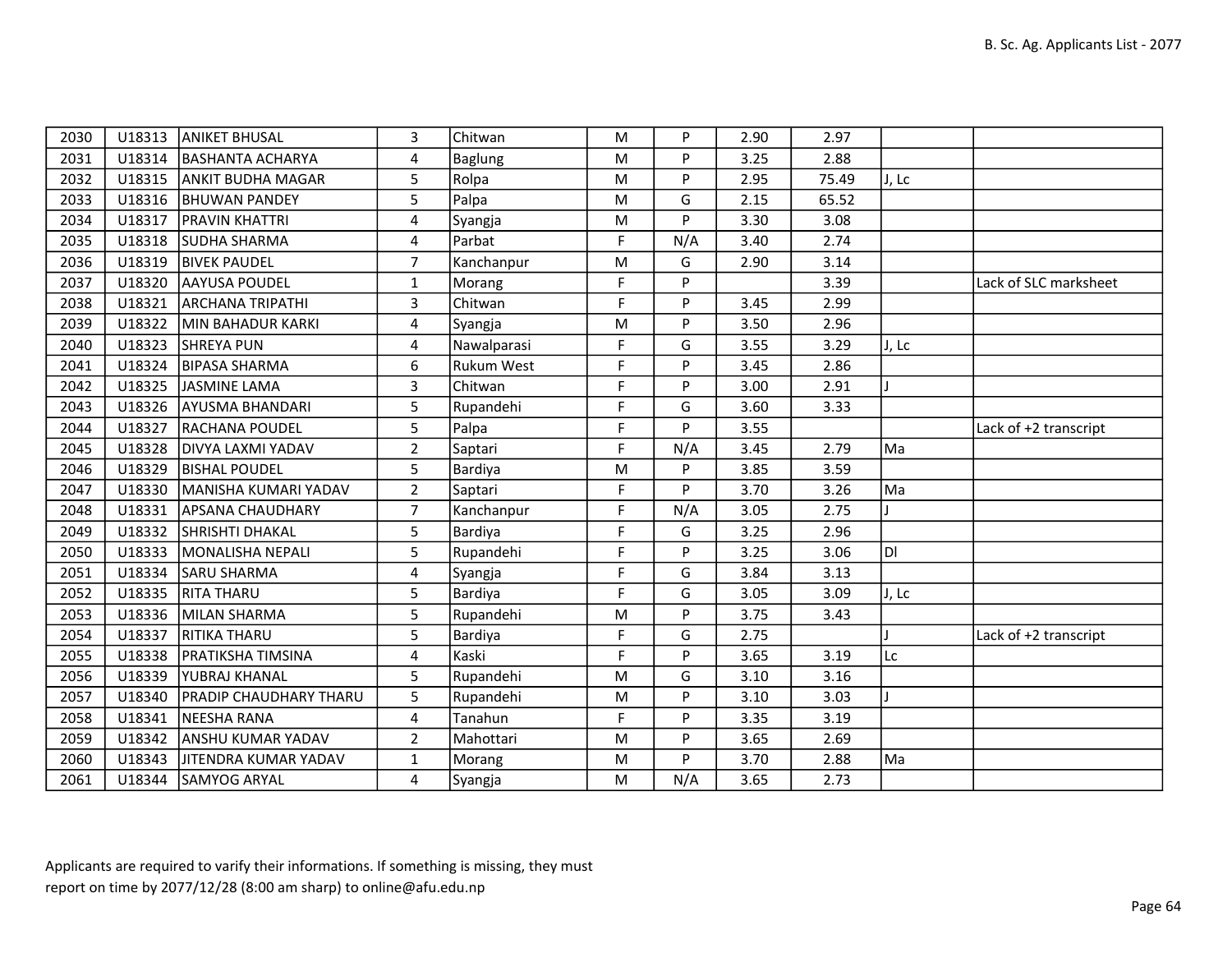| 2030 | U18313 | ANIKET BHUSAL | 3 | Chitwan | M | P | 2.90 | 2.97 | | |
|---|---|---|---|---|---|---|---|---|---|---|
| 2031 | U18314 | BASHANTA ACHARYA | 4 | Baglung | M | P | 3.25 | 2.88 | | |
| 2032 | U18315 | ANKIT BUDHA MAGAR | 5 | Rolpa | M | P | 2.95 | 75.49 | J, Lc | |
| 2033 | U18316 | BHUWAN PANDEY | 5 | Palpa | M | G | 2.15 | 65.52 | | |
| 2034 | U18317 | PRAVIN KHATTRI | 4 | Syangja | M | P | 3.30 | 3.08 | | |
| 2035 | U18318 | SUDHA SHARMA | 4 | Parbat | F | N/A | 3.40 | 2.74 | | |
| 2036 | U18319 | BIVEK PAUDEL | 7 | Kanchanpur | M | G | 2.90 | 3.14 | | |
| 2037 | U18320 | AAYUSA POUDEL | 1 | Morang | F | P | | 3.39 | | Lack of SLC marksheet |
| 2038 | U18321 | ARCHANA TRIPATHI | 3 | Chitwan | F | P | 3.45 | 2.99 | | |
| 2039 | U18322 | MIN BAHADUR KARKI | 4 | Syangja | M | P | 3.50 | 2.96 | | |
| 2040 | U18323 | SHREYA PUN | 4 | Nawalparasi | F | G | 3.55 | 3.29 | J, Lc | |
| 2041 | U18324 | BIPASA SHARMA | 6 | Rukum West | F | P | 3.45 | 2.86 | | |
| 2042 | U18325 | JASMINE LAMA | 3 | Chitwan | F | P | 3.00 | 2.91 | J | |
| 2043 | U18326 | AYUSMA BHANDARI | 5 | Rupandehi | F | G | 3.60 | 3.33 | | |
| 2044 | U18327 | RACHANA POUDEL | 5 | Palpa | F | P | 3.55 | | | Lack of +2 transcript |
| 2045 | U18328 | DIVYA LAXMI YADAV | 2 | Saptari | F | N/A | 3.45 | 2.79 | Ma | |
| 2046 | U18329 | BISHAL POUDEL | 5 | Bardiya | M | P | 3.85 | 3.59 | | |
| 2047 | U18330 | MANISHA KUMARI YADAV | 2 | Saptari | F | P | 3.70 | 3.26 | Ma | |
| 2048 | U18331 | APSANA CHAUDHARY | 7 | Kanchanpur | F | N/A | 3.05 | 2.75 | J | |
| 2049 | U18332 | SHRISHTI DHAKAL | 5 | Bardiya | F | G | 3.25 | 2.96 | | |
| 2050 | U18333 | MONALISHA NEPALI | 5 | Rupandehi | F | P | 3.25 | 3.06 | Dl | |
| 2051 | U18334 | SARU SHARMA | 4 | Syangja | F | G | 3.84 | 3.13 | | |
| 2052 | U18335 | RITA THARU | 5 | Bardiya | F | G | 3.05 | 3.09 | J, Lc | |
| 2053 | U18336 | MILAN SHARMA | 5 | Rupandehi | M | P | 3.75 | 3.43 | | |
| 2054 | U18337 | RITIKA THARU | 5 | Bardiya | F | G | 2.75 | | J | Lack of +2 transcript |
| 2055 | U18338 | PRATIKSHA TIMSINA | 4 | Kaski | F | P | 3.65 | 3.19 | Lc | |
| 2056 | U18339 | YUBRAJ KHANAL | 5 | Rupandehi | M | G | 3.10 | 3.16 | | |
| 2057 | U18340 | PRADIP CHAUDHARY THARU | 5 | Rupandehi | M | P | 3.10 | 3.03 | J | |
| 2058 | U18341 | NEESHA RANA | 4 | Tanahun | F | P | 3.35 | 3.19 | | |
| 2059 | U18342 | ANSHU KUMAR YADAV | 2 | Mahottari | M | P | 3.65 | 2.69 | | |
| 2060 | U18343 | JITENDRA KUMAR YADAV | 1 | Morang | M | P | 3.70 | 2.88 | Ma | |
| 2061 | U18344 | SAMYOG ARYAL | 4 | Syangja | M | N/A | 3.65 | 2.73 | | |

Applicants are required to varify their informations. If something is missing, they must report on time by 2077/12/28 (8:00 am sharp) to online@afu.edu.np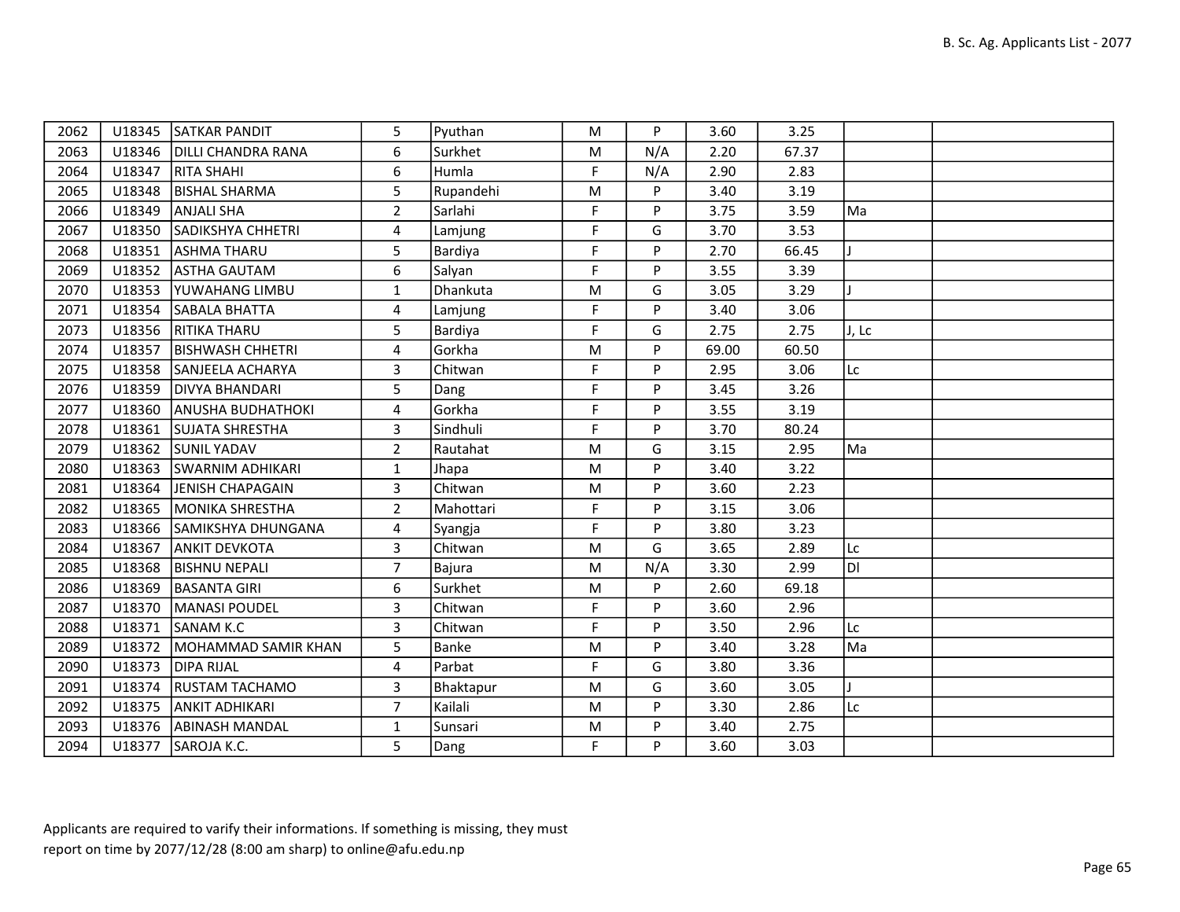| | | | | | | | | | | |
|---|---|---|---|---|---|---|---|---|---|---|
| 2062 | U18345 | SATKAR PANDIT | 5 | Pyuthan | M | P | 3.60 | 3.25 | | |
| 2063 | U18346 | DILLI CHANDRA RANA | 6 | Surkhet | M | N/A | 2.20 | 67.37 | | |
| 2064 | U18347 | RITA SHAHI | 6 | Humla | F | N/A | 2.90 | 2.83 | | |
| 2065 | U18348 | BISHAL SHARMA | 5 | Rupandehi | M | P | 3.40 | 3.19 | | |
| 2066 | U18349 | ANJALI SHA | 2 | Sarlahi | F | P | 3.75 | 3.59 | Ma | |
| 2067 | U18350 | SADIKSHYA CHHETRI | 4 | Lamjung | F | G | 3.70 | 3.53 | | |
| 2068 | U18351 | ASHMA THARU | 5 | Bardiya | F | P | 2.70 | 66.45 | J | |
| 2069 | U18352 | ASTHA GAUTAM | 6 | Salyan | F | P | 3.55 | 3.39 | | |
| 2070 | U18353 | YUWAHANG LIMBU | 1 | Dhankuta | M | G | 3.05 | 3.29 | J | |
| 2071 | U18354 | SABALA BHATTA | 4 | Lamjung | F | P | 3.40 | 3.06 | | |
| 2073 | U18356 | RITIKA THARU | 5 | Bardiya | F | G | 2.75 | 2.75 | J, Lc | |
| 2074 | U18357 | BISHWASH CHHETRI | 4 | Gorkha | M | P | 69.00 | 60.50 | | |
| 2075 | U18358 | SANJEELA ACHARYA | 3 | Chitwan | F | P | 2.95 | 3.06 | Lc | |
| 2076 | U18359 | DIVYA BHANDARI | 5 | Dang | F | P | 3.45 | 3.26 | | |
| 2077 | U18360 | ANUSHA BUDHATHOKI | 4 | Gorkha | F | P | 3.55 | 3.19 | | |
| 2078 | U18361 | SUJATA SHRESTHA | 3 | Sindhuli | F | P | 3.70 | 80.24 | | |
| 2079 | U18362 | SUNIL YADAV | 2 | Rautahat | M | G | 3.15 | 2.95 | Ma | |
| 2080 | U18363 | SWARNIM ADHIKARI | 1 | Jhapa | M | P | 3.40 | 3.22 | | |
| 2081 | U18364 | JENISH CHAPAGAIN | 3 | Chitwan | M | P | 3.60 | 2.23 | | |
| 2082 | U18365 | MONIKA SHRESTHA | 2 | Mahottari | F | P | 3.15 | 3.06 | | |
| 2083 | U18366 | SAMIKSHYA DHUNGANA | 4 | Syangja | F | P | 3.80 | 3.23 | | |
| 2084 | U18367 | ANKIT DEVKOTA | 3 | Chitwan | M | G | 3.65 | 2.89 | Lc | |
| 2085 | U18368 | BISHNU NEPALI | 7 | Bajura | M | N/A | 3.30 | 2.99 | Dl | |
| 2086 | U18369 | BASANTA GIRI | 6 | Surkhet | M | P | 2.60 | 69.18 | | |
| 2087 | U18370 | MANASI POUDEL | 3 | Chitwan | F | P | 3.60 | 2.96 | | |
| 2088 | U18371 | SANAM K.C | 3 | Chitwan | F | P | 3.50 | 2.96 | Lc | |
| 2089 | U18372 | MOHAMMAD SAMIR KHAN | 5 | Banke | M | P | 3.40 | 3.28 | Ma | |
| 2090 | U18373 | DIPA RIJAL | 4 | Parbat | F | G | 3.80 | 3.36 | | |
| 2091 | U18374 | RUSTAM TACHAMO | 3 | Bhaktapur | M | G | 3.60 | 3.05 | J | |
| 2092 | U18375 | ANKIT ADHIKARI | 7 | Kailali | M | P | 3.30 | 2.86 | Lc | |
| 2093 | U18376 | ABINASH MANDAL | 1 | Sunsari | M | P | 3.40 | 2.75 | | |
| 2094 | U18377 | SAROJA K.C. | 5 | Dang | F | P | 3.60 | 3.03 | | |

Applicants are required to varify their informations. If something is missing, they must report on time by 2077/12/28 (8:00 am sharp) to online@afu.edu.np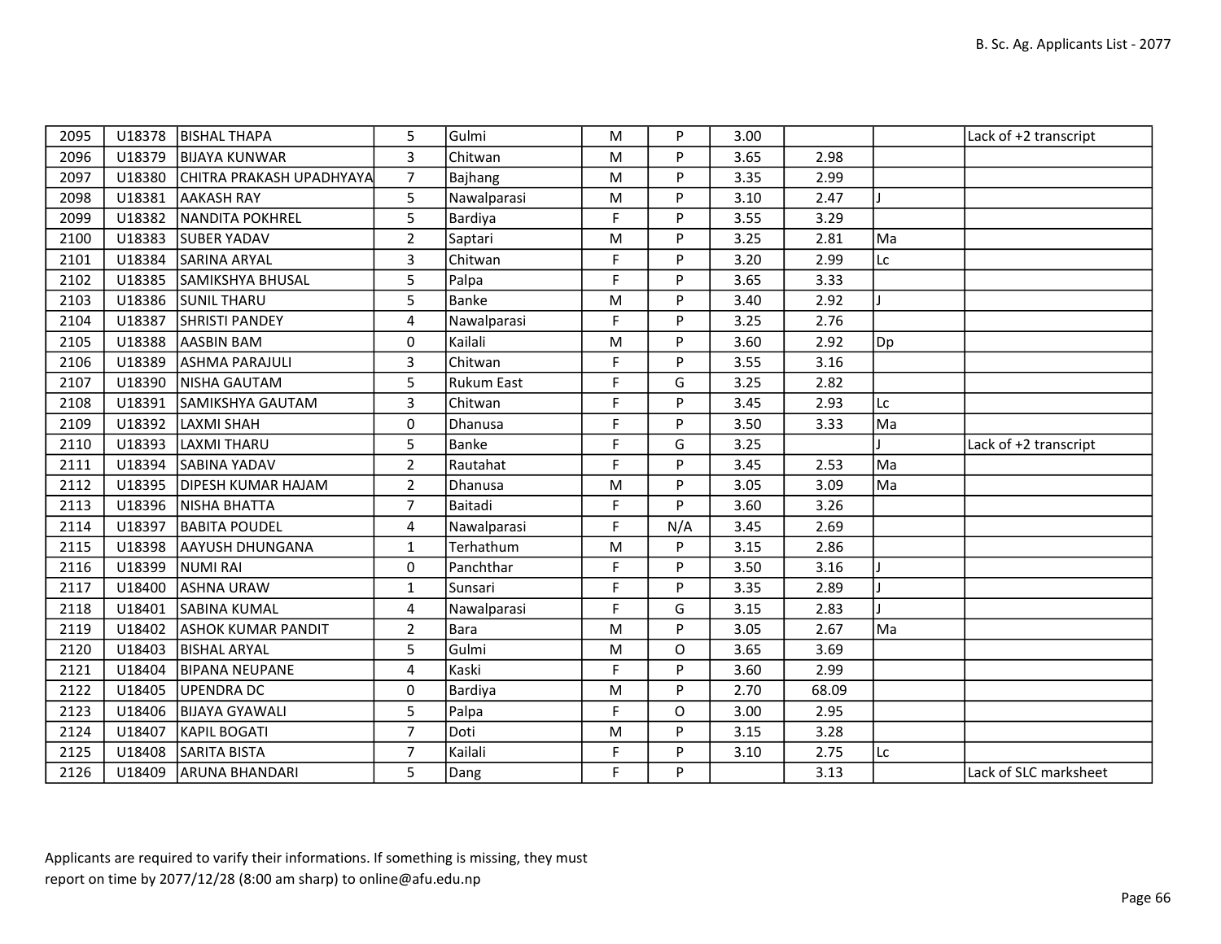| | | | | | | | | | | |
|---|---|---|---|---|---|---|---|---|---|---|
| 2095 | U18378 | BISHAL THAPA | 5 | Gulmi | M | P | 3.00 | | | Lack of +2 transcript |
| 2096 | U18379 | BIJAYA KUNWAR | 3 | Chitwan | M | P | 3.65 | 2.98 | | |
| 2097 | U18380 | CHITRA PRAKASH UPADHYAYA | 7 | Bajhang | M | P | 3.35 | 2.99 | | |
| 2098 | U18381 | AAKASH RAY | 5 | Nawalparasi | M | P | 3.10 | 2.47 | J | |
| 2099 | U18382 | NANDITA POKHREL | 5 | Bardiya | F | P | 3.55 | 3.29 | | |
| 2100 | U18383 | SUBER YADAV | 2 | Saptari | M | P | 3.25 | 2.81 | Ma | |
| 2101 | U18384 | SARINA ARYAL | 3 | Chitwan | F | P | 3.20 | 2.99 | Lc | |
| 2102 | U18385 | SAMIKSHYA BHUSAL | 5 | Palpa | F | P | 3.65 | 3.33 | | |
| 2103 | U18386 | SUNIL THARU | 5 | Banke | M | P | 3.40 | 2.92 | J | |
| 2104 | U18387 | SHRISTI PANDEY | 4 | Nawalparasi | F | P | 3.25 | 2.76 | | |
| 2105 | U18388 | AASBIN BAM | 0 | Kailali | M | P | 3.60 | 2.92 | Dp | |
| 2106 | U18389 | ASHMA PARAJULI | 3 | Chitwan | F | P | 3.55 | 3.16 | | |
| 2107 | U18390 | NISHA GAUTAM | 5 | Rukum East | F | G | 3.25 | 2.82 | | |
| 2108 | U18391 | SAMIKSHYA GAUTAM | 3 | Chitwan | F | P | 3.45 | 2.93 | Lc | |
| 2109 | U18392 | LAXMI SHAH | 0 | Dhanusa | F | P | 3.50 | 3.33 | Ma | |
| 2110 | U18393 | LAXMI THARU | 5 | Banke | F | G | 3.25 | | J | Lack of +2 transcript |
| 2111 | U18394 | SABINA YADAV | 2 | Rautahat | F | P | 3.45 | 2.53 | Ma | |
| 2112 | U18395 | DIPESH KUMAR HAJAM | 2 | Dhanusa | M | P | 3.05 | 3.09 | Ma | |
| 2113 | U18396 | NISHA BHATTA | 7 | Baitadi | F | P | 3.60 | 3.26 | | |
| 2114 | U18397 | BABITA POUDEL | 4 | Nawalparasi | F | N/A | 3.45 | 2.69 | | |
| 2115 | U18398 | AAYUSH DHUNGANA | 1 | Terhathum | M | P | 3.15 | 2.86 | | |
| 2116 | U18399 | NUMI RAI | 0 | Panchthar | F | P | 3.50 | 3.16 | J | |
| 2117 | U18400 | ASHNA URAW | 1 | Sunsari | F | P | 3.35 | 2.89 | J | |
| 2118 | U18401 | SABINA KUMAL | 4 | Nawalparasi | F | G | 3.15 | 2.83 | J | |
| 2119 | U18402 | ASHOK KUMAR PANDIT | 2 | Bara | M | P | 3.05 | 2.67 | Ma | |
| 2120 | U18403 | BISHAL ARYAL | 5 | Gulmi | M | O | 3.65 | 3.69 | | |
| 2121 | U18404 | BIPANA NEUPANE | 4 | Kaski | F | P | 3.60 | 2.99 | | |
| 2122 | U18405 | UPENDRA DC | 0 | Bardiya | M | P | 2.70 | 68.09 | | |
| 2123 | U18406 | BIJAYA GYAWALI | 5 | Palpa | F | O | 3.00 | 2.95 | | |
| 2124 | U18407 | KAPIL BOGATI | 7 | Doti | M | P | 3.15 | 3.28 | | |
| 2125 | U18408 | SARITA BISTA | 7 | Kailali | F | P | 3.10 | 2.75 | Lc | |
| 2126 | U18409 | ARUNA BHANDARI | 5 | Dang | F | P | | 3.13 | | Lack of SLC marksheet |

Applicants are required to varify their informations. If something is missing, they must report on time by 2077/12/28 (8:00 am sharp) to online@afu.edu.np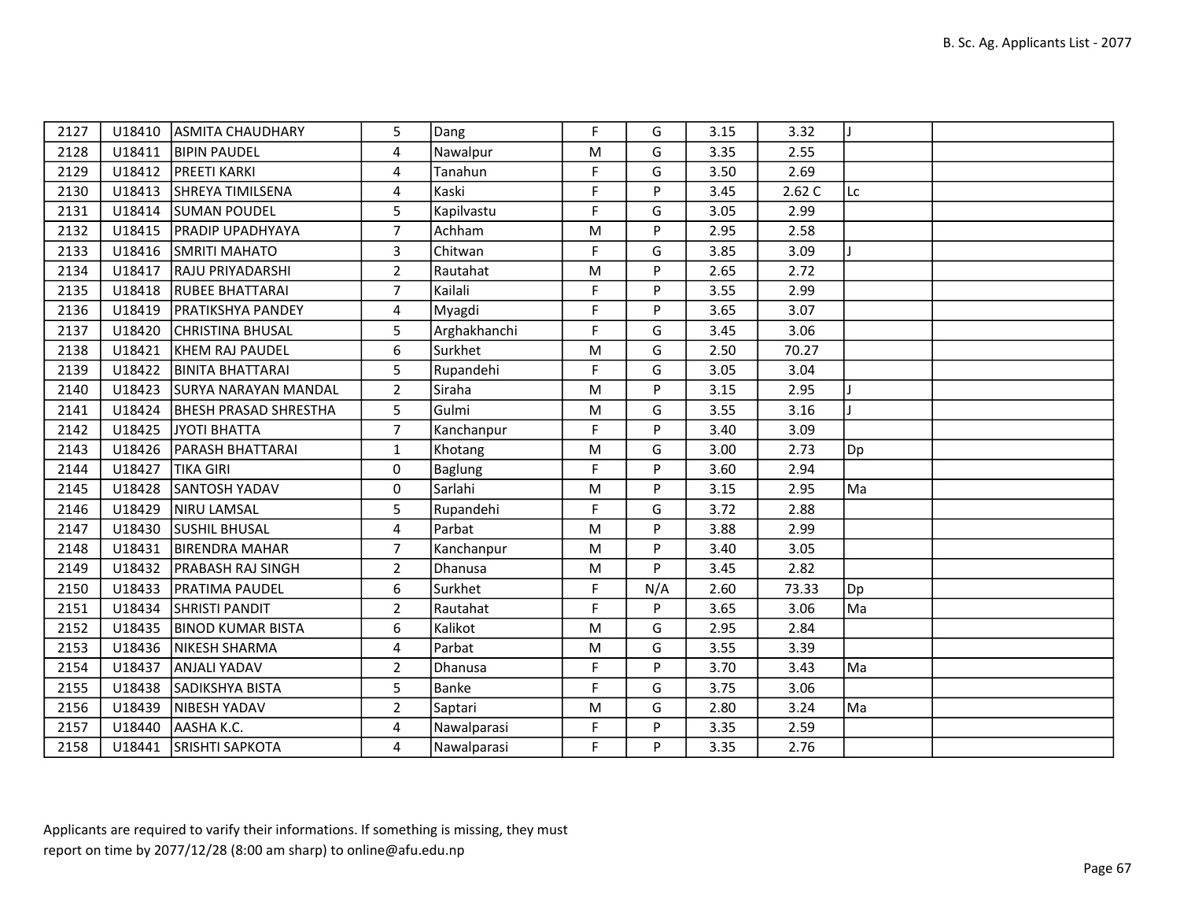| | | | | | | | | | | |
|---|---|---|---|---|---|---|---|---|---|---|
| 2127 | U18410 | ASMITA CHAUDHARY | 5 | Dang | F | G | 3.15 | 3.32 | J | |
| 2128 | U18411 | BIPIN PAUDEL | 4 | Nawalpur | M | G | 3.35 | 2.55 | | |
| 2129 | U18412 | PREETI KARKI | 4 | Tanahun | F | G | 3.50 | 2.69 | | |
| 2130 | U18413 | SHREYA TIMILSENA | 4 | Kaski | F | P | 3.45 | 2.62 C | Lc | |
| 2131 | U18414 | SUMAN POUDEL | 5 | Kapilvastu | F | G | 3.05 | 2.99 | | |
| 2132 | U18415 | PRADIP UPADHYAYA | 7 | Achham | M | P | 2.95 | 2.58 | | |
| 2133 | U18416 | SMRITI MAHATO | 3 | Chitwan | F | G | 3.85 | 3.09 | J | |
| 2134 | U18417 | RAJU PRIYADARSHI | 2 | Rautahat | M | P | 2.65 | 2.72 | | |
| 2135 | U18418 | RUBEE BHATTARAI | 7 | Kailali | F | P | 3.55 | 2.99 | | |
| 2136 | U18419 | PRATIKSHYA PANDEY | 4 | Myagdi | F | P | 3.65 | 3.07 | | |
| 2137 | U18420 | CHRISTINA BHUSAL | 5 | Arghakhanchi | F | G | 3.45 | 3.06 | | |
| 2138 | U18421 | KHEM RAJ PAUDEL | 6 | Surkhet | M | G | 2.50 | 70.27 | | |
| 2139 | U18422 | BINITA BHATTARAI | 5 | Rupandehi | F | G | 3.05 | 3.04 | | |
| 2140 | U18423 | SURYA NARAYAN MANDAL | 2 | Siraha | M | P | 3.15 | 2.95 | J | |
| 2141 | U18424 | BHESH PRASAD SHRESTHA | 5 | Gulmi | M | G | 3.55 | 3.16 | J | |
| 2142 | U18425 | JYOTI BHATTA | 7 | Kanchanpur | F | P | 3.40 | 3.09 | | |
| 2143 | U18426 | PARASH BHATTARAI | 1 | Khotang | M | G | 3.00 | 2.73 | Dp | |
| 2144 | U18427 | TIKA GIRI | 0 | Baglung | F | P | 3.60 | 2.94 | | |
| 2145 | U18428 | SANTOSH YADAV | 0 | Sarlahi | M | P | 3.15 | 2.95 | Ma | |
| 2146 | U18429 | NIRU LAMSAL | 5 | Rupandehi | F | G | 3.72 | 2.88 | | |
| 2147 | U18430 | SUSHIL BHUSAL | 4 | Parbat | M | P | 3.88 | 2.99 | | |
| 2148 | U18431 | BIRENDRA MAHAR | 7 | Kanchanpur | M | P | 3.40 | 3.05 | | |
| 2149 | U18432 | PRABASH RAJ SINGH | 2 | Dhanusa | M | P | 3.45 | 2.82 | | |
| 2150 | U18433 | PRATIMA PAUDEL | 6 | Surkhet | F | N/A | 2.60 | 73.33 | Dp | |
| 2151 | U18434 | SHRISTI PANDIT | 2 | Rautahat | F | P | 3.65 | 3.06 | Ma | |
| 2152 | U18435 | BINOD KUMAR BISTA | 6 | Kalikot | M | G | 2.95 | 2.84 | | |
| 2153 | U18436 | NIKESH SHARMA | 4 | Parbat | M | G | 3.55 | 3.39 | | |
| 2154 | U18437 | ANJALI YADAV | 2 | Dhanusa | F | P | 3.70 | 3.43 | Ma | |
| 2155 | U18438 | SADIKSHYA BISTA | 5 | Banke | F | G | 3.75 | 3.06 | | |
| 2156 | U18439 | NIBESH YADAV | 2 | Saptari | M | G | 2.80 | 3.24 | Ma | |
| 2157 | U18440 | AASHA K.C. | 4 | Nawalparasi | F | P | 3.35 | 2.59 | | |
| 2158 | U18441 | SRISHTI SAPKOTA | 4 | Nawalparasi | F | P | 3.35 | 2.76 | | |

Applicants are required to varify their informations. If something is missing, they must report on time by 2077/12/28 (8:00 am sharp) to online@afu.edu.np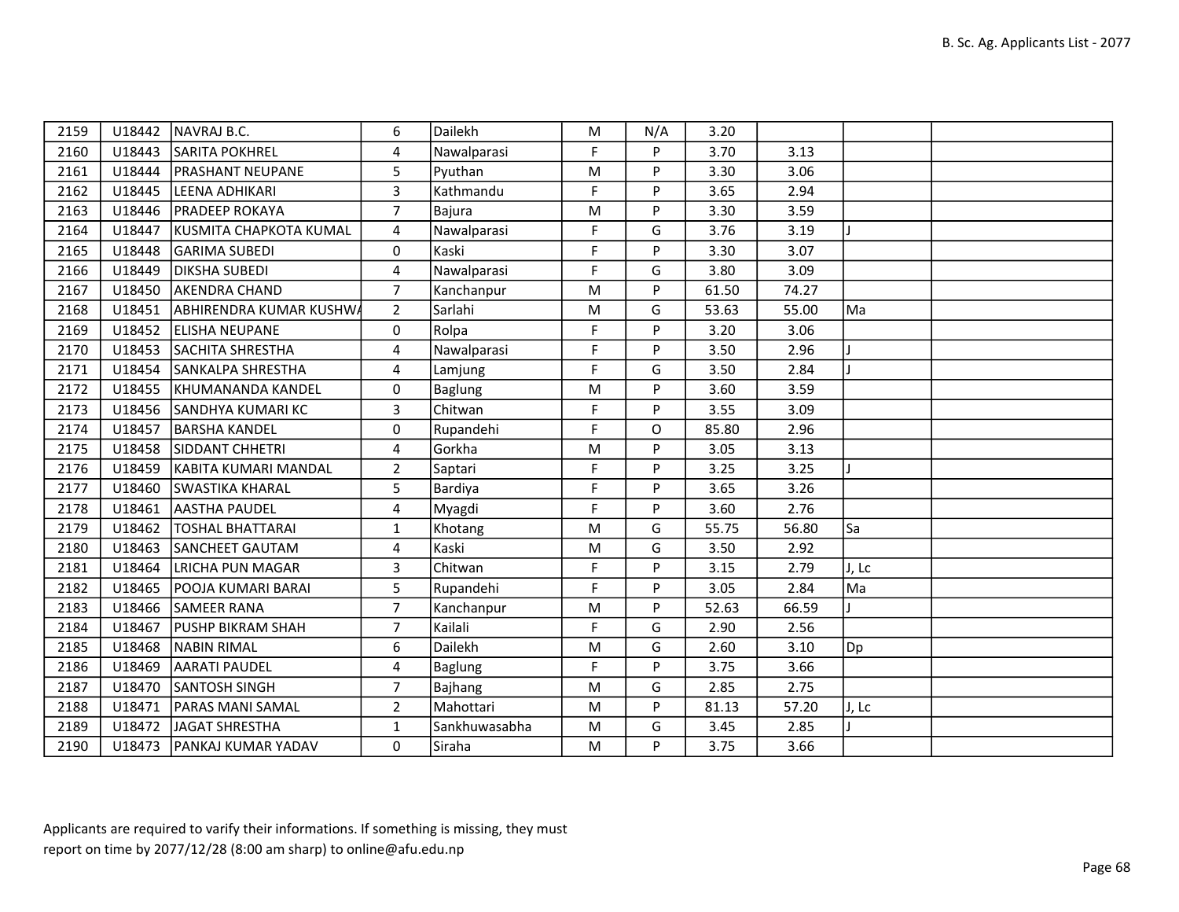| 2159 | U18442 | NAVRAJ B.C. | 6 | Dailekh | M | N/A | 3.20 | | | |
|---|---|---|---|---|---|---|---|---|---|---|
| 2160 | U18443 | SARITA POKHREL | 4 | Nawalparasi | F | P | 3.70 | 3.13 | | |
| 2161 | U18444 | PRASHANT NEUPANE | 5 | Pyuthan | M | P | 3.30 | 3.06 | | |
| 2162 | U18445 | LEENA ADHIKARI | 3 | Kathmandu | F | P | 3.65 | 2.94 | | |
| 2163 | U18446 | PRADEEP ROKAYA | 7 | Bajura | M | P | 3.30 | 3.59 | | |
| 2164 | U18447 | KUSMITA CHAPKOTA KUMAL | 4 | Nawalparasi | F | G | 3.76 | 3.19 | J | |
| 2165 | U18448 | GARIMA SUBEDI | 0 | Kaski | F | P | 3.30 | 3.07 | | |
| 2166 | U18449 | DIKSHA SUBEDI | 4 | Nawalparasi | F | G | 3.80 | 3.09 | | |
| 2167 | U18450 | AKENDRA CHAND | 7 | Kanchanpur | M | P | 61.50 | 74.27 | | |
| 2168 | U18451 | ABHIRENDRA KUMAR KUSHWA | 2 | Sarlahi | M | G | 53.63 | 55.00 | Ma | |
| 2169 | U18452 | ELISHA NEUPANE | 0 | Rolpa | F | P | 3.20 | 3.06 | | |
| 2170 | U18453 | SACHITA SHRESTHA | 4 | Nawalparasi | F | P | 3.50 | 2.96 | J | |
| 2171 | U18454 | SANKALPA SHRESTHA | 4 | Lamjung | F | G | 3.50 | 2.84 | J | |
| 2172 | U18455 | KHUMANANDA KANDEL | 0 | Baglung | M | P | 3.60 | 3.59 | | |
| 2173 | U18456 | SANDHYA KUMARI KC | 3 | Chitwan | F | P | 3.55 | 3.09 | | |
| 2174 | U18457 | BARSHA KANDEL | 0 | Rupandehi | F | O | 85.80 | 2.96 | | |
| 2175 | U18458 | SIDDANT CHHETRI | 4 | Gorkha | M | P | 3.05 | 3.13 | | |
| 2176 | U18459 | KABITA KUMARI MANDAL | 2 | Saptari | F | P | 3.25 | 3.25 | J | |
| 2177 | U18460 | SWASTIKA KHARAL | 5 | Bardiya | F | P | 3.65 | 3.26 | | |
| 2178 | U18461 | AASTHA PAUDEL | 4 | Myagdi | F | P | 3.60 | 2.76 | | |
| 2179 | U18462 | TOSHAL BHATTARAI | 1 | Khotang | M | G | 55.75 | 56.80 | Sa | |
| 2180 | U18463 | SANCHEET GAUTAM | 4 | Kaski | M | G | 3.50 | 2.92 | | |
| 2181 | U18464 | LRICHA PUN MAGAR | 3 | Chitwan | F | P | 3.15 | 2.79 | J, Lc | |
| 2182 | U18465 | POOJA KUMARI BARAI | 5 | Rupandehi | F | P | 3.05 | 2.84 | Ma | |
| 2183 | U18466 | SAMEER RANA | 7 | Kanchanpur | M | P | 52.63 | 66.59 | J | |
| 2184 | U18467 | PUSHP BIKRAM SHAH | 7 | Kailali | F | G | 2.90 | 2.56 | | |
| 2185 | U18468 | NABIN RIMAL | 6 | Dailekh | M | G | 2.60 | 3.10 | Dp | |
| 2186 | U18469 | AARATI PAUDEL | 4 | Baglung | F | P | 3.75 | 3.66 | | |
| 2187 | U18470 | SANTOSH SINGH | 7 | Bajhang | M | G | 2.85 | 2.75 | | |
| 2188 | U18471 | PARAS MANI SAMAL | 2 | Mahottari | M | P | 81.13 | 57.20 | J, Lc | |
| 2189 | U18472 | JAGAT SHRESTHA | 1 | Sankhuwasabha | M | G | 3.45 | 2.85 | J | |
| 2190 | U18473 | PANKAJ KUMAR YADAV | 0 | Siraha | M | P | 3.75 | 3.66 | | |

Applicants are required to varify their informations. If something is missing, they must report on time by 2077/12/28 (8:00 am sharp) to online@afu.edu.np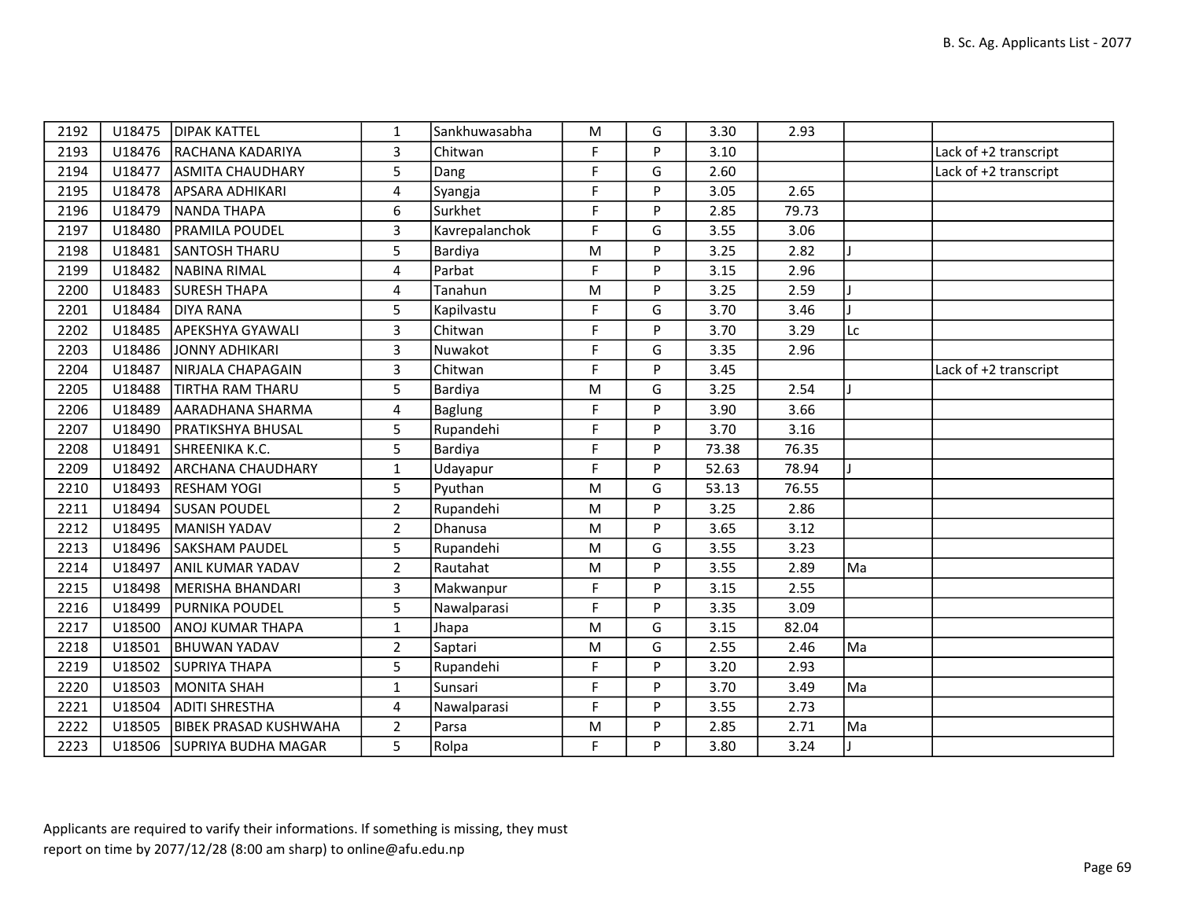| | | | | | | | | | | |
|---|---|---|---|---|---|---|---|---|---|---|
| 2192 | U18475 | DIPAK KATTEL | 1 | Sankhuwasabha | M | G | 3.30 | 2.93 | | |
| 2193 | U18476 | RACHANA KADARIYA | 3 | Chitwan | F | P | 3.10 | | | Lack of +2 transcript |
| 2194 | U18477 | ASMITA CHAUDHARY | 5 | Dang | F | G | 2.60 | | | Lack of +2 transcript |
| 2195 | U18478 | APSARA ADHIKARI | 4 | Syangja | F | P | 3.05 | 2.65 | | |
| 2196 | U18479 | NANDA THAPA | 6 | Surkhet | F | P | 2.85 | 79.73 | | |
| 2197 | U18480 | PRAMILA POUDEL | 3 | Kavrepalanchok | F | G | 3.55 | 3.06 | | |
| 2198 | U18481 | SANTOSH THARU | 5 | Bardiya | M | P | 3.25 | 2.82 | J | |
| 2199 | U18482 | NABINA RIMAL | 4 | Parbat | F | P | 3.15 | 2.96 | | |
| 2200 | U18483 | SURESH THAPA | 4 | Tanahun | M | P | 3.25 | 2.59 | J | |
| 2201 | U18484 | DIYA RANA | 5 | Kapilvastu | F | G | 3.70 | 3.46 | J | |
| 2202 | U18485 | APEKSHYA GYAWALI | 3 | Chitwan | F | P | 3.70 | 3.29 | Lc | |
| 2203 | U18486 | JONNY ADHIKARI | 3 | Nuwakot | F | G | 3.35 | 2.96 | | |
| 2204 | U18487 | NIRJALA CHAPAGAIN | 3 | Chitwan | F | P | 3.45 | | | Lack of +2 transcript |
| 2205 | U18488 | TIRTHA RAM THARU | 5 | Bardiya | M | G | 3.25 | 2.54 | J | |
| 2206 | U18489 | AARADHANA SHARMA | 4 | Baglung | F | P | 3.90 | 3.66 | | |
| 2207 | U18490 | PRATIKSHYA BHUSAL | 5 | Rupandehi | F | P | 3.70 | 3.16 | | |
| 2208 | U18491 | SHREENIKA K.C. | 5 | Bardiya | F | P | 73.38 | 76.35 | | |
| 2209 | U18492 | ARCHANA CHAUDHARY | 1 | Udayapur | F | P | 52.63 | 78.94 | J | |
| 2210 | U18493 | RESHAM YOGI | 5 | Pyuthan | M | G | 53.13 | 76.55 | | |
| 2211 | U18494 | SUSAN POUDEL | 2 | Rupandehi | M | P | 3.25 | 2.86 | | |
| 2212 | U18495 | MANISH YADAV | 2 | Dhanusa | M | P | 3.65 | 3.12 | | |
| 2213 | U18496 | SAKSHAM PAUDEL | 5 | Rupandehi | M | G | 3.55 | 3.23 | | |
| 2214 | U18497 | ANIL KUMAR YADAV | 2 | Rautahat | M | P | 3.55 | 2.89 | Ma | |
| 2215 | U18498 | MERISHA BHANDARI | 3 | Makwanpur | F | P | 3.15 | 2.55 | | |
| 2216 | U18499 | PURNIKA POUDEL | 5 | Nawalparasi | F | P | 3.35 | 3.09 | | |
| 2217 | U18500 | ANOJ KUMAR THAPA | 1 | Jhapa | M | G | 3.15 | 82.04 | | |
| 2218 | U18501 | BHUWAN YADAV | 2 | Saptari | M | G | 2.55 | 2.46 | Ma | |
| 2219 | U18502 | SUPRIYA THAPA | 5 | Rupandehi | F | P | 3.20 | 2.93 | | |
| 2220 | U18503 | MONITA SHAH | 1 | Sunsari | F | P | 3.70 | 3.49 | Ma | |
| 2221 | U18504 | ADITI SHRESTHA | 4 | Nawalparasi | F | P | 3.55 | 2.73 | | |
| 2222 | U18505 | BIBEK PRASAD KUSHWAHA | 2 | Parsa | M | P | 2.85 | 2.71 | Ma | |
| 2223 | U18506 | SUPRIYA BUDHA MAGAR | 5 | Rolpa | F | P | 3.80 | 3.24 | J | |

Applicants are required to varify their informations. If something is missing, they must report on time by 2077/12/28 (8:00 am sharp) to online@afu.edu.np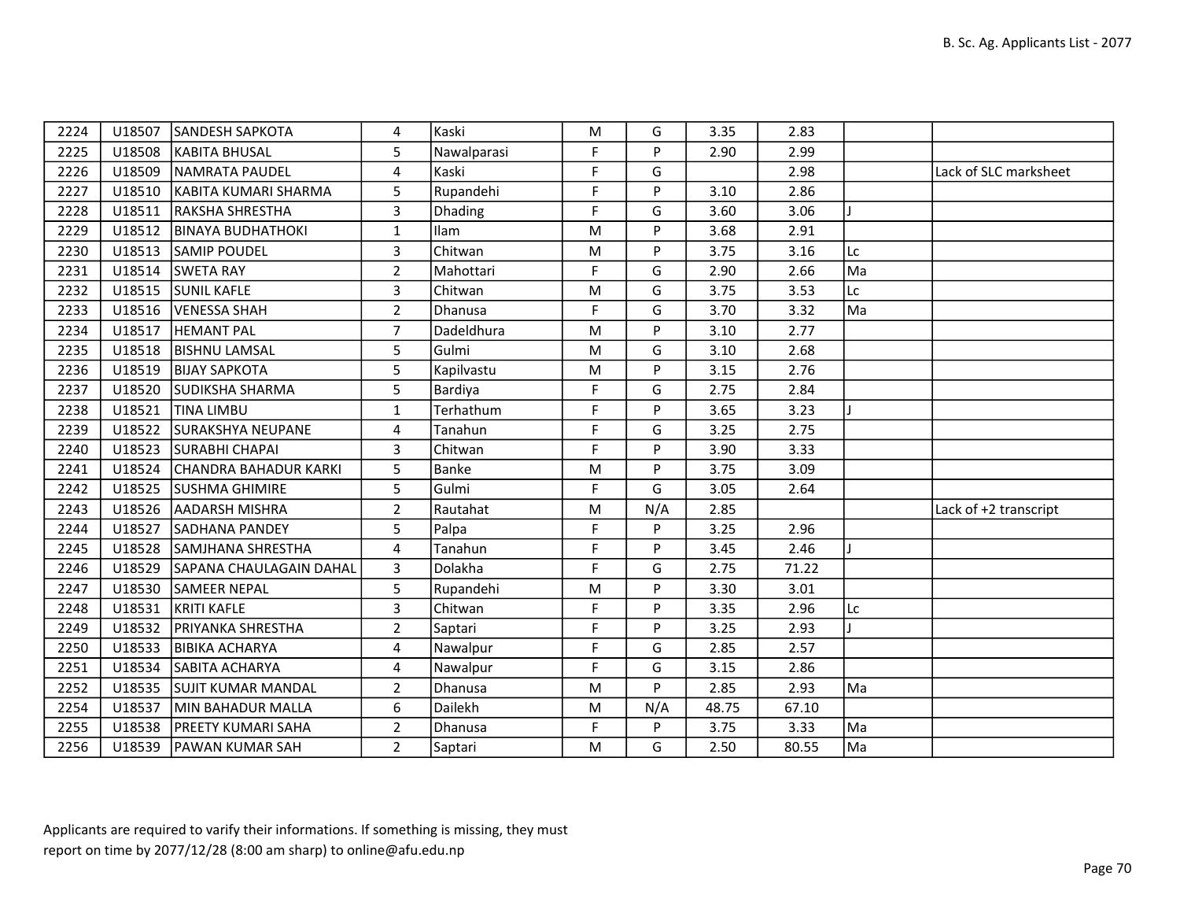| | | | | | | | | | | |
|---|---|---|---|---|---|---|---|---|---|---|
| 2224 | U18507 | SANDESH SAPKOTA | 4 | Kaski | M | G | 3.35 | 2.83 | | |
| 2225 | U18508 | KABITA BHUSAL | 5 | Nawalparasi | F | P | 2.90 | 2.99 | | |
| 2226 | U18509 | NAMRATA PAUDEL | 4 | Kaski | F | G | | 2.98 | | Lack of SLC marksheet |
| 2227 | U18510 | KABITA KUMARI SHARMA | 5 | Rupandehi | F | P | 3.10 | 2.86 | | |
| 2228 | U18511 | RAKSHA SHRESTHA | 3 | Dhading | F | G | 3.60 | 3.06 | J | |
| 2229 | U18512 | BINAYA BUDHATHOKI | 1 | Ilam | M | P | 3.68 | 2.91 | | |
| 2230 | U18513 | SAMIP POUDEL | 3 | Chitwan | M | P | 3.75 | 3.16 | Lc | |
| 2231 | U18514 | SWETA RAY | 2 | Mahottari | F | G | 2.90 | 2.66 | Ma | |
| 2232 | U18515 | SUNIL KAFLE | 3 | Chitwan | M | G | 3.75 | 3.53 | Lc | |
| 2233 | U18516 | VENESSA SHAH | 2 | Dhanusa | F | G | 3.70 | 3.32 | Ma | |
| 2234 | U18517 | HEMANT PAL | 7 | Dadeldhura | M | P | 3.10 | 2.77 | | |
| 2235 | U18518 | BISHNU LAMSAL | 5 | Gulmi | M | G | 3.10 | 2.68 | | |
| 2236 | U18519 | BIJAY SAPKOTA | 5 | Kapilvastu | M | P | 3.15 | 2.76 | | |
| 2237 | U18520 | SUDIKSHA SHARMA | 5 | Bardiya | F | G | 2.75 | 2.84 | | |
| 2238 | U18521 | TINA LIMBU | 1 | Terhathum | F | P | 3.65 | 3.23 | J | |
| 2239 | U18522 | SURAKSHYA NEUPANE | 4 | Tanahun | F | G | 3.25 | 2.75 | | |
| 2240 | U18523 | SURABHI CHAPAI | 3 | Chitwan | F | P | 3.90 | 3.33 | | |
| 2241 | U18524 | CHANDRA BAHADUR KARKI | 5 | Banke | M | P | 3.75 | 3.09 | | |
| 2242 | U18525 | SUSHMA GHIMIRE | 5 | Gulmi | F | G | 3.05 | 2.64 | | |
| 2243 | U18526 | AADARSH MISHRA | 2 | Rautahat | M | N/A | 2.85 | | | Lack of +2 transcript |
| 2244 | U18527 | SADHANA PANDEY | 5 | Palpa | F | P | 3.25 | 2.96 | | |
| 2245 | U18528 | SAMJHANA SHRESTHA | 4 | Tanahun | F | P | 3.45 | 2.46 | J | |
| 2246 | U18529 | SAPANA CHAULAGAIN DAHAL | 3 | Dolakha | F | G | 2.75 | 71.22 | | |
| 2247 | U18530 | SAMEER NEPAL | 5 | Rupandehi | M | P | 3.30 | 3.01 | | |
| 2248 | U18531 | KRITI KAFLE | 3 | Chitwan | F | P | 3.35 | 2.96 | Lc | |
| 2249 | U18532 | PRIYANKA SHRESTHA | 2 | Saptari | F | P | 3.25 | 2.93 | J | |
| 2250 | U18533 | BIBIKA ACHARYA | 4 | Nawalpur | F | G | 2.85 | 2.57 | | |
| 2251 | U18534 | SABITA ACHARYA | 4 | Nawalpur | F | G | 3.15 | 2.86 | | |
| 2252 | U18535 | SUJIT KUMAR MANDAL | 2 | Dhanusa | M | P | 2.85 | 2.93 | Ma | |
| 2254 | U18537 | MIN BAHADUR MALLA | 6 | Dailekh | M | N/A | 48.75 | 67.10 | | |
| 2255 | U18538 | PREETY KUMARI SAHA | 2 | Dhanusa | F | P | 3.75 | 3.33 | Ma | |
| 2256 | U18539 | PAWAN KUMAR SAH | 2 | Saptari | M | G | 2.50 | 80.55 | Ma | |

Applicants are required to varify their informations. If something is missing, they must report on time by 2077/12/28 (8:00 am sharp) to online@afu.edu.np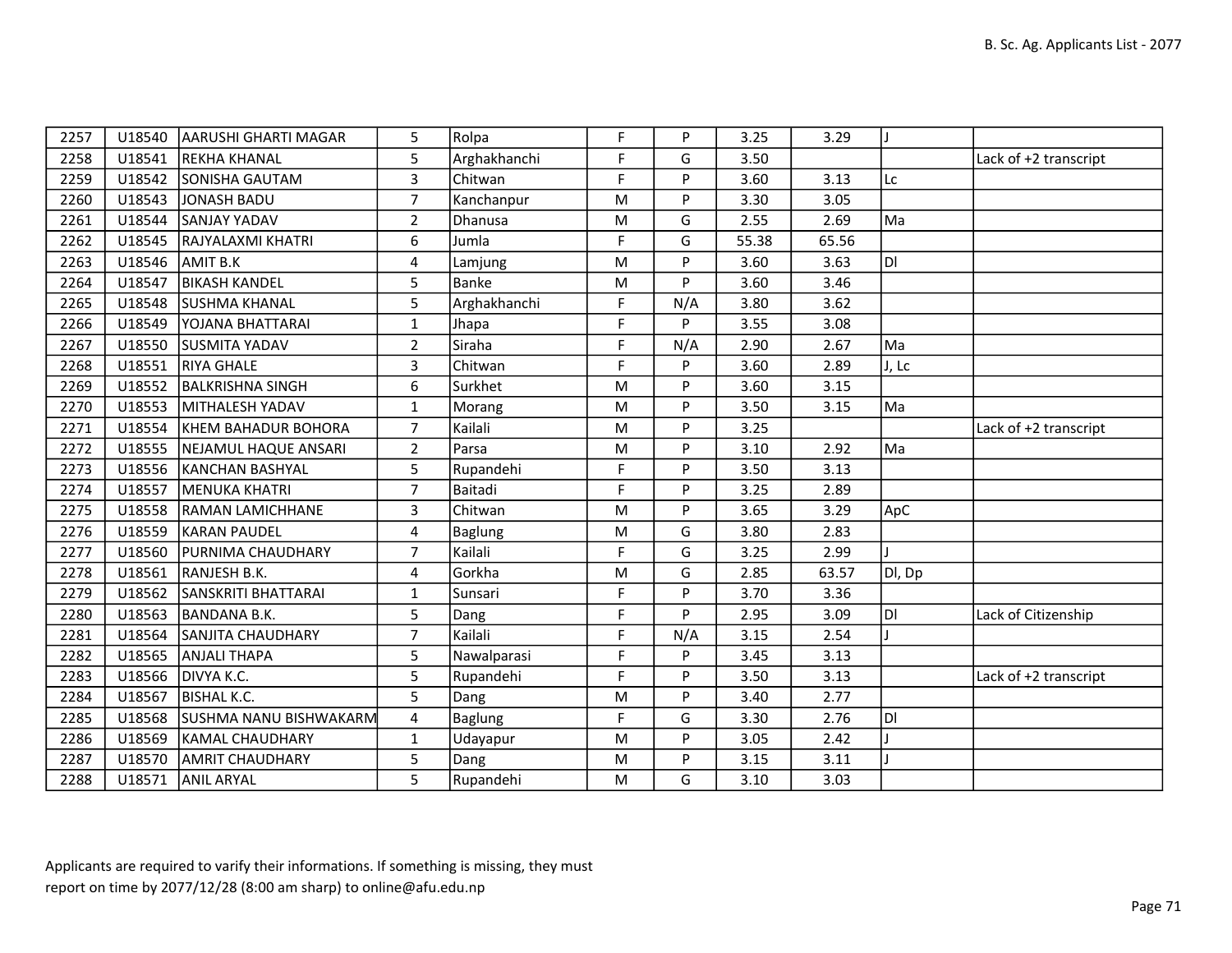| | | | | | | | | | | |
|---|---|---|---|---|---|---|---|---|---|---|
| 2257 | U18540 | AARUSHI GHARTI MAGAR | 5 | Rolpa | F | P | 3.25 | 3.29 | J | |
| 2258 | U18541 | REKHA KHANAL | 5 | Arghakhanchi | F | G | 3.50 | | | Lack of +2 transcript |
| 2259 | U18542 | SONISHA GAUTAM | 3 | Chitwan | F | P | 3.60 | 3.13 | Lc | |
| 2260 | U18543 | JONASH BADU | 7 | Kanchanpur | M | P | 3.30 | 3.05 | | |
| 2261 | U18544 | SANJAY YADAV | 2 | Dhanusa | M | G | 2.55 | 2.69 | Ma | |
| 2262 | U18545 | RAJYALAXMI KHATRI | 6 | Jumla | F | G | 55.38 | 65.56 | | |
| 2263 | U18546 | AMIT B.K | 4 | Lamjung | M | P | 3.60 | 3.63 | Dl | |
| 2264 | U18547 | BIKASH KANDEL | 5 | Banke | M | P | 3.60 | 3.46 | | |
| 2265 | U18548 | SUSHMA KHANAL | 5 | Arghakhanchi | F | N/A | 3.80 | 3.62 | | |
| 2266 | U18549 | YOJANA BHATTARAI | 1 | Jhapa | F | P | 3.55 | 3.08 | | |
| 2267 | U18550 | SUSMITA YADAV | 2 | Siraha | F | N/A | 2.90 | 2.67 | Ma | |
| 2268 | U18551 | RIYA GHALE | 3 | Chitwan | F | P | 3.60 | 2.89 | J, Lc | |
| 2269 | U18552 | BALKRISHNA SINGH | 6 | Surkhet | M | P | 3.60 | 3.15 | | |
| 2270 | U18553 | MITHALESH YADAV | 1 | Morang | M | P | 3.50 | 3.15 | Ma | |
| 2271 | U18554 | KHEM BAHADUR BOHORA | 7 | Kailali | M | P | 3.25 | | | Lack of +2 transcript |
| 2272 | U18555 | NEJAMUL HAQUE ANSARI | 2 | Parsa | M | P | 3.10 | 2.92 | Ma | |
| 2273 | U18556 | KANCHAN BASHYAL | 5 | Rupandehi | F | P | 3.50 | 3.13 | | |
| 2274 | U18557 | MENUKA KHATRI | 7 | Baitadi | F | P | 3.25 | 2.89 | | |
| 2275 | U18558 | RAMAN LAMICHHANE | 3 | Chitwan | M | P | 3.65 | 3.29 | ApC | |
| 2276 | U18559 | KARAN PAUDEL | 4 | Baglung | M | G | 3.80 | 2.83 | | |
| 2277 | U18560 | PURNIMA CHAUDHARY | 7 | Kailali | F | G | 3.25 | 2.99 | J | |
| 2278 | U18561 | RANJESH B.K. | 4 | Gorkha | M | G | 2.85 | 63.57 | Dl, Dp | |
| 2279 | U18562 | SANSKRITI BHATTARAI | 1 | Sunsari | F | P | 3.70 | 3.36 | | |
| 2280 | U18563 | BANDANA B.K. | 5 | Dang | F | P | 2.95 | 3.09 | Dl | Lack of Citizenship |
| 2281 | U18564 | SANJITA CHAUDHARY | 7 | Kailali | F | N/A | 3.15 | 2.54 | J | |
| 2282 | U18565 | ANJALI THAPA | 5 | Nawalparasi | F | P | 3.45 | 3.13 | | |
| 2283 | U18566 | DIVYA K.C. | 5 | Rupandehi | F | P | 3.50 | 3.13 | | Lack of +2 transcript |
| 2284 | U18567 | BISHAL K.C. | 5 | Dang | M | P | 3.40 | 2.77 | | |
| 2285 | U18568 | SUSHMA NANU BISHWAKARM | 4 | Baglung | F | G | 3.30 | 2.76 | Dl | |
| 2286 | U18569 | KAMAL CHAUDHARY | 1 | Udayapur | M | P | 3.05 | 2.42 | J | |
| 2287 | U18570 | AMRIT CHAUDHARY | 5 | Dang | M | P | 3.15 | 3.11 | J | |
| 2288 | U18571 | ANIL ARYAL | 5 | Rupandehi | M | G | 3.10 | 3.03 | | |

Applicants are required to varify their informations. If something is missing, they must report on time by 2077/12/28 (8:00 am sharp) to online@afu.edu.np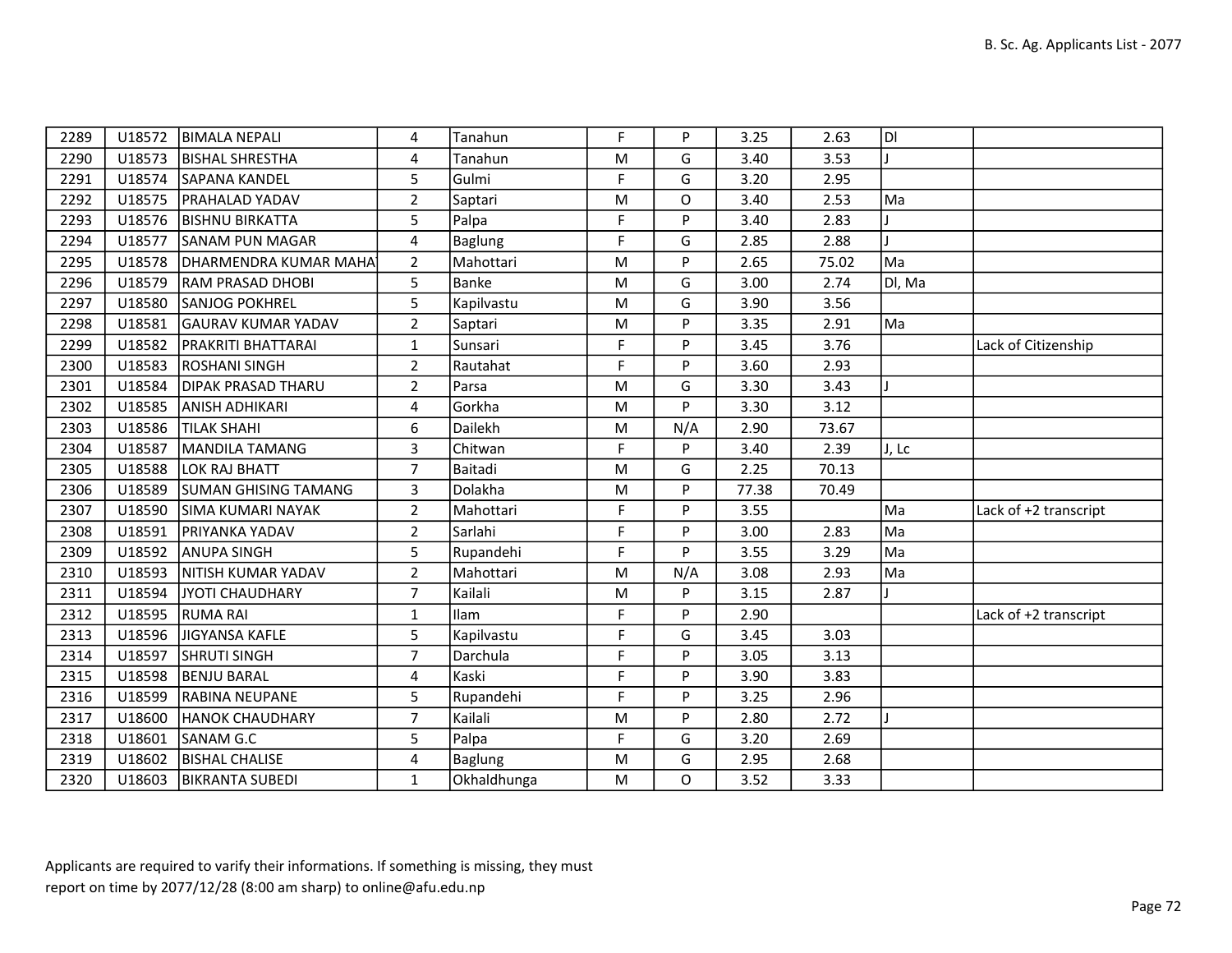| | | | | | | | | | | |
|---|---|---|---|---|---|---|---|---|---|---|
| 2289 | U18572 | BIMALA NEPALI | 4 | Tanahun | F | P | 3.25 | 2.63 | Dl | |
| 2290 | U18573 | BISHAL SHRESTHA | 4 | Tanahun | M | G | 3.40 | 3.53 | J | |
| 2291 | U18574 | SAPANA KANDEL | 5 | Gulmi | F | G | 3.20 | 2.95 | | |
| 2292 | U18575 | PRAHALAD YADAV | 2 | Saptari | M | O | 3.40 | 2.53 | Ma | |
| 2293 | U18576 | BISHNU BIRKATTA | 5 | Palpa | F | P | 3.40 | 2.83 | J | |
| 2294 | U18577 | SANAM PUN MAGAR | 4 | Baglung | F | G | 2.85 | 2.88 | J | |
| 2295 | U18578 | DHARMENDRA KUMAR MAHA | 2 | Mahottari | M | P | 2.65 | 75.02 | Ma | |
| 2296 | U18579 | RAM PRASAD DHOBI | 5 | Banke | M | G | 3.00 | 2.74 | Dl, Ma | |
| 2297 | U18580 | SANJOG POKHREL | 5 | Kapilvastu | M | G | 3.90 | 3.56 | | |
| 2298 | U18581 | GAURAV KUMAR YADAV | 2 | Saptari | M | P | 3.35 | 2.91 | Ma | |
| 2299 | U18582 | PRAKRITI BHATTARAI | 1 | Sunsari | F | P | 3.45 | 3.76 | | Lack of Citizenship |
| 2300 | U18583 | ROSHANI SINGH | 2 | Rautahat | F | P | 3.60 | 2.93 | | |
| 2301 | U18584 | DIPAK PRASAD THARU | 2 | Parsa | M | G | 3.30 | 3.43 | J | |
| 2302 | U18585 | ANISH ADHIKARI | 4 | Gorkha | M | P | 3.30 | 3.12 | | |
| 2303 | U18586 | TILAK SHAHI | 6 | Dailekh | M | N/A | 2.90 | 73.67 | | |
| 2304 | U18587 | MANDILA TAMANG | 3 | Chitwan | F | P | 3.40 | 2.39 | J, Lc | |
| 2305 | U18588 | LOK RAJ BHATT | 7 | Baitadi | M | G | 2.25 | 70.13 | | |
| 2306 | U18589 | SUMAN GHISING TAMANG | 3 | Dolakha | M | P | 77.38 | 70.49 | | |
| 2307 | U18590 | SIMA KUMARI NAYAK | 2 | Mahottari | F | P | 3.55 | | Ma | Lack of +2 transcript |
| 2308 | U18591 | PRIYANKA YADAV | 2 | Sarlahi | F | P | 3.00 | 2.83 | Ma | |
| 2309 | U18592 | ANUPA SINGH | 5 | Rupandehi | F | P | 3.55 | 3.29 | Ma | |
| 2310 | U18593 | NITISH KUMAR YADAV | 2 | Mahottari | M | N/A | 3.08 | 2.93 | Ma | |
| 2311 | U18594 | JYOTI CHAUDHARY | 7 | Kailali | M | P | 3.15 | 2.87 | J | |
| 2312 | U18595 | RUMA RAI | 1 | Ilam | F | P | 2.90 | | | Lack of +2 transcript |
| 2313 | U18596 | JIGYANSA KAFLE | 5 | Kapilvastu | F | G | 3.45 | 3.03 | | |
| 2314 | U18597 | SHRUTI SINGH | 7 | Darchula | F | P | 3.05 | 3.13 | | |
| 2315 | U18598 | BENJU BARAL | 4 | Kaski | F | P | 3.90 | 3.83 | | |
| 2316 | U18599 | RABINA NEUPANE | 5 | Rupandehi | F | P | 3.25 | 2.96 | | |
| 2317 | U18600 | HANOK CHAUDHARY | 7 | Kailali | M | P | 2.80 | 2.72 | J | |
| 2318 | U18601 | SANAM G.C | 5 | Palpa | F | G | 3.20 | 2.69 | | |
| 2319 | U18602 | BISHAL CHALISE | 4 | Baglung | M | G | 2.95 | 2.68 | | |
| 2320 | U18603 | BIKRANTA SUBEDI | 1 | Okhaldhunga | M | O | 3.52 | 3.33 | | |

Applicants are required to varify their informations. If something is missing, they must report on time by 2077/12/28 (8:00 am sharp) to online@afu.edu.np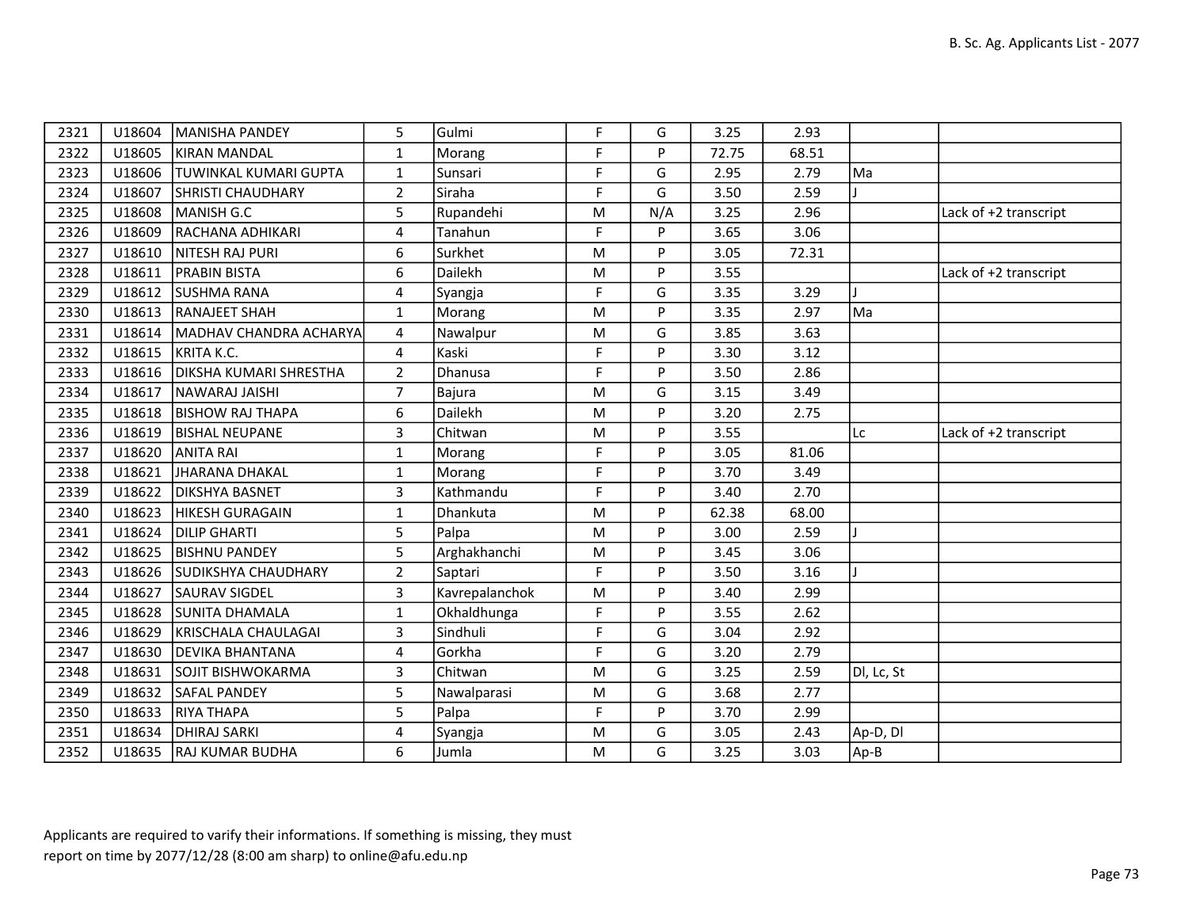| | | | | | | | | | | |
|---|---|---|---|---|---|---|---|---|---|---|
| 2321 | U18604 | MANISHA PANDEY | 5 | Gulmi | F | G | 3.25 | 2.93 | | |
| 2322 | U18605 | KIRAN MANDAL | 1 | Morang | F | P | 72.75 | 68.51 | | |
| 2323 | U18606 | TUWINKAL KUMARI GUPTA | 1 | Sunsari | F | G | 2.95 | 2.79 | Ma | |
| 2324 | U18607 | SHRISTI CHAUDHARY | 2 | Siraha | F | G | 3.50 | 2.59 | J | |
| 2325 | U18608 | MANISH G.C | 5 | Rupandehi | M | N/A | 3.25 | 2.96 | | Lack of +2 transcript |
| 2326 | U18609 | RACHANA ADHIKARI | 4 | Tanahun | F | P | 3.65 | 3.06 | | |
| 2327 | U18610 | NITESH RAJ PURI | 6 | Surkhet | M | P | 3.05 | 72.31 | | |
| 2328 | U18611 | PRABIN BISTA | 6 | Dailekh | M | P | 3.55 | | | Lack of +2 transcript |
| 2329 | U18612 | SUSHMA RANA | 4 | Syangja | F | G | 3.35 | 3.29 | J | |
| 2330 | U18613 | RANAJEET SHAH | 1 | Morang | M | P | 3.35 | 2.97 | Ma | |
| 2331 | U18614 | MADHAV CHANDRA ACHARYA | 4 | Nawalpur | M | G | 3.85 | 3.63 | | |
| 2332 | U18615 | KRITA K.C. | 4 | Kaski | F | P | 3.30 | 3.12 | | |
| 2333 | U18616 | DIKSHA KUMARI SHRESTHA | 2 | Dhanusa | F | P | 3.50 | 2.86 | | |
| 2334 | U18617 | NAWARAJ JAISHI | 7 | Bajura | M | G | 3.15 | 3.49 | | |
| 2335 | U18618 | BISHOW RAJ THAPA | 6 | Dailekh | M | P | 3.20 | 2.75 | | |
| 2336 | U18619 | BISHAL NEUPANE | 3 | Chitwan | M | P | 3.55 | | Lc | Lack of +2 transcript |
| 2337 | U18620 | ANITA RAI | 1 | Morang | F | P | 3.05 | 81.06 | | |
| 2338 | U18621 | JHARANA DHAKAL | 1 | Morang | F | P | 3.70 | 3.49 | | |
| 2339 | U18622 | DIKSHYA BASNET | 3 | Kathmandu | F | P | 3.40 | 2.70 | | |
| 2340 | U18623 | HIKESH GURAGAIN | 1 | Dhankuta | M | P | 62.38 | 68.00 | | |
| 2341 | U18624 | DILIP GHARTI | 5 | Palpa | M | P | 3.00 | 2.59 | J | |
| 2342 | U18625 | BISHNU PANDEY | 5 | Arghakhanchi | M | P | 3.45 | 3.06 | | |
| 2343 | U18626 | SUDIKSHYA CHAUDHARY | 2 | Saptari | F | P | 3.50 | 3.16 | J | |
| 2344 | U18627 | SAURAV SIGDEL | 3 | Kavrepalanchok | M | P | 3.40 | 2.99 | | |
| 2345 | U18628 | SUNITA DHAMALA | 1 | Okhaldhunga | F | P | 3.55 | 2.62 | | |
| 2346 | U18629 | KRISCHALA CHAULAGAI | 3 | Sindhuli | F | G | 3.04 | 2.92 | | |
| 2347 | U18630 | DEVIKA BHANTANA | 4 | Gorkha | F | G | 3.20 | 2.79 | | |
| 2348 | U18631 | SOJIT BISHWOKARMA | 3 | Chitwan | M | G | 3.25 | 2.59 | Dl, Lc, St | |
| 2349 | U18632 | SAFAL PANDEY | 5 | Nawalparasi | M | G | 3.68 | 2.77 | | |
| 2350 | U18633 | RIYA THAPA | 5 | Palpa | F | P | 3.70 | 2.99 | | |
| 2351 | U18634 | DHIRAJ SARKI | 4 | Syangja | M | G | 3.05 | 2.43 | Ap-D, Dl | |
| 2352 | U18635 | RAJ KUMAR BUDHA | 6 | Jumla | M | G | 3.25 | 3.03 | Ap-B | |

Applicants are required to varify their informations. If something is missing, they must report on time by 2077/12/28 (8:00 am sharp) to online@afu.edu.np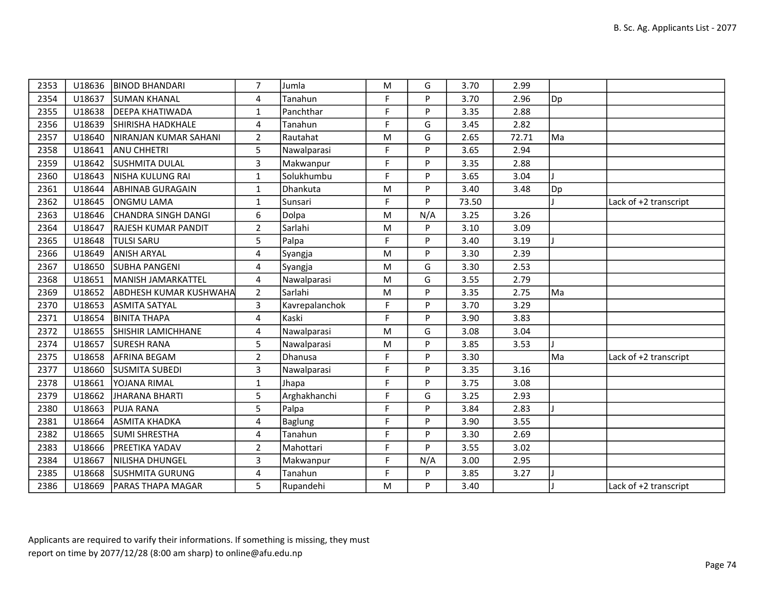| | | | | | | | | | | |
|---|---|---|---|---|---|---|---|---|---|---|
| 2353 | U18636 | BINOD BHANDARI | 7 | Jumla | M | G | 3.70 | 2.99 | | |
| 2354 | U18637 | SUMAN KHANAL | 4 | Tanahun | F | P | 3.70 | 2.96 | Dp | |
| 2355 | U18638 | DEEPA KHATIWADA | 1 | Panchthar | F | P | 3.35 | 2.88 | | |
| 2356 | U18639 | SHIRISHA HADKHALE | 4 | Tanahun | F | G | 3.45 | 2.82 | | |
| 2357 | U18640 | NIRANJAN KUMAR SAHANI | 2 | Rautahat | M | G | 2.65 | 72.71 | Ma | |
| 2358 | U18641 | ANU CHHETRI | 5 | Nawalparasi | F | P | 3.65 | 2.94 | | |
| 2359 | U18642 | SUSHMITA DULAL | 3 | Makwanpur | F | P | 3.35 | 2.88 | | |
| 2360 | U18643 | NISHA KULUNG RAI | 1 | Solukhumbu | F | P | 3.65 | 3.04 | J | |
| 2361 | U18644 | ABHINAB GURAGAIN | 1 | Dhankuta | M | P | 3.40 | 3.48 | Dp | |
| 2362 | U18645 | ONGMU LAMA | 1 | Sunsari | F | P | 73.50 | | J | Lack of +2 transcript |
| 2363 | U18646 | CHANDRA SINGH DANGI | 6 | Dolpa | M | N/A | 3.25 | 3.26 | | |
| 2364 | U18647 | RAJESH KUMAR PANDIT | 2 | Sarlahi | M | P | 3.10 | 3.09 | | |
| 2365 | U18648 | TULSI SARU | 5 | Palpa | F | P | 3.40 | 3.19 | J | |
| 2366 | U18649 | ANISH ARYAL | 4 | Syangja | M | P | 3.30 | 2.39 | | |
| 2367 | U18650 | SUBHA PANGENI | 4 | Syangja | M | G | 3.30 | 2.53 | | |
| 2368 | U18651 | MANISH JAMARKATTEL | 4 | Nawalparasi | M | G | 3.55 | 2.79 | | |
| 2369 | U18652 | ABDHESH KUMAR KUSHWAHA | 2 | Sarlahi | M | P | 3.35 | 2.75 | Ma | |
| 2370 | U18653 | ASMITA SATYAL | 3 | Kavrepalanchok | F | P | 3.70 | 3.29 | | |
| 2371 | U18654 | BINITA THAPA | 4 | Kaski | F | P | 3.90 | 3.83 | | |
| 2372 | U18655 | SHISHIR LAMICHHANE | 4 | Nawalparasi | M | G | 3.08 | 3.04 | | |
| 2374 | U18657 | SURESH RANA | 5 | Nawalparasi | M | P | 3.85 | 3.53 | J | |
| 2375 | U18658 | AFRINA BEGAM | 2 | Dhanusa | F | P | 3.30 | | Ma | Lack of +2 transcript |
| 2377 | U18660 | SUSMITA SUBEDI | 3 | Nawalparasi | F | P | 3.35 | 3.16 | | |
| 2378 | U18661 | YOJANA RIMAL | 1 | Jhapa | F | P | 3.75 | 3.08 | | |
| 2379 | U18662 | JHARANA BHARTI | 5 | Arghakhanchi | F | G | 3.25 | 2.93 | | |
| 2380 | U18663 | PUJA RANA | 5 | Palpa | F | P | 3.84 | 2.83 | J | |
| 2381 | U18664 | ASMITA KHADKA | 4 | Baglung | F | P | 3.90 | 3.55 | | |
| 2382 | U18665 | SUMI SHRESTHA | 4 | Tanahun | F | P | 3.30 | 2.69 | | |
| 2383 | U18666 | PREETIKA YADAV | 2 | Mahottari | F | P | 3.55 | 3.02 | | |
| 2384 | U18667 | NILISHA DHUNGEL | 3 | Makwanpur | F | N/A | 3.00 | 2.95 | | |
| 2385 | U18668 | SUSHMITA GURUNG | 4 | Tanahun | F | P | 3.85 | 3.27 | J | |
| 2386 | U18669 | PARAS THAPA MAGAR | 5 | Rupandehi | M | P | 3.40 | | J | Lack of +2 transcript |

Applicants are required to varify their informations. If something is missing, they must report on time by 2077/12/28 (8:00 am sharp) to online@afu.edu.np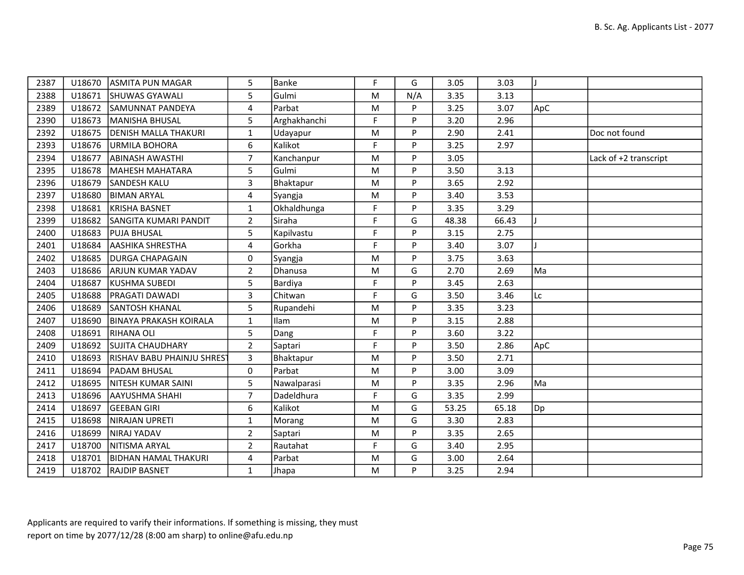| | | | | | | | | | | |
|---|---|---|---|---|---|---|---|---|---|---|
| 2387 | U18670 | ASMITA PUN MAGAR | 5 | Banke | F | G | 3.05 | 3.03 | J | |
| 2388 | U18671 | SHUWAS GYAWALI | 5 | Gulmi | M | N/A | 3.35 | 3.13 | | |
| 2389 | U18672 | SAMUNNAT PANDEYA | 4 | Parbat | M | P | 3.25 | 3.07 | ApC | |
| 2390 | U18673 | MANISHA BHUSAL | 5 | Arghakhanchi | F | P | 3.20 | 2.96 | | |
| 2392 | U18675 | DENISH MALLA THAKURI | 1 | Udayapur | M | P | 2.90 | 2.41 | | Doc not found |
| 2393 | U18676 | URMILA BOHORA | 6 | Kalikot | F | P | 3.25 | 2.97 | | |
| 2394 | U18677 | ABINASH AWASTHI | 7 | Kanchanpur | M | P | 3.05 | | | Lack of +2 transcript |
| 2395 | U18678 | MAHESH MAHATARA | 5 | Gulmi | M | P | 3.50 | 3.13 | | |
| 2396 | U18679 | SANDESH KALU | 3 | Bhaktapur | M | P | 3.65 | 2.92 | | |
| 2397 | U18680 | BIMAN ARYAL | 4 | Syangja | M | P | 3.40 | 3.53 | | |
| 2398 | U18681 | KRISHA BASNET | 1 | Okhaldhunga | F | P | 3.35 | 3.29 | | |
| 2399 | U18682 | SANGITA KUMARI PANDIT | 2 | Siraha | F | G | 48.38 | 66.43 | J | |
| 2400 | U18683 | PUJA BHUSAL | 5 | Kapilvastu | F | P | 3.15 | 2.75 | | |
| 2401 | U18684 | AASHIKA SHRESTHA | 4 | Gorkha | F | P | 3.40 | 3.07 | J | |
| 2402 | U18685 | DURGA CHAPAGAIN | 0 | Syangja | M | P | 3.75 | 3.63 | | |
| 2403 | U18686 | ARJUN KUMAR YADAV | 2 | Dhanusa | M | G | 2.70 | 2.69 | Ma | |
| 2404 | U18687 | KUSHMA SUBEDI | 5 | Bardiya | F | P | 3.45 | 2.63 | | |
| 2405 | U18688 | PRAGATI DAWADI | 3 | Chitwan | F | G | 3.50 | 3.46 | Lc | |
| 2406 | U18689 | SANTOSH KHANAL | 5 | Rupandehi | M | P | 3.35 | 3.23 | | |
| 2407 | U18690 | BINAYA PRAKASH KOIRALA | 1 | Ilam | M | P | 3.15 | 2.88 | | |
| 2408 | U18691 | RIHANA OLI | 5 | Dang | F | P | 3.60 | 3.22 | | |
| 2409 | U18692 | SUJITA CHAUDHARY | 2 | Saptari | F | P | 3.50 | 2.86 | ApC | |
| 2410 | U18693 | RISHAV BABU PHAINJU SHREST | 3 | Bhaktapur | M | P | 3.50 | 2.71 | | |
| 2411 | U18694 | PADAM BHUSAL | 0 | Parbat | M | P | 3.00 | 3.09 | | |
| 2412 | U18695 | NITESH KUMAR SAINI | 5 | Nawalparasi | M | P | 3.35 | 2.96 | Ma | |
| 2413 | U18696 | AAYUSHMA SHAHI | 7 | Dadeldhura | F | G | 3.35 | 2.99 | | |
| 2414 | U18697 | GEEBAN GIRI | 6 | Kalikot | M | G | 53.25 | 65.18 | Dp | |
| 2415 | U18698 | NIRAJAN UPRETI | 1 | Morang | M | G | 3.30 | 2.83 | | |
| 2416 | U18699 | NIRAJ YADAV | 2 | Saptari | M | P | 3.35 | 2.65 | | |
| 2417 | U18700 | NITISMA ARYAL | 2 | Rautahat | F | G | 3.40 | 2.95 | | |
| 2418 | U18701 | BIDHAN HAMAL THAKURI | 4 | Parbat | M | G | 3.00 | 2.64 | | |
| 2419 | U18702 | RAJDIP BASNET | 1 | Jhapa | M | P | 3.25 | 2.94 | | |

Applicants are required to varify their informations. If something is missing, they must report on time by 2077/12/28 (8:00 am sharp) to online@afu.edu.np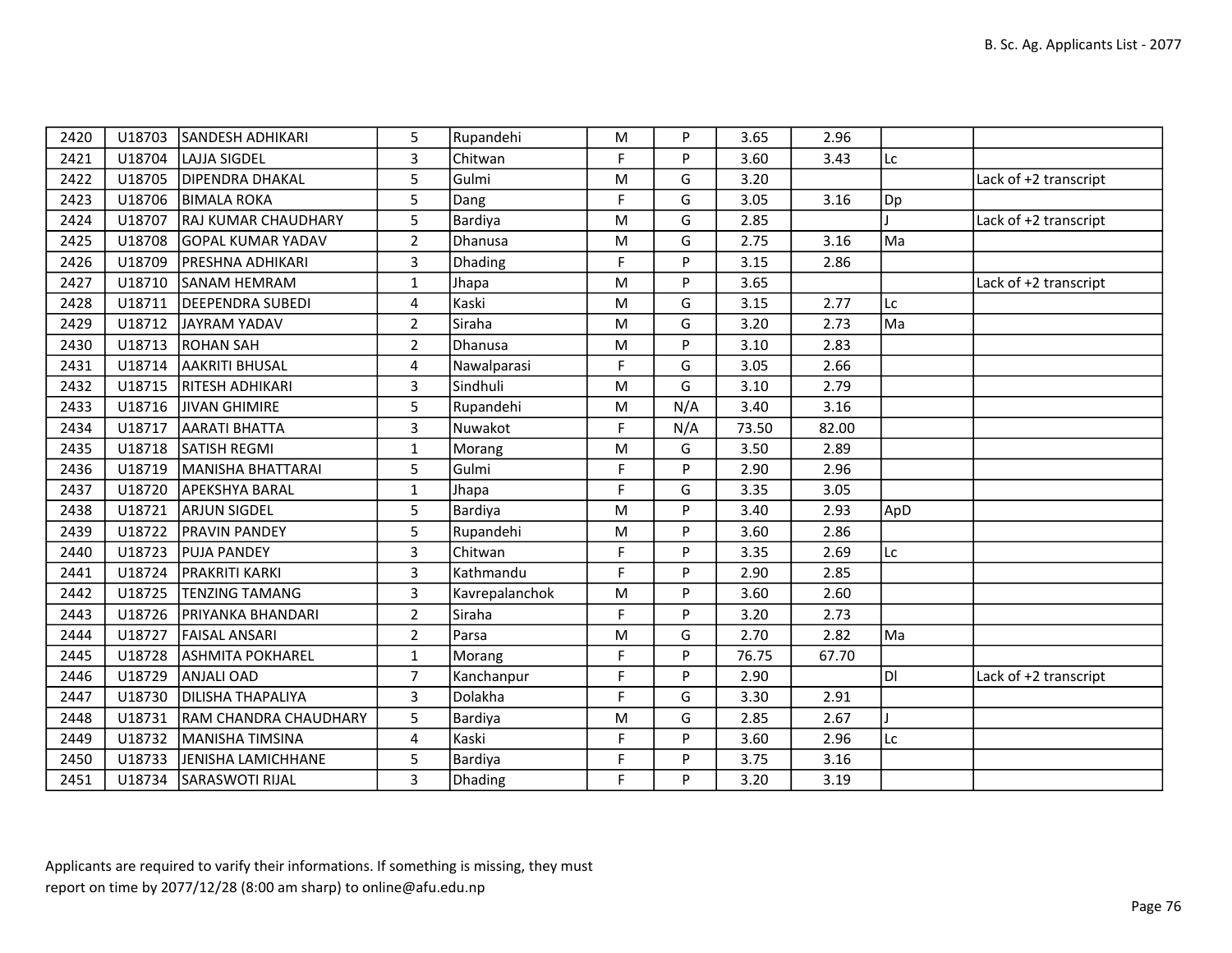| | | | | | | | | | | |
|---|---|---|---|---|---|---|---|---|---|---|
| 2420 | U18703 | SANDESH ADHIKARI | 5 | Rupandehi | M | P | 3.65 | 2.96 | | |
| 2421 | U18704 | LAJJA SIGDEL | 3 | Chitwan | F | P | 3.60 | 3.43 | Lc | |
| 2422 | U18705 | DIPENDRA DHAKAL | 5 | Gulmi | M | G | 3.20 | | | Lack of +2 transcript |
| 2423 | U18706 | BIMALA ROKA | 5 | Dang | F | G | 3.05 | 3.16 | Dp | |
| 2424 | U18707 | RAJ KUMAR CHAUDHARY | 5 | Bardiya | M | G | 2.85 | | J | Lack of +2 transcript |
| 2425 | U18708 | GOPAL KUMAR YADAV | 2 | Dhanusa | M | G | 2.75 | 3.16 | Ma | |
| 2426 | U18709 | PRESHNA ADHIKARI | 3 | Dhading | F | P | 3.15 | 2.86 | | |
| 2427 | U18710 | SANAM HEMRAM | 1 | Jhapa | M | P | 3.65 | | | Lack of +2 transcript |
| 2428 | U18711 | DEEPENDRA SUBEDI | 4 | Kaski | M | G | 3.15 | 2.77 | Lc | |
| 2429 | U18712 | JAYRAM YADAV | 2 | Siraha | M | G | 3.20 | 2.73 | Ma | |
| 2430 | U18713 | ROHAN SAH | 2 | Dhanusa | M | P | 3.10 | 2.83 | | |
| 2431 | U18714 | AAKRITI BHUSAL | 4 | Nawalparasi | F | G | 3.05 | 2.66 | | |
| 2432 | U18715 | RITESH ADHIKARI | 3 | Sindhuli | M | G | 3.10 | 2.79 | | |
| 2433 | U18716 | JIVAN GHIMIRE | 5 | Rupandehi | M | N/A | 3.40 | 3.16 | | |
| 2434 | U18717 | AARATI BHATTA | 3 | Nuwakot | F | N/A | 73.50 | 82.00 | | |
| 2435 | U18718 | SATISH REGMI | 1 | Morang | M | G | 3.50 | 2.89 | | |
| 2436 | U18719 | MANISHA BHATTARAI | 5 | Gulmi | F | P | 2.90 | 2.96 | | |
| 2437 | U18720 | APEKSHYA BARAL | 1 | Jhapa | F | G | 3.35 | 3.05 | | |
| 2438 | U18721 | ARJUN SIGDEL | 5 | Bardiya | M | P | 3.40 | 2.93 | ApD | |
| 2439 | U18722 | PRAVIN PANDEY | 5 | Rupandehi | M | P | 3.60 | 2.86 | | |
| 2440 | U18723 | PUJA PANDEY | 3 | Chitwan | F | P | 3.35 | 2.69 | Lc | |
| 2441 | U18724 | PRAKRITI KARKI | 3 | Kathmandu | F | P | 2.90 | 2.85 | | |
| 2442 | U18725 | TENZING TAMANG | 3 | Kavrepalanchok | M | P | 3.60 | 2.60 | | |
| 2443 | U18726 | PRIYANKA BHANDARI | 2 | Siraha | F | P | 3.20 | 2.73 | | |
| 2444 | U18727 | FAISAL ANSARI | 2 | Parsa | M | G | 2.70 | 2.82 | Ma | |
| 2445 | U18728 | ASHMITA POKHAREL | 1 | Morang | F | P | 76.75 | 67.70 | | |
| 2446 | U18729 | ANJALI OAD | 7 | Kanchanpur | F | P | 2.90 | | Dl | Lack of +2 transcript |
| 2447 | U18730 | DILISHA THAPALIYA | 3 | Dolakha | F | G | 3.30 | 2.91 | | |
| 2448 | U18731 | RAM CHANDRA CHAUDHARY | 5 | Bardiya | M | G | 2.85 | 2.67 | J | |
| 2449 | U18732 | MANISHA TIMSINA | 4 | Kaski | F | P | 3.60 | 2.96 | Lc | |
| 2450 | U18733 | JENISHA LAMICHHANE | 5 | Bardiya | F | P | 3.75 | 3.16 | | |
| 2451 | U18734 | SARASWOTI RIJAL | 3 | Dhading | F | P | 3.20 | 3.19 | | |

Applicants are required to varify their informations. If something is missing, they must report on time by 2077/12/28 (8:00 am sharp) to online@afu.edu.np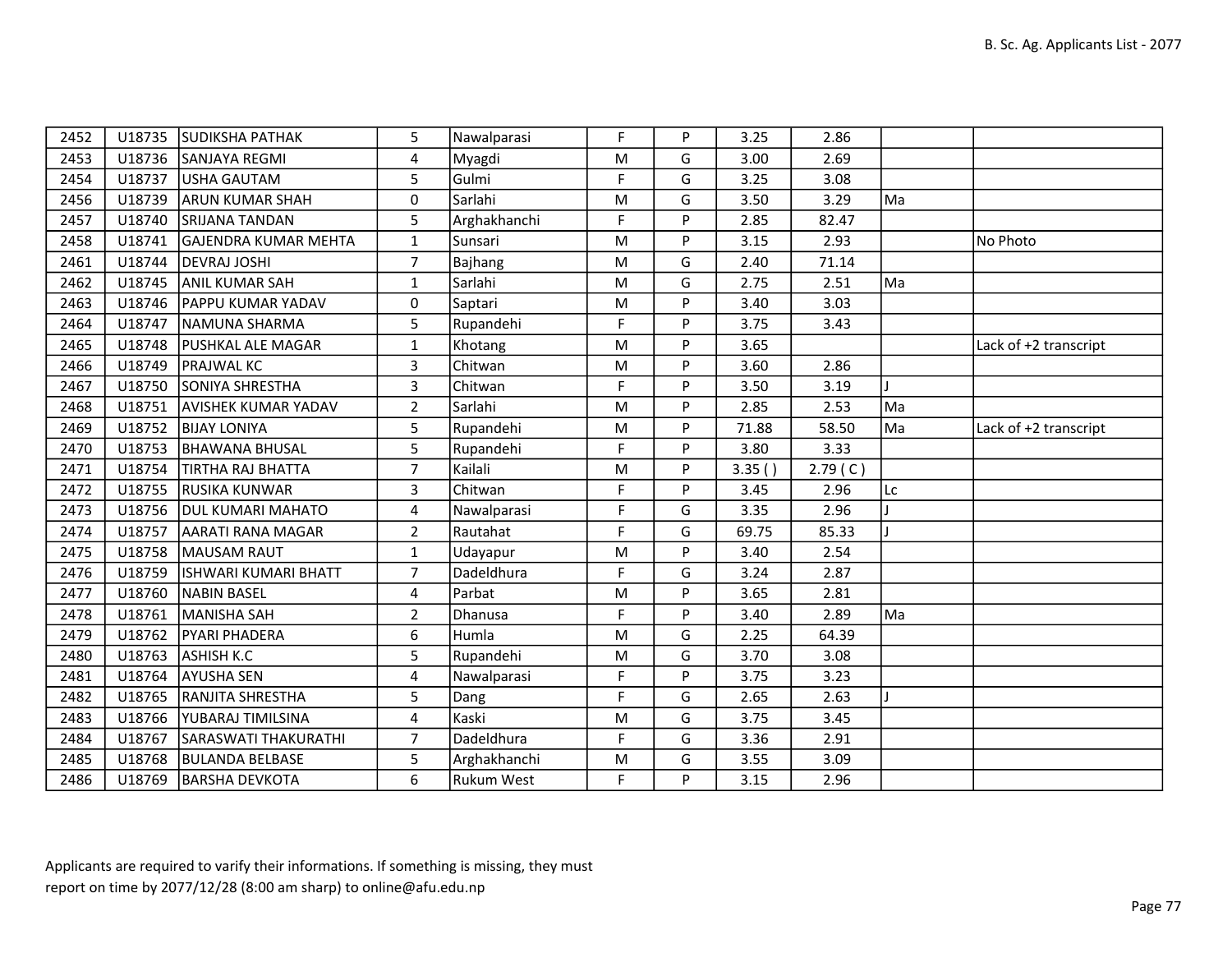| 2452 | U18735 | SUDIKSHA PATHAK | 5 | Nawalparasi | F | P | 3.25 | 2.86 | | |
|---|---|---|---|---|---|---|---|---|---|---|
| 2453 | U18736 | SANJAYA REGMI | 4 | Myagdi | M | G | 3.00 | 2.69 | | |
| 2454 | U18737 | USHA GAUTAM | 5 | Gulmi | F | G | 3.25 | 3.08 | | |
| 2456 | U18739 | ARUN KUMAR SHAH | 0 | Sarlahi | M | G | 3.50 | 3.29 | Ma | |
| 2457 | U18740 | SRIJANA TANDAN | 5 | Arghakhanchi | F | P | 2.85 | 82.47 | | |
| 2458 | U18741 | GAJENDRA KUMAR MEHTA | 1 | Sunsari | M | P | 3.15 | 2.93 | | No Photo |
| 2461 | U18744 | DEVRAJ JOSHI | 7 | Bajhang | M | G | 2.40 | 71.14 | | |
| 2462 | U18745 | ANIL KUMAR SAH | 1 | Sarlahi | M | G | 2.75 | 2.51 | Ma | |
| 2463 | U18746 | PAPPU KUMAR YADAV | 0 | Saptari | M | P | 3.40 | 3.03 | | |
| 2464 | U18747 | NAMUNA SHARMA | 5 | Rupandehi | F | P | 3.75 | 3.43 | | |
| 2465 | U18748 | PUSHKAL ALE MAGAR | 1 | Khotang | M | P | 3.65 | | | Lack of +2 transcript |
| 2466 | U18749 | PRAJWAL KC | 3 | Chitwan | M | P | 3.60 | 2.86 | | |
| 2467 | U18750 | SONIYA SHRESTHA | 3 | Chitwan | F | P | 3.50 | 3.19 | J | |
| 2468 | U18751 | AVISHEK KUMAR YADAV | 2 | Sarlahi | M | P | 2.85 | 2.53 | Ma | |
| 2469 | U18752 | BIJAY LONIYA | 5 | Rupandehi | M | P | 71.88 | 58.50 | Ma | Lack of +2 transcript |
| 2470 | U18753 | BHAWANA BHUSAL | 5 | Rupandehi | F | P | 3.80 | 3.33 | | |
| 2471 | U18754 | TIRTHA RAJ BHATTA | 7 | Kailali | M | P | 3.35 ( ) | 2.79 ( C ) | | |
| 2472 | U18755 | RUSIKA KUNWAR | 3 | Chitwan | F | P | 3.45 | 2.96 | Lc | |
| 2473 | U18756 | DUL KUMARI MAHATO | 4 | Nawalparasi | F | G | 3.35 | 2.96 | J | |
| 2474 | U18757 | AARATI RANA MAGAR | 2 | Rautahat | F | G | 69.75 | 85.33 | J | |
| 2475 | U18758 | MAUSAM RAUT | 1 | Udayapur | M | P | 3.40 | 2.54 | | |
| 2476 | U18759 | ISHWARI KUMARI BHATT | 7 | Dadeldhura | F | G | 3.24 | 2.87 | | |
| 2477 | U18760 | NABIN BASEL | 4 | Parbat | M | P | 3.65 | 2.81 | | |
| 2478 | U18761 | MANISHA SAH | 2 | Dhanusa | F | P | 3.40 | 2.89 | Ma | |
| 2479 | U18762 | PYARI PHADERA | 6 | Humla | M | G | 2.25 | 64.39 | | |
| 2480 | U18763 | ASHISH K.C | 5 | Rupandehi | M | G | 3.70 | 3.08 | | |
| 2481 | U18764 | AYUSHA SEN | 4 | Nawalparasi | F | P | 3.75 | 3.23 | | |
| 2482 | U18765 | RANJITA SHRESTHA | 5 | Dang | F | G | 2.65 | 2.63 | J | |
| 2483 | U18766 | YUBARAJ TIMILSINA | 4 | Kaski | M | G | 3.75 | 3.45 | | |
| 2484 | U18767 | SARASWATI THAKURATHI | 7 | Dadeldhura | F | G | 3.36 | 2.91 | | |
| 2485 | U18768 | BULANDA BELBASE | 5 | Arghakhanchi | M | G | 3.55 | 3.09 | | |
| 2486 | U18769 | BARSHA DEVKOTA | 6 | Rukum West | F | P | 3.15 | 2.96 | | |

Applicants are required to varify their informations. If something is missing, they must report on time by 2077/12/28 (8:00 am sharp) to online@afu.edu.np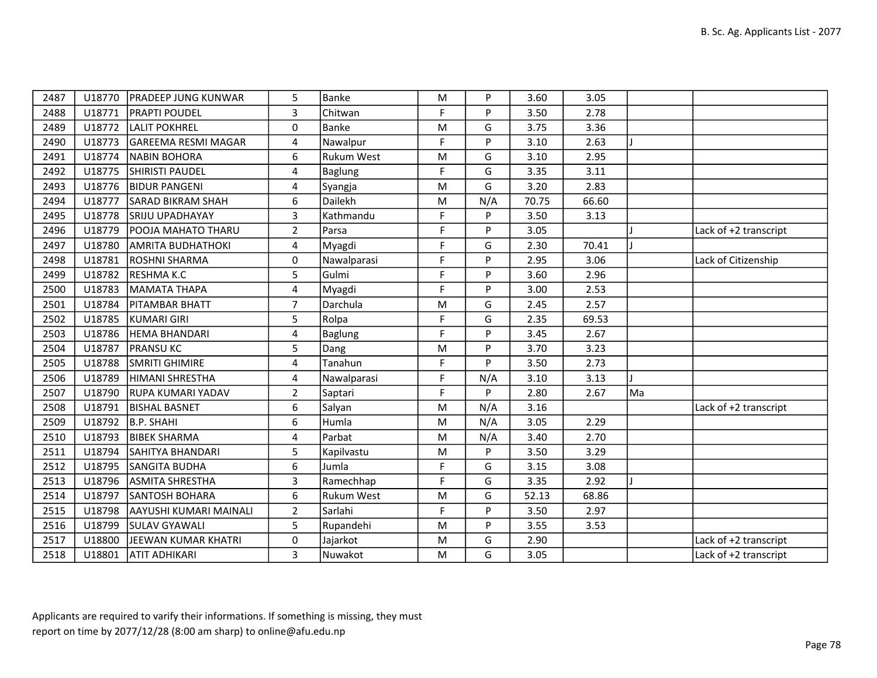| 2487 | U18770 | PRADEEP JUNG KUNWAR | 5 | Banke | M | P | 3.60 | 3.05 | | |
|---|---|---|---|---|---|---|---|---|---|---|
| 2488 | U18771 | PRAPTI POUDEL | 3 | Chitwan | F | P | 3.50 | 2.78 | | |
| 2489 | U18772 | LALIT POKHREL | 0 | Banke | M | G | 3.75 | 3.36 | | |
| 2490 | U18773 | GAREEMA RESMI MAGAR | 4 | Nawalpur | F | P | 3.10 | 2.63 | J | |
| 2491 | U18774 | NABIN BOHORA | 6 | Rukum West | M | G | 3.10 | 2.95 | | |
| 2492 | U18775 | SHIRISTI PAUDEL | 4 | Baglung | F | G | 3.35 | 3.11 | | |
| 2493 | U18776 | BIDUR PANGENI | 4 | Syangja | M | G | 3.20 | 2.83 | | |
| 2494 | U18777 | SARAD BIKRAM SHAH | 6 | Dailekh | M | N/A | 70.75 | 66.60 | | |
| 2495 | U18778 | SRIJU UPADHAYAY | 3 | Kathmandu | F | P | 3.50 | 3.13 | | |
| 2496 | U18779 | POOJA MAHATO THARU | 2 | Parsa | F | P | 3.05 | | J | Lack of +2 transcript |
| 2497 | U18780 | AMRITA BUDHATHOKI | 4 | Myagdi | F | G | 2.30 | 70.41 | J | |
| 2498 | U18781 | ROSHNI SHARMA | 0 | Nawalparasi | F | P | 2.95 | 3.06 | | Lack of Citizenship |
| 2499 | U18782 | RESHMA K.C | 5 | Gulmi | F | P | 3.60 | 2.96 | | |
| 2500 | U18783 | MAMATA THAPA | 4 | Myagdi | F | P | 3.00 | 2.53 | | |
| 2501 | U18784 | PITAMBAR BHATT | 7 | Darchula | M | G | 2.45 | 2.57 | | |
| 2502 | U18785 | KUMARI GIRI | 5 | Rolpa | F | G | 2.35 | 69.53 | | |
| 2503 | U18786 | HEMA BHANDARI | 4 | Baglung | F | P | 3.45 | 2.67 | | |
| 2504 | U18787 | PRANSU KC | 5 | Dang | M | P | 3.70 | 3.23 | | |
| 2505 | U18788 | SMRITI GHIMIRE | 4 | Tanahun | F | P | 3.50 | 2.73 | | |
| 2506 | U18789 | HIMANI SHRESTHA | 4 | Nawalparasi | F | N/A | 3.10 | 3.13 | J | |
| 2507 | U18790 | RUPA KUMARI YADAV | 2 | Saptari | F | P | 2.80 | 2.67 | Ma | |
| 2508 | U18791 | BISHAL BASNET | 6 | Salyan | M | N/A | 3.16 | | | Lack of +2 transcript |
| 2509 | U18792 | B.P. SHAHI | 6 | Humla | M | N/A | 3.05 | 2.29 | | |
| 2510 | U18793 | BIBEK SHARMA | 4 | Parbat | M | N/A | 3.40 | 2.70 | | |
| 2511 | U18794 | SAHITYA BHANDARI | 5 | Kapilvastu | M | P | 3.50 | 3.29 | | |
| 2512 | U18795 | SANGITA BUDHA | 6 | Jumla | F | G | 3.15 | 3.08 | | |
| 2513 | U18796 | ASMITA SHRESTHA | 3 | Ramechhap | F | G | 3.35 | 2.92 | J | |
| 2514 | U18797 | SANTOSH BOHARA | 6 | Rukum West | M | G | 52.13 | 68.86 | | |
| 2515 | U18798 | AAYUSHI KUMARI MAINALI | 2 | Sarlahi | F | P | 3.50 | 2.97 | | |
| 2516 | U18799 | SULAV GYAWALI | 5 | Rupandehi | M | P | 3.55 | 3.53 | | |
| 2517 | U18800 | JEEWAN KUMAR KHATRI | 0 | Jajarkot | M | G | 2.90 | | | Lack of +2 transcript |
| 2518 | U18801 | ATIT ADHIKARI | 3 | Nuwakot | M | G | 3.05 | | | Lack of +2 transcript |

Applicants are required to varify their informations. If something is missing, they must report on time by 2077/12/28 (8:00 am sharp) to online@afu.edu.np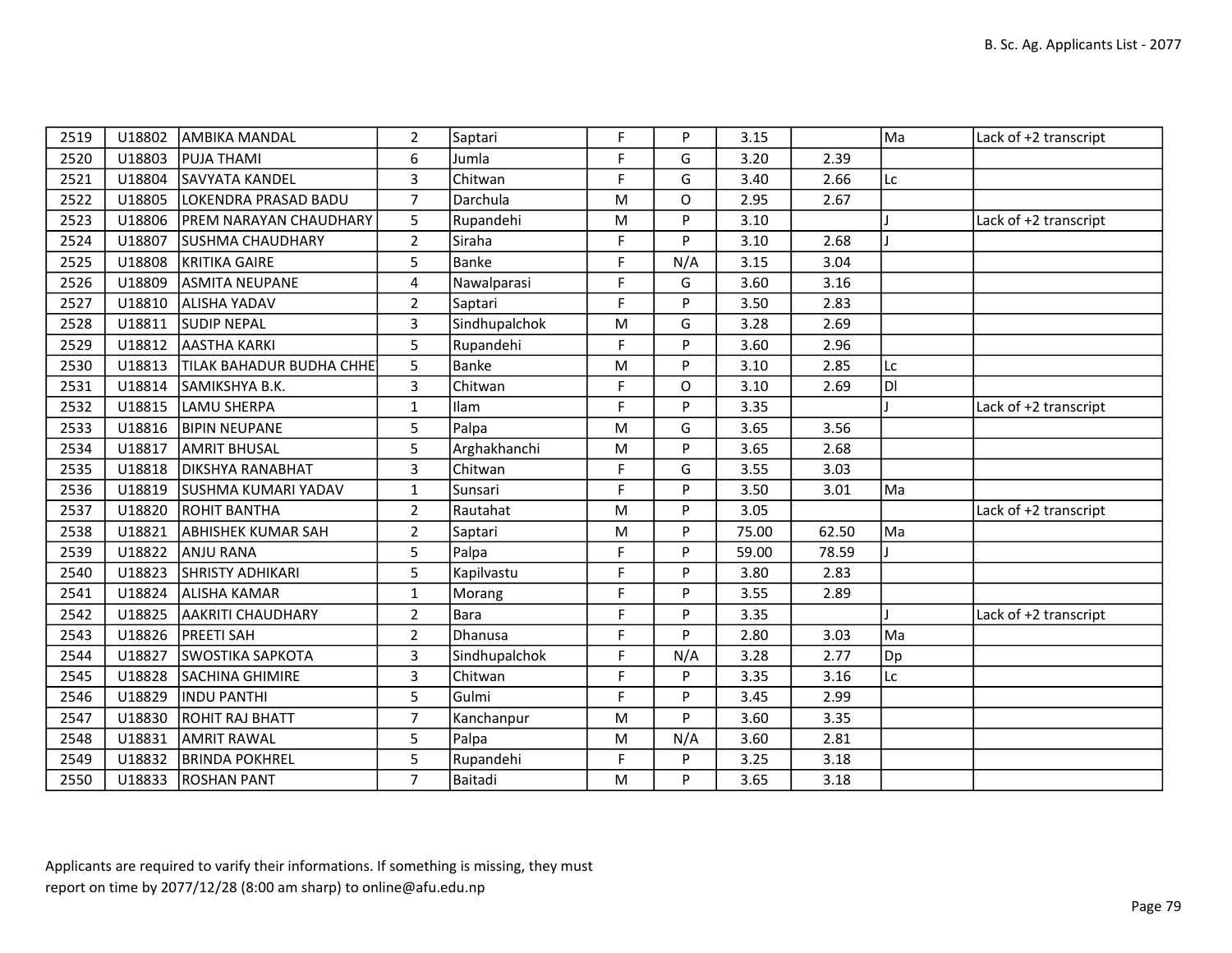| 2519 | U18802 | AMBIKA MANDAL | 2 | Saptari | F | P | 3.15 | | Ma | Lack of +2 transcript |
|---|---|---|---|---|---|---|---|---|---|---|
| 2520 | U18803 | PUJA THAMI | 6 | Jumla | F | G | 3.20 | 2.39 | | |
| 2521 | U18804 | SAVYATA KANDEL | 3 | Chitwan | F | G | 3.40 | 2.66 | Lc | |
| 2522 | U18805 | LOKENDRA PRASAD BADU | 7 | Darchula | M | O | 2.95 | 2.67 | | |
| 2523 | U18806 | PREM NARAYAN CHAUDHARY | 5 | Rupandehi | M | P | 3.10 | | J | Lack of +2 transcript |
| 2524 | U18807 | SUSHMA CHAUDHARY | 2 | Siraha | F | P | 3.10 | 2.68 | J | |
| 2525 | U18808 | KRITIKA GAIRE | 5 | Banke | F | N/A | 3.15 | 3.04 | | |
| 2526 | U18809 | ASMITA NEUPANE | 4 | Nawalparasi | F | G | 3.60 | 3.16 | | |
| 2527 | U18810 | ALISHA YADAV | 2 | Saptari | F | P | 3.50 | 2.83 | | |
| 2528 | U18811 | SUDIP NEPAL | 3 | Sindhupalchok | M | G | 3.28 | 2.69 | | |
| 2529 | U18812 | AASTHA KARKI | 5 | Rupandehi | F | P | 3.60 | 2.96 | | |
| 2530 | U18813 | TILAK BAHADUR BUDHA CHHET | 5 | Banke | M | P | 3.10 | 2.85 | Lc | |
| 2531 | U18814 | SAMIKSHYA B.K. | 3 | Chitwan | F | O | 3.10 | 2.69 | Dl | |
| 2532 | U18815 | LAMU SHERPA | 1 | Ilam | F | P | 3.35 | | J | Lack of +2 transcript |
| 2533 | U18816 | BIPIN NEUPANE | 5 | Palpa | M | G | 3.65 | 3.56 | | |
| 2534 | U18817 | AMRIT BHUSAL | 5 | Arghakhanchi | M | P | 3.65 | 2.68 | | |
| 2535 | U18818 | DIKSHYA RANABHAT | 3 | Chitwan | F | G | 3.55 | 3.03 | | |
| 2536 | U18819 | SUSHMA KUMARI YADAV | 1 | Sunsari | F | P | 3.50 | 3.01 | Ma | |
| 2537 | U18820 | ROHIT BANTHA | 2 | Rautahat | M | P | 3.05 | | | Lack of +2 transcript |
| 2538 | U18821 | ABHISHEK KUMAR SAH | 2 | Saptari | M | P | 75.00 | 62.50 | Ma | |
| 2539 | U18822 | ANJU RANA | 5 | Palpa | F | P | 59.00 | 78.59 | J | |
| 2540 | U18823 | SHRISTY ADHIKARI | 5 | Kapilvastu | F | P | 3.80 | 2.83 | | |
| 2541 | U18824 | ALISHA KAMAR | 1 | Morang | F | P | 3.55 | 2.89 | | |
| 2542 | U18825 | AAKRITI CHAUDHARY | 2 | Bara | F | P | 3.35 | | J | Lack of +2 transcript |
| 2543 | U18826 | PREETI SAH | 2 | Dhanusa | F | P | 2.80 | 3.03 | Ma | |
| 2544 | U18827 | SWOSTIKA SAPKOTA | 3 | Sindhupalchok | F | N/A | 3.28 | 2.77 | Dp | |
| 2545 | U18828 | SACHINA GHIMIRE | 3 | Chitwan | F | P | 3.35 | 3.16 | Lc | |
| 2546 | U18829 | INDU PANTHI | 5 | Gulmi | F | P | 3.45 | 2.99 | | |
| 2547 | U18830 | ROHIT RAJ BHATT | 7 | Kanchanpur | M | P | 3.60 | 3.35 | | |
| 2548 | U18831 | AMRIT RAWAL | 5 | Palpa | M | N/A | 3.60 | 2.81 | | |
| 2549 | U18832 | BRINDA POKHREL | 5 | Rupandehi | F | P | 3.25 | 3.18 | | |
| 2550 | U18833 | ROSHAN PANT | 7 | Baitadi | M | P | 3.65 | 3.18 | | |

Applicants are required to varify their informations. If something is missing, they must report on time by 2077/12/28 (8:00 am sharp) to online@afu.edu.np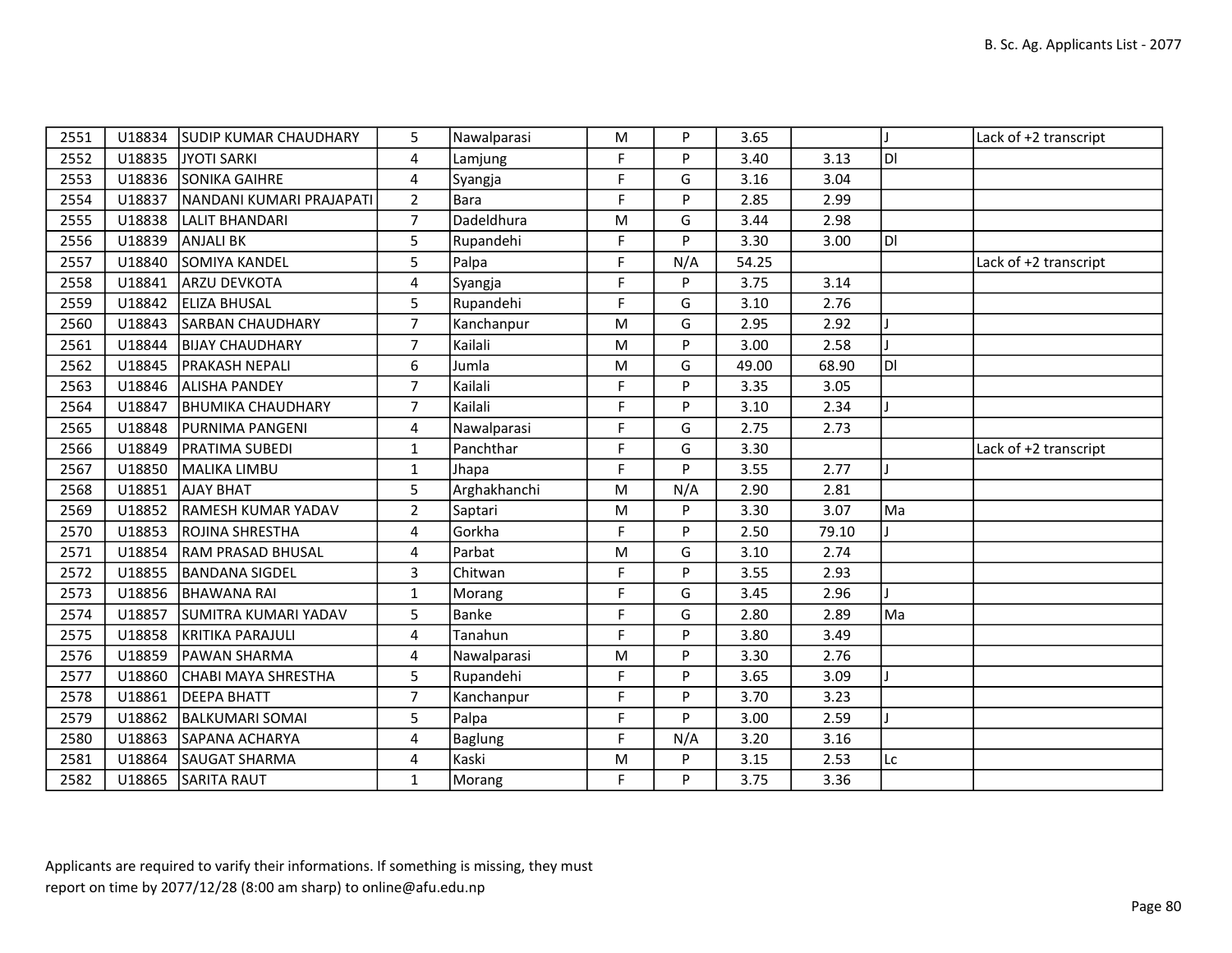| | | | | | | | | | | |
|---|---|---|---|---|---|---|---|---|---|---|
| 2551 | U18834 | SUDIP KUMAR CHAUDHARY | 5 | Nawalparasi | M | P | 3.65 | | J | Lack of +2 transcript |
| 2552 | U18835 | JYOTI SARKI | 4 | Lamjung | F | P | 3.40 | 3.13 | Dl | |
| 2553 | U18836 | SONIKA GAIHRE | 4 | Syangja | F | G | 3.16 | 3.04 | | |
| 2554 | U18837 | NANDANI KUMARI PRAJAPATI | 2 | Bara | F | P | 2.85 | 2.99 | | |
| 2555 | U18838 | LALIT BHANDARI | 7 | Dadeldhura | M | G | 3.44 | 2.98 | | |
| 2556 | U18839 | ANJALI BK | 5 | Rupandehi | F | P | 3.30 | 3.00 | Dl | |
| 2557 | U18840 | SOMIYA KANDEL | 5 | Palpa | F | N/A | 54.25 | | | Lack of +2 transcript |
| 2558 | U18841 | ARZU DEVKOTA | 4 | Syangja | F | P | 3.75 | 3.14 | | |
| 2559 | U18842 | ELIZA BHUSAL | 5 | Rupandehi | F | G | 3.10 | 2.76 | | |
| 2560 | U18843 | SARBAN CHAUDHARY | 7 | Kanchanpur | M | G | 2.95 | 2.92 | J | |
| 2561 | U18844 | BIJAY CHAUDHARY | 7 | Kailali | M | P | 3.00 | 2.58 | J | |
| 2562 | U18845 | PRAKASH NEPALI | 6 | Jumla | M | G | 49.00 | 68.90 | Dl | |
| 2563 | U18846 | ALISHA PANDEY | 7 | Kailali | F | P | 3.35 | 3.05 | | |
| 2564 | U18847 | BHUMIKA CHAUDHARY | 7 | Kailali | F | P | 3.10 | 2.34 | J | |
| 2565 | U18848 | PURNIMA PANGENI | 4 | Nawalparasi | F | G | 2.75 | 2.73 | | |
| 2566 | U18849 | PRATIMA SUBEDI | 1 | Panchthar | F | G | 3.30 | | | Lack of +2 transcript |
| 2567 | U18850 | MALIKA LIMBU | 1 | Jhapa | F | P | 3.55 | 2.77 | J | |
| 2568 | U18851 | AJAY BHAT | 5 | Arghakhanchi | M | N/A | 2.90 | 2.81 | | |
| 2569 | U18852 | RAMESH KUMAR YADAV | 2 | Saptari | M | P | 3.30 | 3.07 | Ma | |
| 2570 | U18853 | ROJINA SHRESTHA | 4 | Gorkha | F | P | 2.50 | 79.10 | J | |
| 2571 | U18854 | RAM PRASAD BHUSAL | 4 | Parbat | M | G | 3.10 | 2.74 | | |
| 2572 | U18855 | BANDANA SIGDEL | 3 | Chitwan | F | P | 3.55 | 2.93 | | |
| 2573 | U18856 | BHAWANA RAI | 1 | Morang | F | G | 3.45 | 2.96 | J | |
| 2574 | U18857 | SUMITRA KUMARI YADAV | 5 | Banke | F | G | 2.80 | 2.89 | Ma | |
| 2575 | U18858 | KRITIKA PARAJULI | 4 | Tanahun | F | P | 3.80 | 3.49 | | |
| 2576 | U18859 | PAWAN SHARMA | 4 | Nawalparasi | M | P | 3.30 | 2.76 | | |
| 2577 | U18860 | CHABI MAYA SHRESTHA | 5 | Rupandehi | F | P | 3.65 | 3.09 | J | |
| 2578 | U18861 | DEEPA BHATT | 7 | Kanchanpur | F | P | 3.70 | 3.23 | | |
| 2579 | U18862 | BALKUMARI SOMAI | 5 | Palpa | F | P | 3.00 | 2.59 | J | |
| 2580 | U18863 | SAPANA ACHARYA | 4 | Baglung | F | N/A | 3.20 | 3.16 | | |
| 2581 | U18864 | SAUGAT SHARMA | 4 | Kaski | M | P | 3.15 | 2.53 | Lc | |
| 2582 | U18865 | SARITA RAUT | 1 | Morang | F | P | 3.75 | 3.36 | | |

Applicants are required to varify their informations. If something is missing, they must report on time by 2077/12/28 (8:00 am sharp) to online@afu.edu.np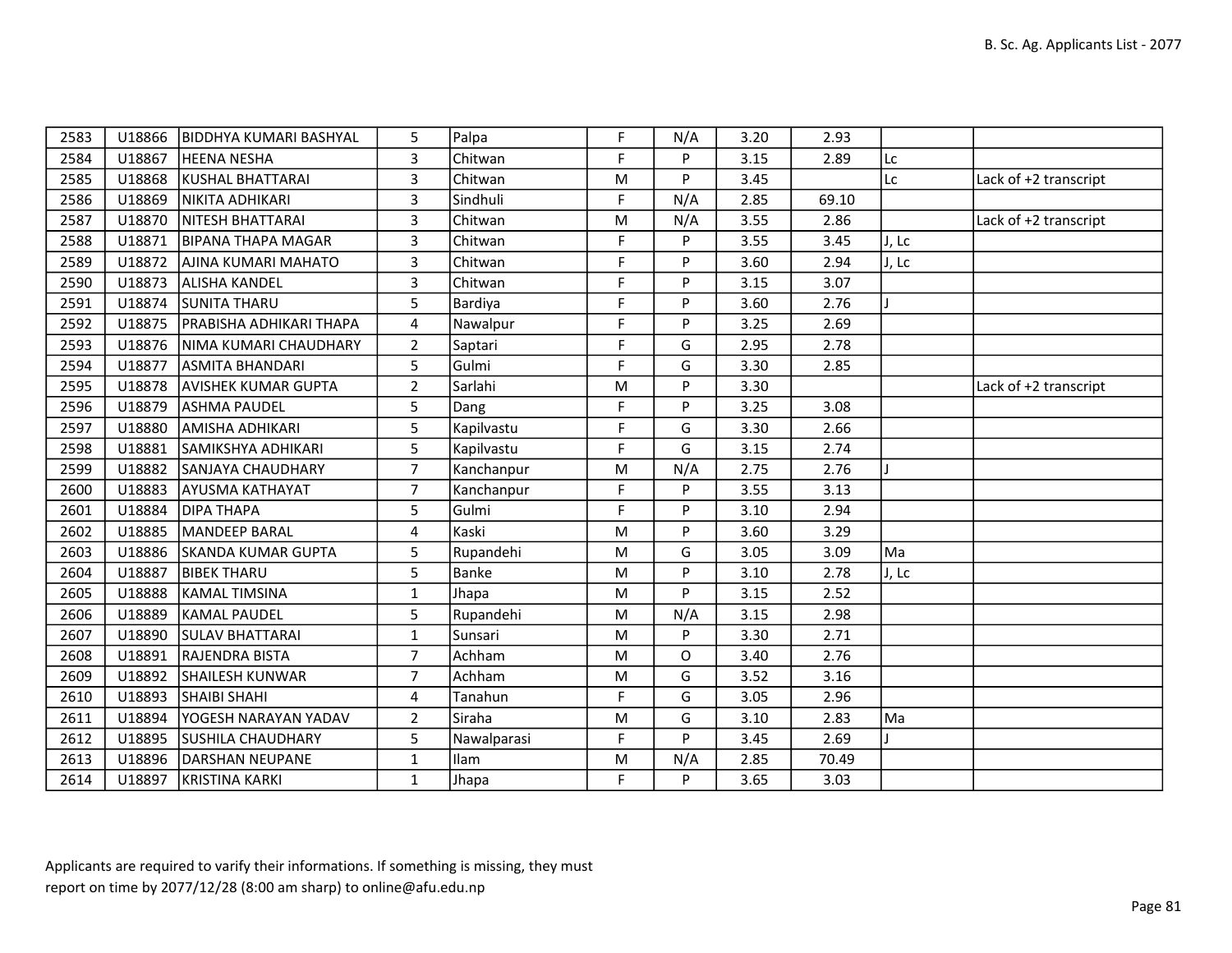| | | | | | | | | | | |
|---|---|---|---|---|---|---|---|---|---|---|
| 2583 | U18866 | BIDDHYA KUMARI BASHYAL | 5 | Palpa | F | N/A | 3.20 | 2.93 | | |
| 2584 | U18867 | HEENA NESHA | 3 | Chitwan | F | P | 3.15 | 2.89 | Lc | |
| 2585 | U18868 | KUSHAL BHATTARAI | 3 | Chitwan | M | P | 3.45 | | Lc | Lack of +2 transcript |
| 2586 | U18869 | NIKITA ADHIKARI | 3 | Sindhuli | F | N/A | 2.85 | 69.10 | | |
| 2587 | U18870 | NITESH BHATTARAI | 3 | Chitwan | M | N/A | 3.55 | 2.86 | | Lack of +2 transcript |
| 2588 | U18871 | BIPANA THAPA MAGAR | 3 | Chitwan | F | P | 3.55 | 3.45 | J, Lc | |
| 2589 | U18872 | AJINA KUMARI MAHATO | 3 | Chitwan | F | P | 3.60 | 2.94 | J, Lc | |
| 2590 | U18873 | ALISHA KANDEL | 3 | Chitwan | F | P | 3.15 | 3.07 | | |
| 2591 | U18874 | SUNITA THARU | 5 | Bardiya | F | P | 3.60 | 2.76 | J | |
| 2592 | U18875 | PRABISHA ADHIKARI THAPA | 4 | Nawalpur | F | P | 3.25 | 2.69 | | |
| 2593 | U18876 | NIMA KUMARI CHAUDHARY | 2 | Saptari | F | G | 2.95 | 2.78 | | |
| 2594 | U18877 | ASMITA BHANDARI | 5 | Gulmi | F | G | 3.30 | 2.85 | | |
| 2595 | U18878 | AVISHEK KUMAR GUPTA | 2 | Sarlahi | M | P | 3.30 | | | Lack of +2 transcript |
| 2596 | U18879 | ASHMA PAUDEL | 5 | Dang | F | P | 3.25 | 3.08 | | |
| 2597 | U18880 | AMISHA ADHIKARI | 5 | Kapilvastu | F | G | 3.30 | 2.66 | | |
| 2598 | U18881 | SAMIKSHYA ADHIKARI | 5 | Kapilvastu | F | G | 3.15 | 2.74 | | |
| 2599 | U18882 | SANJAYA CHAUDHARY | 7 | Kanchanpur | M | N/A | 2.75 | 2.76 | J | |
| 2600 | U18883 | AYUSMA KATHAYAT | 7 | Kanchanpur | F | P | 3.55 | 3.13 | | |
| 2601 | U18884 | DIPA THAPA | 5 | Gulmi | F | P | 3.10 | 2.94 | | |
| 2602 | U18885 | MANDEEP BARAL | 4 | Kaski | M | P | 3.60 | 3.29 | | |
| 2603 | U18886 | SKANDA KUMAR GUPTA | 5 | Rupandehi | M | G | 3.05 | 3.09 | Ma | |
| 2604 | U18887 | BIBEK THARU | 5 | Banke | M | P | 3.10 | 2.78 | J, Lc | |
| 2605 | U18888 | KAMAL TIMSINA | 1 | Jhapa | M | P | 3.15 | 2.52 | | |
| 2606 | U18889 | KAMAL PAUDEL | 5 | Rupandehi | M | N/A | 3.15 | 2.98 | | |
| 2607 | U18890 | SULAV BHATTARAI | 1 | Sunsari | M | P | 3.30 | 2.71 | | |
| 2608 | U18891 | RAJENDRA BISTA | 7 | Achham | M | O | 3.40 | 2.76 | | |
| 2609 | U18892 | SHAILESH KUNWAR | 7 | Achham | M | G | 3.52 | 3.16 | | |
| 2610 | U18893 | SHAIBI SHAHI | 4 | Tanahun | F | G | 3.05 | 2.96 | | |
| 2611 | U18894 | YOGESH NARAYAN YADAV | 2 | Siraha | M | G | 3.10 | 2.83 | Ma | |
| 2612 | U18895 | SUSHILA CHAUDHARY | 5 | Nawalparasi | F | P | 3.45 | 2.69 | J | |
| 2613 | U18896 | DARSHAN NEUPANE | 1 | Ilam | M | N/A | 2.85 | 70.49 | | |
| 2614 | U18897 | KRISTINA KARKI | 1 | Jhapa | F | P | 3.65 | 3.03 | | |

Applicants are required to varify their informations. If something is missing, they must report on time by 2077/12/28 (8:00 am sharp) to online@afu.edu.np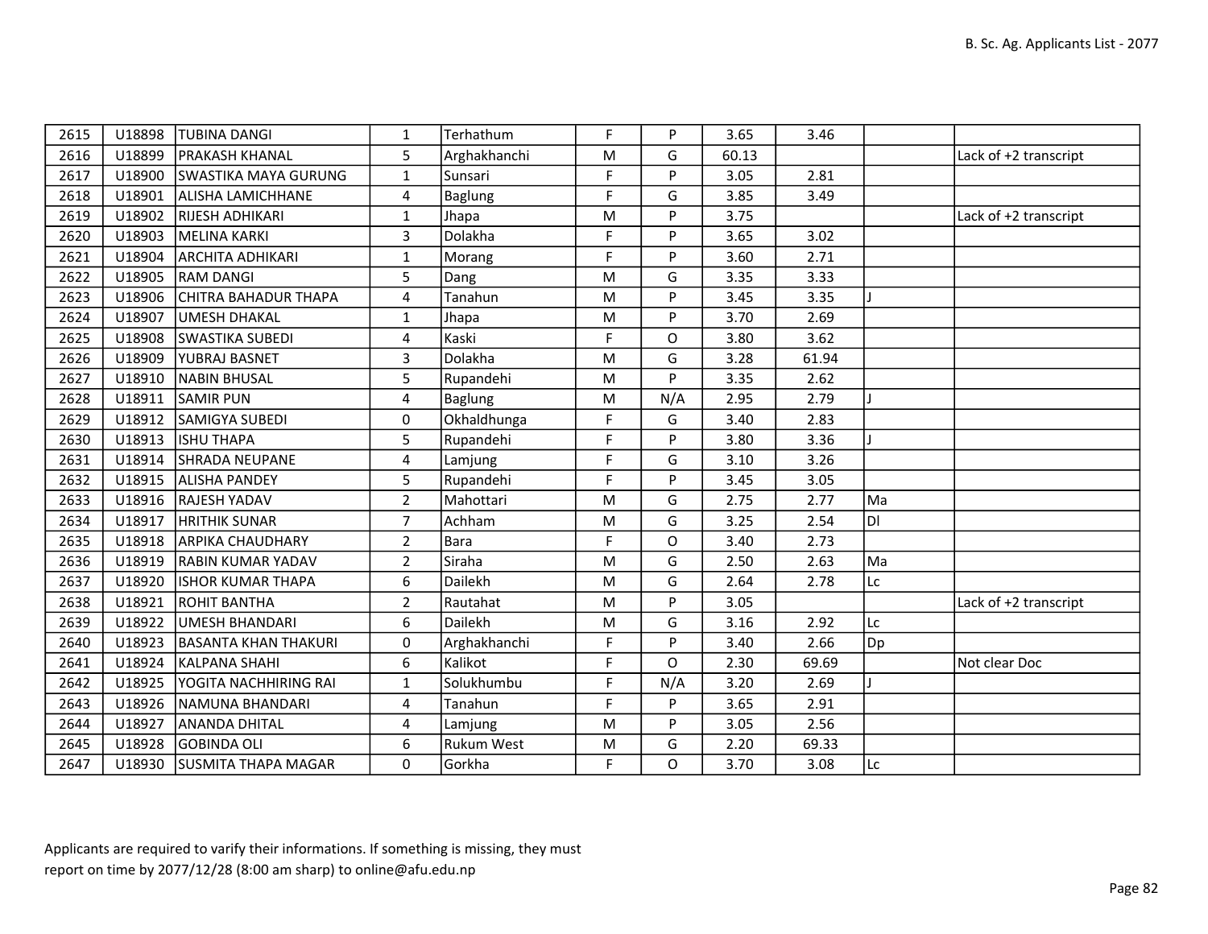| | | | | | | | | | | |
|---|---|---|---|---|---|---|---|---|---|---|
| 2615 | U18898 | TUBINA DANGI | 1 | Terhathum | F | P | 3.65 | 3.46 | | |
| 2616 | U18899 | PRAKASH KHANAL | 5 | Arghakhanchi | M | G | 60.13 | | | Lack of +2 transcript |
| 2617 | U18900 | SWASTIKA MAYA GURUNG | 1 | Sunsari | F | P | 3.05 | 2.81 | | |
| 2618 | U18901 | ALISHA LAMICHHANE | 4 | Baglung | F | G | 3.85 | 3.49 | | |
| 2619 | U18902 | RIJESH ADHIKARI | 1 | Jhapa | M | P | 3.75 | | | Lack of +2 transcript |
| 2620 | U18903 | MELINA KARKI | 3 | Dolakha | F | P | 3.65 | 3.02 | | |
| 2621 | U18904 | ARCHITA ADHIKARI | 1 | Morang | F | P | 3.60 | 2.71 | | |
| 2622 | U18905 | RAM DANGI | 5 | Dang | M | G | 3.35 | 3.33 | | |
| 2623 | U18906 | CHITRA BAHADUR THAPA | 4 | Tanahun | M | P | 3.45 | 3.35 | J | |
| 2624 | U18907 | UMESH DHAKAL | 1 | Jhapa | M | P | 3.70 | 2.69 | | |
| 2625 | U18908 | SWASTIKA SUBEDI | 4 | Kaski | F | O | 3.80 | 3.62 | | |
| 2626 | U18909 | YUBRAJ BASNET | 3 | Dolakha | M | G | 3.28 | 61.94 | | |
| 2627 | U18910 | NABIN BHUSAL | 5 | Rupandehi | M | P | 3.35 | 2.62 | | |
| 2628 | U18911 | SAMIR PUN | 4 | Baglung | M | N/A | 2.95 | 2.79 | J | |
| 2629 | U18912 | SAMIGYA SUBEDI | 0 | Okhaldhunga | F | G | 3.40 | 2.83 | | |
| 2630 | U18913 | ISHU THAPA | 5 | Rupandehi | F | P | 3.80 | 3.36 | J | |
| 2631 | U18914 | SHRADA NEUPANE | 4 | Lamjung | F | G | 3.10 | 3.26 | | |
| 2632 | U18915 | ALISHA PANDEY | 5 | Rupandehi | F | P | 3.45 | 3.05 | | |
| 2633 | U18916 | RAJESH YADAV | 2 | Mahottari | M | G | 2.75 | 2.77 | Ma | |
| 2634 | U18917 | HRITHIK SUNAR | 7 | Achham | M | G | 3.25 | 2.54 | Dl | |
| 2635 | U18918 | ARPIKA CHAUDHARY | 2 | Bara | F | O | 3.40 | 2.73 | | |
| 2636 | U18919 | RABIN KUMAR YADAV | 2 | Siraha | M | G | 2.50 | 2.63 | Ma | |
| 2637 | U18920 | ISHOR KUMAR THAPA | 6 | Dailekh | M | G | 2.64 | 2.78 | Lc | |
| 2638 | U18921 | ROHIT BANTHA | 2 | Rautahat | M | P | 3.05 | | | Lack of +2 transcript |
| 2639 | U18922 | UMESH BHANDARI | 6 | Dailekh | M | G | 3.16 | 2.92 | Lc | |
| 2640 | U18923 | BASANTA KHAN THAKURI | 0 | Arghakhanchi | F | P | 3.40 | 2.66 | Dp | |
| 2641 | U18924 | KALPANA SHAHI | 6 | Kalikot | F | O | 2.30 | 69.69 | | Not clear Doc |
| 2642 | U18925 | YOGITA NACHHIRING RAI | 1 | Solukhumbu | F | N/A | 3.20 | 2.69 | J | |
| 2643 | U18926 | NAMUNA BHANDARI | 4 | Tanahun | F | P | 3.65 | 2.91 | | |
| 2644 | U18927 | ANANDA DHITAL | 4 | Lamjung | M | P | 3.05 | 2.56 | | |
| 2645 | U18928 | GOBINDA OLI | 6 | Rukum West | M | G | 2.20 | 69.33 | | |
| 2647 | U18930 | SUSMITA THAPA MAGAR | 0 | Gorkha | F | O | 3.70 | 3.08 | Lc | |

Applicants are required to varify their informations. If something is missing, they must report on time by 2077/12/28 (8:00 am sharp) to online@afu.edu.np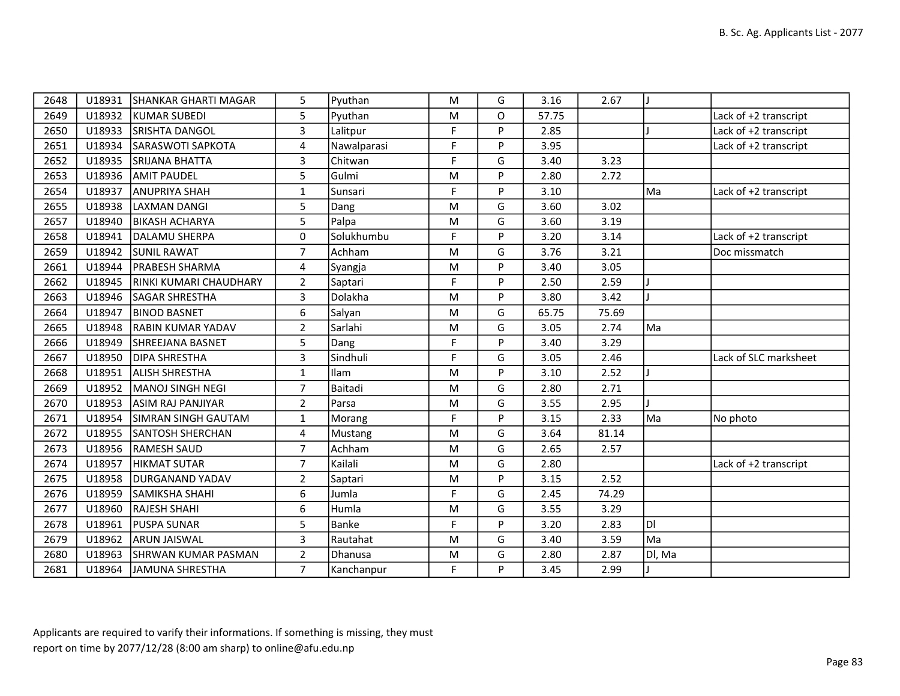| | | | | | | | | | | |
|---|---|---|---|---|---|---|---|---|---|---|
| 2648 | U18931 | SHANKAR GHARTI MAGAR | 5 | Pyuthan | M | G | 3.16 | 2.67 | J | |
| 2649 | U18932 | KUMAR SUBEDI | 5 | Pyuthan | M | O | 57.75 | | | Lack of +2 transcript |
| 2650 | U18933 | SRISHTA DANGOL | 3 | Lalitpur | F | P | 2.85 | | J | Lack of +2 transcript |
| 2651 | U18934 | SARASWOTI SAPKOTA | 4 | Nawalparasi | F | P | 3.95 | | | Lack of +2 transcript |
| 2652 | U18935 | SRIJANA BHATTA | 3 | Chitwan | F | G | 3.40 | 3.23 | | |
| 2653 | U18936 | AMIT PAUDEL | 5 | Gulmi | M | P | 2.80 | 2.72 | | |
| 2654 | U18937 | ANUPRIYA SHAH | 1 | Sunsari | F | P | 3.10 | | Ma | Lack of +2 transcript |
| 2655 | U18938 | LAXMAN DANGI | 5 | Dang | M | G | 3.60 | 3.02 | | |
| 2657 | U18940 | BIKASH ACHARYA | 5 | Palpa | M | G | 3.60 | 3.19 | | |
| 2658 | U18941 | DALAMU SHERPA | 0 | Solukhumbu | F | P | 3.20 | 3.14 | | Lack of +2 transcript |
| 2659 | U18942 | SUNIL RAWAT | 7 | Achham | M | G | 3.76 | 3.21 | | Doc missmatch |
| 2661 | U18944 | PRABESH SHARMA | 4 | Syangja | M | P | 3.40 | 3.05 | | |
| 2662 | U18945 | RINKI KUMARI CHAUDHARY | 2 | Saptari | F | P | 2.50 | 2.59 | J | |
| 2663 | U18946 | SAGAR SHRESTHA | 3 | Dolakha | M | P | 3.80 | 3.42 | J | |
| 2664 | U18947 | BINOD BASNET | 6 | Salyan | M | G | 65.75 | 75.69 | | |
| 2665 | U18948 | RABIN KUMAR YADAV | 2 | Sarlahi | M | G | 3.05 | 2.74 | Ma | |
| 2666 | U18949 | SHREEJANA BASNET | 5 | Dang | F | P | 3.40 | 3.29 | | |
| 2667 | U18950 | DIPA SHRESTHA | 3 | Sindhuli | F | G | 3.05 | 2.46 | | Lack of SLC marksheet |
| 2668 | U18951 | ALISH SHRESTHA | 1 | Ilam | M | P | 3.10 | 2.52 | J | |
| 2669 | U18952 | MANOJ SINGH NEGI | 7 | Baitadi | M | G | 2.80 | 2.71 | | |
| 2670 | U18953 | ASIM RAJ PANJIYAR | 2 | Parsa | M | G | 3.55 | 2.95 | J | |
| 2671 | U18954 | SIMRAN SINGH GAUTAM | 1 | Morang | F | P | 3.15 | 2.33 | Ma | No photo |
| 2672 | U18955 | SANTOSH SHERCHAN | 4 | Mustang | M | G | 3.64 | 81.14 | | |
| 2673 | U18956 | RAMESH SAUD | 7 | Achham | M | G | 2.65 | 2.57 | | |
| 2674 | U18957 | HIKMAT SUTAR | 7 | Kailali | M | G | 2.80 | | | Lack of +2 transcript |
| 2675 | U18958 | DURGANAND YADAV | 2 | Saptari | M | P | 3.15 | 2.52 | | |
| 2676 | U18959 | SAMIKSHA SHAHI | 6 | Jumla | F | G | 2.45 | 74.29 | | |
| 2677 | U18960 | RAJESH SHAHI | 6 | Humla | M | G | 3.55 | 3.29 | | |
| 2678 | U18961 | PUSPA SUNAR | 5 | Banke | F | P | 3.20 | 2.83 | Dl | |
| 2679 | U18962 | ARUN JAISWAL | 3 | Rautahat | M | G | 3.40 | 3.59 | Ma | |
| 2680 | U18963 | SHRWAN KUMAR PASMAN | 2 | Dhanusa | M | G | 2.80 | 2.87 | Dl, Ma | |
| 2681 | U18964 | JAMUNA SHRESTHA | 7 | Kanchanpur | F | P | 3.45 | 2.99 | J | |

Applicants are required to varify their informations. If something is missing, they must report on time by 2077/12/28 (8:00 am sharp) to online@afu.edu.np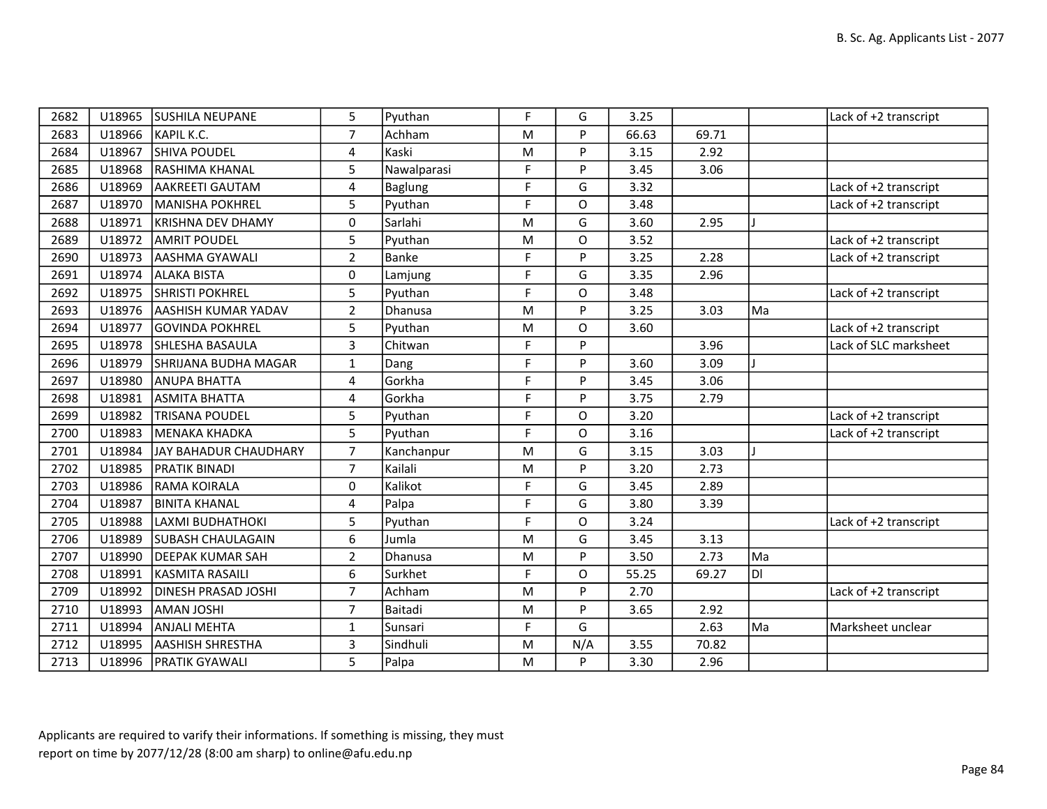| 2682 | U18965 | SUSHILA NEUPANE | 5 | Pyuthan | F | G | 3.25 | | | Lack of +2 transcript |
|---|---|---|---|---|---|---|---|---|---|---|
| 2683 | U18966 | KAPIL K.C. | 7 | Achham | M | P | 66.63 | 69.71 | | |
| 2684 | U18967 | SHIVA POUDEL | 4 | Kaski | M | P | 3.15 | 2.92 | | |
| 2685 | U18968 | RASHIMA KHANAL | 5 | Nawalparasi | F | P | 3.45 | 3.06 | | |
| 2686 | U18969 | AAKREETI GAUTAM | 4 | Baglung | F | G | 3.32 | | | Lack of +2 transcript |
| 2687 | U18970 | MANISHA POKHREL | 5 | Pyuthan | F | O | 3.48 | | | Lack of +2 transcript |
| 2688 | U18971 | KRISHNA DEV DHAMY | 0 | Sarlahi | M | G | 3.60 | 2.95 | J | |
| 2689 | U18972 | AMRIT POUDEL | 5 | Pyuthan | M | O | 3.52 | | | Lack of +2 transcript |
| 2690 | U18973 | AASHMA GYAWALI | 2 | Banke | F | P | 3.25 | 2.28 | | Lack of +2 transcript |
| 2691 | U18974 | ALAKA BISTA | 0 | Lamjung | F | G | 3.35 | 2.96 | | |
| 2692 | U18975 | SHRISTI POKHREL | 5 | Pyuthan | F | O | 3.48 | | | Lack of +2 transcript |
| 2693 | U18976 | AASHISH KUMAR YADAV | 2 | Dhanusa | M | P | 3.25 | 3.03 | Ma | |
| 2694 | U18977 | GOVINDA POKHREL | 5 | Pyuthan | M | O | 3.60 | | | Lack of +2 transcript |
| 2695 | U18978 | SHLESHA BASAULA | 3 | Chitwan | F | P | | 3.96 | | Lack of SLC marksheet |
| 2696 | U18979 | SHRIJANA BUDHA MAGAR | 1 | Dang | F | P | 3.60 | 3.09 | J | |
| 2697 | U18980 | ANUPA BHATTA | 4 | Gorkha | F | P | 3.45 | 3.06 | | |
| 2698 | U18981 | ASMITA BHATTA | 4 | Gorkha | F | P | 3.75 | 2.79 | | |
| 2699 | U18982 | TRISANA POUDEL | 5 | Pyuthan | F | O | 3.20 | | | Lack of +2 transcript |
| 2700 | U18983 | MENAKA KHADKA | 5 | Pyuthan | F | O | 3.16 | | | Lack of +2 transcript |
| 2701 | U18984 | JAY BAHADUR CHAUDHARY | 7 | Kanchanpur | M | G | 3.15 | 3.03 | J | |
| 2702 | U18985 | PRATIK BINADI | 7 | Kailali | M | P | 3.20 | 2.73 | | |
| 2703 | U18986 | RAMA KOIRALA | 0 | Kalikot | F | G | 3.45 | 2.89 | | |
| 2704 | U18987 | BINITA KHANAL | 4 | Palpa | F | G | 3.80 | 3.39 | | |
| 2705 | U18988 | LAXMI BUDHATHOKI | 5 | Pyuthan | F | O | 3.24 | | | Lack of +2 transcript |
| 2706 | U18989 | SUBASH CHAULAGAIN | 6 | Jumla | M | G | 3.45 | 3.13 | | |
| 2707 | U18990 | DEEPAK KUMAR SAH | 2 | Dhanusa | M | P | 3.50 | 2.73 | Ma | |
| 2708 | U18991 | KASMITA RASAILI | 6 | Surkhet | F | O | 55.25 | 69.27 | Dl | |
| 2709 | U18992 | DINESH PRASAD JOSHI | 7 | Achham | M | P | 2.70 | | | Lack of +2 transcript |
| 2710 | U18993 | AMAN JOSHI | 7 | Baitadi | M | P | 3.65 | 2.92 | | |
| 2711 | U18994 | ANJALI MEHTA | 1 | Sunsari | F | G | | 2.63 | Ma | Marksheet unclear |
| 2712 | U18995 | AASHISH SHRESTHA | 3 | Sindhuli | M | N/A | 3.55 | 70.82 | | |
| 2713 | U18996 | PRATIK GYAWALI | 5 | Palpa | M | P | 3.30 | 2.96 | | |

Applicants are required to varify their informations. If something is missing, they must report on time by 2077/12/28 (8:00 am sharp) to online@afu.edu.np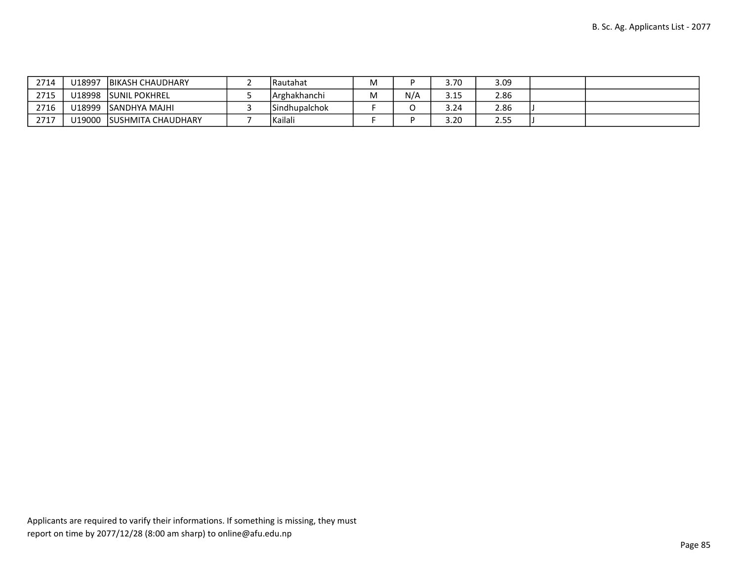| | | | | | | | | | | |
|---|---|---|---|---|---|---|---|---|---|---|
| 2714 | U18997 | BIKASH CHAUDHARY | 2 | Rautahat | M | P | 3.70 | 3.09 | | |
| 2715 | U18998 | SUNIL POKHREL | 5 | Arghakhanchi | M | N/A | 3.15 | 2.86 | | |
| 2716 | U18999 | SANDHYA MAJHI | 3 | Sindhupalchok | F | O | 3.24 | 2.86 | J | |
| 2717 | U19000 | SUSHMITA CHAUDHARY | 7 | Kailali | F | P | 3.20 | 2.55 | J | |

Applicants are required to varify their informations. If something is missing, they must report on time by 2077/12/28 (8:00 am sharp) to online@afu.edu.np